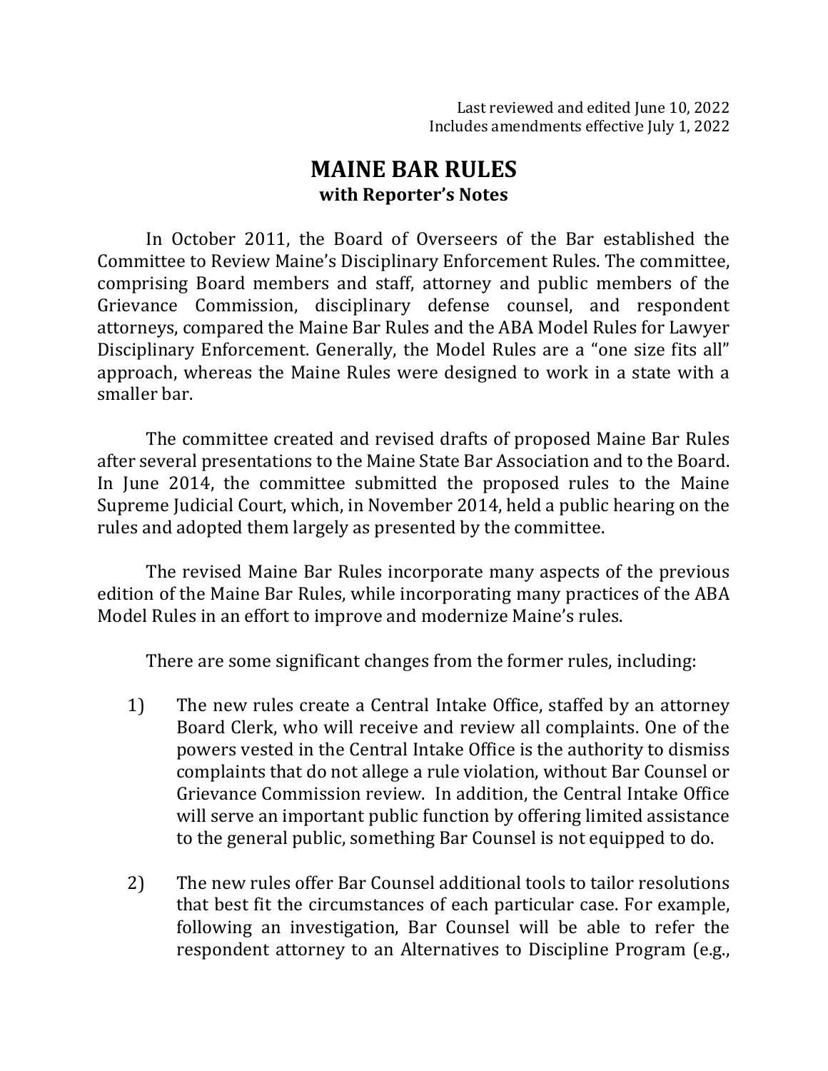Last reviewed and edited June 10, 2022
Includes amendments effective July 1, 2022

# MAINE BAR RULES
## with Reporter's Notes

In October 2011, the Board of Overseers of the Bar established the Committee to Review Maine's Disciplinary Enforcement Rules. The committee, comprising Board members and staff, attorney and public members of the Grievance Commission, disciplinary defense counsel, and respondent attorneys, compared the Maine Bar Rules and the ABA Model Rules for Lawyer Disciplinary Enforcement. Generally, the Model Rules are a "one size fits all" approach, whereas the Maine Rules were designed to work in a state with a smaller bar.

The committee created and revised drafts of proposed Maine Bar Rules after several presentations to the Maine State Bar Association and to the Board. In June 2014, the committee submitted the proposed rules to the Maine Supreme Judicial Court, which, in November 2014, held a public hearing on the rules and adopted them largely as presented by the committee.

The revised Maine Bar Rules incorporate many aspects of the previous edition of the Maine Bar Rules, while incorporating many practices of the ABA Model Rules in an effort to improve and modernize Maine's rules.

There are some significant changes from the former rules, including:

1) The new rules create a Central Intake Office, staffed by an attorney Board Clerk, who will receive and review all complaints. One of the powers vested in the Central Intake Office is the authority to dismiss complaints that do not allege a rule violation, without Bar Counsel or Grievance Commission review. In addition, the Central Intake Office will serve an important public function by offering limited assistance to the general public, something Bar Counsel is not equipped to do.

2) The new rules offer Bar Counsel additional tools to tailor resolutions that best fit the circumstances of each particular case. For example, following an investigation, Bar Counsel will be able to refer the respondent attorney to an Alternatives to Discipline Program (e.g.,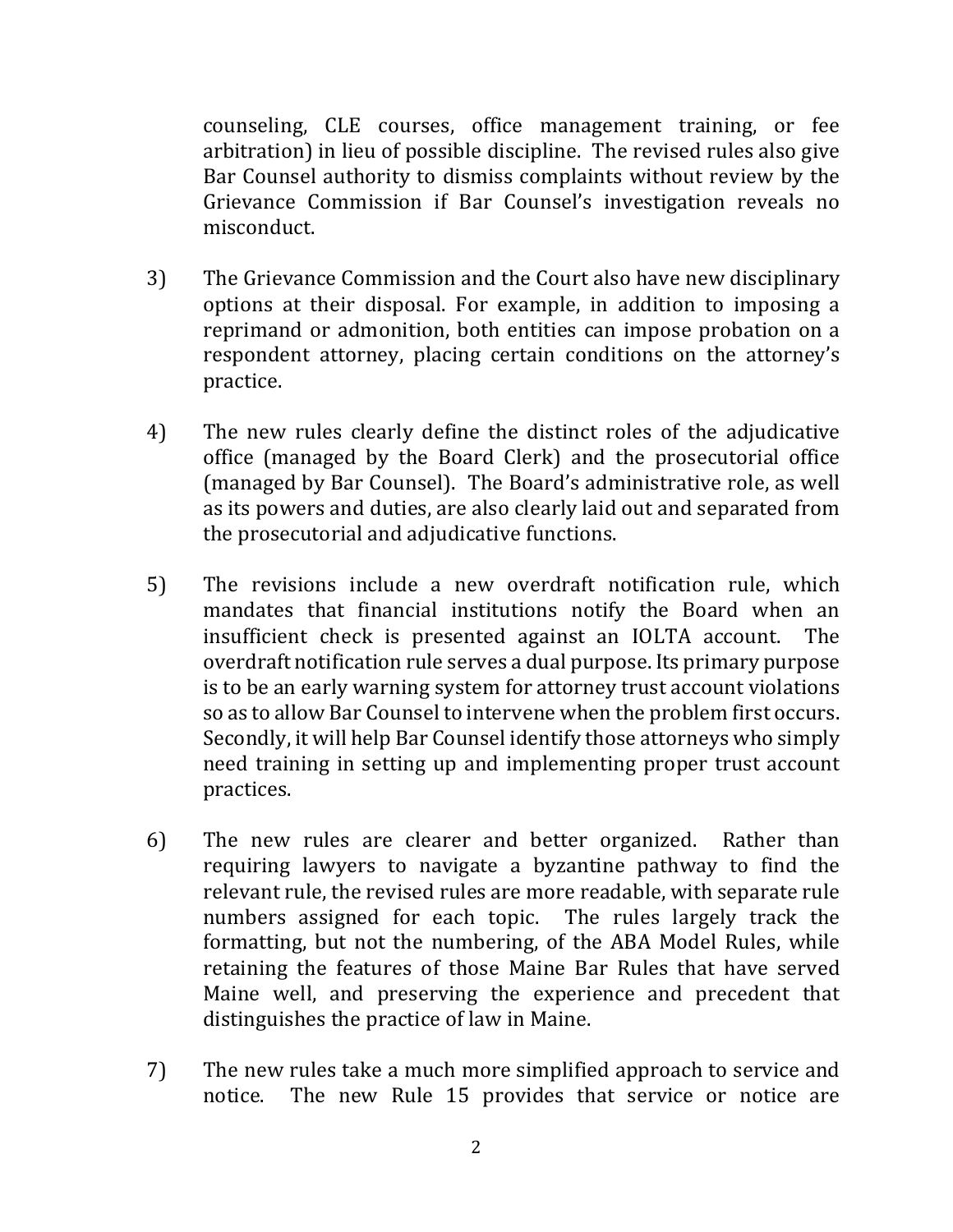counseling, CLE courses, office management training, or fee arbitration) in lieu of possible discipline. The revised rules also give Bar Counsel authority to dismiss complaints without review by the Grievance Commission if Bar Counsel's investigation reveals no misconduct.

3) The Grievance Commission and the Court also have new disciplinary options at their disposal. For example, in addition to imposing a reprimand or admonition, both entities can impose probation on a respondent attorney, placing certain conditions on the attorney's practice.

4) The new rules clearly define the distinct roles of the adjudicative office (managed by the Board Clerk) and the prosecutorial office (managed by Bar Counsel). The Board's administrative role, as well as its powers and duties, are also clearly laid out and separated from the prosecutorial and adjudicative functions.

5) The revisions include a new overdraft notification rule, which mandates that financial institutions notify the Board when an insufficient check is presented against an IOLTA account. The overdraft notification rule serves a dual purpose. Its primary purpose is to be an early warning system for attorney trust account violations so as to allow Bar Counsel to intervene when the problem first occurs. Secondly, it will help Bar Counsel identify those attorneys who simply need training in setting up and implementing proper trust account practices.

6) The new rules are clearer and better organized. Rather than requiring lawyers to navigate a byzantine pathway to find the relevant rule, the revised rules are more readable, with separate rule numbers assigned for each topic. The rules largely track the formatting, but not the numbering, of the ABA Model Rules, while retaining the features of those Maine Bar Rules that have served Maine well, and preserving the experience and precedent that distinguishes the practice of law in Maine.

7) The new rules take a much more simplified approach to service and notice. The new Rule 15 provides that service or notice are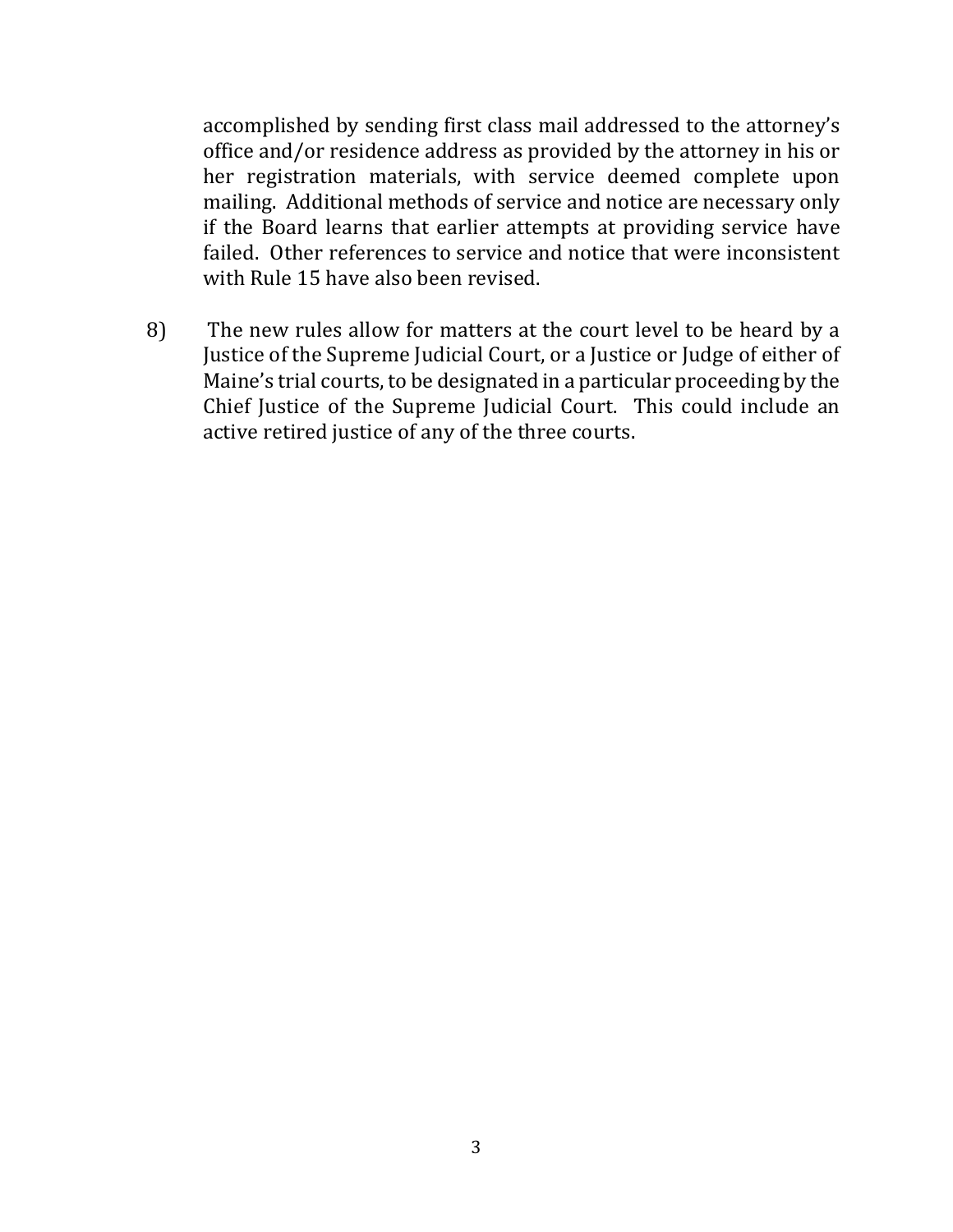accomplished by sending first class mail addressed to the attorney's office and/or residence address as provided by the attorney in his or her registration materials, with service deemed complete upon mailing. Additional methods of service and notice are necessary only if the Board learns that earlier attempts at providing service have failed. Other references to service and notice that were inconsistent with Rule 15 have also been revised.

8) The new rules allow for matters at the court level to be heard by a Justice of the Supreme Judicial Court, or a Justice or Judge of either of Maine's trial courts, to be designated in a particular proceeding by the Chief Justice of the Supreme Judicial Court. This could include an active retired justice of any of the three courts.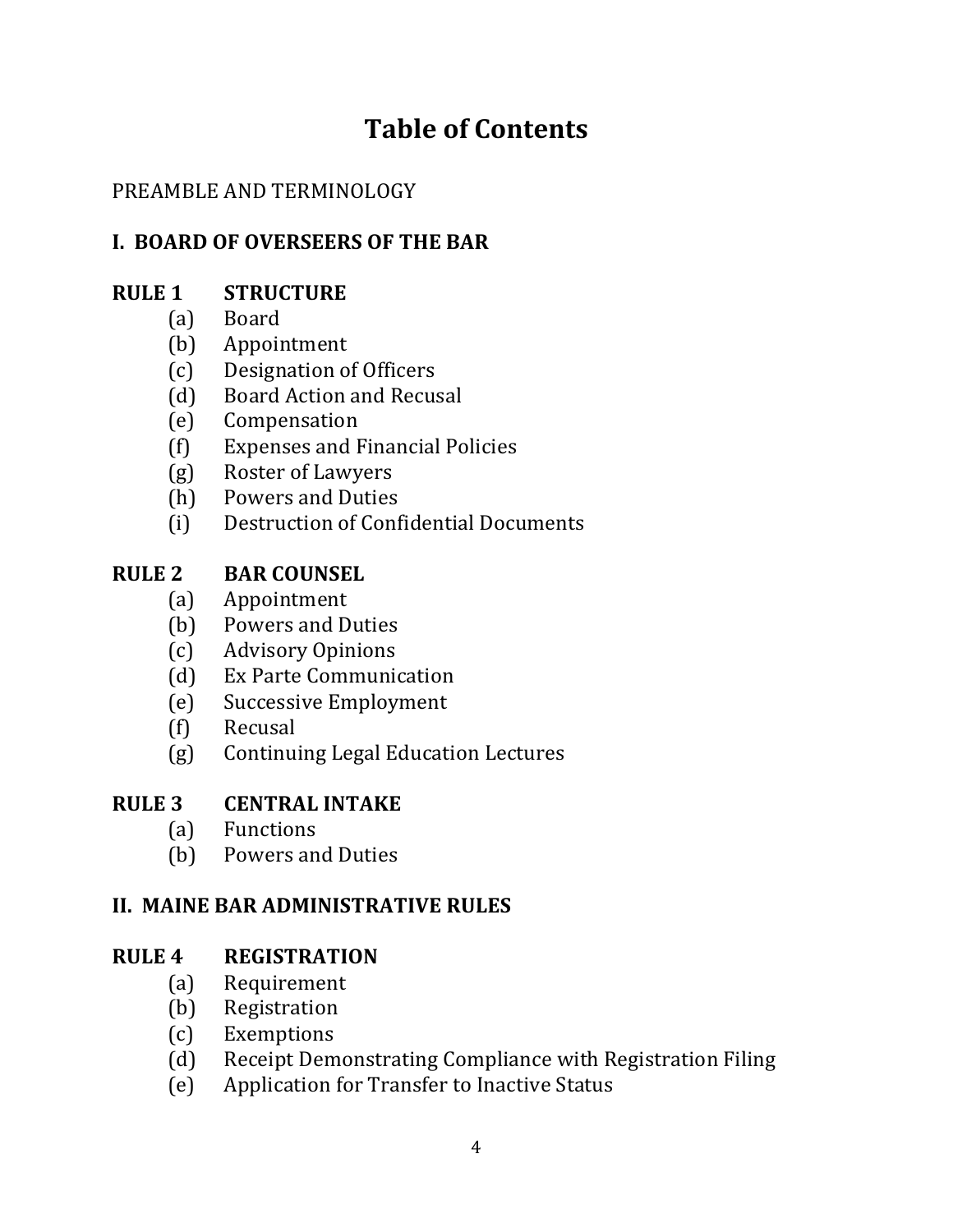# Table of Contents

PREAMBLE AND TERMINOLOGY

## I. BOARD OF OVERSEERS OF THE BAR

### RULE 1 STRUCTURE

- (a) Board
- (b) Appointment
- (c) Designation of Officers
- (d) Board Action and Recusal
- (e) Compensation
- (f) Expenses and Financial Policies
- (g) Roster of Lawyers
- (h) Powers and Duties
- (i) Destruction of Confidential Documents

### RULE 2 BAR COUNSEL

- (a) Appointment
- (b) Powers and Duties
- (c) Advisory Opinions
- (d) Ex Parte Communication
- (e) Successive Employment
- (f) Recusal
- (g) Continuing Legal Education Lectures

### RULE 3 CENTRAL INTAKE

- (a) Functions
- (b) Powers and Duties

## II. MAINE BAR ADMINISTRATIVE RULES

### RULE 4 REGISTRATION

- (a) Requirement
- (b) Registration
- (c) Exemptions
- (d) Receipt Demonstrating Compliance with Registration Filing
- (e) Application for Transfer to Inactive Status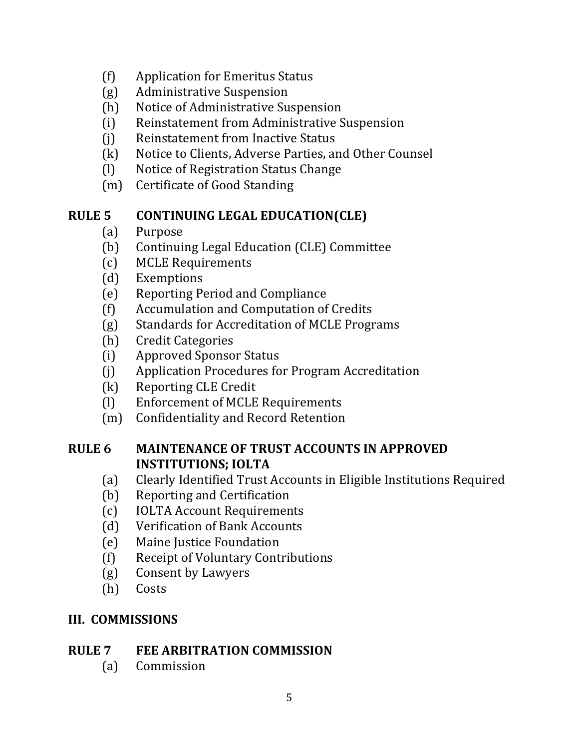(f) Application for Emeritus Status
(g) Administrative Suspension
(h) Notice of Administrative Suspension
(i) Reinstatement from Administrative Suspension
(j) Reinstatement from Inactive Status
(k) Notice to Clients, Adverse Parties, and Other Counsel
(l) Notice of Registration Status Change
(m) Certificate of Good Standing

**RULE 5 CONTINUING LEGAL EDUCATION(CLE)**

(a) Purpose
(b) Continuing Legal Education (CLE) Committee
(c) MCLE Requirements
(d) Exemptions
(e) Reporting Period and Compliance
(f) Accumulation and Computation of Credits
(g) Standards for Accreditation of MCLE Programs
(h) Credit Categories
(i) Approved Sponsor Status
(j) Application Procedures for Program Accreditation
(k) Reporting CLE Credit
(l) Enforcement of MCLE Requirements
(m) Confidentiality and Record Retention

**RULE 6 MAINTENANCE OF TRUST ACCOUNTS IN APPROVED INSTITUTIONS; IOLTA**

(a) Clearly Identified Trust Accounts in Eligible Institutions Required
(b) Reporting and Certification
(c) IOLTA Account Requirements
(d) Verification of Bank Accounts
(e) Maine Justice Foundation
(f) Receipt of Voluntary Contributions
(g) Consent by Lawyers
(h) Costs

## III. COMMISSIONS

**RULE 7 FEE ARBITRATION COMMISSION**

(a) Commission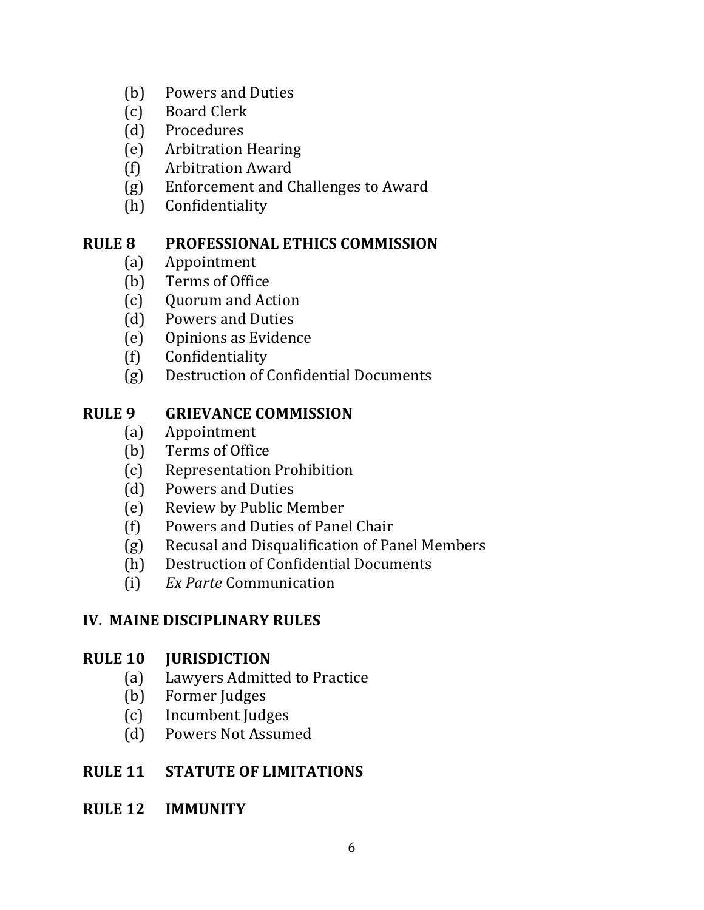(b) Powers and Duties
(c) Board Clerk
(d) Procedures
(e) Arbitration Hearing
(f) Arbitration Award
(g) Enforcement and Challenges to Award
(h) Confidentiality

**RULE 8 PROFESSIONAL ETHICS COMMISSION**

(a) Appointment
(b) Terms of Office
(c) Quorum and Action
(d) Powers and Duties
(e) Opinions as Evidence
(f) Confidentiality
(g) Destruction of Confidential Documents

**RULE 9 GRIEVANCE COMMISSION**

(a) Appointment
(b) Terms of Office
(c) Representation Prohibition
(d) Powers and Duties
(e) Review by Public Member
(f) Powers and Duties of Panel Chair
(g) Recusal and Disqualification of Panel Members
(h) Destruction of Confidential Documents
(i) *Ex Parte* Communication

## IV. MAINE DISCIPLINARY RULES

**RULE 10 JURISDICTION**

(a) Lawyers Admitted to Practice
(b) Former Judges
(c) Incumbent Judges
(d) Powers Not Assumed

**RULE 11 STATUTE OF LIMITATIONS**

**RULE 12 IMMUNITY**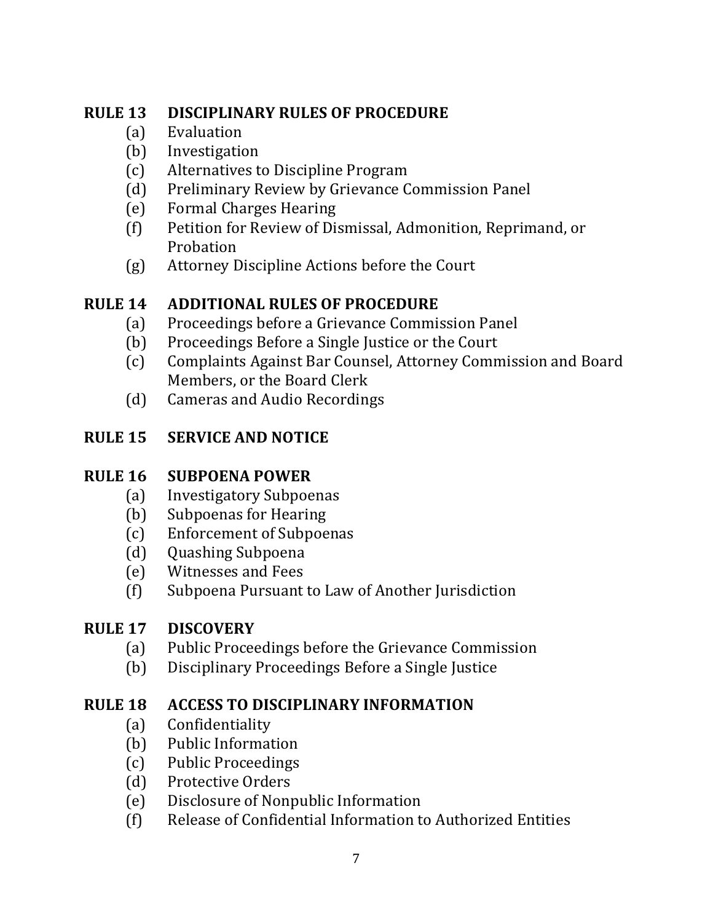**RULE 13 DISCIPLINARY RULES OF PROCEDURE**

- (a) Evaluation
- (b) Investigation
- (c) Alternatives to Discipline Program
- (d) Preliminary Review by Grievance Commission Panel
- (e) Formal Charges Hearing
- (f) Petition for Review of Dismissal, Admonition, Reprimand, or Probation
- (g) Attorney Discipline Actions before the Court

**RULE 14 ADDITIONAL RULES OF PROCEDURE**

- (a) Proceedings before a Grievance Commission Panel
- (b) Proceedings Before a Single Justice or the Court
- (c) Complaints Against Bar Counsel, Attorney Commission and Board Members, or the Board Clerk
- (d) Cameras and Audio Recordings

**RULE 15 SERVICE AND NOTICE**

**RULE 16 SUBPOENA POWER**

- (a) Investigatory Subpoenas
- (b) Subpoenas for Hearing
- (c) Enforcement of Subpoenas
- (d) Quashing Subpoena
- (e) Witnesses and Fees
- (f) Subpoena Pursuant to Law of Another Jurisdiction

**RULE 17 DISCOVERY**

- (a) Public Proceedings before the Grievance Commission
- (b) Disciplinary Proceedings Before a Single Justice

**RULE 18 ACCESS TO DISCIPLINARY INFORMATION**

- (a) Confidentiality
- (b) Public Information
- (c) Public Proceedings
- (d) Protective Orders
- (e) Disclosure of Nonpublic Information
- (f) Release of Confidential Information to Authorized Entities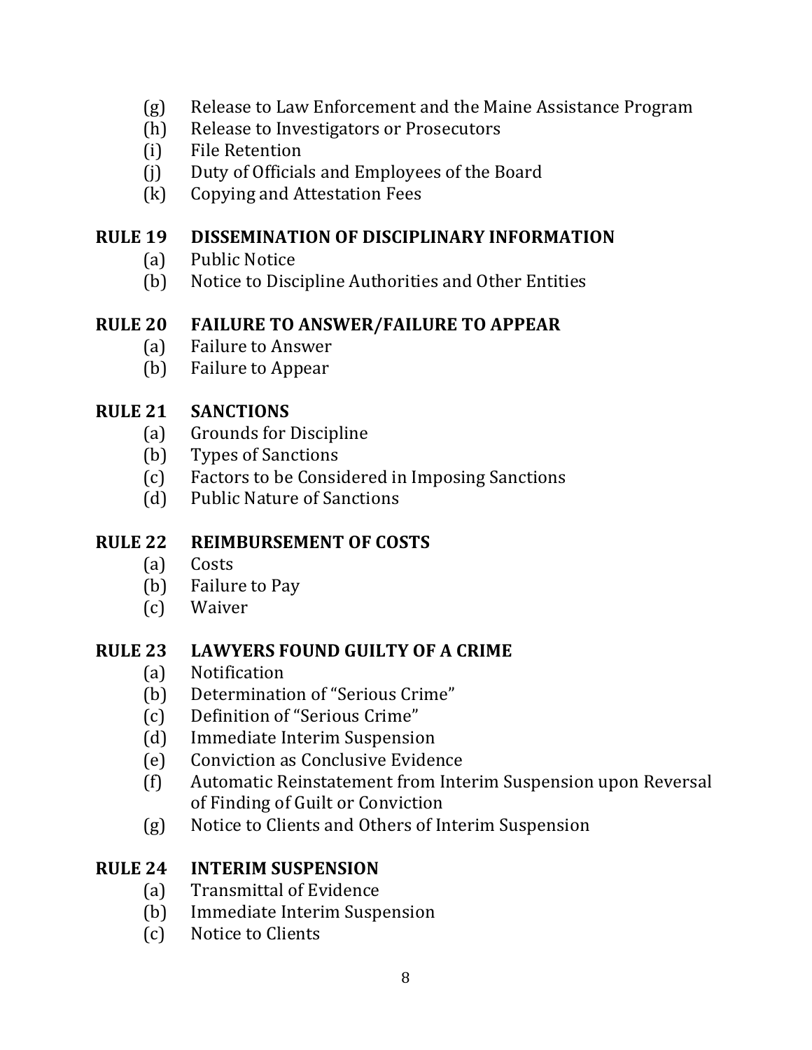(g) Release to Law Enforcement and the Maine Assistance Program
(h) Release to Investigators or Prosecutors
(i) File Retention
(j) Duty of Officials and Employees of the Board
(k) Copying and Attestation Fees

**RULE 19 DISSEMINATION OF DISCIPLINARY INFORMATION**
(a) Public Notice
(b) Notice to Discipline Authorities and Other Entities

**RULE 20 FAILURE TO ANSWER/FAILURE TO APPEAR**
(a) Failure to Answer
(b) Failure to Appear

**RULE 21 SANCTIONS**
(a) Grounds for Discipline
(b) Types of Sanctions
(c) Factors to be Considered in Imposing Sanctions
(d) Public Nature of Sanctions

**RULE 22 REIMBURSEMENT OF COSTS**
(a) Costs
(b) Failure to Pay
(c) Waiver

**RULE 23 LAWYERS FOUND GUILTY OF A CRIME**
(a) Notification
(b) Determination of "Serious Crime"
(c) Definition of "Serious Crime"
(d) Immediate Interim Suspension
(e) Conviction as Conclusive Evidence
(f) Automatic Reinstatement from Interim Suspension upon Reversal of Finding of Guilt or Conviction
(g) Notice to Clients and Others of Interim Suspension

**RULE 24 INTERIM SUSPENSION**
(a) Transmittal of Evidence
(b) Immediate Interim Suspension
(c) Notice to Clients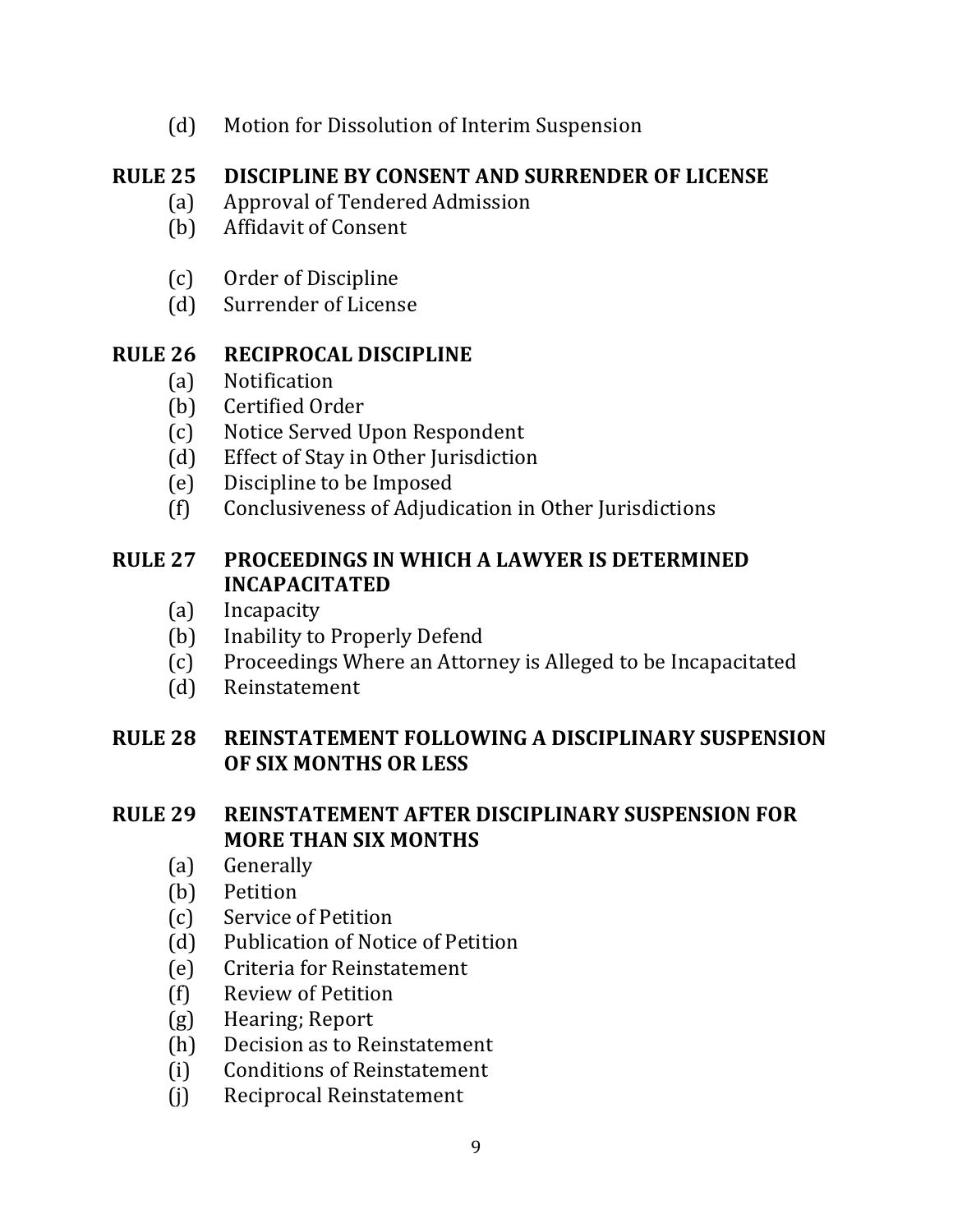(d) Motion for Dissolution of Interim Suspension

**RULE 25 DISCIPLINE BY CONSENT AND SURRENDER OF LICENSE**

(a) Approval of Tendered Admission
(b) Affidavit of Consent
(c) Order of Discipline
(d) Surrender of License

**RULE 26 RECIPROCAL DISCIPLINE**

(a) Notification
(b) Certified Order
(c) Notice Served Upon Respondent
(d) Effect of Stay in Other Jurisdiction
(e) Discipline to be Imposed
(f) Conclusiveness of Adjudication in Other Jurisdictions

**RULE 27 PROCEEDINGS IN WHICH A LAWYER IS DETERMINED INCAPACITATED**

(a) Incapacity
(b) Inability to Properly Defend
(c) Proceedings Where an Attorney is Alleged to be Incapacitated
(d) Reinstatement

**RULE 28 REINSTATEMENT FOLLOWING A DISCIPLINARY SUSPENSION OF SIX MONTHS OR LESS**

**RULE 29 REINSTATEMENT AFTER DISCIPLINARY SUSPENSION FOR MORE THAN SIX MONTHS**

(a) Generally
(b) Petition
(c) Service of Petition
(d) Publication of Notice of Petition
(e) Criteria for Reinstatement
(f) Review of Petition
(g) Hearing; Report
(h) Decision as to Reinstatement
(i) Conditions of Reinstatement
(j) Reciprocal Reinstatement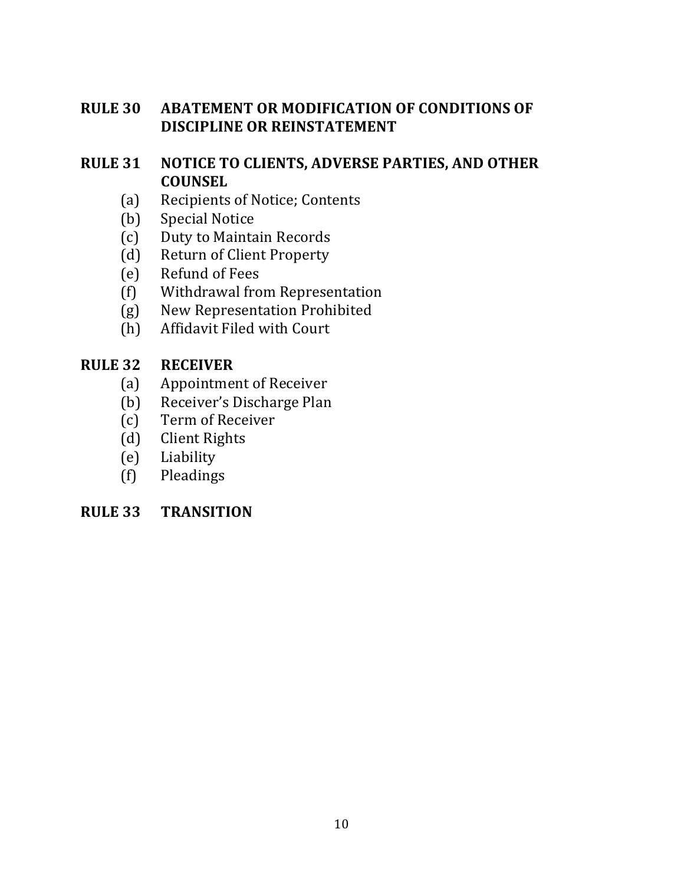**RULE 30 ABATEMENT OR MODIFICATION OF CONDITIONS OF DISCIPLINE OR REINSTATEMENT**

**RULE 31 NOTICE TO CLIENTS, ADVERSE PARTIES, AND OTHER COUNSEL**

- (a) Recipients of Notice; Contents
- (b) Special Notice
- (c) Duty to Maintain Records
- (d) Return of Client Property
- (e) Refund of Fees
- (f) Withdrawal from Representation
- (g) New Representation Prohibited
- (h) Affidavit Filed with Court

**RULE 32 RECEIVER**

- (a) Appointment of Receiver
- (b) Receiver's Discharge Plan
- (c) Term of Receiver
- (d) Client Rights
- (e) Liability
- (f) Pleadings

**RULE 33 TRANSITION**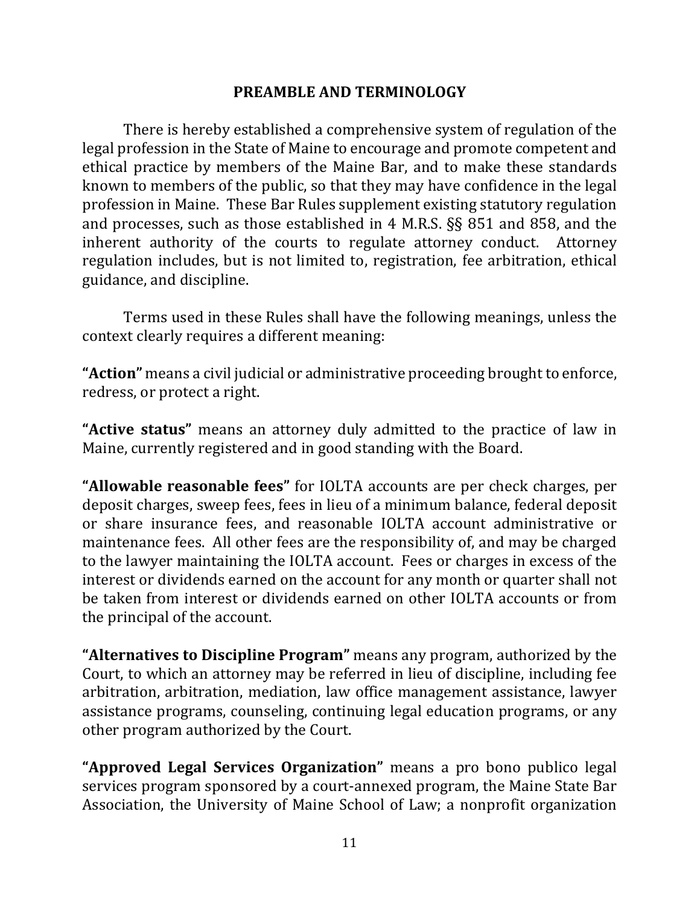## PREAMBLE AND TERMINOLOGY

There is hereby established a comprehensive system of regulation of the legal profession in the State of Maine to encourage and promote competent and ethical practice by members of the Maine Bar, and to make these standards known to members of the public, so that they may have confidence in the legal profession in Maine. These Bar Rules supplement existing statutory regulation and processes, such as those established in 4 M.R.S. §§ 851 and 858, and the inherent authority of the courts to regulate attorney conduct. Attorney regulation includes, but is not limited to, registration, fee arbitration, ethical guidance, and discipline.

Terms used in these Rules shall have the following meanings, unless the context clearly requires a different meaning:

**"Action"** means a civil judicial or administrative proceeding brought to enforce, redress, or protect a right.

**"Active status"** means an attorney duly admitted to the practice of law in Maine, currently registered and in good standing with the Board.

**"Allowable reasonable fees"** for IOLTA accounts are per check charges, per deposit charges, sweep fees, fees in lieu of a minimum balance, federal deposit or share insurance fees, and reasonable IOLTA account administrative or maintenance fees. All other fees are the responsibility of, and may be charged to the lawyer maintaining the IOLTA account. Fees or charges in excess of the interest or dividends earned on the account for any month or quarter shall not be taken from interest or dividends earned on other IOLTA accounts or from the principal of the account.

**"Alternatives to Discipline Program"** means any program, authorized by the Court, to which an attorney may be referred in lieu of discipline, including fee arbitration, arbitration, mediation, law office management assistance, lawyer assistance programs, counseling, continuing legal education programs, or any other program authorized by the Court.

**"Approved Legal Services Organization"** means a pro bono publico legal services program sponsored by a court-annexed program, the Maine State Bar Association, the University of Maine School of Law; a nonprofit organization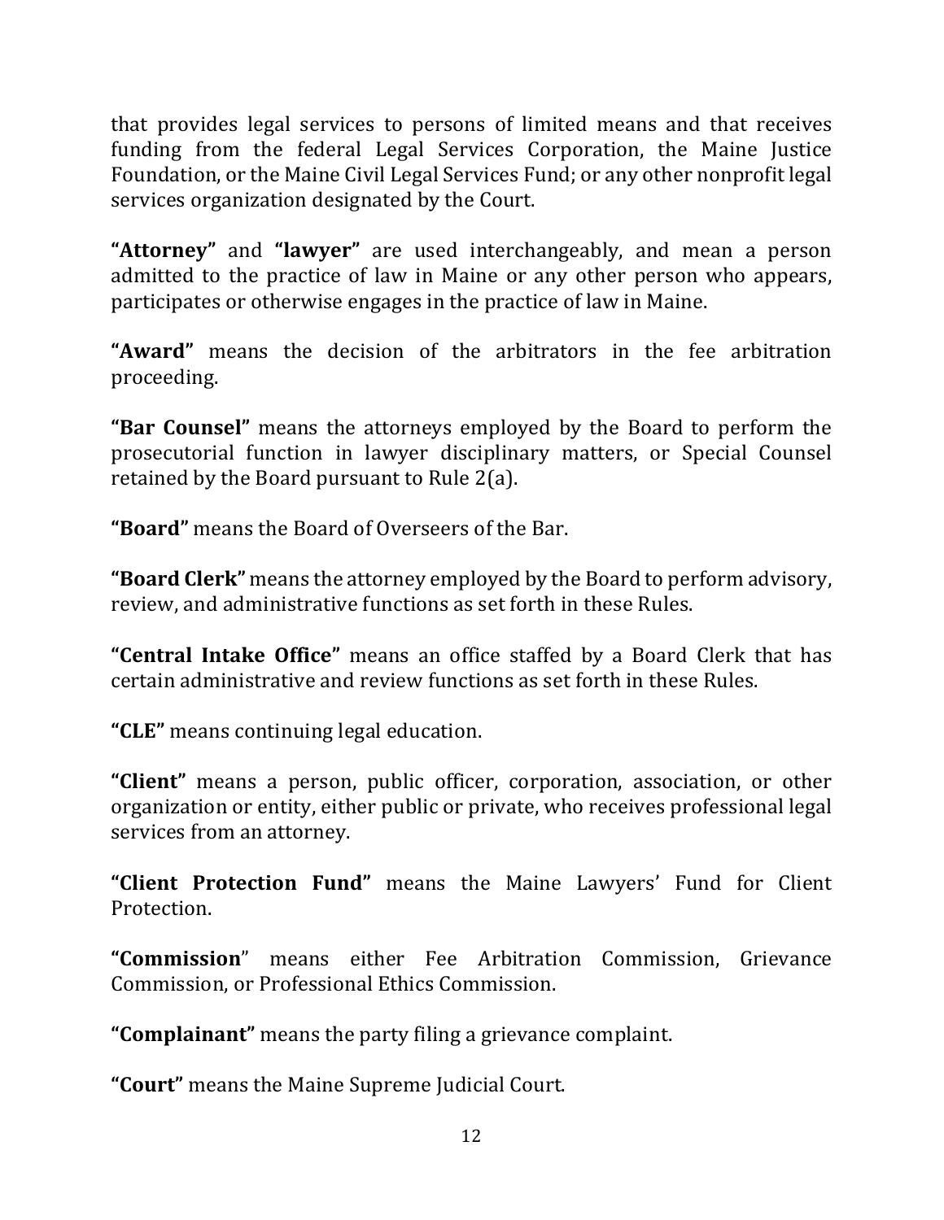that provides legal services to persons of limited means and that receives funding from the federal Legal Services Corporation, the Maine Justice Foundation, or the Maine Civil Legal Services Fund; or any other nonprofit legal services organization designated by the Court.

**"Attorney"** and **"lawyer"** are used interchangeably, and mean a person admitted to the practice of law in Maine or any other person who appears, participates or otherwise engages in the practice of law in Maine.

**"Award"** means the decision of the arbitrators in the fee arbitration proceeding.

**"Bar Counsel"** means the attorneys employed by the Board to perform the prosecutorial function in lawyer disciplinary matters, or Special Counsel retained by the Board pursuant to Rule 2(a).

**"Board"** means the Board of Overseers of the Bar.

**"Board Clerk"** means the attorney employed by the Board to perform advisory, review, and administrative functions as set forth in these Rules.

**"Central Intake Office"** means an office staffed by a Board Clerk that has certain administrative and review functions as set forth in these Rules.

**"CLE"** means continuing legal education.

**"Client"** means a person, public officer, corporation, association, or other organization or entity, either public or private, who receives professional legal services from an attorney.

**"Client Protection Fund"** means the Maine Lawyers' Fund for Client Protection.

**"Commission"** means either Fee Arbitration Commission, Grievance Commission, or Professional Ethics Commission.

**"Complainant"** means the party filing a grievance complaint.

**"Court"** means the Maine Supreme Judicial Court.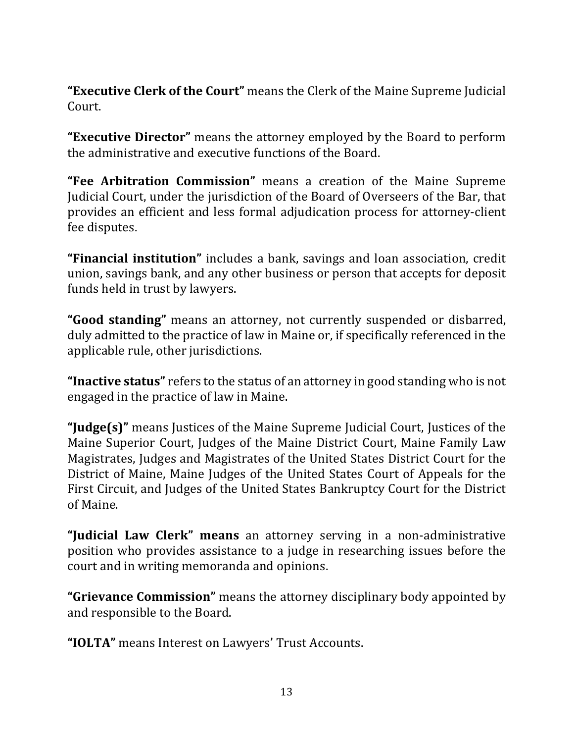**"Executive Clerk of the Court"** means the Clerk of the Maine Supreme Judicial Court.

**"Executive Director"** means the attorney employed by the Board to perform the administrative and executive functions of the Board.

**"Fee Arbitration Commission"** means a creation of the Maine Supreme Judicial Court, under the jurisdiction of the Board of Overseers of the Bar, that provides an efficient and less formal adjudication process for attorney-client fee disputes.

**"Financial institution"** includes a bank, savings and loan association, credit union, savings bank, and any other business or person that accepts for deposit funds held in trust by lawyers.

**"Good standing"** means an attorney, not currently suspended or disbarred, duly admitted to the practice of law in Maine or, if specifically referenced in the applicable rule, other jurisdictions.

**"Inactive status"** refers to the status of an attorney in good standing who is not engaged in the practice of law in Maine.

**"Judge(s)"** means Justices of the Maine Supreme Judicial Court, Justices of the Maine Superior Court, Judges of the Maine District Court, Maine Family Law Magistrates, Judges and Magistrates of the United States District Court for the District of Maine, Maine Judges of the United States Court of Appeals for the First Circuit, and Judges of the United States Bankruptcy Court for the District of Maine.

**"Judicial Law Clerk" means** an attorney serving in a non-administrative position who provides assistance to a judge in researching issues before the court and in writing memoranda and opinions.

**"Grievance Commission"** means the attorney disciplinary body appointed by and responsible to the Board.

**"IOLTA"** means Interest on Lawyers' Trust Accounts.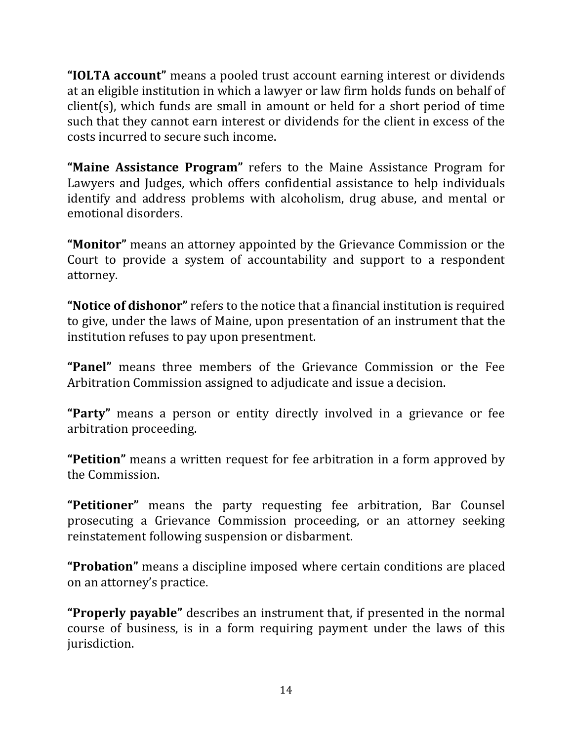**"IOLTA account"** means a pooled trust account earning interest or dividends at an eligible institution in which a lawyer or law firm holds funds on behalf of client(s), which funds are small in amount or held for a short period of time such that they cannot earn interest or dividends for the client in excess of the costs incurred to secure such income.

**"Maine Assistance Program"** refers to the Maine Assistance Program for Lawyers and Judges, which offers confidential assistance to help individuals identify and address problems with alcoholism, drug abuse, and mental or emotional disorders.

**"Monitor"** means an attorney appointed by the Grievance Commission or the Court to provide a system of accountability and support to a respondent attorney.

**"Notice of dishonor"** refers to the notice that a financial institution is required to give, under the laws of Maine, upon presentation of an instrument that the institution refuses to pay upon presentment.

**"Panel"** means three members of the Grievance Commission or the Fee Arbitration Commission assigned to adjudicate and issue a decision.

**"Party"** means a person or entity directly involved in a grievance or fee arbitration proceeding.

**"Petition"** means a written request for fee arbitration in a form approved by the Commission.

**"Petitioner"** means the party requesting fee arbitration, Bar Counsel prosecuting a Grievance Commission proceeding, or an attorney seeking reinstatement following suspension or disbarment.

**"Probation"** means a discipline imposed where certain conditions are placed on an attorney's practice.

**"Properly payable"** describes an instrument that, if presented in the normal course of business, is in a form requiring payment under the laws of this jurisdiction.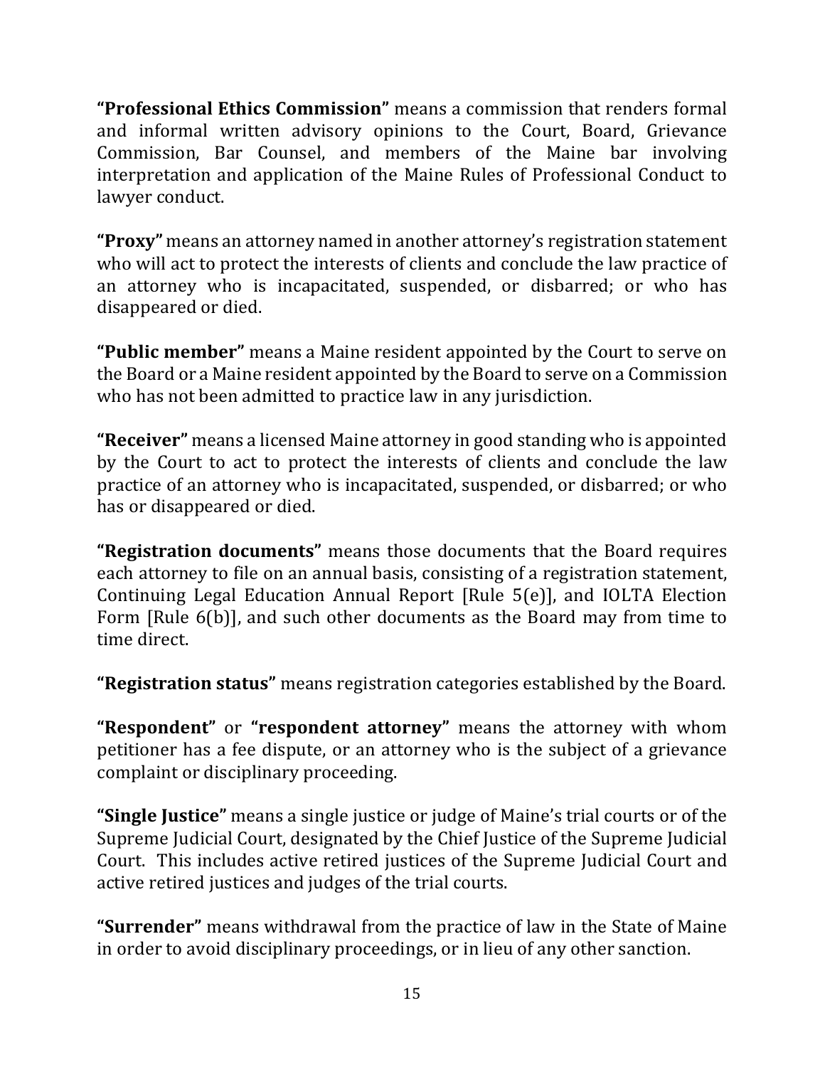**"Professional Ethics Commission"** means a commission that renders formal and informal written advisory opinions to the Court, Board, Grievance Commission, Bar Counsel, and members of the Maine bar involving interpretation and application of the Maine Rules of Professional Conduct to lawyer conduct.

**"Proxy"** means an attorney named in another attorney's registration statement who will act to protect the interests of clients and conclude the law practice of an attorney who is incapacitated, suspended, or disbarred; or who has disappeared or died.

**"Public member"** means a Maine resident appointed by the Court to serve on the Board or a Maine resident appointed by the Board to serve on a Commission who has not been admitted to practice law in any jurisdiction.

**"Receiver"** means a licensed Maine attorney in good standing who is appointed by the Court to act to protect the interests of clients and conclude the law practice of an attorney who is incapacitated, suspended, or disbarred; or who has or disappeared or died.

**"Registration documents"** means those documents that the Board requires each attorney to file on an annual basis, consisting of a registration statement, Continuing Legal Education Annual Report [Rule 5(e)], and IOLTA Election Form [Rule 6(b)], and such other documents as the Board may from time to time direct.

**"Registration status"** means registration categories established by the Board.

**"Respondent"** or **"respondent attorney"** means the attorney with whom petitioner has a fee dispute, or an attorney who is the subject of a grievance complaint or disciplinary proceeding.

**"Single Justice"** means a single justice or judge of Maine's trial courts or of the Supreme Judicial Court, designated by the Chief Justice of the Supreme Judicial Court. This includes active retired justices of the Supreme Judicial Court and active retired justices and judges of the trial courts.

**"Surrender"** means withdrawal from the practice of law in the State of Maine in order to avoid disciplinary proceedings, or in lieu of any other sanction.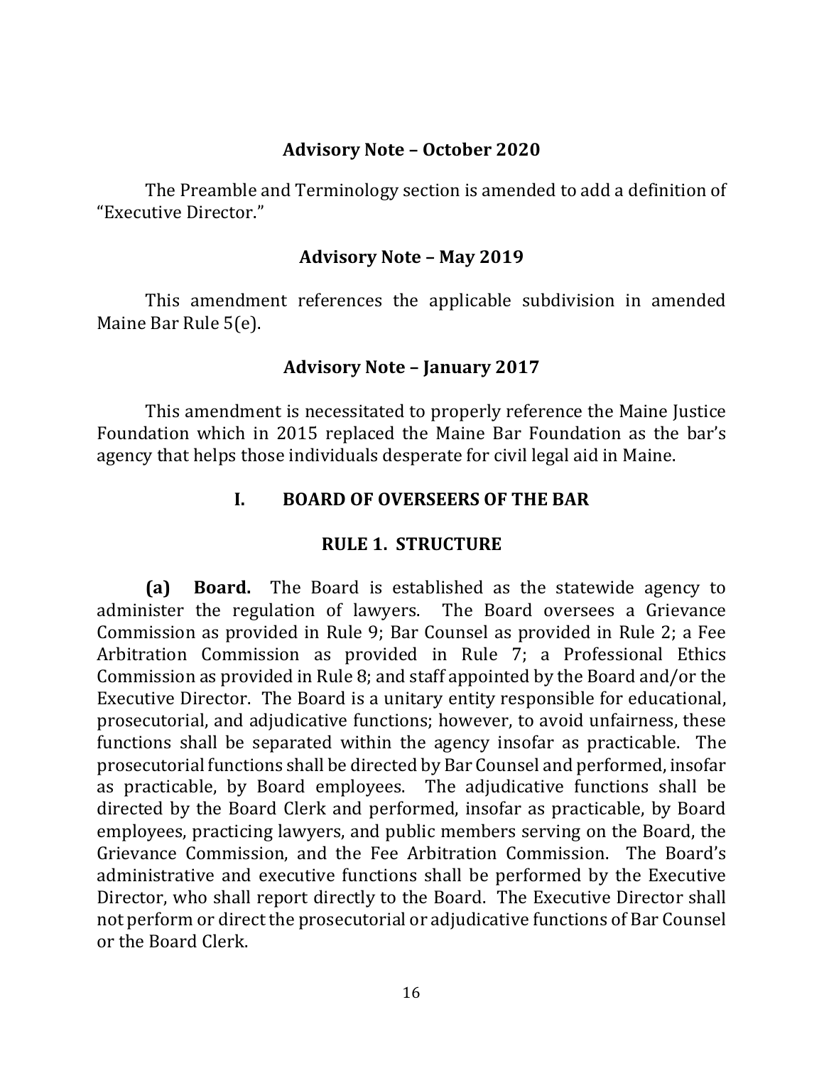### Advisory Note – October 2020

The Preamble and Terminology section is amended to add a definition of "Executive Director."

### Advisory Note – May 2019

This amendment references the applicable subdivision in amended Maine Bar Rule 5(e).

### Advisory Note – January 2017

This amendment is necessitated to properly reference the Maine Justice Foundation which in 2015 replaced the Maine Bar Foundation as the bar's agency that helps those individuals desperate for civil legal aid in Maine.

# I. BOARD OF OVERSEERS OF THE BAR

## RULE 1. STRUCTURE

**(a) Board.** The Board is established as the statewide agency to administer the regulation of lawyers. The Board oversees a Grievance Commission as provided in Rule 9; Bar Counsel as provided in Rule 2; a Fee Arbitration Commission as provided in Rule 7; a Professional Ethics Commission as provided in Rule 8; and staff appointed by the Board and/or the Executive Director. The Board is a unitary entity responsible for educational, prosecutorial, and adjudicative functions; however, to avoid unfairness, these functions shall be separated within the agency insofar as practicable. The prosecutorial functions shall be directed by Bar Counsel and performed, insofar as practicable, by Board employees. The adjudicative functions shall be directed by the Board Clerk and performed, insofar as practicable, by Board employees, practicing lawyers, and public members serving on the Board, the Grievance Commission, and the Fee Arbitration Commission. The Board's administrative and executive functions shall be performed by the Executive Director, who shall report directly to the Board. The Executive Director shall not perform or direct the prosecutorial or adjudicative functions of Bar Counsel or the Board Clerk.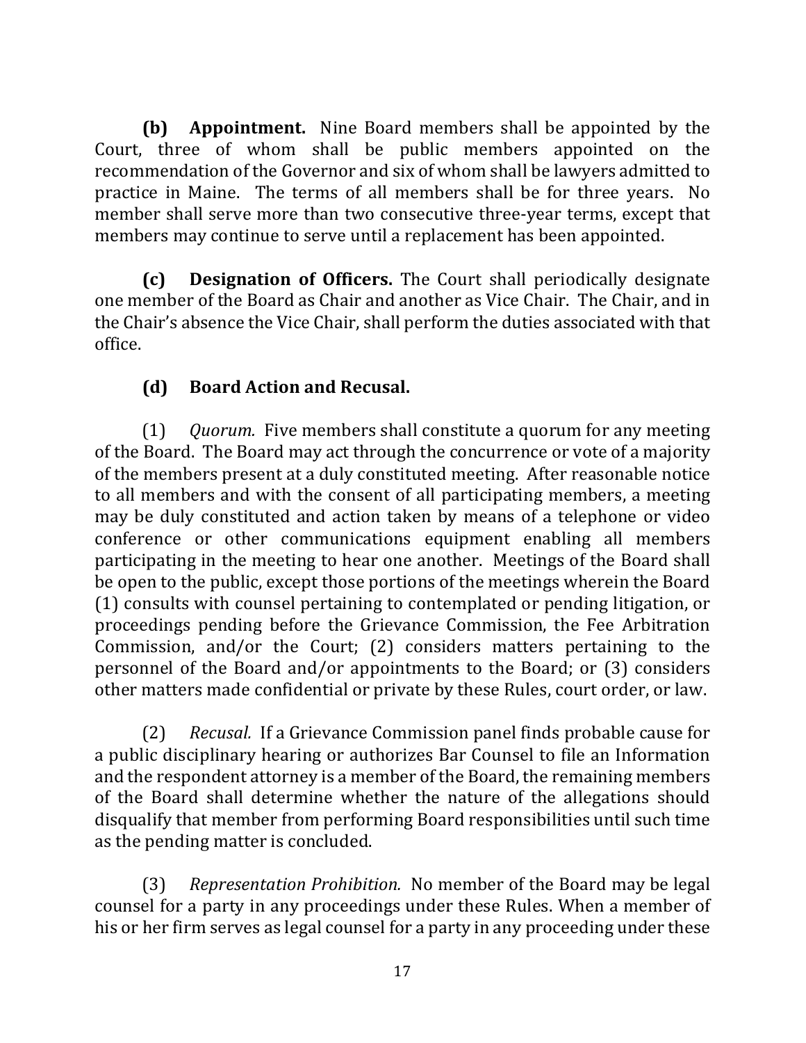**(b) Appointment.** Nine Board members shall be appointed by the Court, three of whom shall be public members appointed on the recommendation of the Governor and six of whom shall be lawyers admitted to practice in Maine. The terms of all members shall be for three years. No member shall serve more than two consecutive three-year terms, except that members may continue to serve until a replacement has been appointed.

**(c) Designation of Officers.** The Court shall periodically designate one member of the Board as Chair and another as Vice Chair. The Chair, and in the Chair's absence the Vice Chair, shall perform the duties associated with that office.

**(d) Board Action and Recusal.**

(1) *Quorum.* Five members shall constitute a quorum for any meeting of the Board. The Board may act through the concurrence or vote of a majority of the members present at a duly constituted meeting. After reasonable notice to all members and with the consent of all participating members, a meeting may be duly constituted and action taken by means of a telephone or video conference or other communications equipment enabling all members participating in the meeting to hear one another. Meetings of the Board shall be open to the public, except those portions of the meetings wherein the Board (1) consults with counsel pertaining to contemplated or pending litigation, or proceedings pending before the Grievance Commission, the Fee Arbitration Commission, and/or the Court; (2) considers matters pertaining to the personnel of the Board and/or appointments to the Board; or (3) considers other matters made confidential or private by these Rules, court order, or law.

(2) *Recusal.* If a Grievance Commission panel finds probable cause for a public disciplinary hearing or authorizes Bar Counsel to file an Information and the respondent attorney is a member of the Board, the remaining members of the Board shall determine whether the nature of the allegations should disqualify that member from performing Board responsibilities until such time as the pending matter is concluded.

(3) *Representation Prohibition.* No member of the Board may be legal counsel for a party in any proceedings under these Rules. When a member of his or her firm serves as legal counsel for a party in any proceeding under these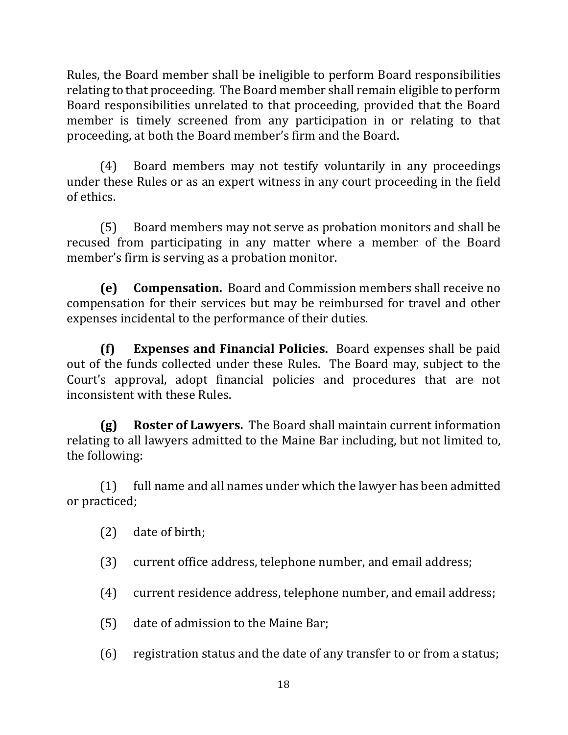Rules, the Board member shall be ineligible to perform Board responsibilities relating to that proceeding. The Board member shall remain eligible to perform Board responsibilities unrelated to that proceeding, provided that the Board member is timely screened from any participation in or relating to that proceeding, at both the Board member's firm and the Board.

(4) Board members may not testify voluntarily in any proceedings under these Rules or as an expert witness in any court proceeding in the field of ethics.

(5) Board members may not serve as probation monitors and shall be recused from participating in any matter where a member of the Board member's firm is serving as a probation monitor.

**(e) Compensation.** Board and Commission members shall receive no compensation for their services but may be reimbursed for travel and other expenses incidental to the performance of their duties.

**(f) Expenses and Financial Policies.** Board expenses shall be paid out of the funds collected under these Rules. The Board may, subject to the Court's approval, adopt financial policies and procedures that are not inconsistent with these Rules.

**(g) Roster of Lawyers.** The Board shall maintain current information relating to all lawyers admitted to the Maine Bar including, but not limited to, the following:

(1) full name and all names under which the lawyer has been admitted or practiced;

(2) date of birth;

(3) current office address, telephone number, and email address;

(4) current residence address, telephone number, and email address;

(5) date of admission to the Maine Bar;

(6) registration status and the date of any transfer to or from a status;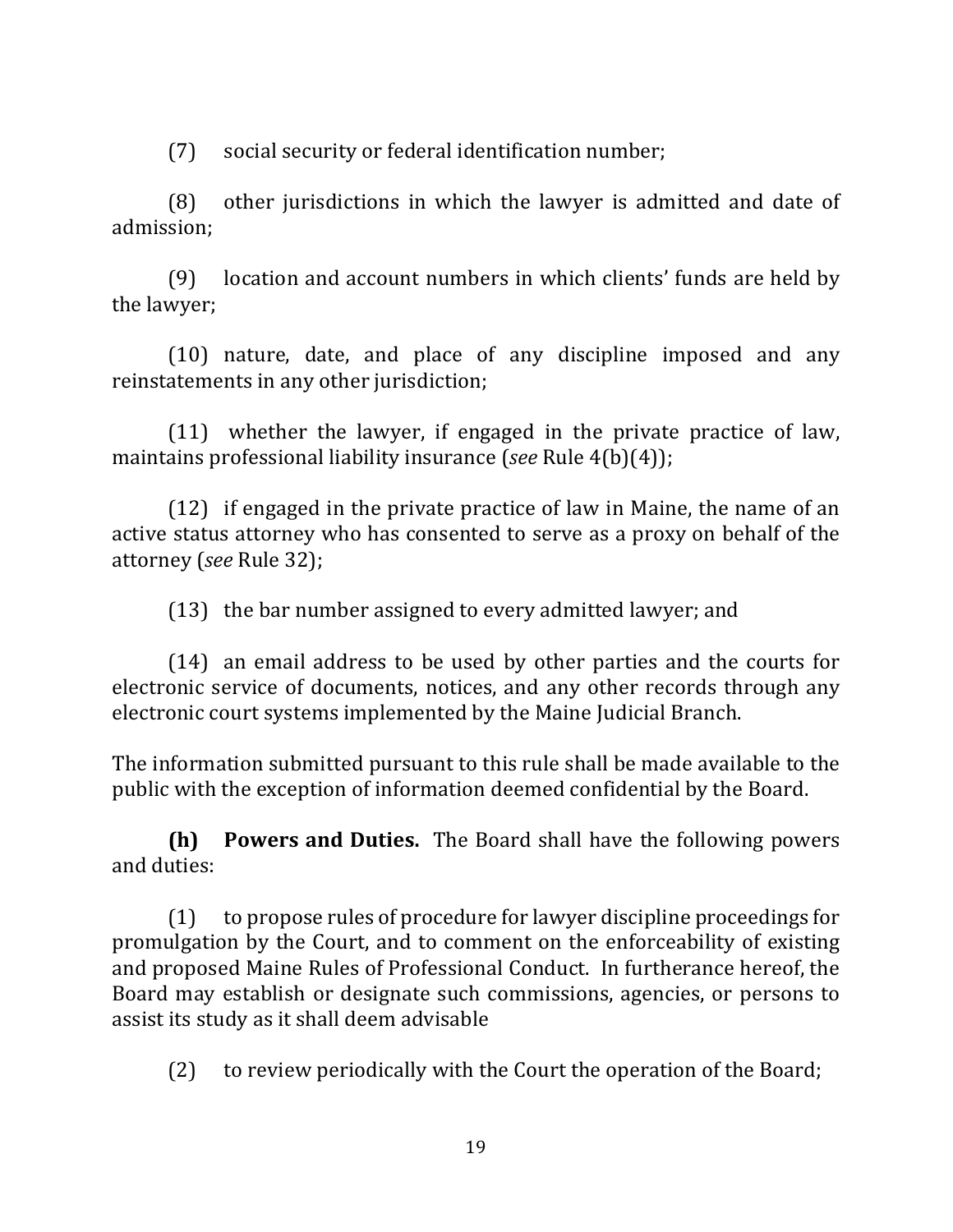(7) social security or federal identification number;

(8) other jurisdictions in which the lawyer is admitted and date of admission;

(9) location and account numbers in which clients' funds are held by the lawyer;

(10) nature, date, and place of any discipline imposed and any reinstatements in any other jurisdiction;

(11) whether the lawyer, if engaged in the private practice of law, maintains professional liability insurance (*see* Rule 4(b)(4));

(12) if engaged in the private practice of law in Maine, the name of an active status attorney who has consented to serve as a proxy on behalf of the attorney (*see* Rule 32);

(13) the bar number assigned to every admitted lawyer; and

(14) an email address to be used by other parties and the courts for electronic service of documents, notices, and any other records through any electronic court systems implemented by the Maine Judicial Branch.

The information submitted pursuant to this rule shall be made available to the public with the exception of information deemed confidential by the Board.

**(h) Powers and Duties.** The Board shall have the following powers and duties:

(1) to propose rules of procedure for lawyer discipline proceedings for promulgation by the Court, and to comment on the enforceability of existing and proposed Maine Rules of Professional Conduct. In furtherance hereof, the Board may establish or designate such commissions, agencies, or persons to assist its study as it shall deem advisable

(2) to review periodically with the Court the operation of the Board;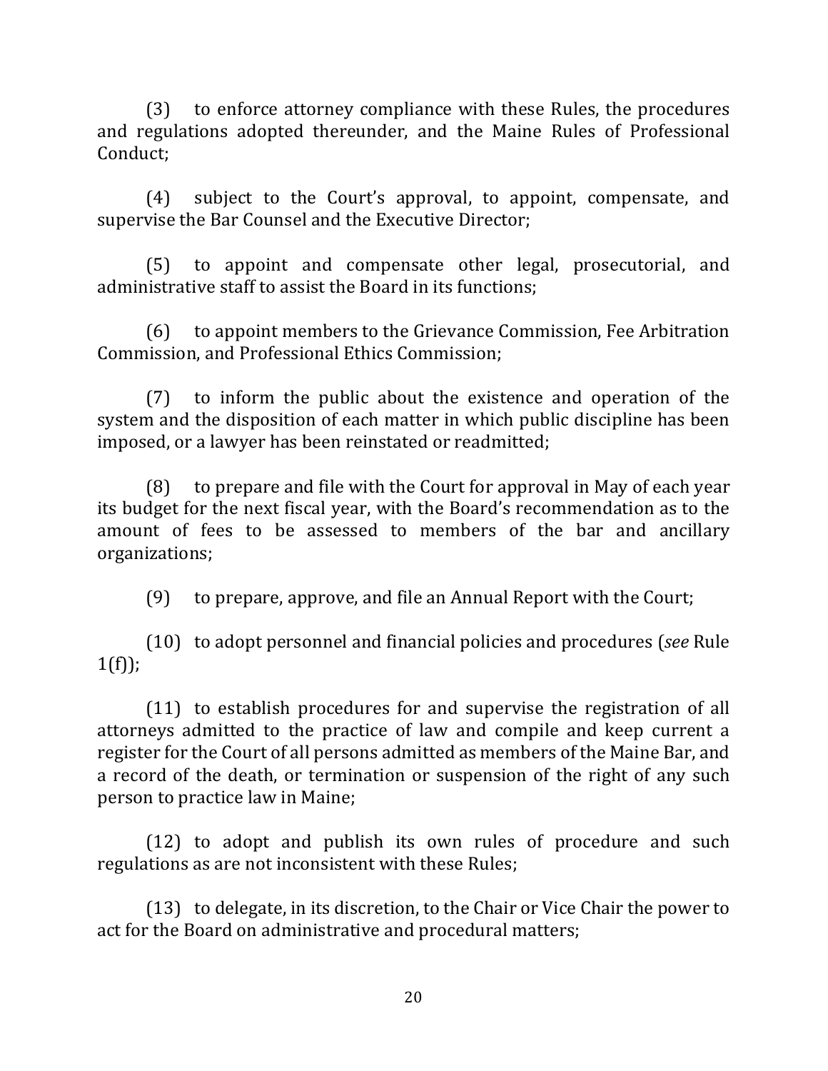(3) to enforce attorney compliance with these Rules, the procedures and regulations adopted thereunder, and the Maine Rules of Professional Conduct;

(4) subject to the Court's approval, to appoint, compensate, and supervise the Bar Counsel and the Executive Director;

(5) to appoint and compensate other legal, prosecutorial, and administrative staff to assist the Board in its functions;

(6) to appoint members to the Grievance Commission, Fee Arbitration Commission, and Professional Ethics Commission;

(7) to inform the public about the existence and operation of the system and the disposition of each matter in which public discipline has been imposed, or a lawyer has been reinstated or readmitted;

(8) to prepare and file with the Court for approval in May of each year its budget for the next fiscal year, with the Board's recommendation as to the amount of fees to be assessed to members of the bar and ancillary organizations;

(9) to prepare, approve, and file an Annual Report with the Court;

(10) to adopt personnel and financial policies and procedures (*see* Rule 1(f));

(11) to establish procedures for and supervise the registration of all attorneys admitted to the practice of law and compile and keep current a register for the Court of all persons admitted as members of the Maine Bar, and a record of the death, or termination or suspension of the right of any such person to practice law in Maine;

(12) to adopt and publish its own rules of procedure and such regulations as are not inconsistent with these Rules;

(13) to delegate, in its discretion, to the Chair or Vice Chair the power to act for the Board on administrative and procedural matters;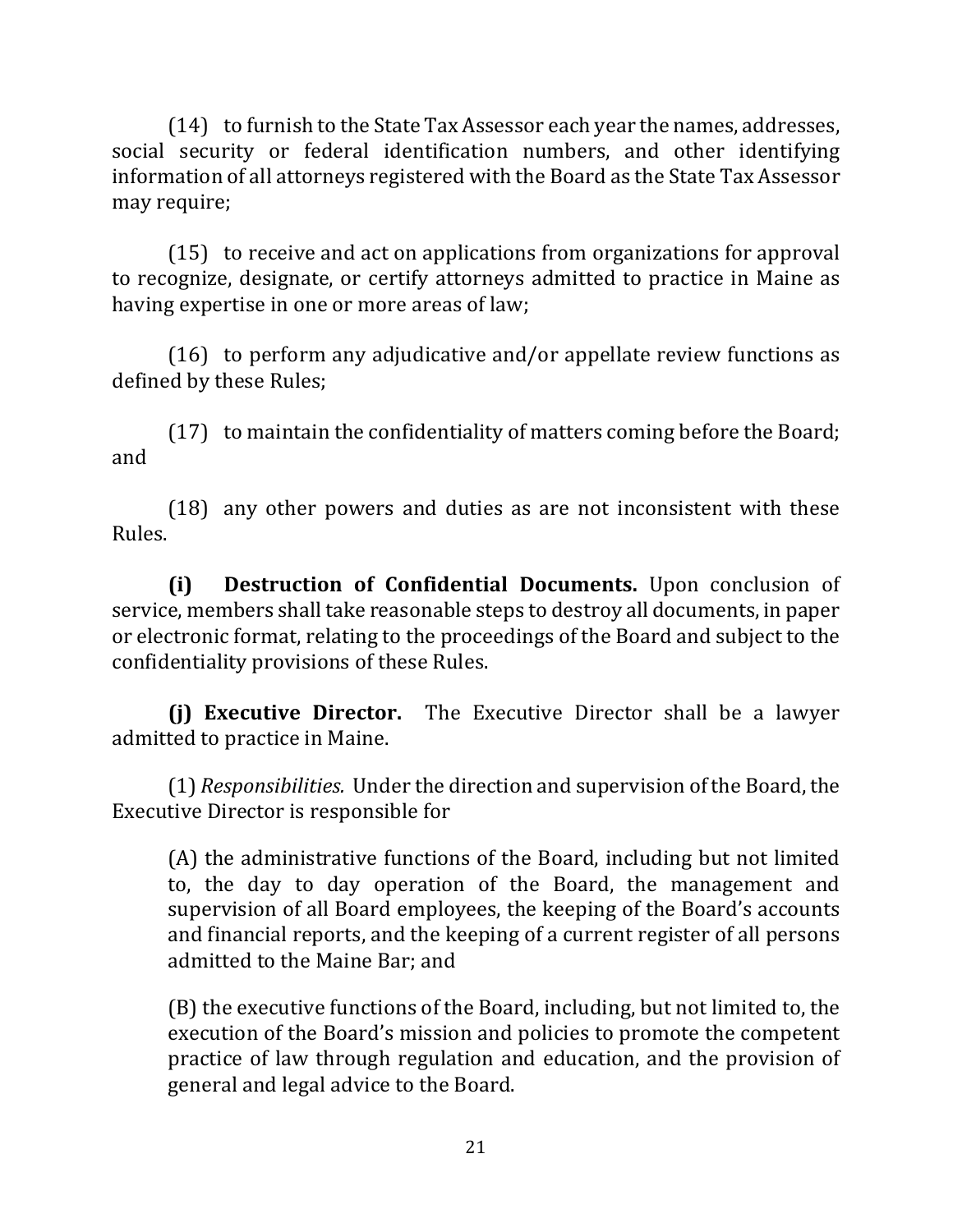(14) to furnish to the State Tax Assessor each year the names, addresses, social security or federal identification numbers, and other identifying information of all attorneys registered with the Board as the State Tax Assessor may require;

(15) to receive and act on applications from organizations for approval to recognize, designate, or certify attorneys admitted to practice in Maine as having expertise in one or more areas of law;

(16) to perform any adjudicative and/or appellate review functions as defined by these Rules;

(17) to maintain the confidentiality of matters coming before the Board; and

(18) any other powers and duties as are not inconsistent with these Rules.

**(i) Destruction of Confidential Documents.** Upon conclusion of service, members shall take reasonable steps to destroy all documents, in paper or electronic format, relating to the proceedings of the Board and subject to the confidentiality provisions of these Rules.

**(j) Executive Director.** The Executive Director shall be a lawyer admitted to practice in Maine.

(1) *Responsibilities.* Under the direction and supervision of the Board, the Executive Director is responsible for

> (A) the administrative functions of the Board, including but not limited to, the day to day operation of the Board, the management and supervision of all Board employees, the keeping of the Board's accounts and financial reports, and the keeping of a current register of all persons admitted to the Maine Bar; and
>
> (B) the executive functions of the Board, including, but not limited to, the execution of the Board's mission and policies to promote the competent practice of law through regulation and education, and the provision of general and legal advice to the Board.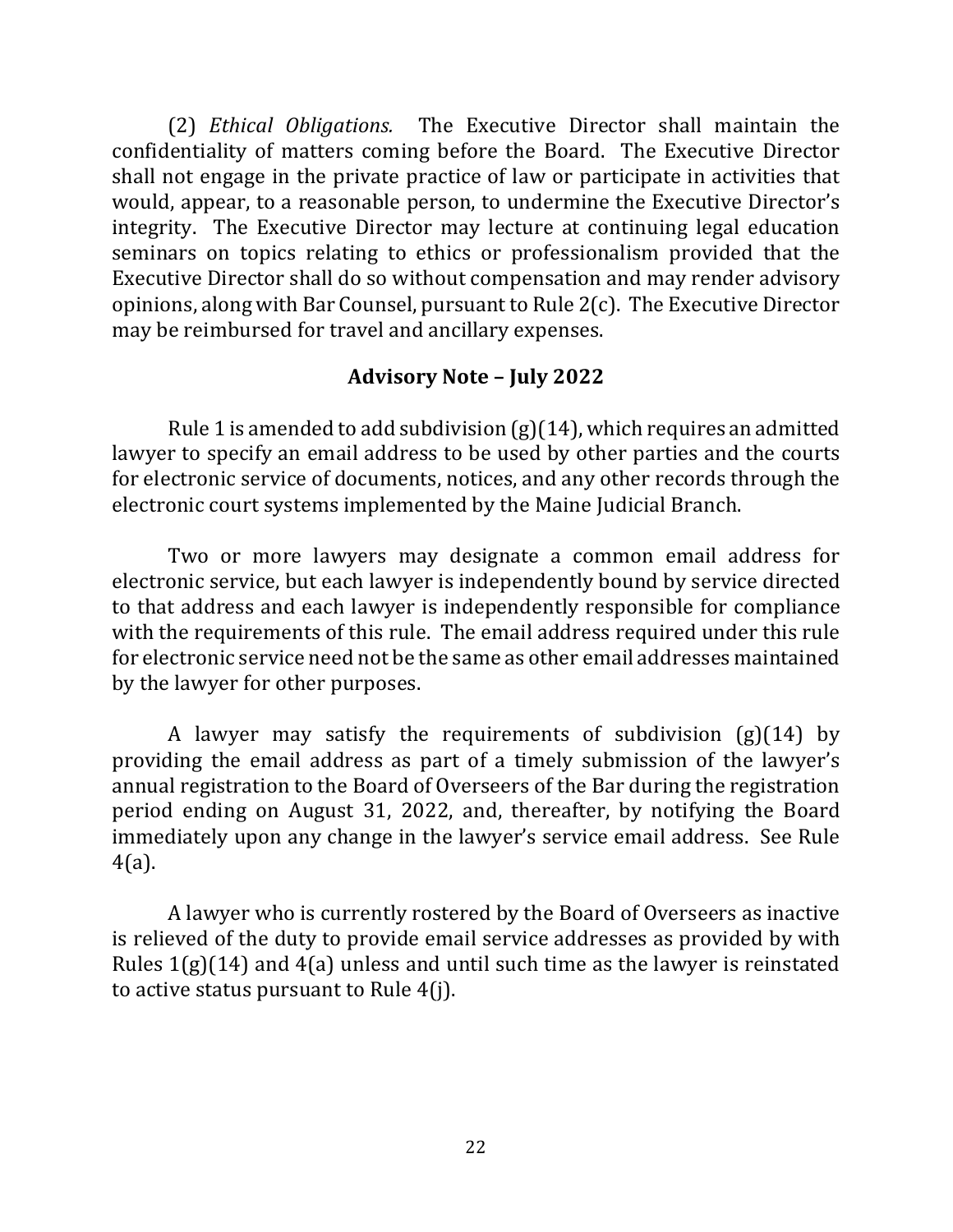(2) *Ethical Obligations.* The Executive Director shall maintain the confidentiality of matters coming before the Board. The Executive Director shall not engage in the private practice of law or participate in activities that would, appear, to a reasonable person, to undermine the Executive Director's integrity. The Executive Director may lecture at continuing legal education seminars on topics relating to ethics or professionalism provided that the Executive Director shall do so without compensation and may render advisory opinions, along with Bar Counsel, pursuant to Rule 2(c). The Executive Director may be reimbursed for travel and ancillary expenses.

## Advisory Note – July 2022

Rule 1 is amended to add subdivision (g)(14), which requires an admitted lawyer to specify an email address to be used by other parties and the courts for electronic service of documents, notices, and any other records through the electronic court systems implemented by the Maine Judicial Branch.

Two or more lawyers may designate a common email address for electronic service, but each lawyer is independently bound by service directed to that address and each lawyer is independently responsible for compliance with the requirements of this rule. The email address required under this rule for electronic service need not be the same as other email addresses maintained by the lawyer for other purposes.

A lawyer may satisfy the requirements of subdivision (g)(14) by providing the email address as part of a timely submission of the lawyer's annual registration to the Board of Overseers of the Bar during the registration period ending on August 31, 2022, and, thereafter, by notifying the Board immediately upon any change in the lawyer's service email address. See Rule 4(a).

A lawyer who is currently rostered by the Board of Overseers as inactive is relieved of the duty to provide email service addresses as provided by with Rules 1(g)(14) and 4(a) unless and until such time as the lawyer is reinstated to active status pursuant to Rule 4(j).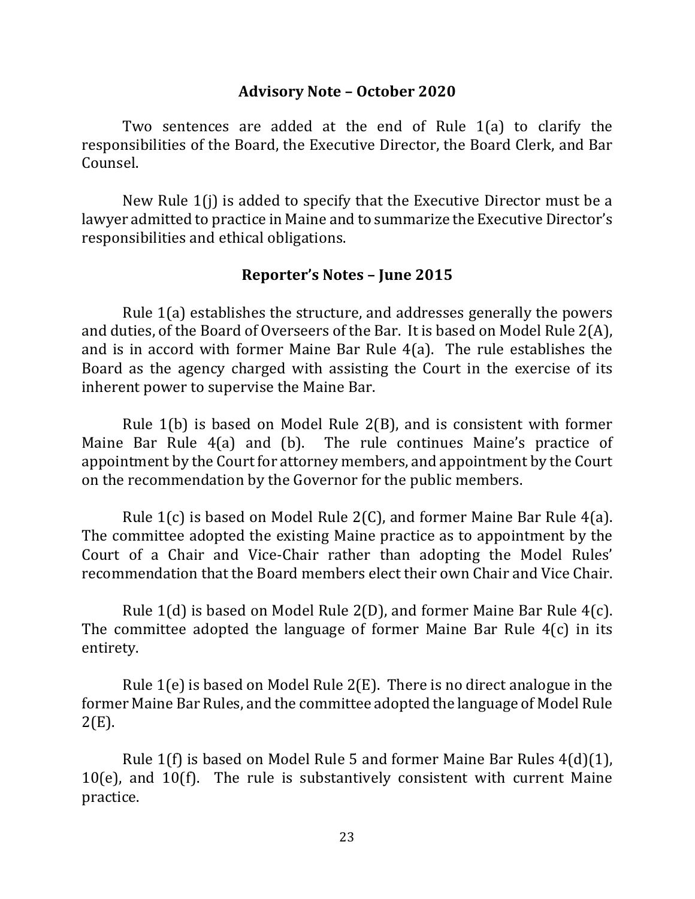## Advisory Note – October 2020

Two sentences are added at the end of Rule 1(a) to clarify the responsibilities of the Board, the Executive Director, the Board Clerk, and Bar Counsel.

New Rule 1(j) is added to specify that the Executive Director must be a lawyer admitted to practice in Maine and to summarize the Executive Director's responsibilities and ethical obligations.

## Reporter's Notes – June 2015

Rule 1(a) establishes the structure, and addresses generally the powers and duties, of the Board of Overseers of the Bar. It is based on Model Rule 2(A), and is in accord with former Maine Bar Rule 4(a). The rule establishes the Board as the agency charged with assisting the Court in the exercise of its inherent power to supervise the Maine Bar.

Rule 1(b) is based on Model Rule 2(B), and is consistent with former Maine Bar Rule 4(a) and (b). The rule continues Maine's practice of appointment by the Court for attorney members, and appointment by the Court on the recommendation by the Governor for the public members.

Rule 1(c) is based on Model Rule 2(C), and former Maine Bar Rule 4(a). The committee adopted the existing Maine practice as to appointment by the Court of a Chair and Vice-Chair rather than adopting the Model Rules' recommendation that the Board members elect their own Chair and Vice Chair.

Rule 1(d) is based on Model Rule 2(D), and former Maine Bar Rule 4(c). The committee adopted the language of former Maine Bar Rule 4(c) in its entirety.

Rule 1(e) is based on Model Rule 2(E). There is no direct analogue in the former Maine Bar Rules, and the committee adopted the language of Model Rule 2(E).

Rule 1(f) is based on Model Rule 5 and former Maine Bar Rules 4(d)(1), 10(e), and 10(f). The rule is substantively consistent with current Maine practice.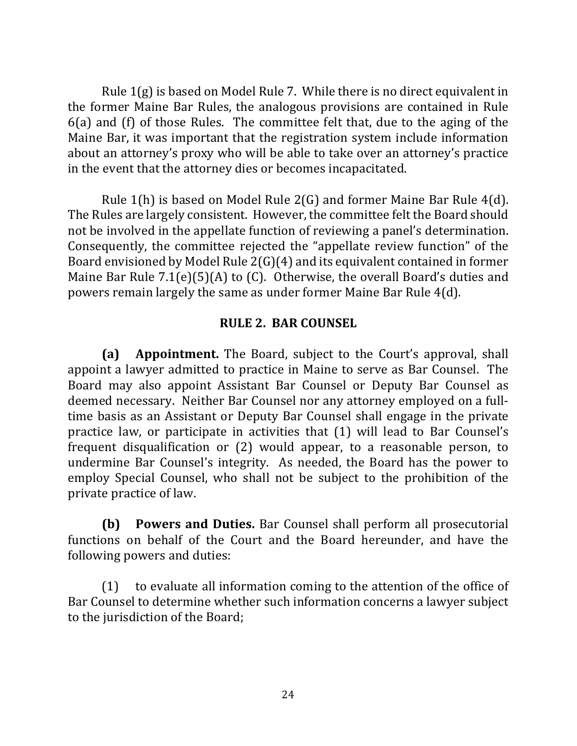Rule 1(g) is based on Model Rule 7. While there is no direct equivalent in the former Maine Bar Rules, the analogous provisions are contained in Rule 6(a) and (f) of those Rules. The committee felt that, due to the aging of the Maine Bar, it was important that the registration system include information about an attorney's proxy who will be able to take over an attorney's practice in the event that the attorney dies or becomes incapacitated.

Rule 1(h) is based on Model Rule 2(G) and former Maine Bar Rule 4(d). The Rules are largely consistent. However, the committee felt the Board should not be involved in the appellate function of reviewing a panel's determination. Consequently, the committee rejected the "appellate review function" of the Board envisioned by Model Rule 2(G)(4) and its equivalent contained in former Maine Bar Rule 7.1(e)(5)(A) to (C). Otherwise, the overall Board's duties and powers remain largely the same as under former Maine Bar Rule 4(d).

## RULE 2. BAR COUNSEL

**(a) Appointment.** The Board, subject to the Court's approval, shall appoint a lawyer admitted to practice in Maine to serve as Bar Counsel. The Board may also appoint Assistant Bar Counsel or Deputy Bar Counsel as deemed necessary. Neither Bar Counsel nor any attorney employed on a full-time basis as an Assistant or Deputy Bar Counsel shall engage in the private practice law, or participate in activities that (1) will lead to Bar Counsel's frequent disqualification or (2) would appear, to a reasonable person, to undermine Bar Counsel's integrity. As needed, the Board has the power to employ Special Counsel, who shall not be subject to the prohibition of the private practice of law.

**(b) Powers and Duties.** Bar Counsel shall perform all prosecutorial functions on behalf of the Court and the Board hereunder, and have the following powers and duties:

(1) to evaluate all information coming to the attention of the office of Bar Counsel to determine whether such information concerns a lawyer subject to the jurisdiction of the Board;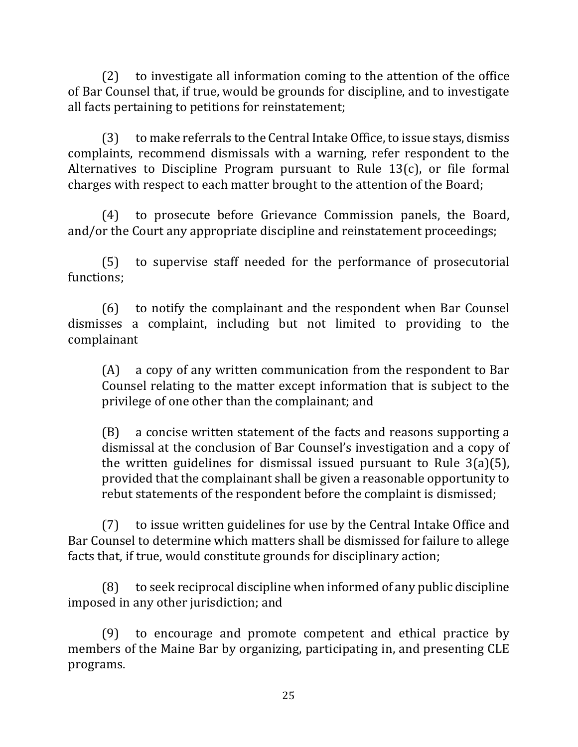(2) to investigate all information coming to the attention of the office of Bar Counsel that, if true, would be grounds for discipline, and to investigate all facts pertaining to petitions for reinstatement;

(3) to make referrals to the Central Intake Office, to issue stays, dismiss complaints, recommend dismissals with a warning, refer respondent to the Alternatives to Discipline Program pursuant to Rule 13(c), or file formal charges with respect to each matter brought to the attention of the Board;

(4) to prosecute before Grievance Commission panels, the Board, and/or the Court any appropriate discipline and reinstatement proceedings;

(5) to supervise staff needed for the performance of prosecutorial functions;

(6) to notify the complainant and the respondent when Bar Counsel dismisses a complaint, including but not limited to providing to the complainant

> (A) a copy of any written communication from the respondent to Bar Counsel relating to the matter except information that is subject to the privilege of one other than the complainant; and
>
> (B) a concise written statement of the facts and reasons supporting a dismissal at the conclusion of Bar Counsel's investigation and a copy of the written guidelines for dismissal issued pursuant to Rule 3(a)(5), provided that the complainant shall be given a reasonable opportunity to rebut statements of the respondent before the complaint is dismissed;

(7) to issue written guidelines for use by the Central Intake Office and Bar Counsel to determine which matters shall be dismissed for failure to allege facts that, if true, would constitute grounds for disciplinary action;

(8) to seek reciprocal discipline when informed of any public discipline imposed in any other jurisdiction; and

(9) to encourage and promote competent and ethical practice by members of the Maine Bar by organizing, participating in, and presenting CLE programs.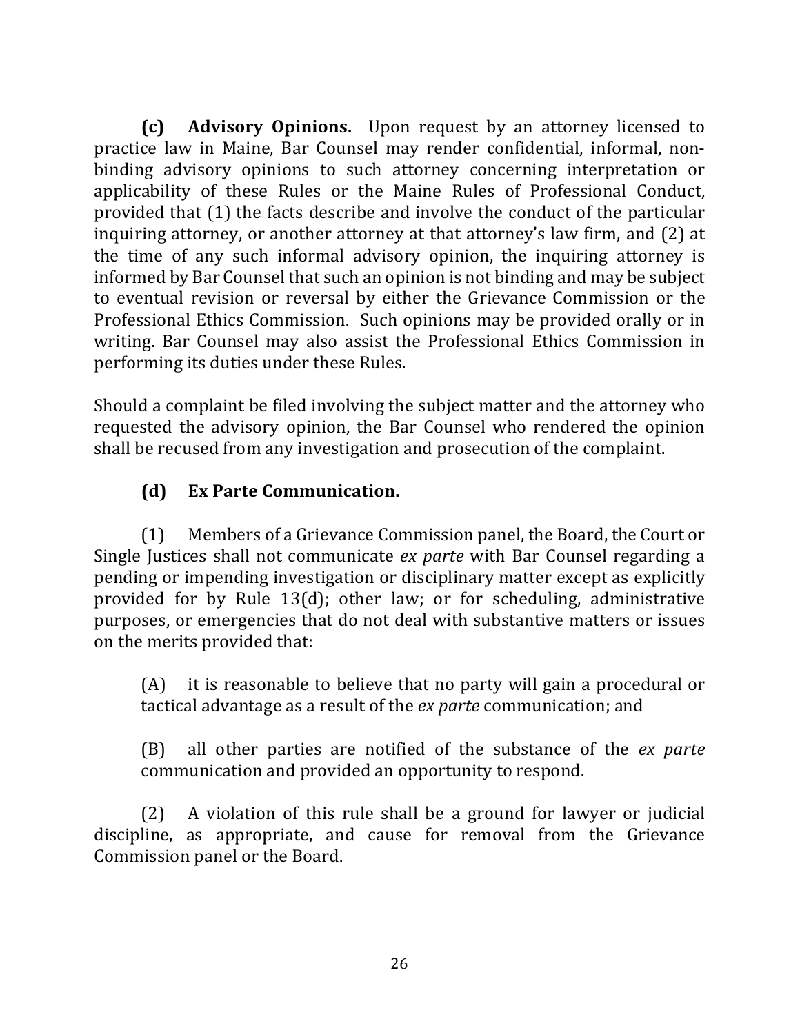**(c) Advisory Opinions.** Upon request by an attorney licensed to practice law in Maine, Bar Counsel may render confidential, informal, non-binding advisory opinions to such attorney concerning interpretation or applicability of these Rules or the Maine Rules of Professional Conduct, provided that (1) the facts describe and involve the conduct of the particular inquiring attorney, or another attorney at that attorney's law firm, and (2) at the time of any such informal advisory opinion, the inquiring attorney is informed by Bar Counsel that such an opinion is not binding and may be subject to eventual revision or reversal by either the Grievance Commission or the Professional Ethics Commission. Such opinions may be provided orally or in writing. Bar Counsel may also assist the Professional Ethics Commission in performing its duties under these Rules.

Should a complaint be filed involving the subject matter and the attorney who requested the advisory opinion, the Bar Counsel who rendered the opinion shall be recused from any investigation and prosecution of the complaint.

**(d) Ex Parte Communication.**

(1) Members of a Grievance Commission panel, the Board, the Court or Single Justices shall not communicate *ex parte* with Bar Counsel regarding a pending or impending investigation or disciplinary matter except as explicitly provided for by Rule 13(d); other law; or for scheduling, administrative purposes, or emergencies that do not deal with substantive matters or issues on the merits provided that:

(A) it is reasonable to believe that no party will gain a procedural or tactical advantage as a result of the *ex parte* communication; and

(B) all other parties are notified of the substance of the *ex parte* communication and provided an opportunity to respond.

(2) A violation of this rule shall be a ground for lawyer or judicial discipline, as appropriate, and cause for removal from the Grievance Commission panel or the Board.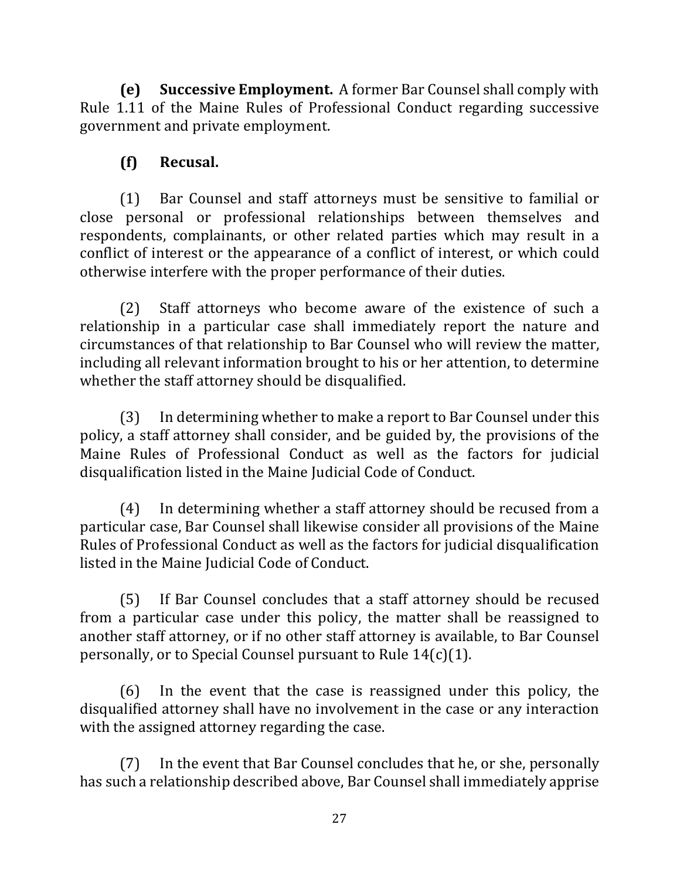**(e) Successive Employment.** A former Bar Counsel shall comply with Rule 1.11 of the Maine Rules of Professional Conduct regarding successive government and private employment.

**(f) Recusal.**

(1) Bar Counsel and staff attorneys must be sensitive to familial or close personal or professional relationships between themselves and respondents, complainants, or other related parties which may result in a conflict of interest or the appearance of a conflict of interest, or which could otherwise interfere with the proper performance of their duties.

(2) Staff attorneys who become aware of the existence of such a relationship in a particular case shall immediately report the nature and circumstances of that relationship to Bar Counsel who will review the matter, including all relevant information brought to his or her attention, to determine whether the staff attorney should be disqualified.

(3) In determining whether to make a report to Bar Counsel under this policy, a staff attorney shall consider, and be guided by, the provisions of the Maine Rules of Professional Conduct as well as the factors for judicial disqualification listed in the Maine Judicial Code of Conduct.

(4) In determining whether a staff attorney should be recused from a particular case, Bar Counsel shall likewise consider all provisions of the Maine Rules of Professional Conduct as well as the factors for judicial disqualification listed in the Maine Judicial Code of Conduct.

(5) If Bar Counsel concludes that a staff attorney should be recused from a particular case under this policy, the matter shall be reassigned to another staff attorney, or if no other staff attorney is available, to Bar Counsel personally, or to Special Counsel pursuant to Rule 14(c)(1).

(6) In the event that the case is reassigned under this policy, the disqualified attorney shall have no involvement in the case or any interaction with the assigned attorney regarding the case.

(7) In the event that Bar Counsel concludes that he, or she, personally has such a relationship described above, Bar Counsel shall immediately apprise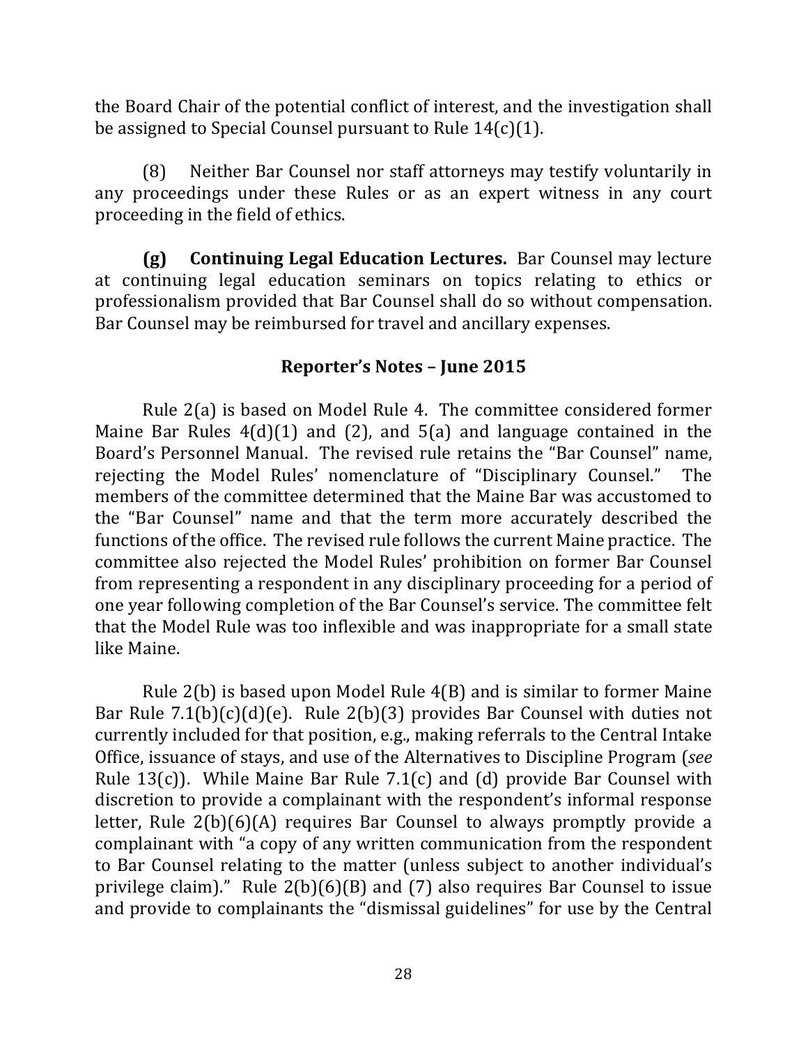the Board Chair of the potential conflict of interest, and the investigation shall be assigned to Special Counsel pursuant to Rule 14(c)(1).

(8) Neither Bar Counsel nor staff attorneys may testify voluntarily in any proceedings under these Rules or as an expert witness in any court proceeding in the field of ethics.

**(g) Continuing Legal Education Lectures.** Bar Counsel may lecture at continuing legal education seminars on topics relating to ethics or professionalism provided that Bar Counsel shall do so without compensation. Bar Counsel may be reimbursed for travel and ancillary expenses.

### Reporter's Notes – June 2015

Rule 2(a) is based on Model Rule 4. The committee considered former Maine Bar Rules 4(d)(1) and (2), and 5(a) and language contained in the Board's Personnel Manual. The revised rule retains the "Bar Counsel" name, rejecting the Model Rules' nomenclature of "Disciplinary Counsel." The members of the committee determined that the Maine Bar was accustomed to the "Bar Counsel" name and that the term more accurately described the functions of the office. The revised rule follows the current Maine practice. The committee also rejected the Model Rules' prohibition on former Bar Counsel from representing a respondent in any disciplinary proceeding for a period of one year following completion of the Bar Counsel's service. The committee felt that the Model Rule was too inflexible and was inappropriate for a small state like Maine.

Rule 2(b) is based upon Model Rule 4(B) and is similar to former Maine Bar Rule 7.1(b)(c)(d)(e). Rule 2(b)(3) provides Bar Counsel with duties not currently included for that position, e.g., making referrals to the Central Intake Office, issuance of stays, and use of the Alternatives to Discipline Program (*see* Rule 13(c)). While Maine Bar Rule 7.1(c) and (d) provide Bar Counsel with discretion to provide a complainant with the respondent's informal response letter, Rule 2(b)(6)(A) requires Bar Counsel to always promptly provide a complainant with "a copy of any written communication from the respondent to Bar Counsel relating to the matter (unless subject to another individual's privilege claim)." Rule 2(b)(6)(B) and (7) also requires Bar Counsel to issue and provide to complainants the "dismissal guidelines" for use by the Central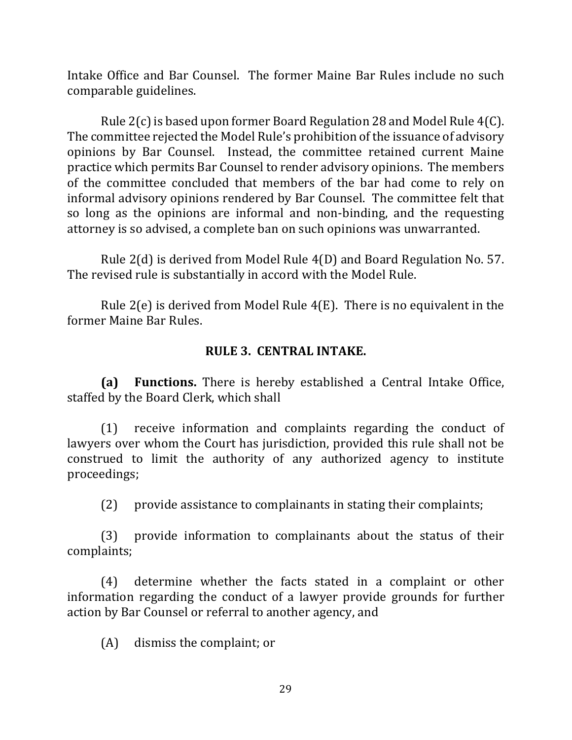Intake Office and Bar Counsel. The former Maine Bar Rules include no such comparable guidelines.

Rule 2(c) is based upon former Board Regulation 28 and Model Rule 4(C). The committee rejected the Model Rule's prohibition of the issuance of advisory opinions by Bar Counsel. Instead, the committee retained current Maine practice which permits Bar Counsel to render advisory opinions. The members of the committee concluded that members of the bar had come to rely on informal advisory opinions rendered by Bar Counsel. The committee felt that so long as the opinions are informal and non-binding, and the requesting attorney is so advised, a complete ban on such opinions was unwarranted.

Rule 2(d) is derived from Model Rule 4(D) and Board Regulation No. 57. The revised rule is substantially in accord with the Model Rule.

Rule 2(e) is derived from Model Rule 4(E). There is no equivalent in the former Maine Bar Rules.

## RULE 3. CENTRAL INTAKE.

**(a) Functions.** There is hereby established a Central Intake Office, staffed by the Board Clerk, which shall

(1) receive information and complaints regarding the conduct of lawyers over whom the Court has jurisdiction, provided this rule shall not be construed to limit the authority of any authorized agency to institute proceedings;

(2) provide assistance to complainants in stating their complaints;

(3) provide information to complainants about the status of their complaints;

(4) determine whether the facts stated in a complaint or other information regarding the conduct of a lawyer provide grounds for further action by Bar Counsel or referral to another agency, and

(A) dismiss the complaint; or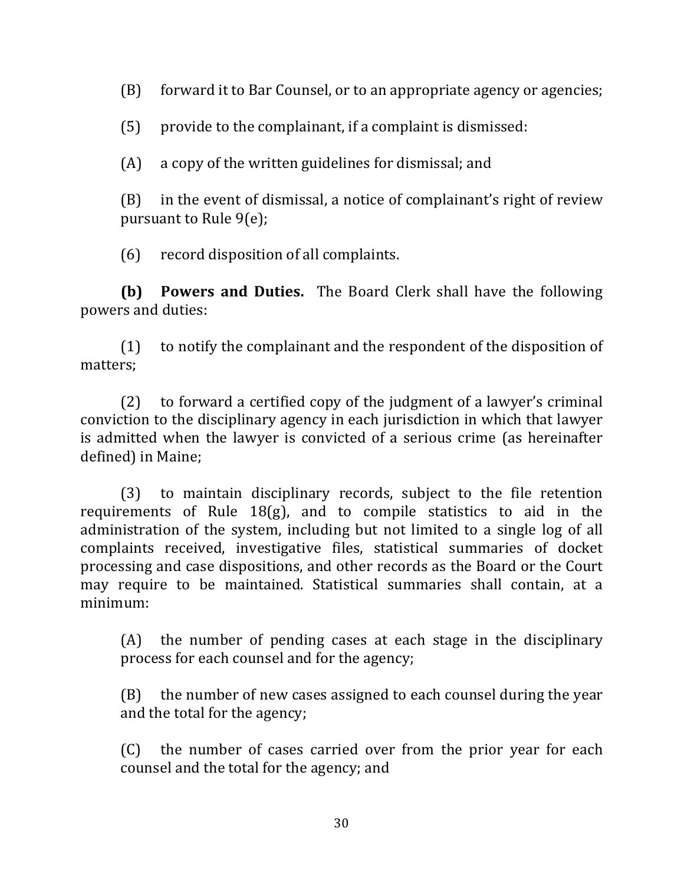(B) forward it to Bar Counsel, or to an appropriate agency or agencies;

(5) provide to the complainant, if a complaint is dismissed:

(A) a copy of the written guidelines for dismissal; and

(B) in the event of dismissal, a notice of complainant's right of review pursuant to Rule 9(e);

(6) record disposition of all complaints.

**(b) Powers and Duties.** The Board Clerk shall have the following powers and duties:

(1) to notify the complainant and the respondent of the disposition of matters;

(2) to forward a certified copy of the judgment of a lawyer's criminal conviction to the disciplinary agency in each jurisdiction in which that lawyer is admitted when the lawyer is convicted of a serious crime (as hereinafter defined) in Maine;

(3) to maintain disciplinary records, subject to the file retention requirements of Rule 18(g), and to compile statistics to aid in the administration of the system, including but not limited to a single log of all complaints received, investigative files, statistical summaries of docket processing and case dispositions, and other records as the Board or the Court may require to be maintained. Statistical summaries shall contain, at a minimum:

(A) the number of pending cases at each stage in the disciplinary process for each counsel and for the agency;

(B) the number of new cases assigned to each counsel during the year and the total for the agency;

(C) the number of cases carried over from the prior year for each counsel and the total for the agency; and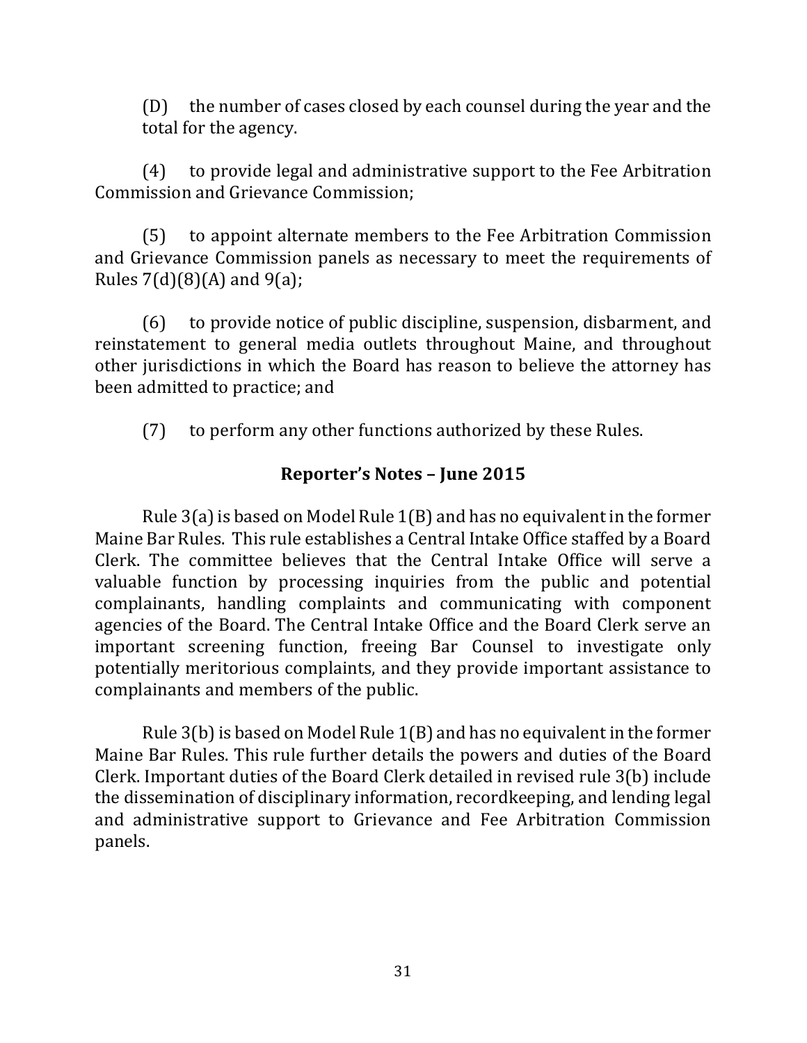(D) the number of cases closed by each counsel during the year and the total for the agency.

(4) to provide legal and administrative support to the Fee Arbitration Commission and Grievance Commission;

(5) to appoint alternate members to the Fee Arbitration Commission and Grievance Commission panels as necessary to meet the requirements of Rules 7(d)(8)(A) and 9(a);

(6) to provide notice of public discipline, suspension, disbarment, and reinstatement to general media outlets throughout Maine, and throughout other jurisdictions in which the Board has reason to believe the attorney has been admitted to practice; and

(7) to perform any other functions authorized by these Rules.

### Reporter's Notes – June 2015

Rule 3(a) is based on Model Rule 1(B) and has no equivalent in the former Maine Bar Rules. This rule establishes a Central Intake Office staffed by a Board Clerk. The committee believes that the Central Intake Office will serve a valuable function by processing inquiries from the public and potential complainants, handling complaints and communicating with component agencies of the Board. The Central Intake Office and the Board Clerk serve an important screening function, freeing Bar Counsel to investigate only potentially meritorious complaints, and they provide important assistance to complainants and members of the public.

Rule 3(b) is based on Model Rule 1(B) and has no equivalent in the former Maine Bar Rules. This rule further details the powers and duties of the Board Clerk. Important duties of the Board Clerk detailed in revised rule 3(b) include the dissemination of disciplinary information, recordkeeping, and lending legal and administrative support to Grievance and Fee Arbitration Commission panels.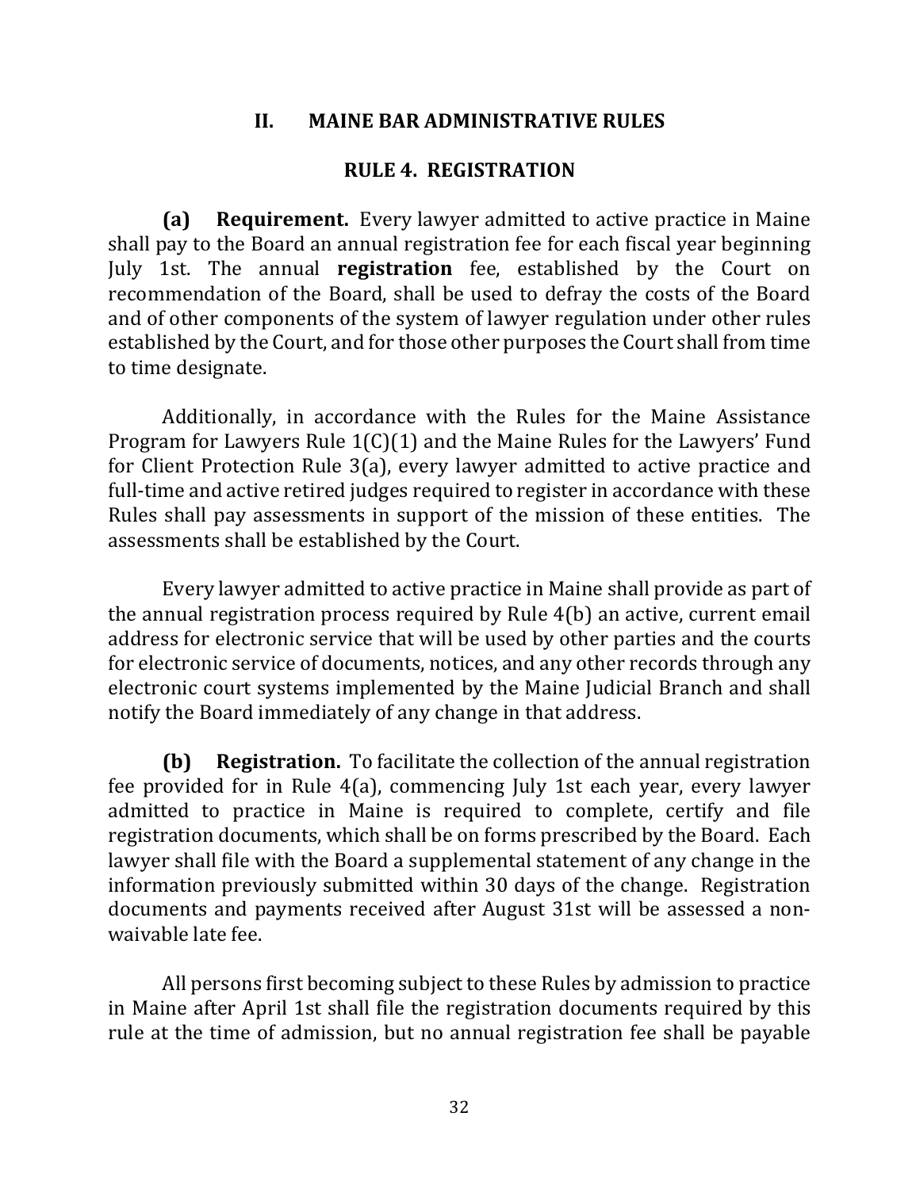## II. MAINE BAR ADMINISTRATIVE RULES

### RULE 4. REGISTRATION

**(a) Requirement.** Every lawyer admitted to active practice in Maine shall pay to the Board an annual registration fee for each fiscal year beginning July 1st. The annual **registration** fee, established by the Court on recommendation of the Board, shall be used to defray the costs of the Board and of other components of the system of lawyer regulation under other rules established by the Court, and for those other purposes the Court shall from time to time designate.

Additionally, in accordance with the Rules for the Maine Assistance Program for Lawyers Rule 1(C)(1) and the Maine Rules for the Lawyers' Fund for Client Protection Rule 3(a), every lawyer admitted to active practice and full-time and active retired judges required to register in accordance with these Rules shall pay assessments in support of the mission of these entities. The assessments shall be established by the Court.

Every lawyer admitted to active practice in Maine shall provide as part of the annual registration process required by Rule 4(b) an active, current email address for electronic service that will be used by other parties and the courts for electronic service of documents, notices, and any other records through any electronic court systems implemented by the Maine Judicial Branch and shall notify the Board immediately of any change in that address.

**(b) Registration.** To facilitate the collection of the annual registration fee provided for in Rule 4(a), commencing July 1st each year, every lawyer admitted to practice in Maine is required to complete, certify and file registration documents, which shall be on forms prescribed by the Board. Each lawyer shall file with the Board a supplemental statement of any change in the information previously submitted within 30 days of the change. Registration documents and payments received after August 31st will be assessed a non-waivable late fee.

All persons first becoming subject to these Rules by admission to practice in Maine after April 1st shall file the registration documents required by this rule at the time of admission, but no annual registration fee shall be payable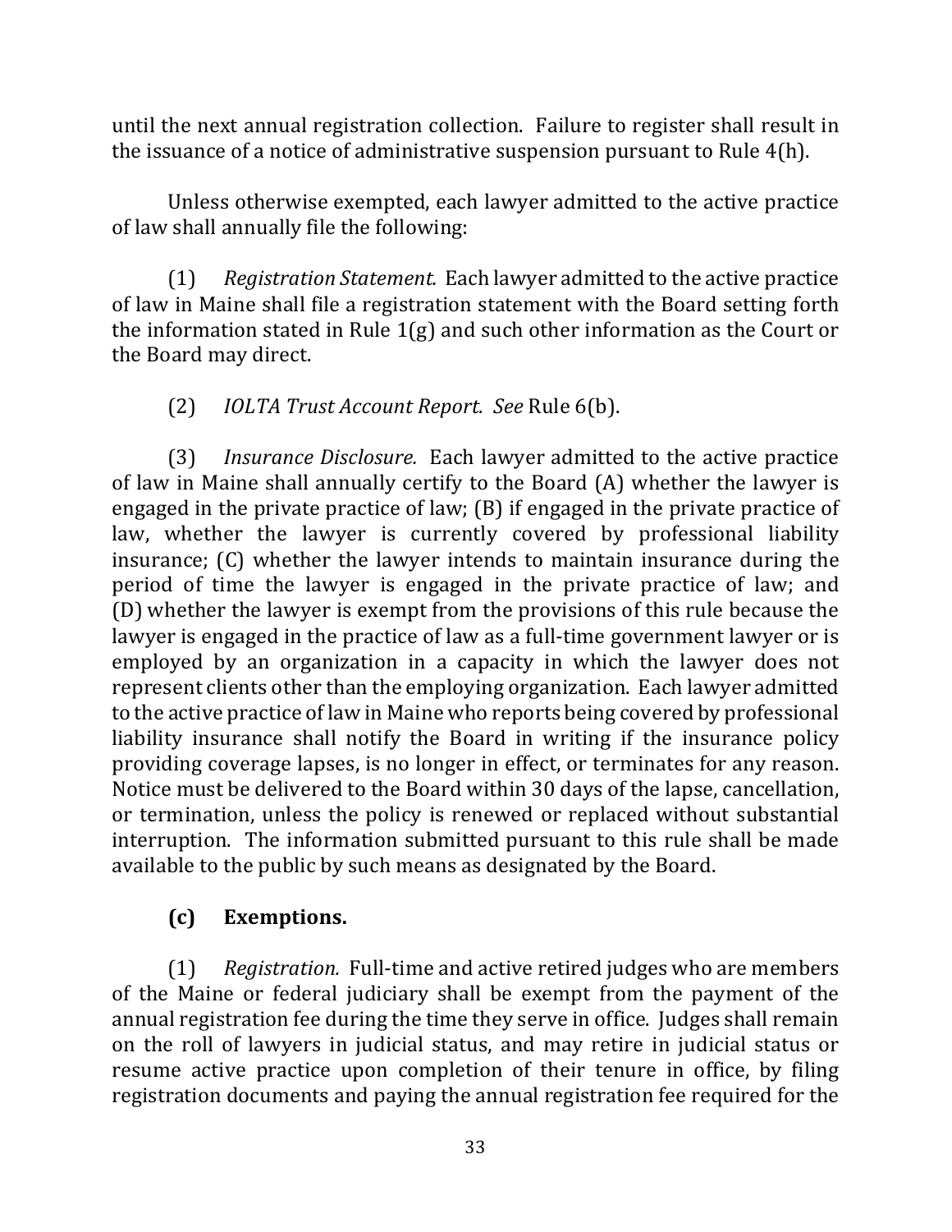until the next annual registration collection. Failure to register shall result in the issuance of a notice of administrative suspension pursuant to Rule 4(h).

Unless otherwise exempted, each lawyer admitted to the active practice of law shall annually file the following:

(1) *Registration Statement.* Each lawyer admitted to the active practice of law in Maine shall file a registration statement with the Board setting forth the information stated in Rule 1(g) and such other information as the Court or the Board may direct.

(2) *IOLTA Trust Account Report. See* Rule 6(b).

(3) *Insurance Disclosure.* Each lawyer admitted to the active practice of law in Maine shall annually certify to the Board (A) whether the lawyer is engaged in the private practice of law; (B) if engaged in the private practice of law, whether the lawyer is currently covered by professional liability insurance; (C) whether the lawyer intends to maintain insurance during the period of time the lawyer is engaged in the private practice of law; and (D) whether the lawyer is exempt from the provisions of this rule because the lawyer is engaged in the practice of law as a full-time government lawyer or is employed by an organization in a capacity in which the lawyer does not represent clients other than the employing organization. Each lawyer admitted to the active practice of law in Maine who reports being covered by professional liability insurance shall notify the Board in writing if the insurance policy providing coverage lapses, is no longer in effect, or terminates for any reason. Notice must be delivered to the Board within 30 days of the lapse, cancellation, or termination, unless the policy is renewed or replaced without substantial interruption. The information submitted pursuant to this rule shall be made available to the public by such means as designated by the Board.

**(c) Exemptions.**

(1) *Registration.* Full-time and active retired judges who are members of the Maine or federal judiciary shall be exempt from the payment of the annual registration fee during the time they serve in office. Judges shall remain on the roll of lawyers in judicial status, and may retire in judicial status or resume active practice upon completion of their tenure in office, by filing registration documents and paying the annual registration fee required for the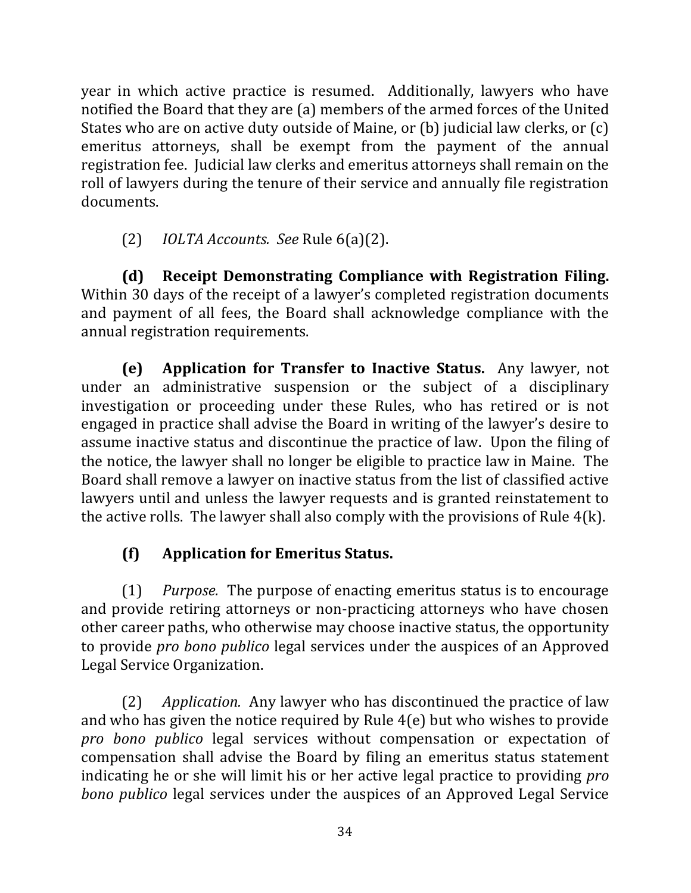year in which active practice is resumed. Additionally, lawyers who have notified the Board that they are (a) members of the armed forces of the United States who are on active duty outside of Maine, or (b) judicial law clerks, or (c) emeritus attorneys, shall be exempt from the payment of the annual registration fee. Judicial law clerks and emeritus attorneys shall remain on the roll of lawyers during the tenure of their service and annually file registration documents.

(2) *IOLTA Accounts. See* Rule 6(a)(2).

**(d) Receipt Demonstrating Compliance with Registration Filing.** Within 30 days of the receipt of a lawyer's completed registration documents and payment of all fees, the Board shall acknowledge compliance with the annual registration requirements.

**(e) Application for Transfer to Inactive Status.** Any lawyer, not under an administrative suspension or the subject of a disciplinary investigation or proceeding under these Rules, who has retired or is not engaged in practice shall advise the Board in writing of the lawyer's desire to assume inactive status and discontinue the practice of law. Upon the filing of the notice, the lawyer shall no longer be eligible to practice law in Maine. The Board shall remove a lawyer on inactive status from the list of classified active lawyers until and unless the lawyer requests and is granted reinstatement to the active rolls. The lawyer shall also comply with the provisions of Rule 4(k).

**(f) Application for Emeritus Status.**

(1) *Purpose.* The purpose of enacting emeritus status is to encourage and provide retiring attorneys or non-practicing attorneys who have chosen other career paths, who otherwise may choose inactive status, the opportunity to provide *pro bono publico* legal services under the auspices of an Approved Legal Service Organization.

(2) *Application.* Any lawyer who has discontinued the practice of law and who has given the notice required by Rule 4(e) but who wishes to provide *pro bono publico* legal services without compensation or expectation of compensation shall advise the Board by filing an emeritus status statement indicating he or she will limit his or her active legal practice to providing *pro bono publico* legal services under the auspices of an Approved Legal Service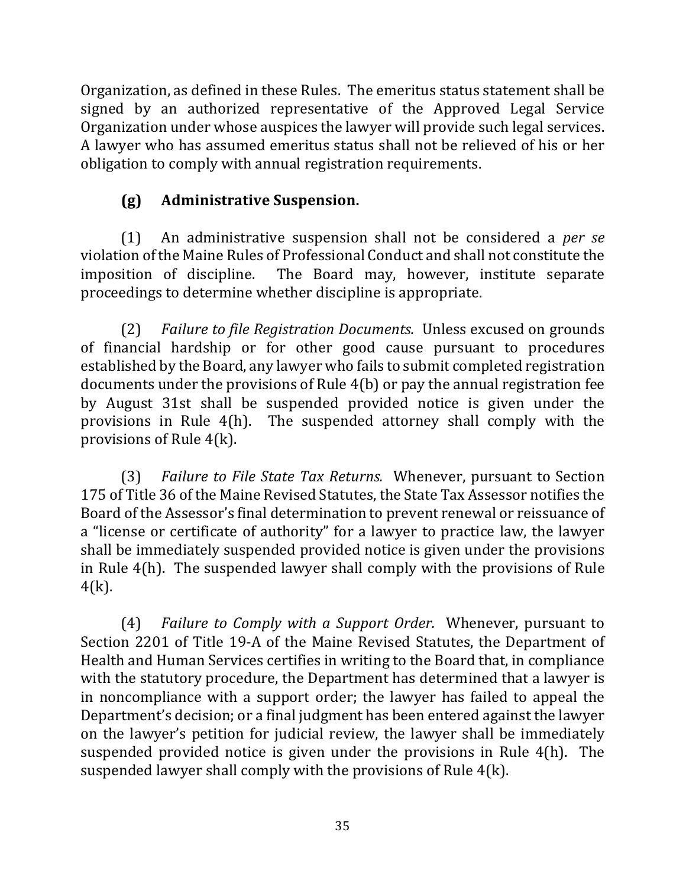Organization, as defined in these Rules. The emeritus status statement shall be signed by an authorized representative of the Approved Legal Service Organization under whose auspices the lawyer will provide such legal services. A lawyer who has assumed emeritus status shall not be relieved of his or her obligation to comply with annual registration requirements.

**(g) Administrative Suspension.**

(1) An administrative suspension shall not be considered a *per se* violation of the Maine Rules of Professional Conduct and shall not constitute the imposition of discipline. The Board may, however, institute separate proceedings to determine whether discipline is appropriate.

(2) *Failure to file Registration Documents.* Unless excused on grounds of financial hardship or for other good cause pursuant to procedures established by the Board, any lawyer who fails to submit completed registration documents under the provisions of Rule 4(b) or pay the annual registration fee by August 31st shall be suspended provided notice is given under the provisions in Rule 4(h). The suspended attorney shall comply with the provisions of Rule 4(k).

(3) *Failure to File State Tax Returns.* Whenever, pursuant to Section 175 of Title 36 of the Maine Revised Statutes, the State Tax Assessor notifies the Board of the Assessor's final determination to prevent renewal or reissuance of a "license or certificate of authority" for a lawyer to practice law, the lawyer shall be immediately suspended provided notice is given under the provisions in Rule 4(h). The suspended lawyer shall comply with the provisions of Rule 4(k).

(4) *Failure to Comply with a Support Order.* Whenever, pursuant to Section 2201 of Title 19-A of the Maine Revised Statutes, the Department of Health and Human Services certifies in writing to the Board that, in compliance with the statutory procedure, the Department has determined that a lawyer is in noncompliance with a support order; the lawyer has failed to appeal the Department's decision; or a final judgment has been entered against the lawyer on the lawyer's petition for judicial review, the lawyer shall be immediately suspended provided notice is given under the provisions in Rule 4(h). The suspended lawyer shall comply with the provisions of Rule 4(k).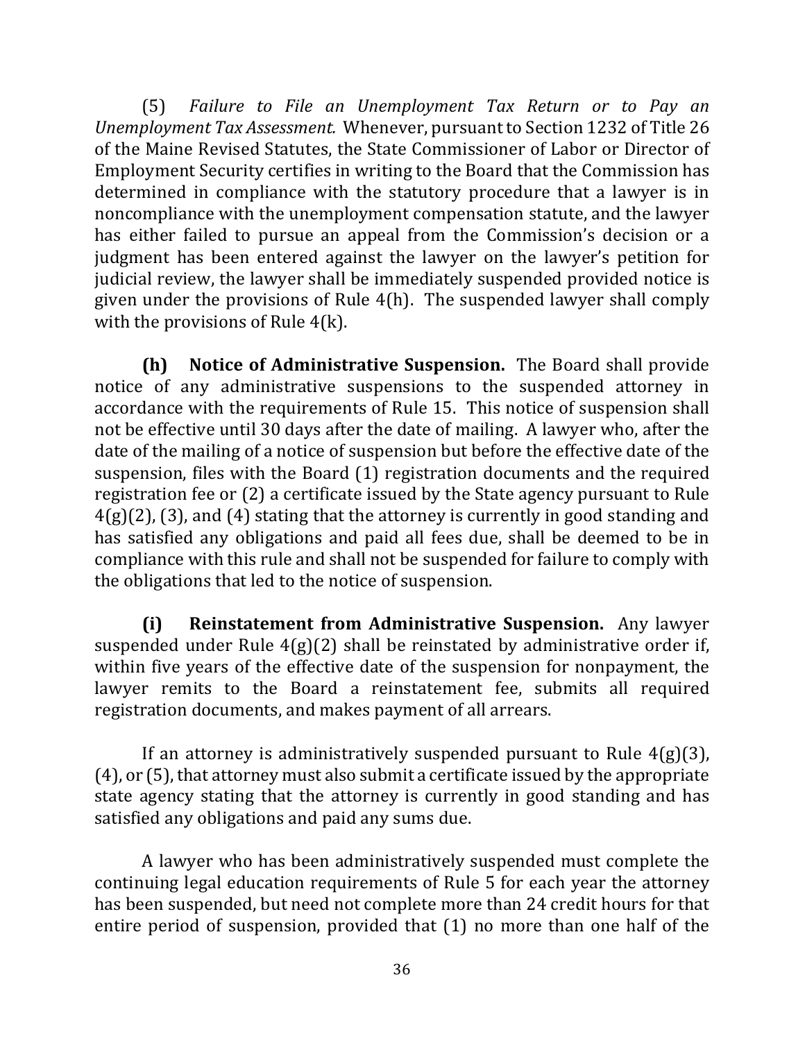(5) *Failure to File an Unemployment Tax Return or to Pay an Unemployment Tax Assessment.* Whenever, pursuant to Section 1232 of Title 26 of the Maine Revised Statutes, the State Commissioner of Labor or Director of Employment Security certifies in writing to the Board that the Commission has determined in compliance with the statutory procedure that a lawyer is in noncompliance with the unemployment compensation statute, and the lawyer has either failed to pursue an appeal from the Commission's decision or a judgment has been entered against the lawyer on the lawyer's petition for judicial review, the lawyer shall be immediately suspended provided notice is given under the provisions of Rule 4(h). The suspended lawyer shall comply with the provisions of Rule 4(k).

**(h) Notice of Administrative Suspension.** The Board shall provide notice of any administrative suspensions to the suspended attorney in accordance with the requirements of Rule 15. This notice of suspension shall not be effective until 30 days after the date of mailing. A lawyer who, after the date of the mailing of a notice of suspension but before the effective date of the suspension, files with the Board (1) registration documents and the required registration fee or (2) a certificate issued by the State agency pursuant to Rule 4(g)(2), (3), and (4) stating that the attorney is currently in good standing and has satisfied any obligations and paid all fees due, shall be deemed to be in compliance with this rule and shall not be suspended for failure to comply with the obligations that led to the notice of suspension.

**(i) Reinstatement from Administrative Suspension.** Any lawyer suspended under Rule 4(g)(2) shall be reinstated by administrative order if, within five years of the effective date of the suspension for nonpayment, the lawyer remits to the Board a reinstatement fee, submits all required registration documents, and makes payment of all arrears.

If an attorney is administratively suspended pursuant to Rule 4(g)(3), (4), or (5), that attorney must also submit a certificate issued by the appropriate state agency stating that the attorney is currently in good standing and has satisfied any obligations and paid any sums due.

A lawyer who has been administratively suspended must complete the continuing legal education requirements of Rule 5 for each year the attorney has been suspended, but need not complete more than 24 credit hours for that entire period of suspension, provided that (1) no more than one half of the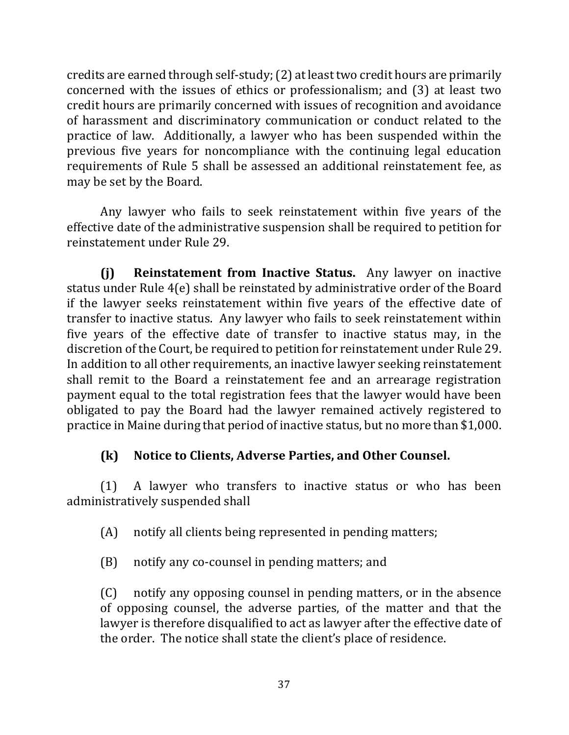credits are earned through self-study; (2) at least two credit hours are primarily concerned with the issues of ethics or professionalism; and (3) at least two credit hours are primarily concerned with issues of recognition and avoidance of harassment and discriminatory communication or conduct related to the practice of law. Additionally, a lawyer who has been suspended within the previous five years for noncompliance with the continuing legal education requirements of Rule 5 shall be assessed an additional reinstatement fee, as may be set by the Board.

Any lawyer who fails to seek reinstatement within five years of the effective date of the administrative suspension shall be required to petition for reinstatement under Rule 29.

**(j) Reinstatement from Inactive Status.** Any lawyer on inactive status under Rule 4(e) shall be reinstated by administrative order of the Board if the lawyer seeks reinstatement within five years of the effective date of transfer to inactive status. Any lawyer who fails to seek reinstatement within five years of the effective date of transfer to inactive status may, in the discretion of the Court, be required to petition for reinstatement under Rule 29. In addition to all other requirements, an inactive lawyer seeking reinstatement shall remit to the Board a reinstatement fee and an arrearage registration payment equal to the total registration fees that the lawyer would have been obligated to pay the Board had the lawyer remained actively registered to practice in Maine during that period of inactive status, but no more than $1,000.

**(k) Notice to Clients, Adverse Parties, and Other Counsel.**

(1) A lawyer who transfers to inactive status or who has been administratively suspended shall

(A) notify all clients being represented in pending matters;

(B) notify any co-counsel in pending matters; and

(C) notify any opposing counsel in pending matters, or in the absence of opposing counsel, the adverse parties, of the matter and that the lawyer is therefore disqualified to act as lawyer after the effective date of the order. The notice shall state the client's place of residence.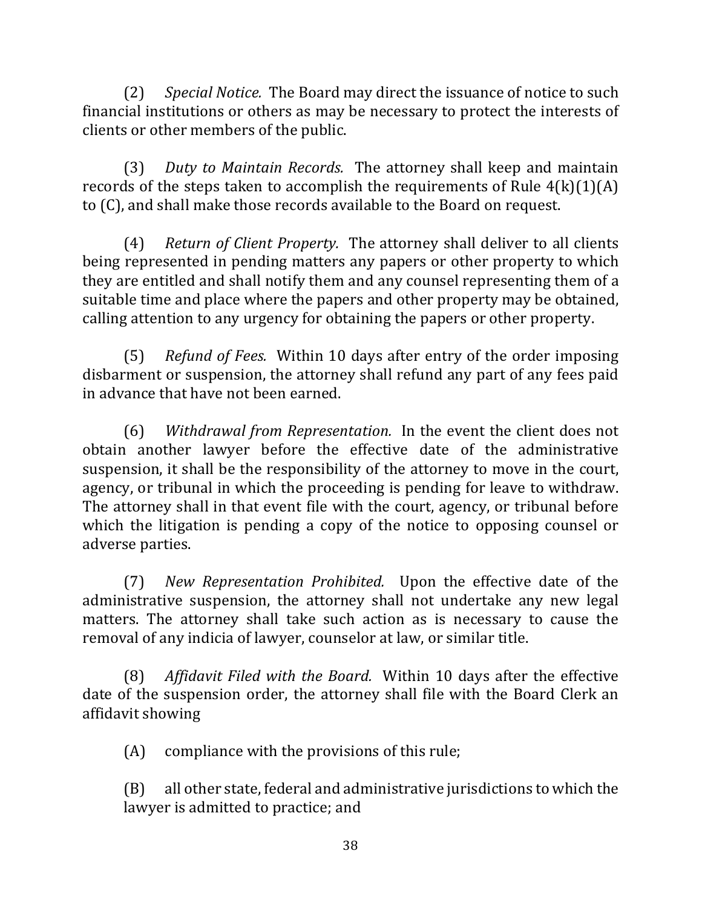(2) *Special Notice.* The Board may direct the issuance of notice to such financial institutions or others as may be necessary to protect the interests of clients or other members of the public.

(3) *Duty to Maintain Records.* The attorney shall keep and maintain records of the steps taken to accomplish the requirements of Rule 4(k)(1)(A) to (C), and shall make those records available to the Board on request.

(4) *Return of Client Property.* The attorney shall deliver to all clients being represented in pending matters any papers or other property to which they are entitled and shall notify them and any counsel representing them of a suitable time and place where the papers and other property may be obtained, calling attention to any urgency for obtaining the papers or other property.

(5) *Refund of Fees.* Within 10 days after entry of the order imposing disbarment or suspension, the attorney shall refund any part of any fees paid in advance that have not been earned.

(6) *Withdrawal from Representation.* In the event the client does not obtain another lawyer before the effective date of the administrative suspension, it shall be the responsibility of the attorney to move in the court, agency, or tribunal in which the proceeding is pending for leave to withdraw. The attorney shall in that event file with the court, agency, or tribunal before which the litigation is pending a copy of the notice to opposing counsel or adverse parties.

(7) *New Representation Prohibited.* Upon the effective date of the administrative suspension, the attorney shall not undertake any new legal matters. The attorney shall take such action as is necessary to cause the removal of any indicia of lawyer, counselor at law, or similar title.

(8) *Affidavit Filed with the Board.* Within 10 days after the effective date of the suspension order, the attorney shall file with the Board Clerk an affidavit showing

(A) compliance with the provisions of this rule;

(B) all other state, federal and administrative jurisdictions to which the lawyer is admitted to practice; and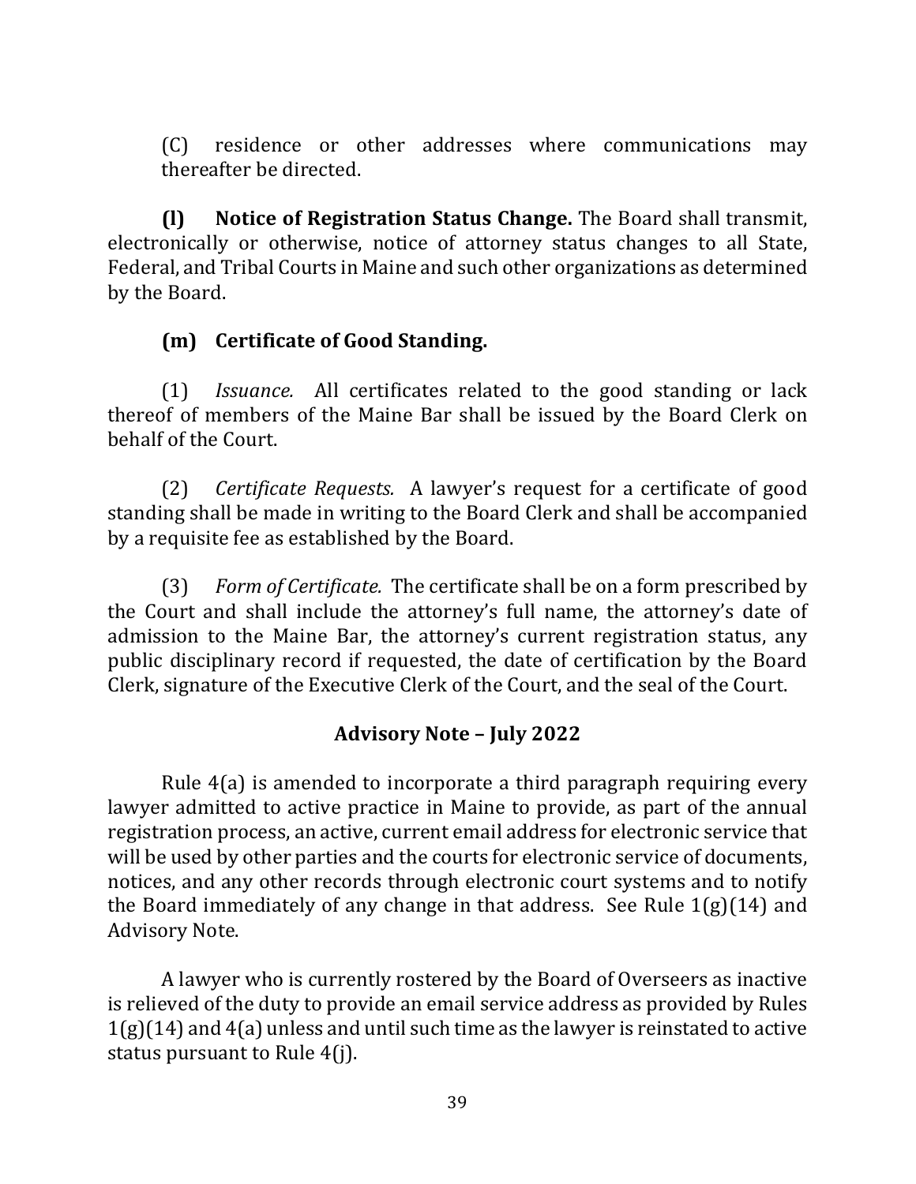(C) residence or other addresses where communications may thereafter be directed.

**(l) Notice of Registration Status Change.** The Board shall transmit, electronically or otherwise, notice of attorney status changes to all State, Federal, and Tribal Courts in Maine and such other organizations as determined by the Board.

**(m) Certificate of Good Standing.**

(1) *Issuance.* All certificates related to the good standing or lack thereof of members of the Maine Bar shall be issued by the Board Clerk on behalf of the Court.

(2) *Certificate Requests.* A lawyer's request for a certificate of good standing shall be made in writing to the Board Clerk and shall be accompanied by a requisite fee as established by the Board.

(3) *Form of Certificate.* The certificate shall be on a form prescribed by the Court and shall include the attorney's full name, the attorney's date of admission to the Maine Bar, the attorney's current registration status, any public disciplinary record if requested, the date of certification by the Board Clerk, signature of the Executive Clerk of the Court, and the seal of the Court.

### Advisory Note – July 2022

Rule 4(a) is amended to incorporate a third paragraph requiring every lawyer admitted to active practice in Maine to provide, as part of the annual registration process, an active, current email address for electronic service that will be used by other parties and the courts for electronic service of documents, notices, and any other records through electronic court systems and to notify the Board immediately of any change in that address. See Rule 1(g)(14) and Advisory Note.

A lawyer who is currently rostered by the Board of Overseers as inactive is relieved of the duty to provide an email service address as provided by Rules 1(g)(14) and 4(a) unless and until such time as the lawyer is reinstated to active status pursuant to Rule 4(j).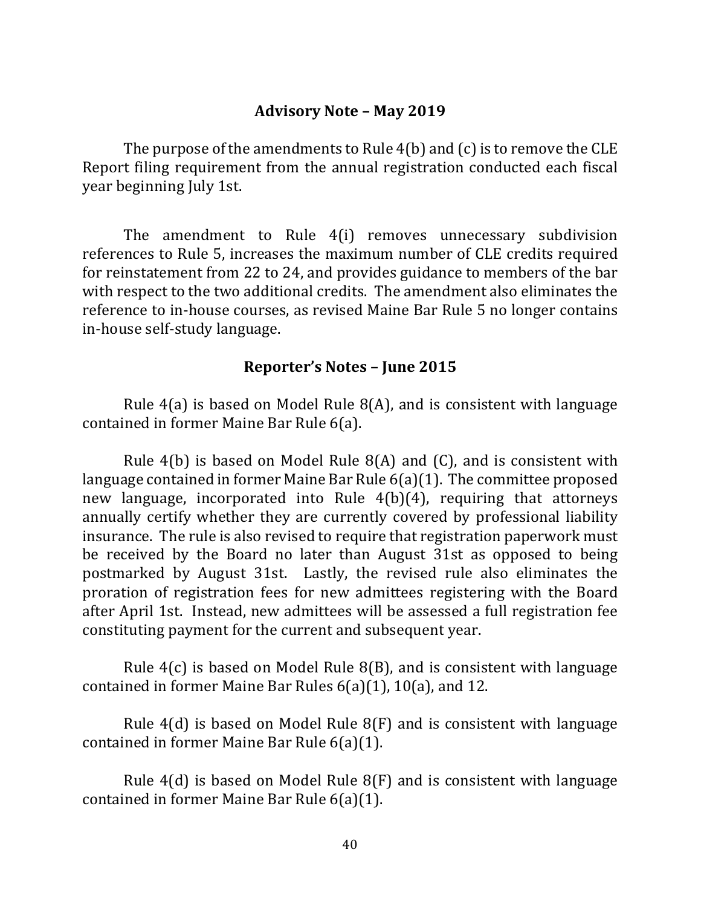### Advisory Note – May 2019

The purpose of the amendments to Rule 4(b) and (c) is to remove the CLE Report filing requirement from the annual registration conducted each fiscal year beginning July 1st.

The amendment to Rule 4(i) removes unnecessary subdivision references to Rule 5, increases the maximum number of CLE credits required for reinstatement from 22 to 24, and provides guidance to members of the bar with respect to the two additional credits. The amendment also eliminates the reference to in-house courses, as revised Maine Bar Rule 5 no longer contains in-house self-study language.

### Reporter's Notes – June 2015

Rule 4(a) is based on Model Rule 8(A), and is consistent with language contained in former Maine Bar Rule 6(a).

Rule 4(b) is based on Model Rule 8(A) and (C), and is consistent with language contained in former Maine Bar Rule 6(a)(1). The committee proposed new language, incorporated into Rule 4(b)(4), requiring that attorneys annually certify whether they are currently covered by professional liability insurance. The rule is also revised to require that registration paperwork must be received by the Board no later than August 31st as opposed to being postmarked by August 31st. Lastly, the revised rule also eliminates the proration of registration fees for new admittees registering with the Board after April 1st. Instead, new admittees will be assessed a full registration fee constituting payment for the current and subsequent year.

Rule 4(c) is based on Model Rule 8(B), and is consistent with language contained in former Maine Bar Rules 6(a)(1), 10(a), and 12.

Rule 4(d) is based on Model Rule 8(F) and is consistent with language contained in former Maine Bar Rule 6(a)(1).

Rule 4(d) is based on Model Rule 8(F) and is consistent with language contained in former Maine Bar Rule 6(a)(1).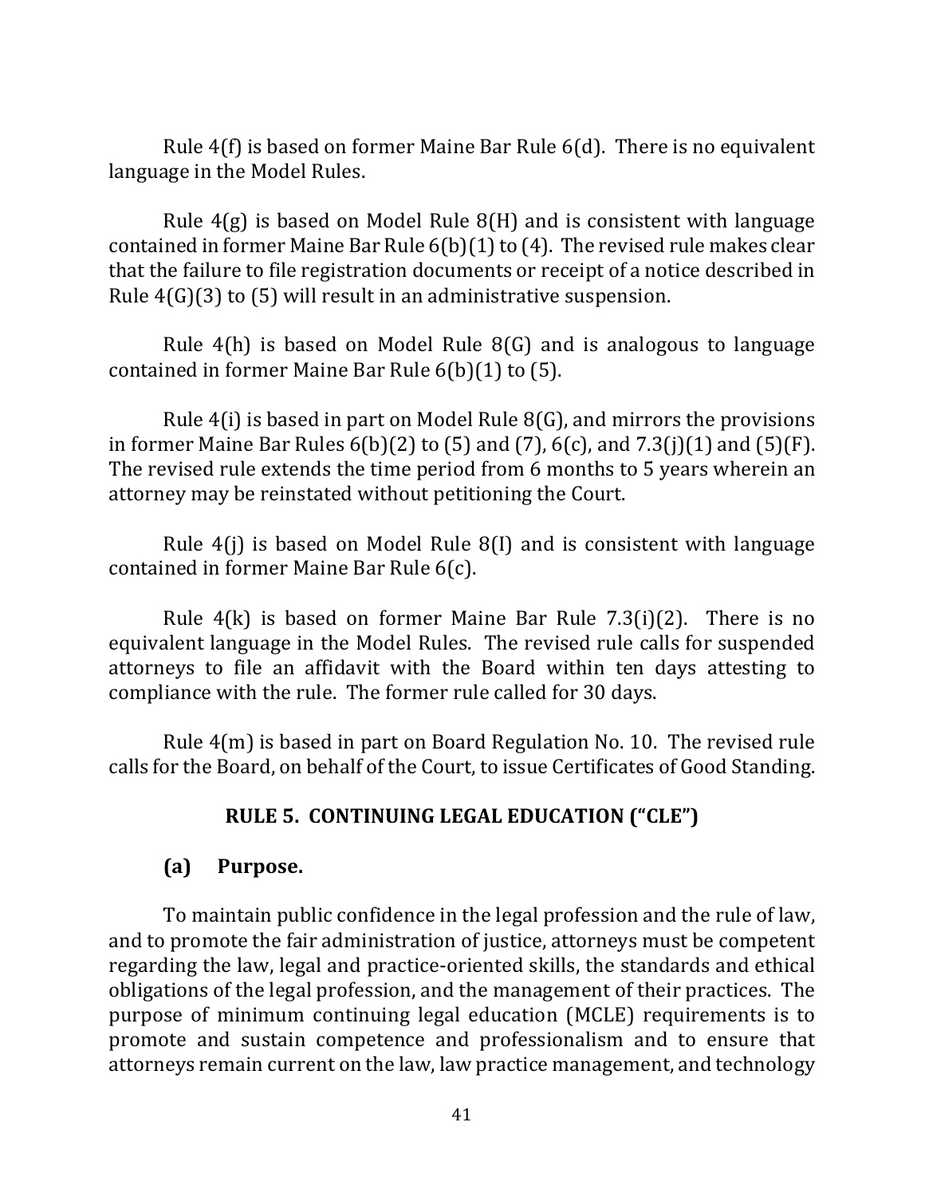Rule 4(f) is based on former Maine Bar Rule 6(d). There is no equivalent language in the Model Rules.

Rule 4(g) is based on Model Rule 8(H) and is consistent with language contained in former Maine Bar Rule 6(b)(1) to (4). The revised rule makes clear that the failure to file registration documents or receipt of a notice described in Rule 4(G)(3) to (5) will result in an administrative suspension.

Rule 4(h) is based on Model Rule 8(G) and is analogous to language contained in former Maine Bar Rule 6(b)(1) to (5).

Rule 4(i) is based in part on Model Rule 8(G), and mirrors the provisions in former Maine Bar Rules 6(b)(2) to (5) and (7), 6(c), and 7.3(j)(1) and (5)(F). The revised rule extends the time period from 6 months to 5 years wherein an attorney may be reinstated without petitioning the Court.

Rule 4(j) is based on Model Rule 8(I) and is consistent with language contained in former Maine Bar Rule 6(c).

Rule 4(k) is based on former Maine Bar Rule 7.3(i)(2). There is no equivalent language in the Model Rules. The revised rule calls for suspended attorneys to file an affidavit with the Board within ten days attesting to compliance with the rule. The former rule called for 30 days.

Rule 4(m) is based in part on Board Regulation No. 10. The revised rule calls for the Board, on behalf of the Court, to issue Certificates of Good Standing.

## RULE 5. CONTINUING LEGAL EDUCATION ("CLE")

### (a) Purpose.

To maintain public confidence in the legal profession and the rule of law, and to promote the fair administration of justice, attorneys must be competent regarding the law, legal and practice-oriented skills, the standards and ethical obligations of the legal profession, and the management of their practices. The purpose of minimum continuing legal education (MCLE) requirements is to promote and sustain competence and professionalism and to ensure that attorneys remain current on the law, law practice management, and technology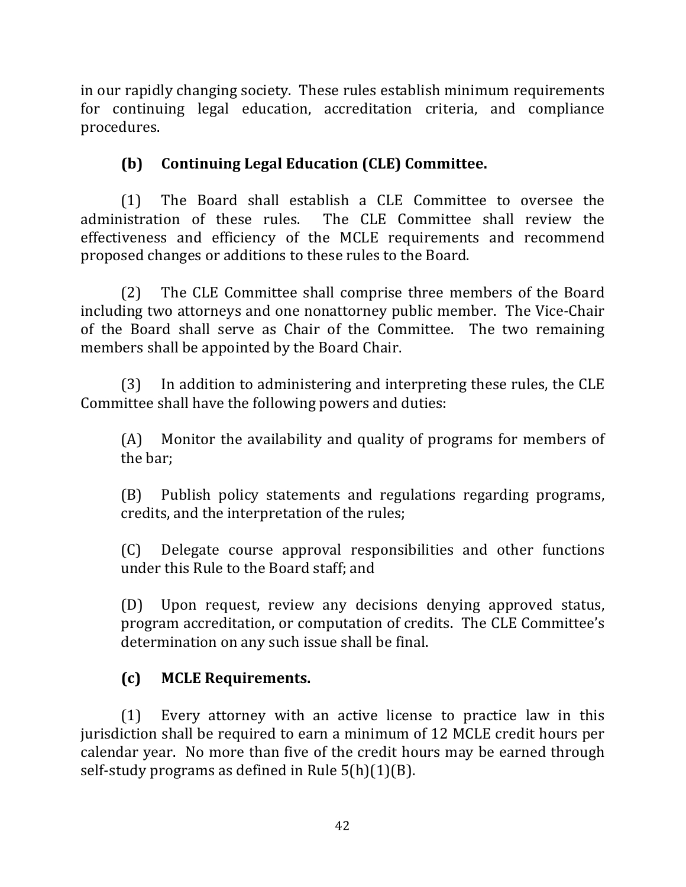in our rapidly changing society. These rules establish minimum requirements for continuing legal education, accreditation criteria, and compliance procedures.

**(b) Continuing Legal Education (CLE) Committee.**

(1) The Board shall establish a CLE Committee to oversee the administration of these rules. The CLE Committee shall review the effectiveness and efficiency of the MCLE requirements and recommend proposed changes or additions to these rules to the Board.

(2) The CLE Committee shall comprise three members of the Board including two attorneys and one nonattorney public member. The Vice-Chair of the Board shall serve as Chair of the Committee. The two remaining members shall be appointed by the Board Chair.

(3) In addition to administering and interpreting these rules, the CLE Committee shall have the following powers and duties:

(A) Monitor the availability and quality of programs for members of the bar;

(B) Publish policy statements and regulations regarding programs, credits, and the interpretation of the rules;

(C) Delegate course approval responsibilities and other functions under this Rule to the Board staff; and

(D) Upon request, review any decisions denying approved status, program accreditation, or computation of credits. The CLE Committee's determination on any such issue shall be final.

**(c) MCLE Requirements.**

(1) Every attorney with an active license to practice law in this jurisdiction shall be required to earn a minimum of 12 MCLE credit hours per calendar year. No more than five of the credit hours may be earned through self-study programs as defined in Rule 5(h)(1)(B).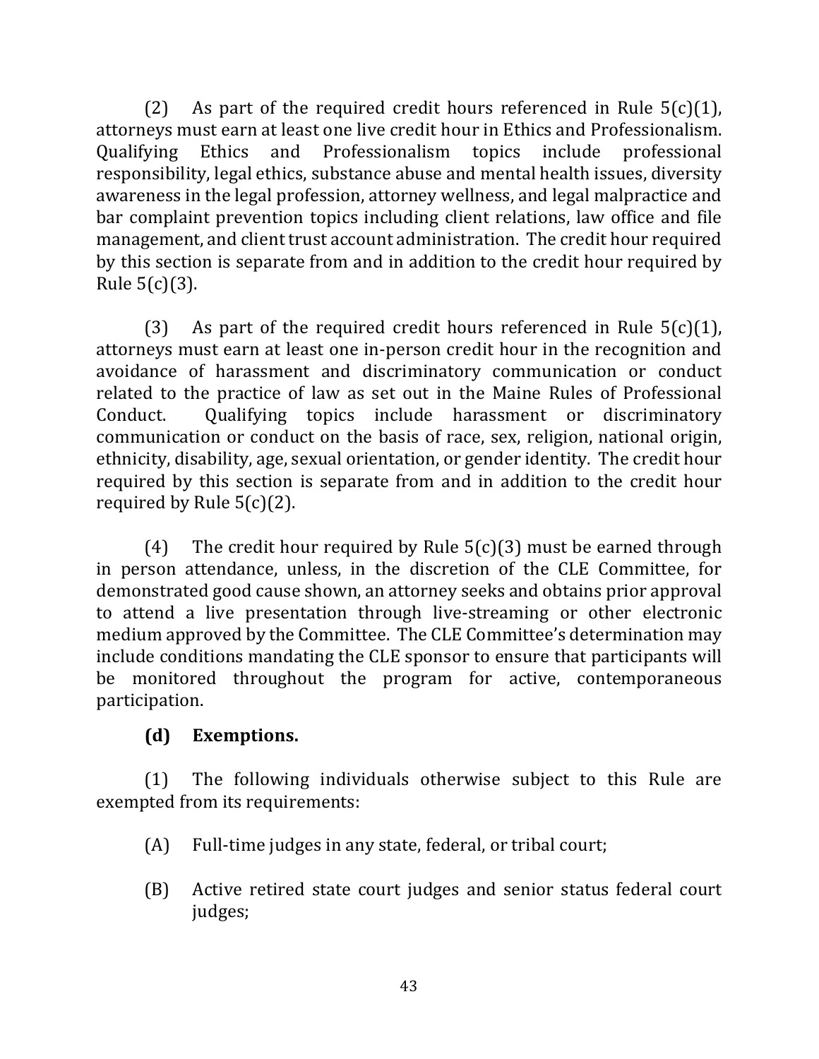(2) As part of the required credit hours referenced in Rule 5(c)(1), attorneys must earn at least one live credit hour in Ethics and Professionalism. Qualifying Ethics and Professionalism topics include professional responsibility, legal ethics, substance abuse and mental health issues, diversity awareness in the legal profession, attorney wellness, and legal malpractice and bar complaint prevention topics including client relations, law office and file management, and client trust account administration. The credit hour required by this section is separate from and in addition to the credit hour required by Rule 5(c)(3).

(3) As part of the required credit hours referenced in Rule 5(c)(1), attorneys must earn at least one in-person credit hour in the recognition and avoidance of harassment and discriminatory communication or conduct related to the practice of law as set out in the Maine Rules of Professional Conduct. Qualifying topics include harassment or discriminatory communication or conduct on the basis of race, sex, religion, national origin, ethnicity, disability, age, sexual orientation, or gender identity. The credit hour required by this section is separate from and in addition to the credit hour required by Rule 5(c)(2).

(4) The credit hour required by Rule 5(c)(3) must be earned through in person attendance, unless, in the discretion of the CLE Committee, for demonstrated good cause shown, an attorney seeks and obtains prior approval to attend a live presentation through live-streaming or other electronic medium approved by the Committee. The CLE Committee's determination may include conditions mandating the CLE sponsor to ensure that participants will be monitored throughout the program for active, contemporaneous participation.

**(d) Exemptions.**

(1) The following individuals otherwise subject to this Rule are exempted from its requirements:

(A) Full-time judges in any state, federal, or tribal court;

(B) Active retired state court judges and senior status federal court judges;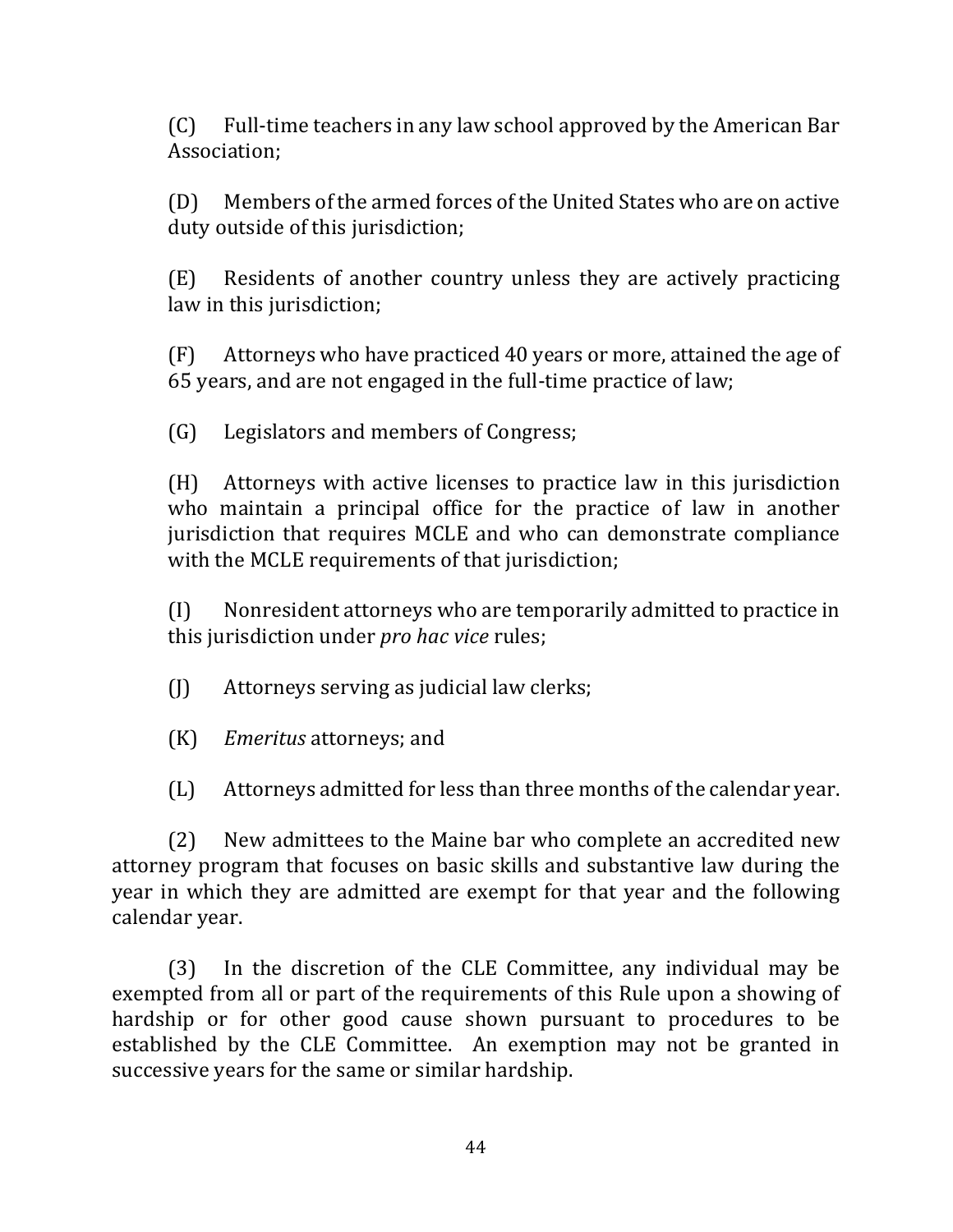(C) Full-time teachers in any law school approved by the American Bar Association;

(D) Members of the armed forces of the United States who are on active duty outside of this jurisdiction;

(E) Residents of another country unless they are actively practicing law in this jurisdiction;

(F) Attorneys who have practiced 40 years or more, attained the age of 65 years, and are not engaged in the full-time practice of law;

(G) Legislators and members of Congress;

(H) Attorneys with active licenses to practice law in this jurisdiction who maintain a principal office for the practice of law in another jurisdiction that requires MCLE and who can demonstrate compliance with the MCLE requirements of that jurisdiction;

(I) Nonresident attorneys who are temporarily admitted to practice in this jurisdiction under *pro hac vice* rules;

(J) Attorneys serving as judicial law clerks;

(K) *Emeritus* attorneys; and

(L) Attorneys admitted for less than three months of the calendar year.

(2) New admittees to the Maine bar who complete an accredited new attorney program that focuses on basic skills and substantive law during the year in which they are admitted are exempt for that year and the following calendar year.

(3) In the discretion of the CLE Committee, any individual may be exempted from all or part of the requirements of this Rule upon a showing of hardship or for other good cause shown pursuant to procedures to be established by the CLE Committee. An exemption may not be granted in successive years for the same or similar hardship.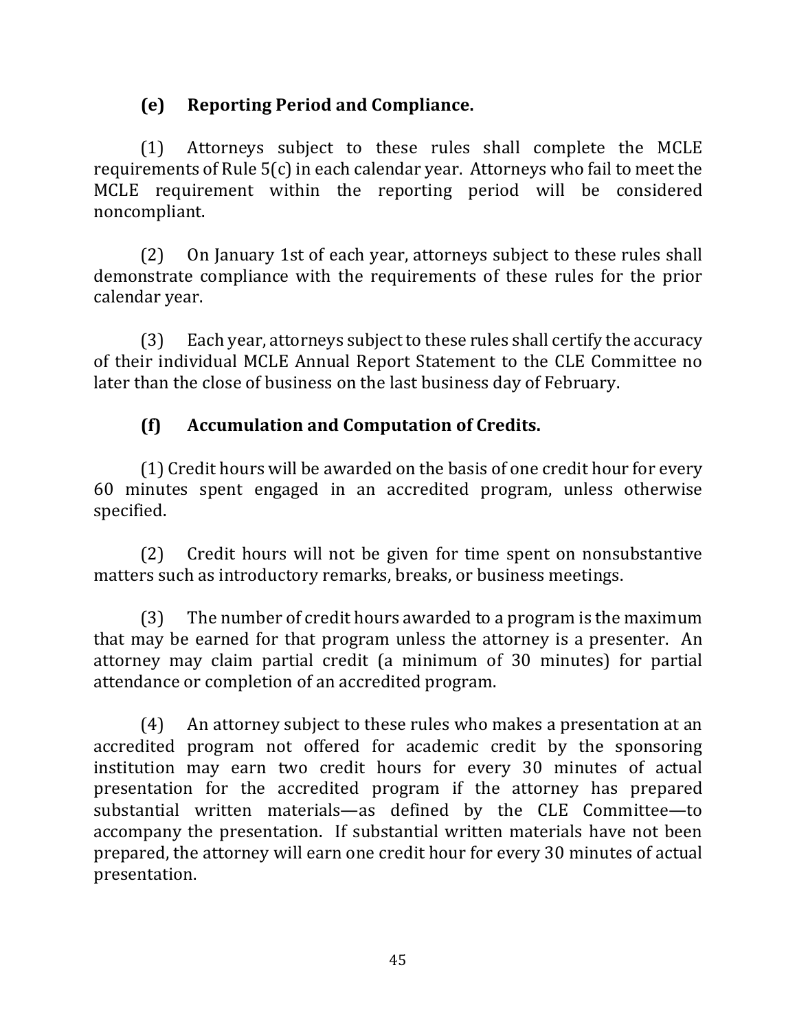### (e) Reporting Period and Compliance.

(1) Attorneys subject to these rules shall complete the MCLE requirements of Rule 5(c) in each calendar year. Attorneys who fail to meet the MCLE requirement within the reporting period will be considered noncompliant.

(2) On January 1st of each year, attorneys subject to these rules shall demonstrate compliance with the requirements of these rules for the prior calendar year.

(3) Each year, attorneys subject to these rules shall certify the accuracy of their individual MCLE Annual Report Statement to the CLE Committee no later than the close of business on the last business day of February.

### (f) Accumulation and Computation of Credits.

(1) Credit hours will be awarded on the basis of one credit hour for every 60 minutes spent engaged in an accredited program, unless otherwise specified.

(2) Credit hours will not be given for time spent on nonsubstantive matters such as introductory remarks, breaks, or business meetings.

(3) The number of credit hours awarded to a program is the maximum that may be earned for that program unless the attorney is a presenter. An attorney may claim partial credit (a minimum of 30 minutes) for partial attendance or completion of an accredited program.

(4) An attorney subject to these rules who makes a presentation at an accredited program not offered for academic credit by the sponsoring institution may earn two credit hours for every 30 minutes of actual presentation for the accredited program if the attorney has prepared substantial written materials—as defined by the CLE Committee—to accompany the presentation. If substantial written materials have not been prepared, the attorney will earn one credit hour for every 30 minutes of actual presentation.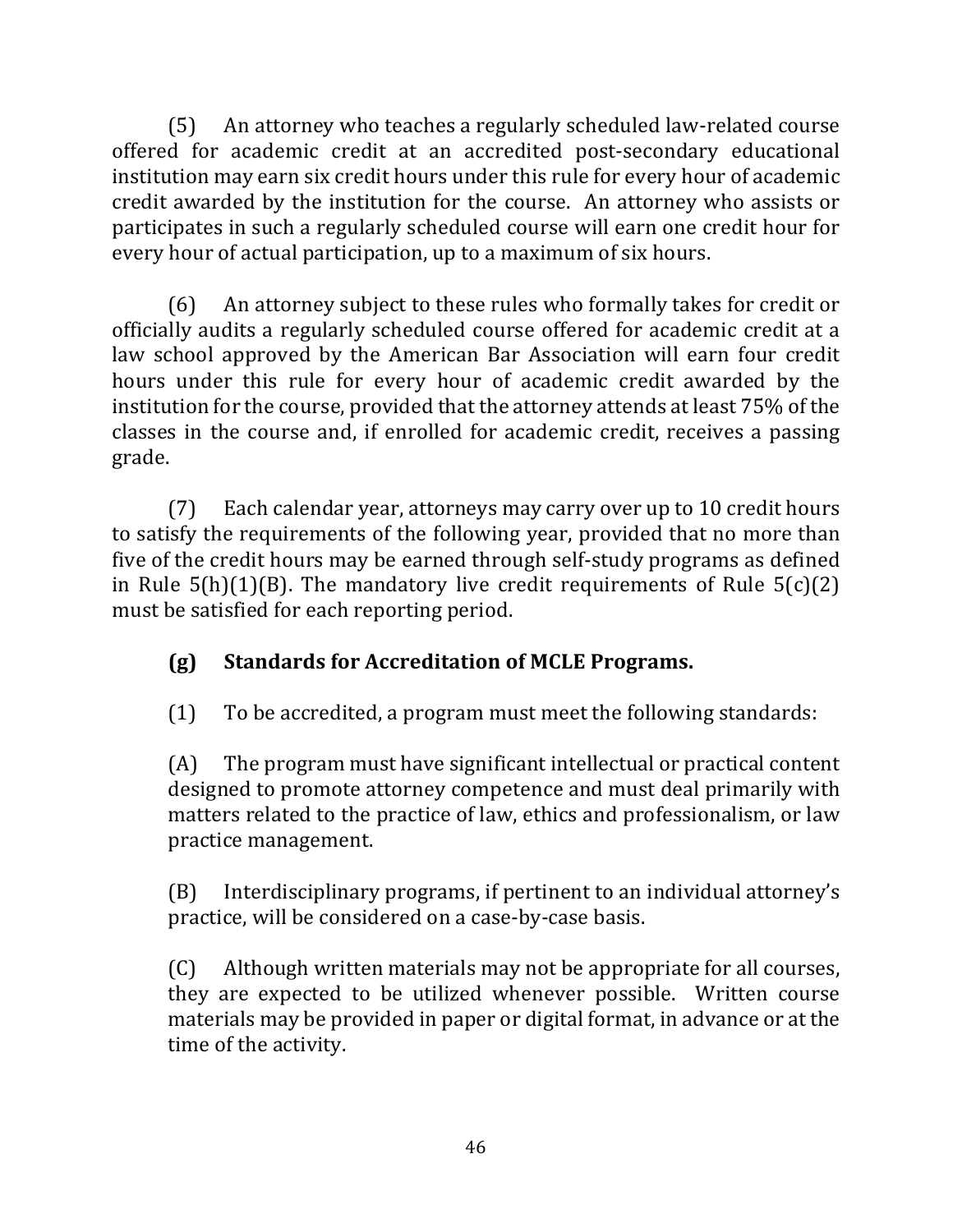(5) An attorney who teaches a regularly scheduled law-related course offered for academic credit at an accredited post-secondary educational institution may earn six credit hours under this rule for every hour of academic credit awarded by the institution for the course. An attorney who assists or participates in such a regularly scheduled course will earn one credit hour for every hour of actual participation, up to a maximum of six hours.

(6) An attorney subject to these rules who formally takes for credit or officially audits a regularly scheduled course offered for academic credit at a law school approved by the American Bar Association will earn four credit hours under this rule for every hour of academic credit awarded by the institution for the course, provided that the attorney attends at least 75% of the classes in the course and, if enrolled for academic credit, receives a passing grade.

(7) Each calendar year, attorneys may carry over up to 10 credit hours to satisfy the requirements of the following year, provided that no more than five of the credit hours may be earned through self-study programs as defined in Rule 5(h)(1)(B). The mandatory live credit requirements of Rule 5(c)(2) must be satisfied for each reporting period.

**(g) Standards for Accreditation of MCLE Programs.**

(1) To be accredited, a program must meet the following standards:

(A) The program must have significant intellectual or practical content designed to promote attorney competence and must deal primarily with matters related to the practice of law, ethics and professionalism, or law practice management.

(B) Interdisciplinary programs, if pertinent to an individual attorney's practice, will be considered on a case-by-case basis.

(C) Although written materials may not be appropriate for all courses, they are expected to be utilized whenever possible. Written course materials may be provided in paper or digital format, in advance or at the time of the activity.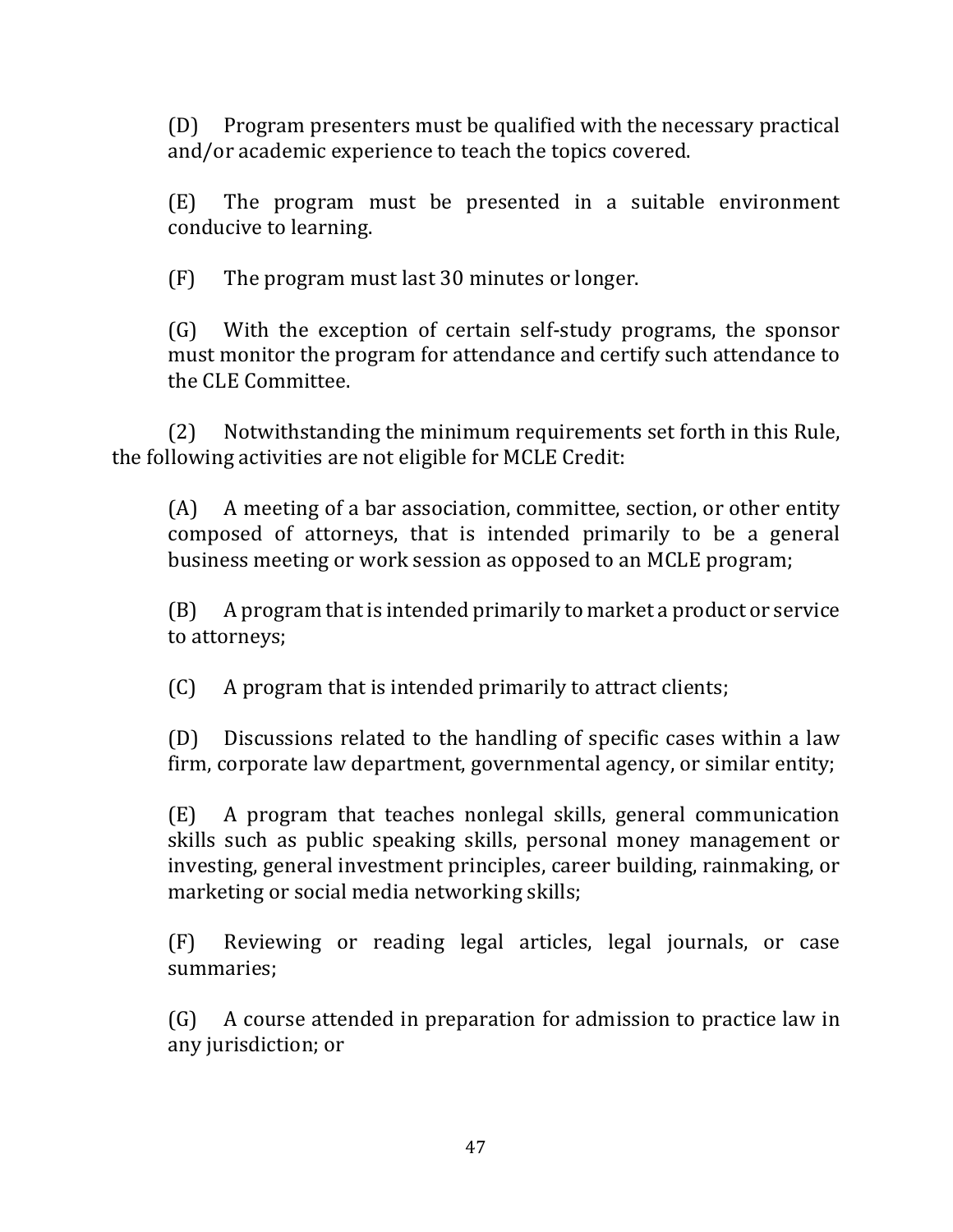(D) Program presenters must be qualified with the necessary practical and/or academic experience to teach the topics covered.

(E) The program must be presented in a suitable environment conducive to learning.

(F) The program must last 30 minutes or longer.

(G) With the exception of certain self-study programs, the sponsor must monitor the program for attendance and certify such attendance to the CLE Committee.

(2) Notwithstanding the minimum requirements set forth in this Rule, the following activities are not eligible for MCLE Credit:

(A) A meeting of a bar association, committee, section, or other entity composed of attorneys, that is intended primarily to be a general business meeting or work session as opposed to an MCLE program;

(B) A program that is intended primarily to market a product or service to attorneys;

(C) A program that is intended primarily to attract clients;

(D) Discussions related to the handling of specific cases within a law firm, corporate law department, governmental agency, or similar entity;

(E) A program that teaches nonlegal skills, general communication skills such as public speaking skills, personal money management or investing, general investment principles, career building, rainmaking, or marketing or social media networking skills;

(F) Reviewing or reading legal articles, legal journals, or case summaries;

(G) A course attended in preparation for admission to practice law in any jurisdiction; or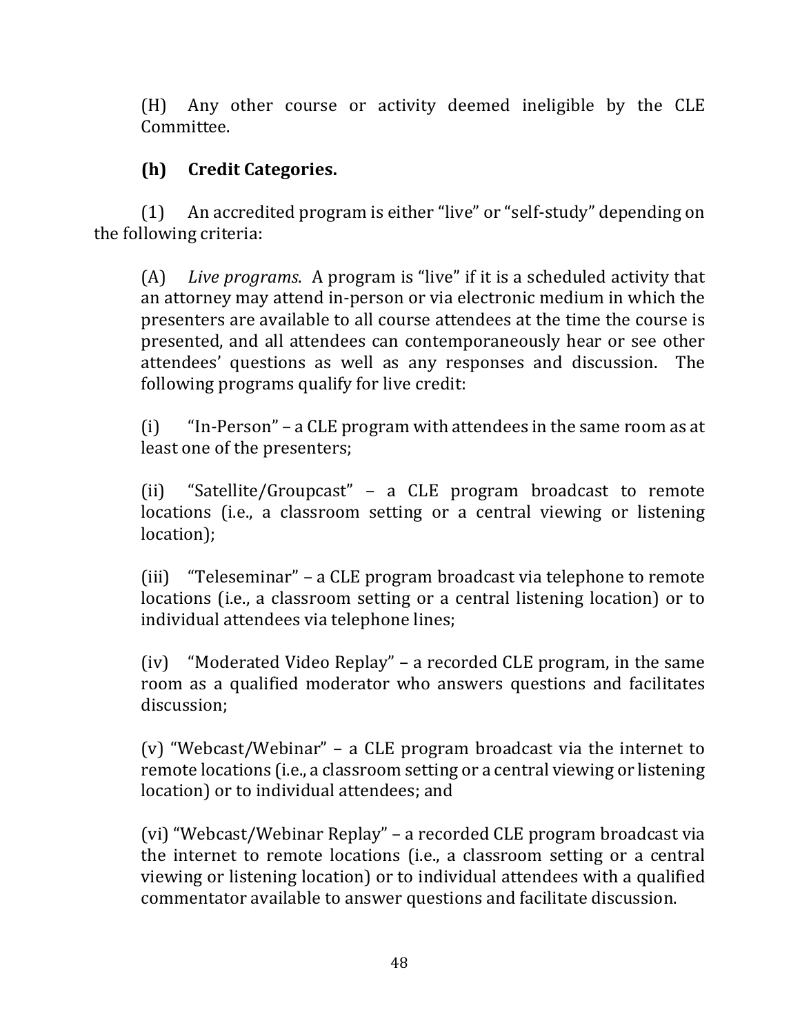(H) Any other course or activity deemed ineligible by the CLE Committee.

**(h) Credit Categories.**

(1) An accredited program is either "live" or "self-study" depending on the following criteria:

(A) *Live programs*. A program is "live" if it is a scheduled activity that an attorney may attend in-person or via electronic medium in which the presenters are available to all course attendees at the time the course is presented, and all attendees can contemporaneously hear or see other attendees' questions as well as any responses and discussion. The following programs qualify for live credit:

(i) "In-Person" – a CLE program with attendees in the same room as at least one of the presenters;

(ii) "Satellite/Groupcast" – a CLE program broadcast to remote locations (i.e., a classroom setting or a central viewing or listening location);

(iii) "Teleseminar" – a CLE program broadcast via telephone to remote locations (i.e., a classroom setting or a central listening location) or to individual attendees via telephone lines;

(iv) "Moderated Video Replay" – a recorded CLE program, in the same room as a qualified moderator who answers questions and facilitates discussion;

(v) "Webcast/Webinar" – a CLE program broadcast via the internet to remote locations (i.e., a classroom setting or a central viewing or listening location) or to individual attendees; and

(vi) "Webcast/Webinar Replay" – a recorded CLE program broadcast via the internet to remote locations (i.e., a classroom setting or a central viewing or listening location) or to individual attendees with a qualified commentator available to answer questions and facilitate discussion.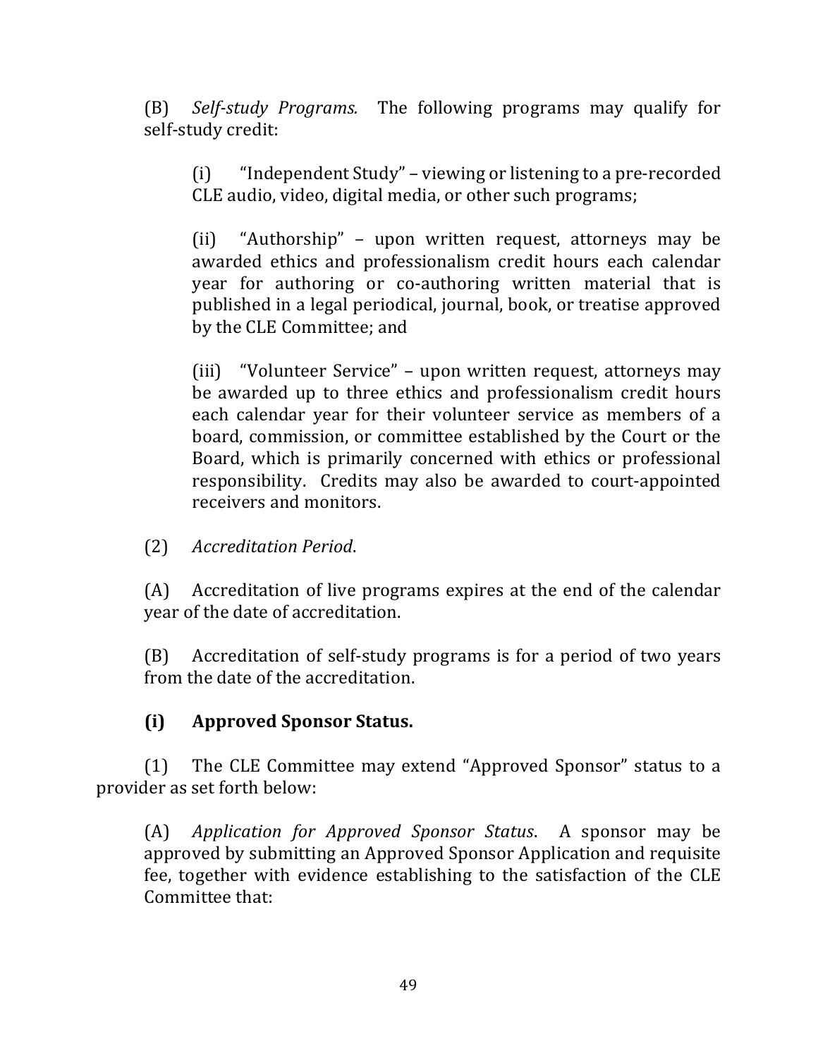(B) *Self-study Programs.* The following programs may qualify for self-study credit:

(i) "Independent Study" – viewing or listening to a pre-recorded CLE audio, video, digital media, or other such programs;

(ii) "Authorship" – upon written request, attorneys may be awarded ethics and professionalism credit hours each calendar year for authoring or co-authoring written material that is published in a legal periodical, journal, book, or treatise approved by the CLE Committee; and

(iii) "Volunteer Service" – upon written request, attorneys may be awarded up to three ethics and professionalism credit hours each calendar year for their volunteer service as members of a board, commission, or committee established by the Court or the Board, which is primarily concerned with ethics or professional responsibility. Credits may also be awarded to court-appointed receivers and monitors.

(2) *Accreditation Period*.

(A) Accreditation of live programs expires at the end of the calendar year of the date of accreditation.

(B) Accreditation of self-study programs is for a period of two years from the date of the accreditation.

**(i) Approved Sponsor Status.**

(1) The CLE Committee may extend "Approved Sponsor" status to a provider as set forth below:

(A) *Application for Approved Sponsor Status*. A sponsor may be approved by submitting an Approved Sponsor Application and requisite fee, together with evidence establishing to the satisfaction of the CLE Committee that: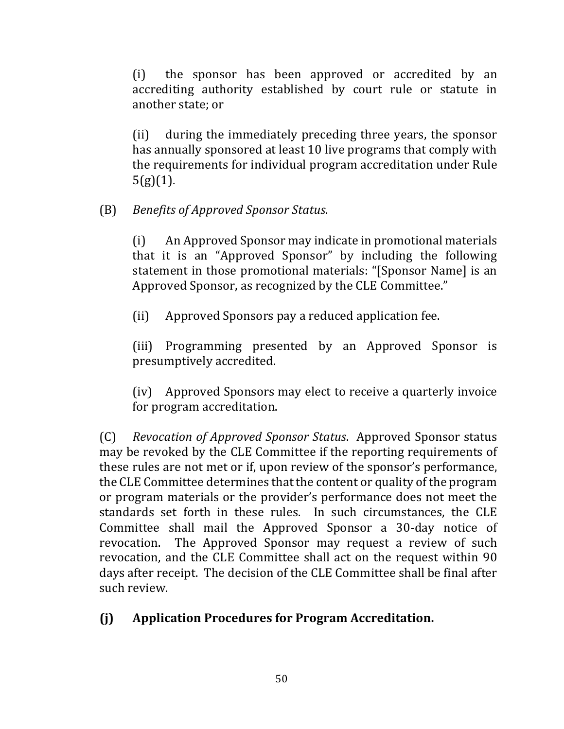(i) the sponsor has been approved or accredited by an accrediting authority established by court rule or statute in another state; or

(ii) during the immediately preceding three years, the sponsor has annually sponsored at least 10 live programs that comply with the requirements for individual program accreditation under Rule 5(g)(1).

(B) *Benefits of Approved Sponsor Status*.

(i) An Approved Sponsor may indicate in promotional materials that it is an "Approved Sponsor" by including the following statement in those promotional materials: "[Sponsor Name] is an Approved Sponsor, as recognized by the CLE Committee."

(ii) Approved Sponsors pay a reduced application fee.

(iii) Programming presented by an Approved Sponsor is presumptively accredited.

(iv) Approved Sponsors may elect to receive a quarterly invoice for program accreditation.

(C) *Revocation of Approved Sponsor Status*. Approved Sponsor status may be revoked by the CLE Committee if the reporting requirements of these rules are not met or if, upon review of the sponsor's performance, the CLE Committee determines that the content or quality of the program or program materials or the provider's performance does not meet the standards set forth in these rules. In such circumstances, the CLE Committee shall mail the Approved Sponsor a 30-day notice of revocation. The Approved Sponsor may request a review of such revocation, and the CLE Committee shall act on the request within 90 days after receipt. The decision of the CLE Committee shall be final after such review.

**(j) Application Procedures for Program Accreditation.**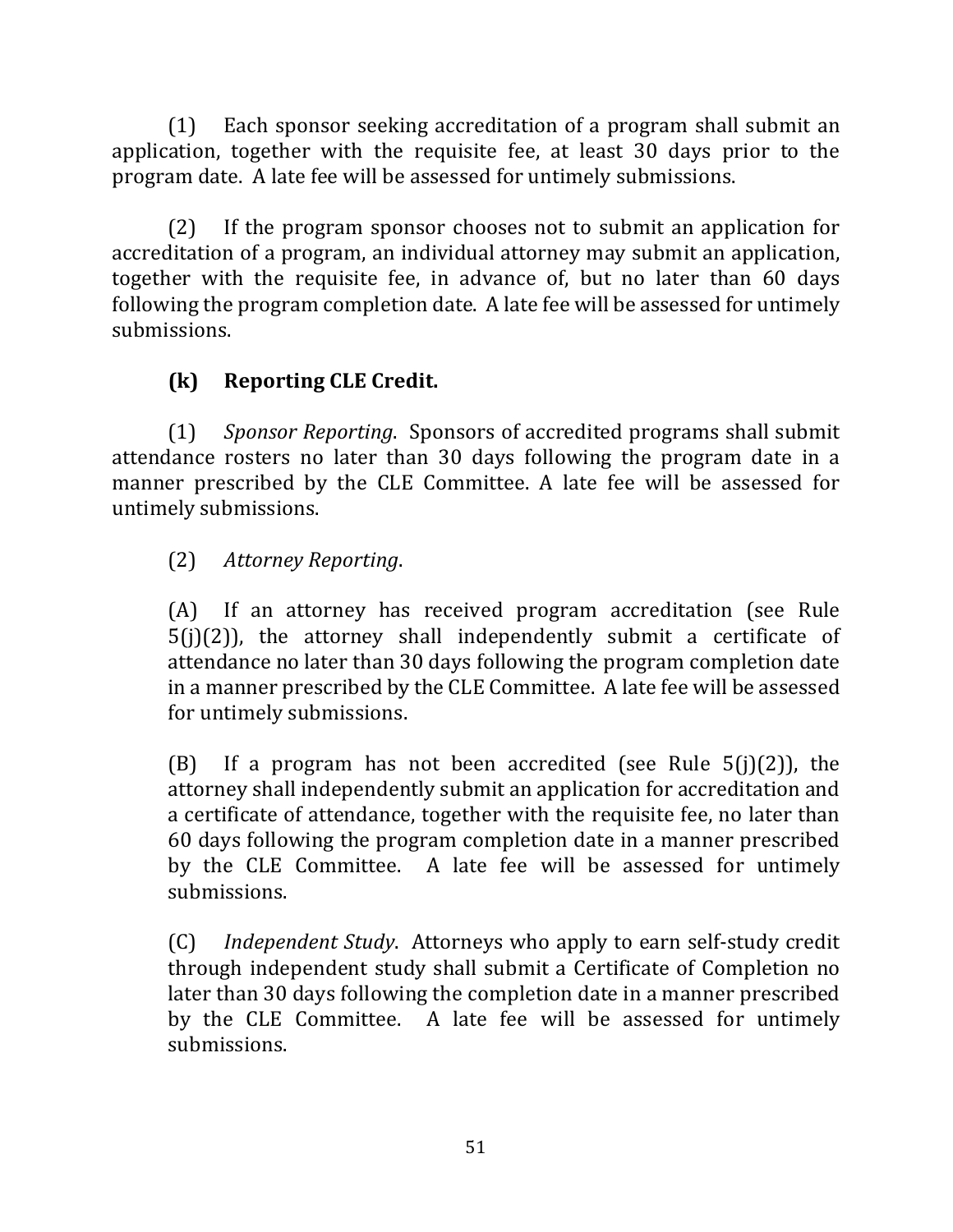(1) Each sponsor seeking accreditation of a program shall submit an application, together with the requisite fee, at least 30 days prior to the program date. A late fee will be assessed for untimely submissions.

(2) If the program sponsor chooses not to submit an application for accreditation of a program, an individual attorney may submit an application, together with the requisite fee, in advance of, but no later than 60 days following the program completion date. A late fee will be assessed for untimely submissions.

**(k) Reporting CLE Credit.**

(1) *Sponsor Reporting*. Sponsors of accredited programs shall submit attendance rosters no later than 30 days following the program date in a manner prescribed by the CLE Committee. A late fee will be assessed for untimely submissions.

(2) *Attorney Reporting*.

(A) If an attorney has received program accreditation (see Rule 5(j)(2)), the attorney shall independently submit a certificate of attendance no later than 30 days following the program completion date in a manner prescribed by the CLE Committee. A late fee will be assessed for untimely submissions.

(B) If a program has not been accredited (see Rule 5(j)(2)), the attorney shall independently submit an application for accreditation and a certificate of attendance, together with the requisite fee, no later than 60 days following the program completion date in a manner prescribed by the CLE Committee. A late fee will be assessed for untimely submissions.

(C) *Independent Study*. Attorneys who apply to earn self-study credit through independent study shall submit a Certificate of Completion no later than 30 days following the completion date in a manner prescribed by the CLE Committee. A late fee will be assessed for untimely submissions.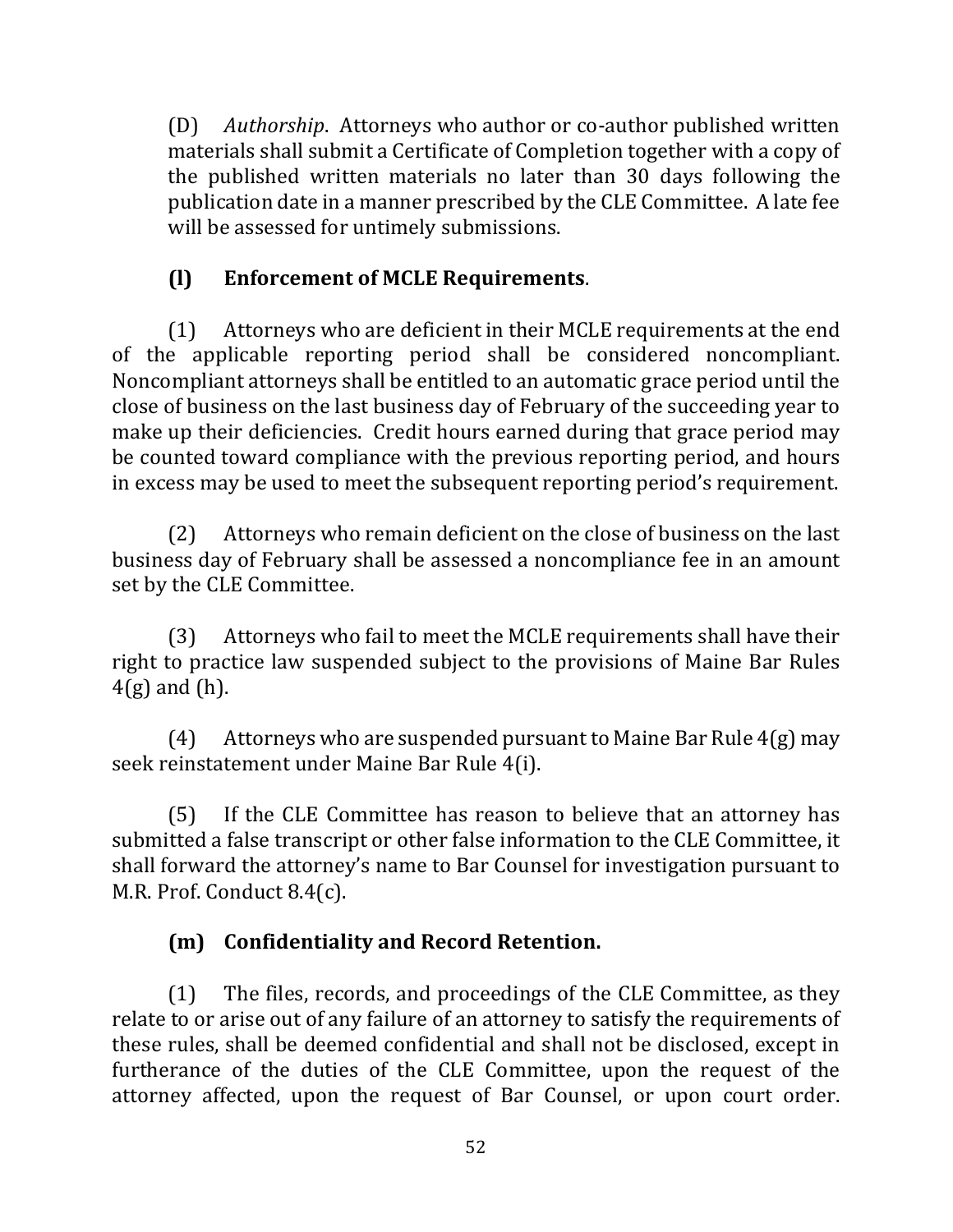(D) *Authorship*. Attorneys who author or co-author published written materials shall submit a Certificate of Completion together with a copy of the published written materials no later than 30 days following the publication date in a manner prescribed by the CLE Committee. A late fee will be assessed for untimely submissions.

**(l) Enforcement of MCLE Requirements**.

(1) Attorneys who are deficient in their MCLE requirements at the end of the applicable reporting period shall be considered noncompliant. Noncompliant attorneys shall be entitled to an automatic grace period until the close of business on the last business day of February of the succeeding year to make up their deficiencies. Credit hours earned during that grace period may be counted toward compliance with the previous reporting period, and hours in excess may be used to meet the subsequent reporting period's requirement.

(2) Attorneys who remain deficient on the close of business on the last business day of February shall be assessed a noncompliance fee in an amount set by the CLE Committee.

(3) Attorneys who fail to meet the MCLE requirements shall have their right to practice law suspended subject to the provisions of Maine Bar Rules 4(g) and (h).

(4) Attorneys who are suspended pursuant to Maine Bar Rule 4(g) may seek reinstatement under Maine Bar Rule 4(i).

(5) If the CLE Committee has reason to believe that an attorney has submitted a false transcript or other false information to the CLE Committee, it shall forward the attorney's name to Bar Counsel for investigation pursuant to M.R. Prof. Conduct 8.4(c).

**(m) Confidentiality and Record Retention.**

(1) The files, records, and proceedings of the CLE Committee, as they relate to or arise out of any failure of an attorney to satisfy the requirements of these rules, shall be deemed confidential and shall not be disclosed, except in furtherance of the duties of the CLE Committee, upon the request of the attorney affected, upon the request of Bar Counsel, or upon court order.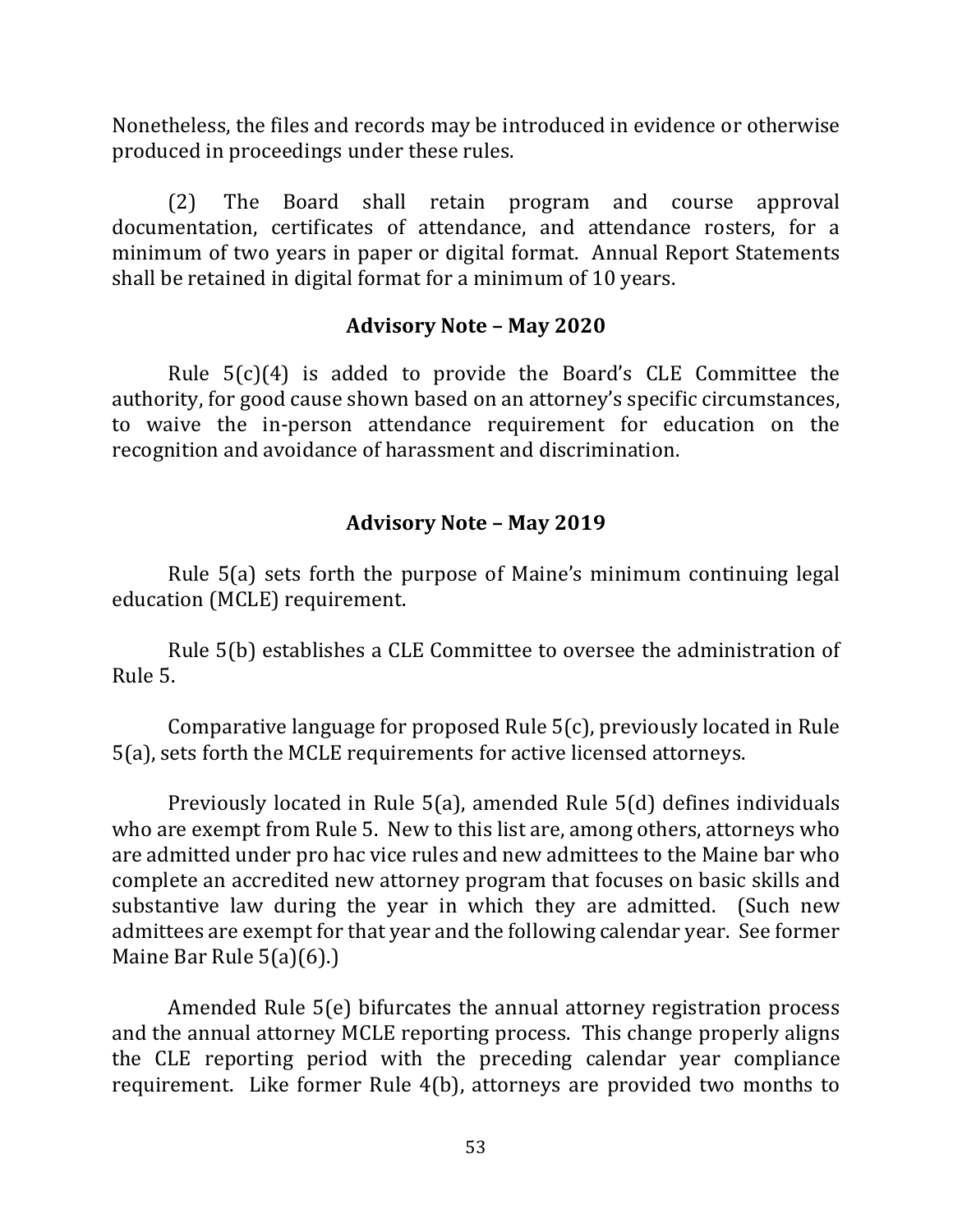Nonetheless, the files and records may be introduced in evidence or otherwise produced in proceedings under these rules.

(2) The Board shall retain program and course approval documentation, certificates of attendance, and attendance rosters, for a minimum of two years in paper or digital format. Annual Report Statements shall be retained in digital format for a minimum of 10 years.

### Advisory Note – May 2020

Rule 5(c)(4) is added to provide the Board's CLE Committee the authority, for good cause shown based on an attorney's specific circumstances, to waive the in-person attendance requirement for education on the recognition and avoidance of harassment and discrimination.

### Advisory Note – May 2019

Rule 5(a) sets forth the purpose of Maine's minimum continuing legal education (MCLE) requirement.

Rule 5(b) establishes a CLE Committee to oversee the administration of Rule 5.

Comparative language for proposed Rule 5(c), previously located in Rule 5(a), sets forth the MCLE requirements for active licensed attorneys.

Previously located in Rule 5(a), amended Rule 5(d) defines individuals who are exempt from Rule 5. New to this list are, among others, attorneys who are admitted under pro hac vice rules and new admittees to the Maine bar who complete an accredited new attorney program that focuses on basic skills and substantive law during the year in which they are admitted. (Such new admittees are exempt for that year and the following calendar year. See former Maine Bar Rule 5(a)(6).)

Amended Rule 5(e) bifurcates the annual attorney registration process and the annual attorney MCLE reporting process. This change properly aligns the CLE reporting period with the preceding calendar year compliance requirement. Like former Rule 4(b), attorneys are provided two months to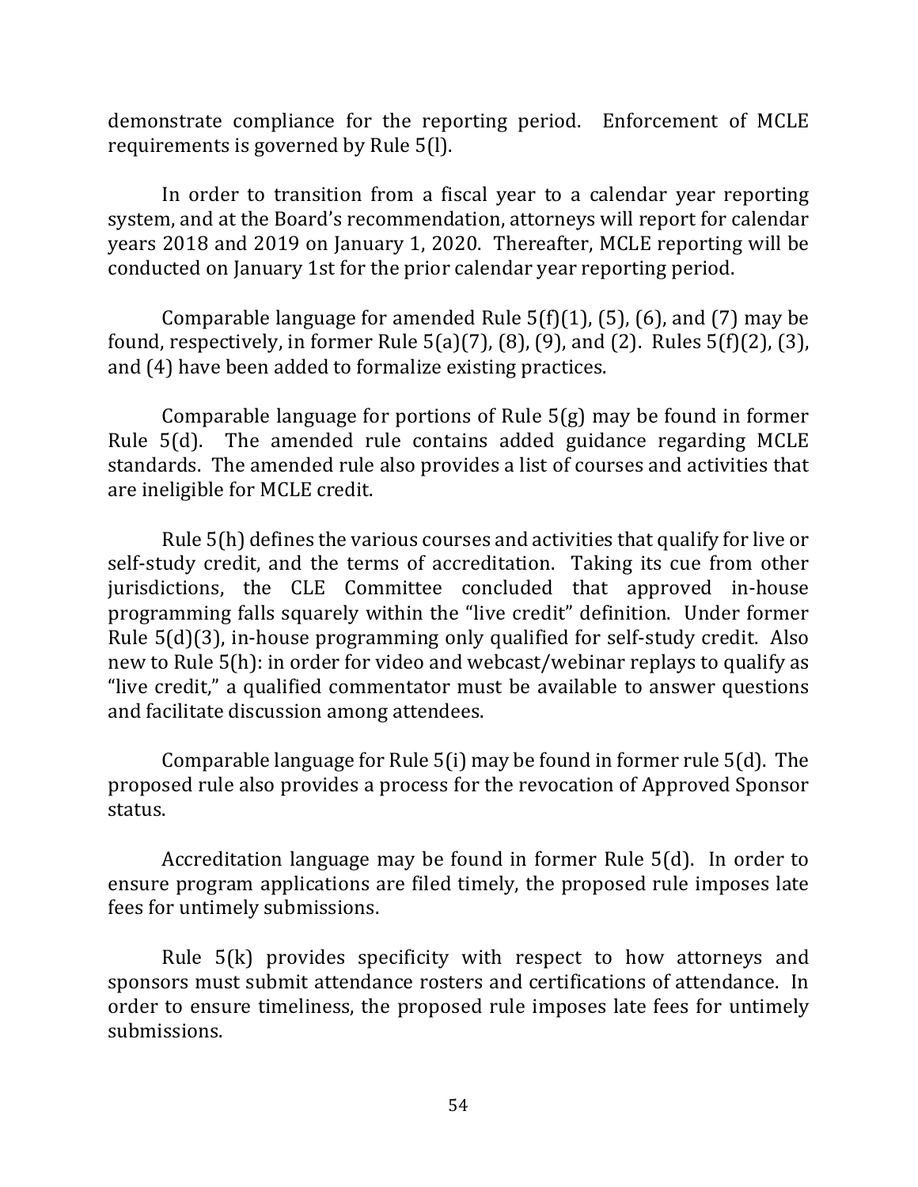demonstrate compliance for the reporting period. Enforcement of MCLE requirements is governed by Rule 5(l).

In order to transition from a fiscal year to a calendar year reporting system, and at the Board's recommendation, attorneys will report for calendar years 2018 and 2019 on January 1, 2020. Thereafter, MCLE reporting will be conducted on January 1st for the prior calendar year reporting period.

Comparable language for amended Rule 5(f)(1), (5), (6), and (7) may be found, respectively, in former Rule 5(a)(7), (8), (9), and (2). Rules 5(f)(2), (3), and (4) have been added to formalize existing practices.

Comparable language for portions of Rule 5(g) may be found in former Rule 5(d). The amended rule contains added guidance regarding MCLE standards. The amended rule also provides a list of courses and activities that are ineligible for MCLE credit.

Rule 5(h) defines the various courses and activities that qualify for live or self-study credit, and the terms of accreditation. Taking its cue from other jurisdictions, the CLE Committee concluded that approved in-house programming falls squarely within the "live credit" definition. Under former Rule 5(d)(3), in-house programming only qualified for self-study credit. Also new to Rule 5(h): in order for video and webcast/webinar replays to qualify as "live credit," a qualified commentator must be available to answer questions and facilitate discussion among attendees.

Comparable language for Rule 5(i) may be found in former rule 5(d). The proposed rule also provides a process for the revocation of Approved Sponsor status.

Accreditation language may be found in former Rule 5(d). In order to ensure program applications are filed timely, the proposed rule imposes late fees for untimely submissions.

Rule 5(k) provides specificity with respect to how attorneys and sponsors must submit attendance rosters and certifications of attendance. In order to ensure timeliness, the proposed rule imposes late fees for untimely submissions.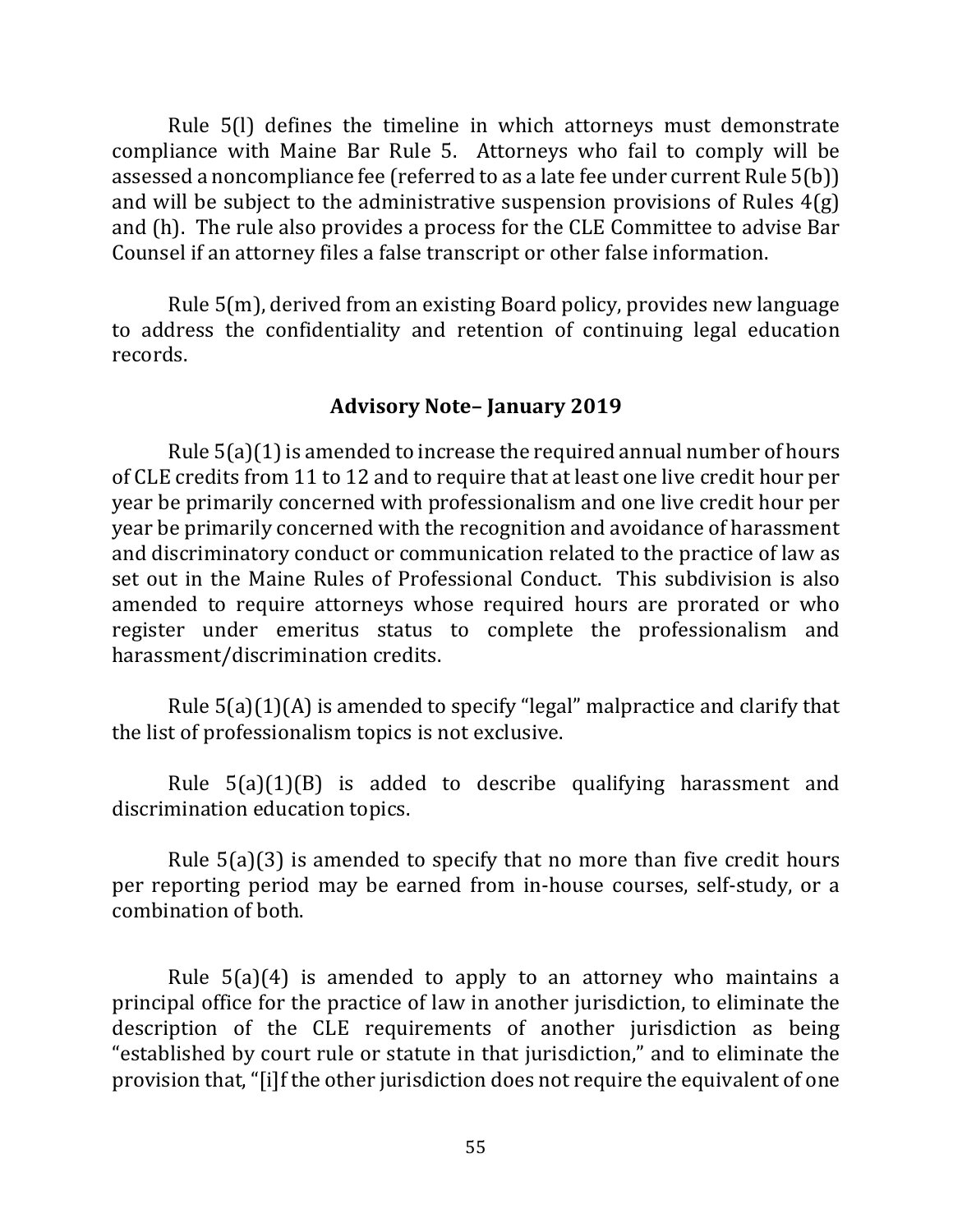Rule 5(l) defines the timeline in which attorneys must demonstrate compliance with Maine Bar Rule 5. Attorneys who fail to comply will be assessed a noncompliance fee (referred to as a late fee under current Rule 5(b)) and will be subject to the administrative suspension provisions of Rules 4(g) and (h). The rule also provides a process for the CLE Committee to advise Bar Counsel if an attorney files a false transcript or other false information.

Rule 5(m), derived from an existing Board policy, provides new language to address the confidentiality and retention of continuing legal education records.

### Advisory Note– January 2019

Rule 5(a)(1) is amended to increase the required annual number of hours of CLE credits from 11 to 12 and to require that at least one live credit hour per year be primarily concerned with professionalism and one live credit hour per year be primarily concerned with the recognition and avoidance of harassment and discriminatory conduct or communication related to the practice of law as set out in the Maine Rules of Professional Conduct. This subdivision is also amended to require attorneys whose required hours are prorated or who register under emeritus status to complete the professionalism and harassment/discrimination credits.

Rule 5(a)(1)(A) is amended to specify "legal" malpractice and clarify that the list of professionalism topics is not exclusive.

Rule 5(a)(1)(B) is added to describe qualifying harassment and discrimination education topics.

Rule 5(a)(3) is amended to specify that no more than five credit hours per reporting period may be earned from in-house courses, self-study, or a combination of both.

Rule 5(a)(4) is amended to apply to an attorney who maintains a principal office for the practice of law in another jurisdiction, to eliminate the description of the CLE requirements of another jurisdiction as being "established by court rule or statute in that jurisdiction," and to eliminate the provision that, "[i]f the other jurisdiction does not require the equivalent of one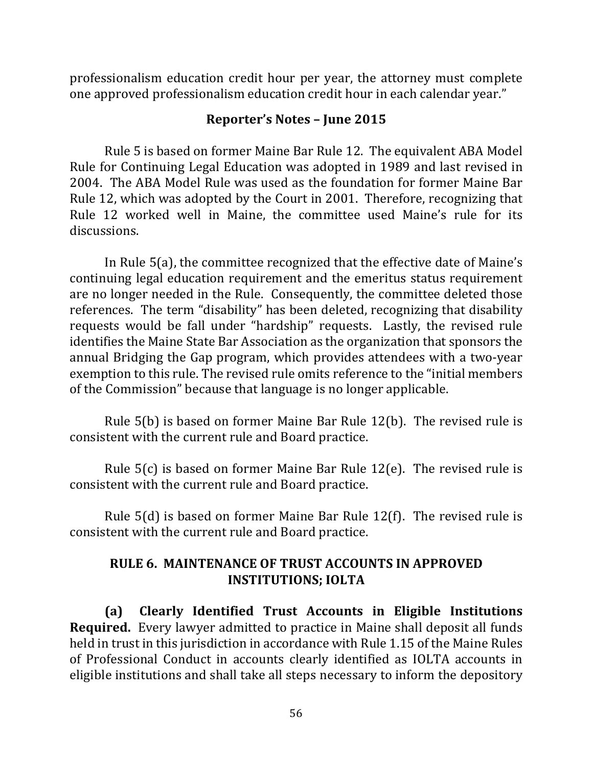professionalism education credit hour per year, the attorney must complete one approved professionalism education credit hour in each calendar year."

### Reporter's Notes – June 2015

Rule 5 is based on former Maine Bar Rule 12. The equivalent ABA Model Rule for Continuing Legal Education was adopted in 1989 and last revised in 2004. The ABA Model Rule was used as the foundation for former Maine Bar Rule 12, which was adopted by the Court in 2001. Therefore, recognizing that Rule 12 worked well in Maine, the committee used Maine's rule for its discussions.

In Rule 5(a), the committee recognized that the effective date of Maine's continuing legal education requirement and the emeritus status requirement are no longer needed in the Rule. Consequently, the committee deleted those references. The term "disability" has been deleted, recognizing that disability requests would be fall under "hardship" requests. Lastly, the revised rule identifies the Maine State Bar Association as the organization that sponsors the annual Bridging the Gap program, which provides attendees with a two-year exemption to this rule. The revised rule omits reference to the "initial members of the Commission" because that language is no longer applicable.

Rule 5(b) is based on former Maine Bar Rule 12(b). The revised rule is consistent with the current rule and Board practice.

Rule 5(c) is based on former Maine Bar Rule 12(e). The revised rule is consistent with the current rule and Board practice.

Rule 5(d) is based on former Maine Bar Rule 12(f). The revised rule is consistent with the current rule and Board practice.

## RULE 6. MAINTENANCE OF TRUST ACCOUNTS IN APPROVED INSTITUTIONS; IOLTA

**(a) Clearly Identified Trust Accounts in Eligible Institutions Required.** Every lawyer admitted to practice in Maine shall deposit all funds held in trust in this jurisdiction in accordance with Rule 1.15 of the Maine Rules of Professional Conduct in accounts clearly identified as IOLTA accounts in eligible institutions and shall take all steps necessary to inform the depository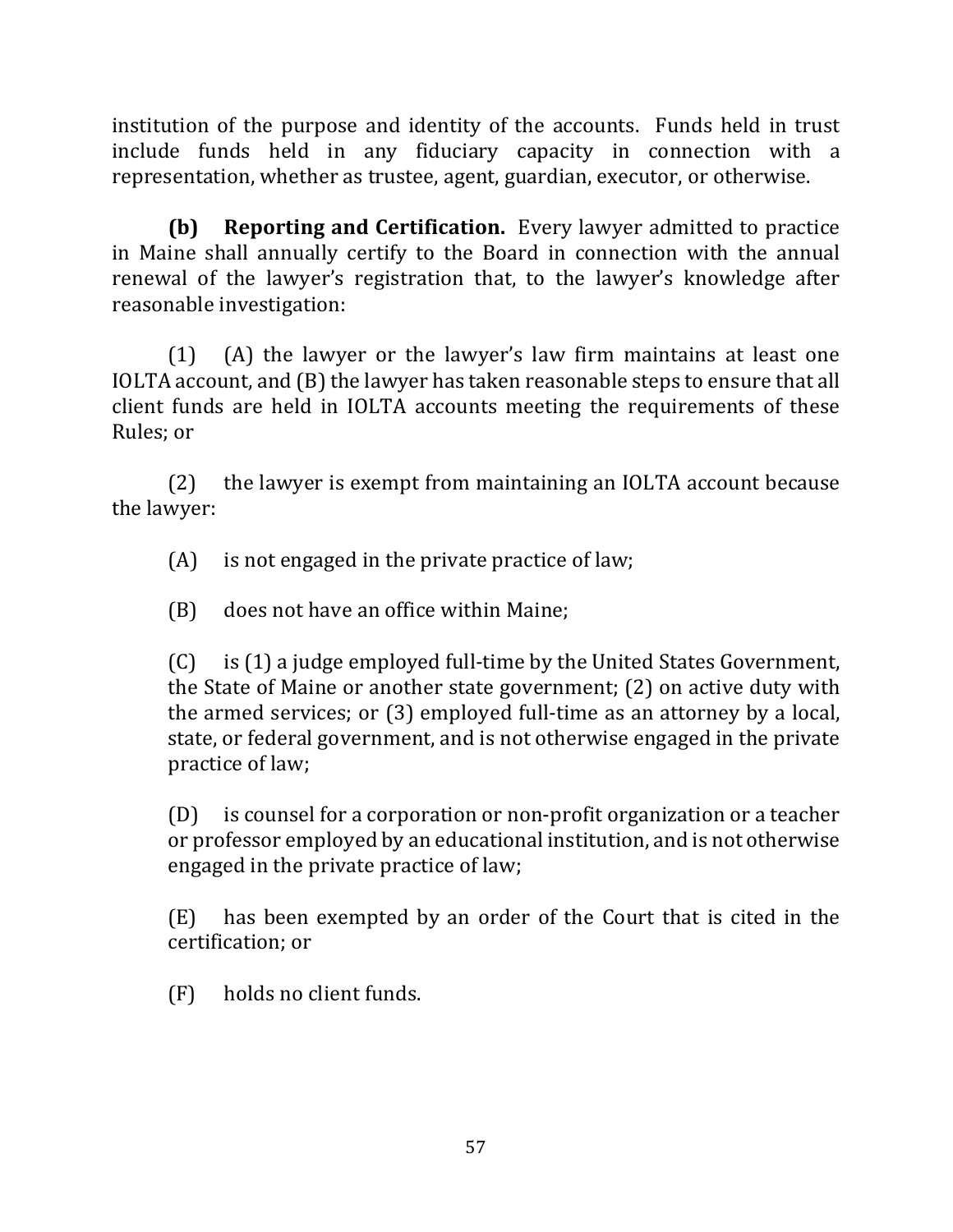institution of the purpose and identity of the accounts. Funds held in trust include funds held in any fiduciary capacity in connection with a representation, whether as trustee, agent, guardian, executor, or otherwise.

**(b) Reporting and Certification.** Every lawyer admitted to practice in Maine shall annually certify to the Board in connection with the annual renewal of the lawyer's registration that, to the lawyer's knowledge after reasonable investigation:

(1) (A) the lawyer or the lawyer's law firm maintains at least one IOLTA account, and (B) the lawyer has taken reasonable steps to ensure that all client funds are held in IOLTA accounts meeting the requirements of these Rules; or

(2) the lawyer is exempt from maintaining an IOLTA account because the lawyer:

(A) is not engaged in the private practice of law;

(B) does not have an office within Maine;

(C) is (1) a judge employed full-time by the United States Government, the State of Maine or another state government; (2) on active duty with the armed services; or (3) employed full-time as an attorney by a local, state, or federal government, and is not otherwise engaged in the private practice of law;

(D) is counsel for a corporation or non-profit organization or a teacher or professor employed by an educational institution, and is not otherwise engaged in the private practice of law;

(E) has been exempted by an order of the Court that is cited in the certification; or

(F) holds no client funds.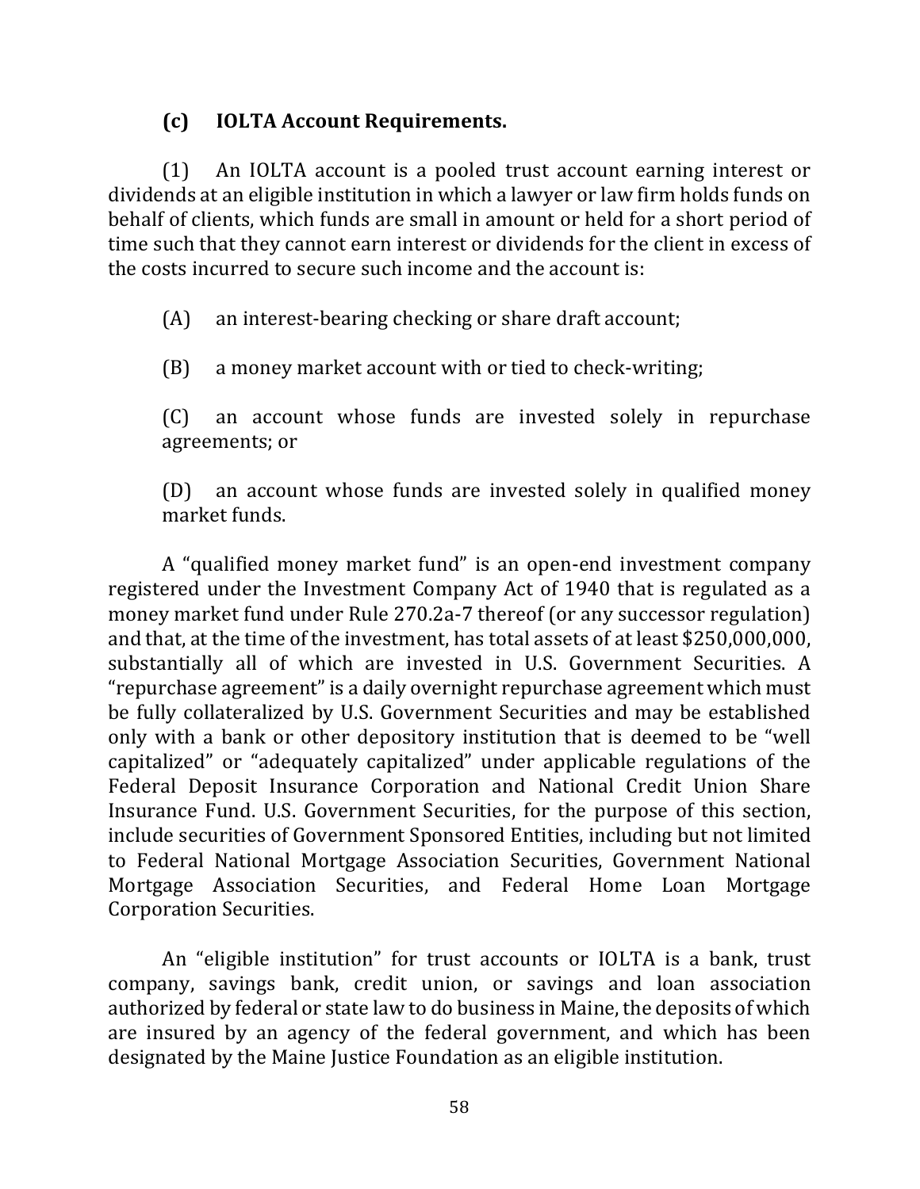### (c) IOLTA Account Requirements.

(1) An IOLTA account is a pooled trust account earning interest or dividends at an eligible institution in which a lawyer or law firm holds funds on behalf of clients, which funds are small in amount or held for a short period of time such that they cannot earn interest or dividends for the client in excess of the costs incurred to secure such income and the account is:

(A) an interest-bearing checking or share draft account;

(B) a money market account with or tied to check-writing;

(C) an account whose funds are invested solely in repurchase agreements; or

(D) an account whose funds are invested solely in qualified money market funds.

A "qualified money market fund" is an open-end investment company registered under the Investment Company Act of 1940 that is regulated as a money market fund under Rule 270.2a-7 thereof (or any successor regulation) and that, at the time of the investment, has total assets of at least $250,000,000, substantially all of which are invested in U.S. Government Securities. A "repurchase agreement" is a daily overnight repurchase agreement which must be fully collateralized by U.S. Government Securities and may be established only with a bank or other depository institution that is deemed to be "well capitalized" or "adequately capitalized" under applicable regulations of the Federal Deposit Insurance Corporation and National Credit Union Share Insurance Fund. U.S. Government Securities, for the purpose of this section, include securities of Government Sponsored Entities, including but not limited to Federal National Mortgage Association Securities, Government National Mortgage Association Securities, and Federal Home Loan Mortgage Corporation Securities.

An "eligible institution" for trust accounts or IOLTA is a bank, trust company, savings bank, credit union, or savings and loan association authorized by federal or state law to do business in Maine, the deposits of which are insured by an agency of the federal government, and which has been designated by the Maine Justice Foundation as an eligible institution.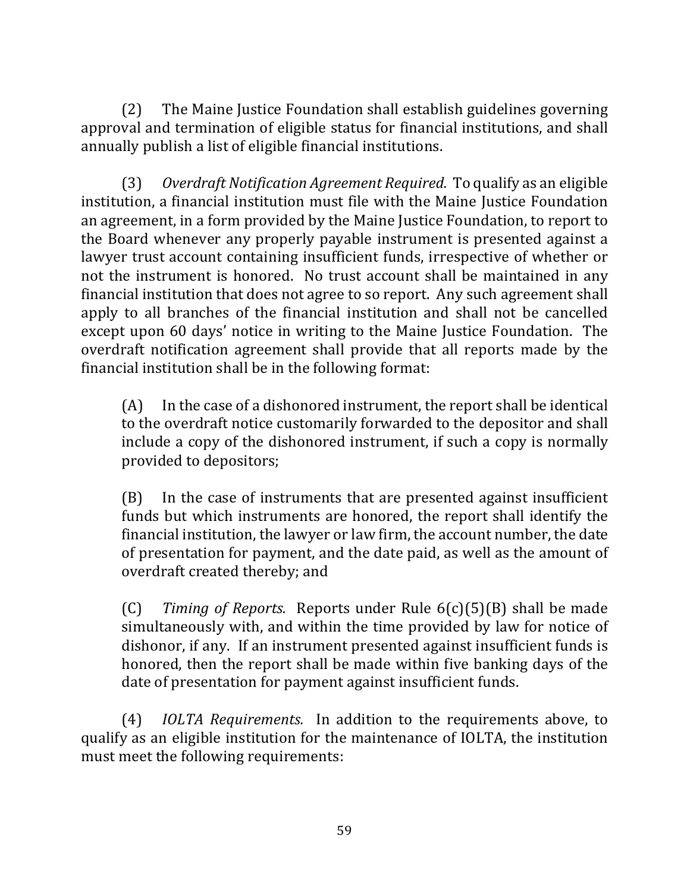(2) The Maine Justice Foundation shall establish guidelines governing approval and termination of eligible status for financial institutions, and shall annually publish a list of eligible financial institutions.

(3) *Overdraft Notification Agreement Required.* To qualify as an eligible institution, a financial institution must file with the Maine Justice Foundation an agreement, in a form provided by the Maine Justice Foundation, to report to the Board whenever any properly payable instrument is presented against a lawyer trust account containing insufficient funds, irrespective of whether or not the instrument is honored. No trust account shall be maintained in any financial institution that does not agree to so report. Any such agreement shall apply to all branches of the financial institution and shall not be cancelled except upon 60 days' notice in writing to the Maine Justice Foundation. The overdraft notification agreement shall provide that all reports made by the financial institution shall be in the following format:

> (A) In the case of a dishonored instrument, the report shall be identical to the overdraft notice customarily forwarded to the depositor and shall include a copy of the dishonored instrument, if such a copy is normally provided to depositors;
>
> (B) In the case of instruments that are presented against insufficient funds but which instruments are honored, the report shall identify the financial institution, the lawyer or law firm, the account number, the date of presentation for payment, and the date paid, as well as the amount of overdraft created thereby; and
>
> (C) *Timing of Reports.* Reports under Rule 6(c)(5)(B) shall be made simultaneously with, and within the time provided by law for notice of dishonor, if any. If an instrument presented against insufficient funds is honored, then the report shall be made within five banking days of the date of presentation for payment against insufficient funds.

(4) *IOLTA Requirements.* In addition to the requirements above, to qualify as an eligible institution for the maintenance of IOLTA, the institution must meet the following requirements: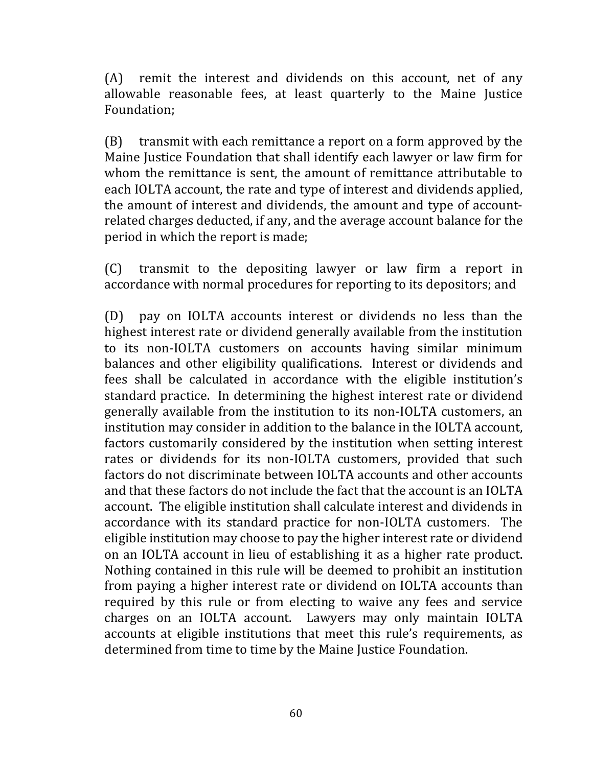(A) remit the interest and dividends on this account, net of any allowable reasonable fees, at least quarterly to the Maine Justice Foundation;

(B) transmit with each remittance a report on a form approved by the Maine Justice Foundation that shall identify each lawyer or law firm for whom the remittance is sent, the amount of remittance attributable to each IOLTA account, the rate and type of interest and dividends applied, the amount of interest and dividends, the amount and type of account-related charges deducted, if any, and the average account balance for the period in which the report is made;

(C) transmit to the depositing lawyer or law firm a report in accordance with normal procedures for reporting to its depositors; and

(D) pay on IOLTA accounts interest or dividends no less than the highest interest rate or dividend generally available from the institution to its non-IOLTA customers on accounts having similar minimum balances and other eligibility qualifications. Interest or dividends and fees shall be calculated in accordance with the eligible institution's standard practice. In determining the highest interest rate or dividend generally available from the institution to its non-IOLTA customers, an institution may consider in addition to the balance in the IOLTA account, factors customarily considered by the institution when setting interest rates or dividends for its non-IOLTA customers, provided that such factors do not discriminate between IOLTA accounts and other accounts and that these factors do not include the fact that the account is an IOLTA account. The eligible institution shall calculate interest and dividends in accordance with its standard practice for non-IOLTA customers. The eligible institution may choose to pay the higher interest rate or dividend on an IOLTA account in lieu of establishing it as a higher rate product. Nothing contained in this rule will be deemed to prohibit an institution from paying a higher interest rate or dividend on IOLTA accounts than required by this rule or from electing to waive any fees and service charges on an IOLTA account. Lawyers may only maintain IOLTA accounts at eligible institutions that meet this rule's requirements, as determined from time to time by the Maine Justice Foundation.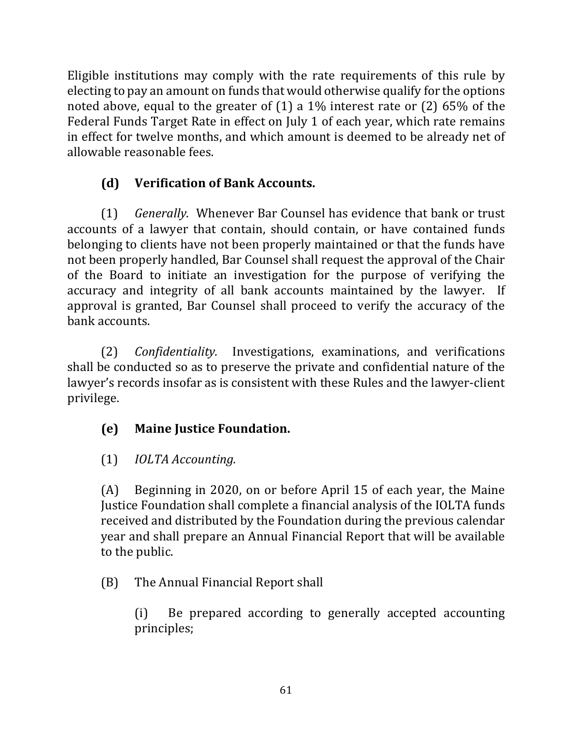Eligible institutions may comply with the rate requirements of this rule by electing to pay an amount on funds that would otherwise qualify for the options noted above, equal to the greater of (1) a 1% interest rate or (2) 65% of the Federal Funds Target Rate in effect on July 1 of each year, which rate remains in effect for twelve months, and which amount is deemed to be already net of allowable reasonable fees.

**(d) Verification of Bank Accounts.**

(1) *Generally.* Whenever Bar Counsel has evidence that bank or trust accounts of a lawyer that contain, should contain, or have contained funds belonging to clients have not been properly maintained or that the funds have not been properly handled, Bar Counsel shall request the approval of the Chair of the Board to initiate an investigation for the purpose of verifying the accuracy and integrity of all bank accounts maintained by the lawyer. If approval is granted, Bar Counsel shall proceed to verify the accuracy of the bank accounts.

(2) *Confidentiality.* Investigations, examinations, and verifications shall be conducted so as to preserve the private and confidential nature of the lawyer's records insofar as is consistent with these Rules and the lawyer-client privilege.

**(e) Maine Justice Foundation.**

(1) *IOLTA Accounting.*

(A) Beginning in 2020, on or before April 15 of each year, the Maine Justice Foundation shall complete a financial analysis of the IOLTA funds received and distributed by the Foundation during the previous calendar year and shall prepare an Annual Financial Report that will be available to the public.

(B) The Annual Financial Report shall

(i) Be prepared according to generally accepted accounting principles;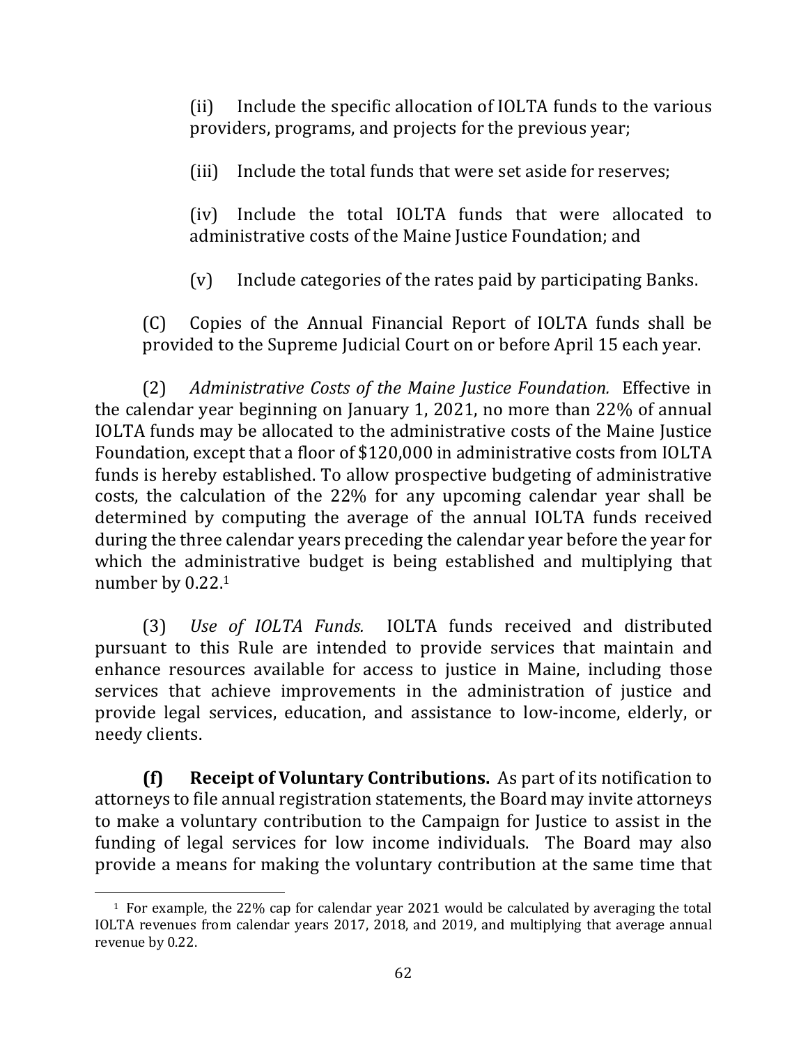(ii) Include the specific allocation of IOLTA funds to the various providers, programs, and projects for the previous year;

(iii) Include the total funds that were set aside for reserves;

(iv) Include the total IOLTA funds that were allocated to administrative costs of the Maine Justice Foundation; and

(v) Include categories of the rates paid by participating Banks.

(C) Copies of the Annual Financial Report of IOLTA funds shall be provided to the Supreme Judicial Court on or before April 15 each year.

(2) *Administrative Costs of the Maine Justice Foundation.* Effective in the calendar year beginning on January 1, 2021, no more than 22% of annual IOLTA funds may be allocated to the administrative costs of the Maine Justice Foundation, except that a floor of $120,000 in administrative costs from IOLTA funds is hereby established. To allow prospective budgeting of administrative costs, the calculation of the 22% for any upcoming calendar year shall be determined by computing the average of the annual IOLTA funds received during the three calendar years preceding the calendar year before the year for which the administrative budget is being established and multiplying that number by 0.22.[1]

(3) *Use of IOLTA Funds.* IOLTA funds received and distributed pursuant to this Rule are intended to provide services that maintain and enhance resources available for access to justice in Maine, including those services that achieve improvements in the administration of justice and provide legal services, education, and assistance to low-income, elderly, or needy clients.

**(f) Receipt of Voluntary Contributions.** As part of its notification to attorneys to file annual registration statements, the Board may invite attorneys to make a voluntary contribution to the Campaign for Justice to assist in the funding of legal services for low income individuals. The Board may also provide a means for making the voluntary contribution at the same time that

---

[1] For example, the 22% cap for calendar year 2021 would be calculated by averaging the total IOLTA revenues from calendar years 2017, 2018, and 2019, and multiplying that average annual revenue by 0.22.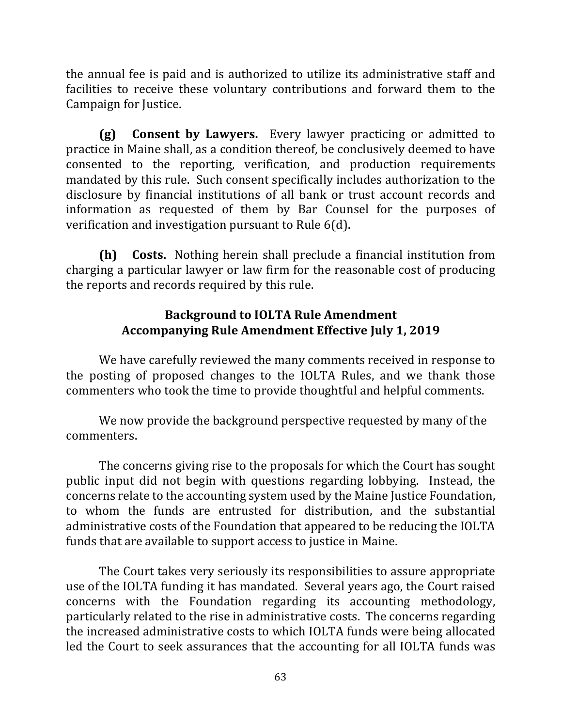the annual fee is paid and is authorized to utilize its administrative staff and facilities to receive these voluntary contributions and forward them to the Campaign for Justice.

**(g) Consent by Lawyers.** Every lawyer practicing or admitted to practice in Maine shall, as a condition thereof, be conclusively deemed to have consented to the reporting, verification, and production requirements mandated by this rule. Such consent specifically includes authorization to the disclosure by financial institutions of all bank or trust account records and information as requested of them by Bar Counsel for the purposes of verification and investigation pursuant to Rule 6(d).

**(h) Costs.** Nothing herein shall preclude a financial institution from charging a particular lawyer or law firm for the reasonable cost of producing the reports and records required by this rule.

## Background to IOLTA Rule Amendment Accompanying Rule Amendment Effective July 1, 2019

We have carefully reviewed the many comments received in response to the posting of proposed changes to the IOLTA Rules, and we thank those commenters who took the time to provide thoughtful and helpful comments.

We now provide the background perspective requested by many of the commenters.

The concerns giving rise to the proposals for which the Court has sought public input did not begin with questions regarding lobbying. Instead, the concerns relate to the accounting system used by the Maine Justice Foundation, to whom the funds are entrusted for distribution, and the substantial administrative costs of the Foundation that appeared to be reducing the IOLTA funds that are available to support access to justice in Maine.

The Court takes very seriously its responsibilities to assure appropriate use of the IOLTA funding it has mandated. Several years ago, the Court raised concerns with the Foundation regarding its accounting methodology, particularly related to the rise in administrative costs. The concerns regarding the increased administrative costs to which IOLTA funds were being allocated led the Court to seek assurances that the accounting for all IOLTA funds was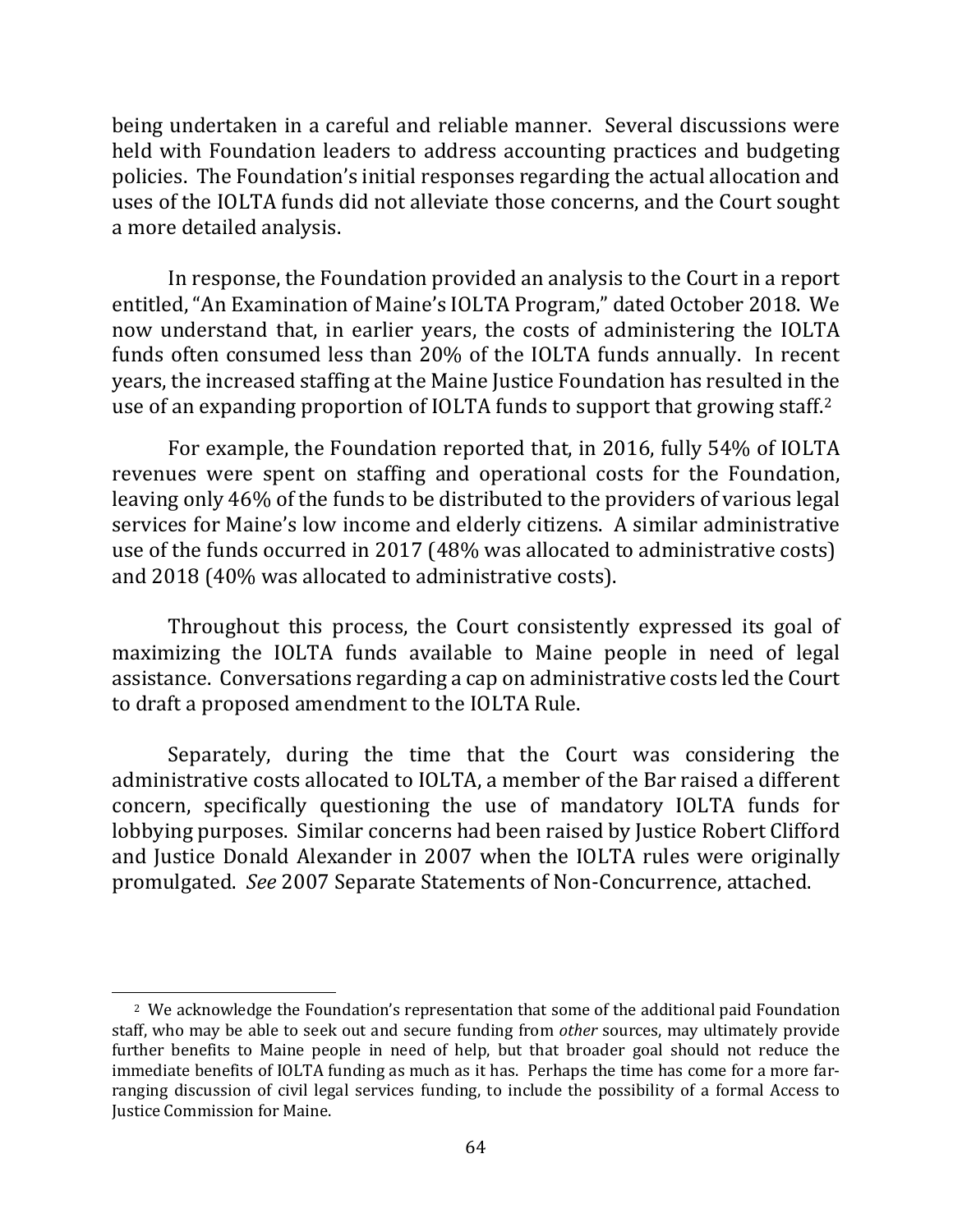being undertaken in a careful and reliable manner. Several discussions were held with Foundation leaders to address accounting practices and budgeting policies. The Foundation's initial responses regarding the actual allocation and uses of the IOLTA funds did not alleviate those concerns, and the Court sought a more detailed analysis.

In response, the Foundation provided an analysis to the Court in a report entitled, "An Examination of Maine's IOLTA Program," dated October 2018. We now understand that, in earlier years, the costs of administering the IOLTA funds often consumed less than 20% of the IOLTA funds annually. In recent years, the increased staffing at the Maine Justice Foundation has resulted in the use of an expanding proportion of IOLTA funds to support that growing staff.[2]

For example, the Foundation reported that, in 2016, fully 54% of IOLTA revenues were spent on staffing and operational costs for the Foundation, leaving only 46% of the funds to be distributed to the providers of various legal services for Maine's low income and elderly citizens. A similar administrative use of the funds occurred in 2017 (48% was allocated to administrative costs) and 2018 (40% was allocated to administrative costs).

Throughout this process, the Court consistently expressed its goal of maximizing the IOLTA funds available to Maine people in need of legal assistance. Conversations regarding a cap on administrative costs led the Court to draft a proposed amendment to the IOLTA Rule.

Separately, during the time that the Court was considering the administrative costs allocated to IOLTA, a member of the Bar raised a different concern, specifically questioning the use of mandatory IOLTA funds for lobbying purposes. Similar concerns had been raised by Justice Robert Clifford and Justice Donald Alexander in 2007 when the IOLTA rules were originally promulgated. *See* 2007 Separate Statements of Non-Concurrence, attached.

---

[2] We acknowledge the Foundation's representation that some of the additional paid Foundation staff, who may be able to seek out and secure funding from *other* sources, may ultimately provide further benefits to Maine people in need of help, but that broader goal should not reduce the immediate benefits of IOLTA funding as much as it has. Perhaps the time has come for a more far-ranging discussion of civil legal services funding, to include the possibility of a formal Access to Justice Commission for Maine.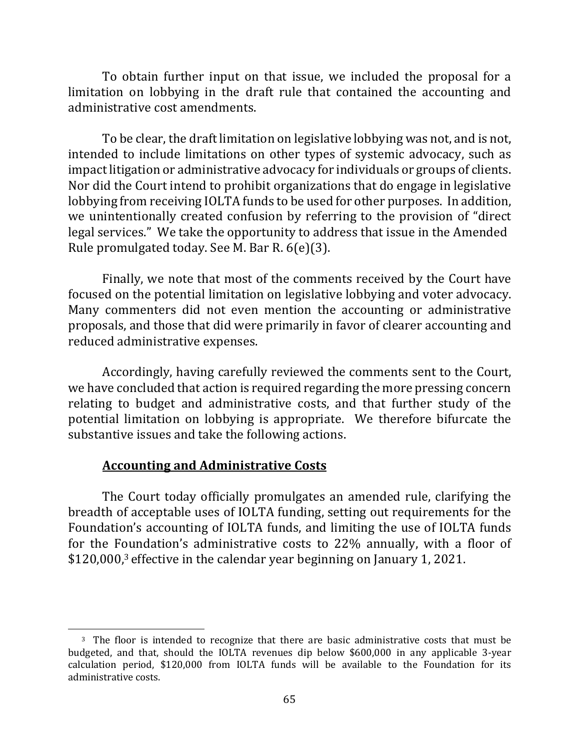To obtain further input on that issue, we included the proposal for a limitation on lobbying in the draft rule that contained the accounting and administrative cost amendments.

To be clear, the draft limitation on legislative lobbying was not, and is not, intended to include limitations on other types of systemic advocacy, such as impact litigation or administrative advocacy for individuals or groups of clients. Nor did the Court intend to prohibit organizations that do engage in legislative lobbying from receiving IOLTA funds to be used for other purposes. In addition, we unintentionally created confusion by referring to the provision of "direct legal services." We take the opportunity to address that issue in the Amended Rule promulgated today. See M. Bar R. 6(e)(3).

Finally, we note that most of the comments received by the Court have focused on the potential limitation on legislative lobbying and voter advocacy. Many commenters did not even mention the accounting or administrative proposals, and those that did were primarily in favor of clearer accounting and reduced administrative expenses.

Accordingly, having carefully reviewed the comments sent to the Court, we have concluded that action is required regarding the more pressing concern relating to budget and administrative costs, and that further study of the potential limitation on lobbying is appropriate. We therefore bifurcate the substantive issues and take the following actions.

**<u>Accounting and Administrative Costs</u>**

The Court today officially promulgates an amended rule, clarifying the breadth of acceptable uses of IOLTA funding, setting out requirements for the Foundation's accounting of IOLTA funds, and limiting the use of IOLTA funds for the Foundation's administrative costs to 22% annually, with a floor of $120,000,[3] effective in the calendar year beginning on January 1, 2021.

---

[3] The floor is intended to recognize that there are basic administrative costs that must be budgeted, and that, should the IOLTA revenues dip below $600,000 in any applicable 3-year calculation period, $120,000 from IOLTA funds will be available to the Foundation for its administrative costs.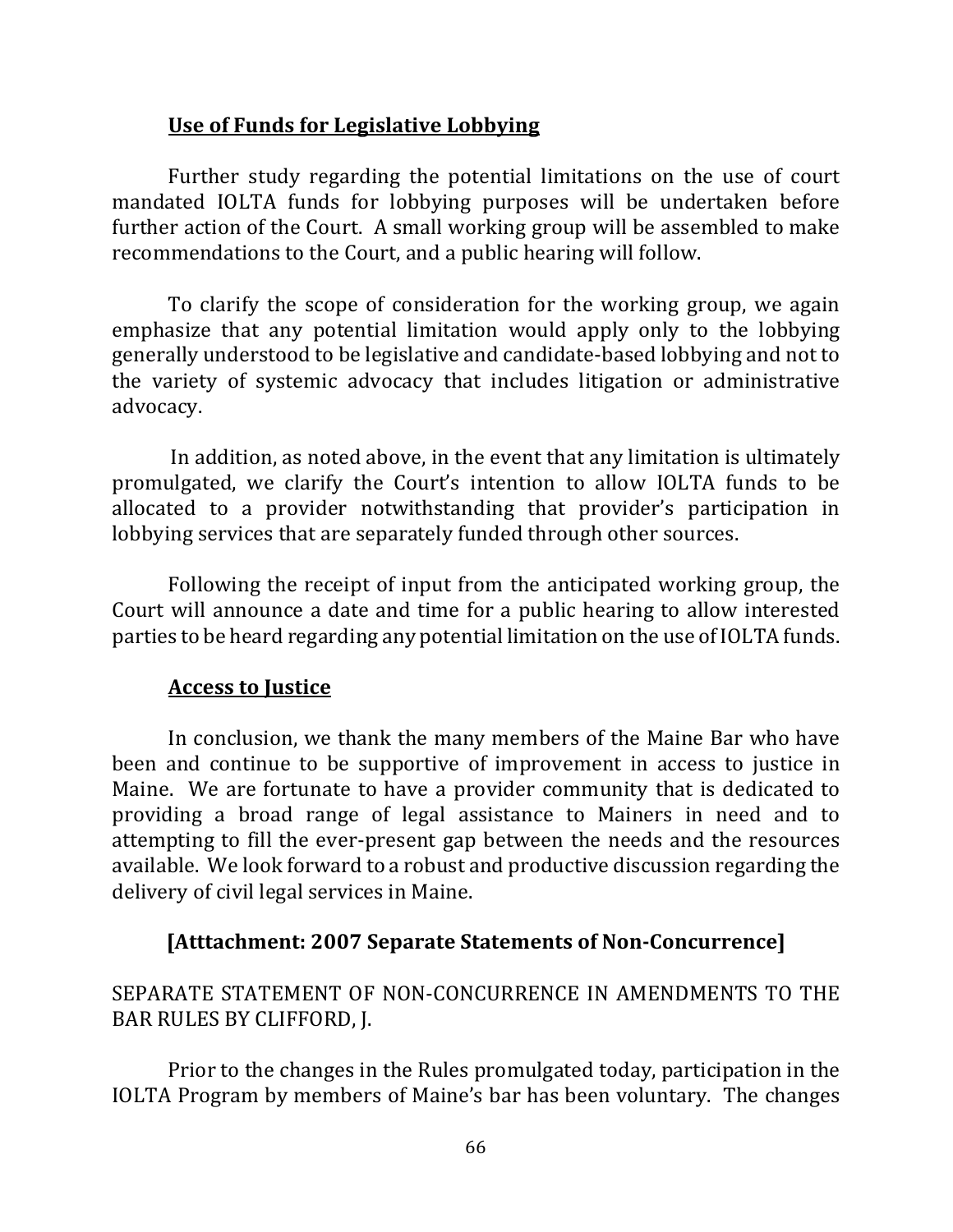**Use of Funds for Legislative Lobbying**

Further study regarding the potential limitations on the use of court mandated IOLTA funds for lobbying purposes will be undertaken before further action of the Court. A small working group will be assembled to make recommendations to the Court, and a public hearing will follow.

To clarify the scope of consideration for the working group, we again emphasize that any potential limitation would apply only to the lobbying generally understood to be legislative and candidate-based lobbying and not to the variety of systemic advocacy that includes litigation or administrative advocacy.

In addition, as noted above, in the event that any limitation is ultimately promulgated, we clarify the Court's intention to allow IOLTA funds to be allocated to a provider notwithstanding that provider's participation in lobbying services that are separately funded through other sources.

Following the receipt of input from the anticipated working group, the Court will announce a date and time for a public hearing to allow interested parties to be heard regarding any potential limitation on the use of IOLTA funds.

**Access to Justice**

In conclusion, we thank the many members of the Maine Bar who have been and continue to be supportive of improvement in access to justice in Maine. We are fortunate to have a provider community that is dedicated to providing a broad range of legal assistance to Mainers in need and to attempting to fill the ever-present gap between the needs and the resources available. We look forward to a robust and productive discussion regarding the delivery of civil legal services in Maine.

**[Atttachment: 2007 Separate Statements of Non-Concurrence]**

SEPARATE STATEMENT OF NON-CONCURRENCE IN AMENDMENTS TO THE BAR RULES BY CLIFFORD, J.

Prior to the changes in the Rules promulgated today, participation in the IOLTA Program by members of Maine's bar has been voluntary. The changes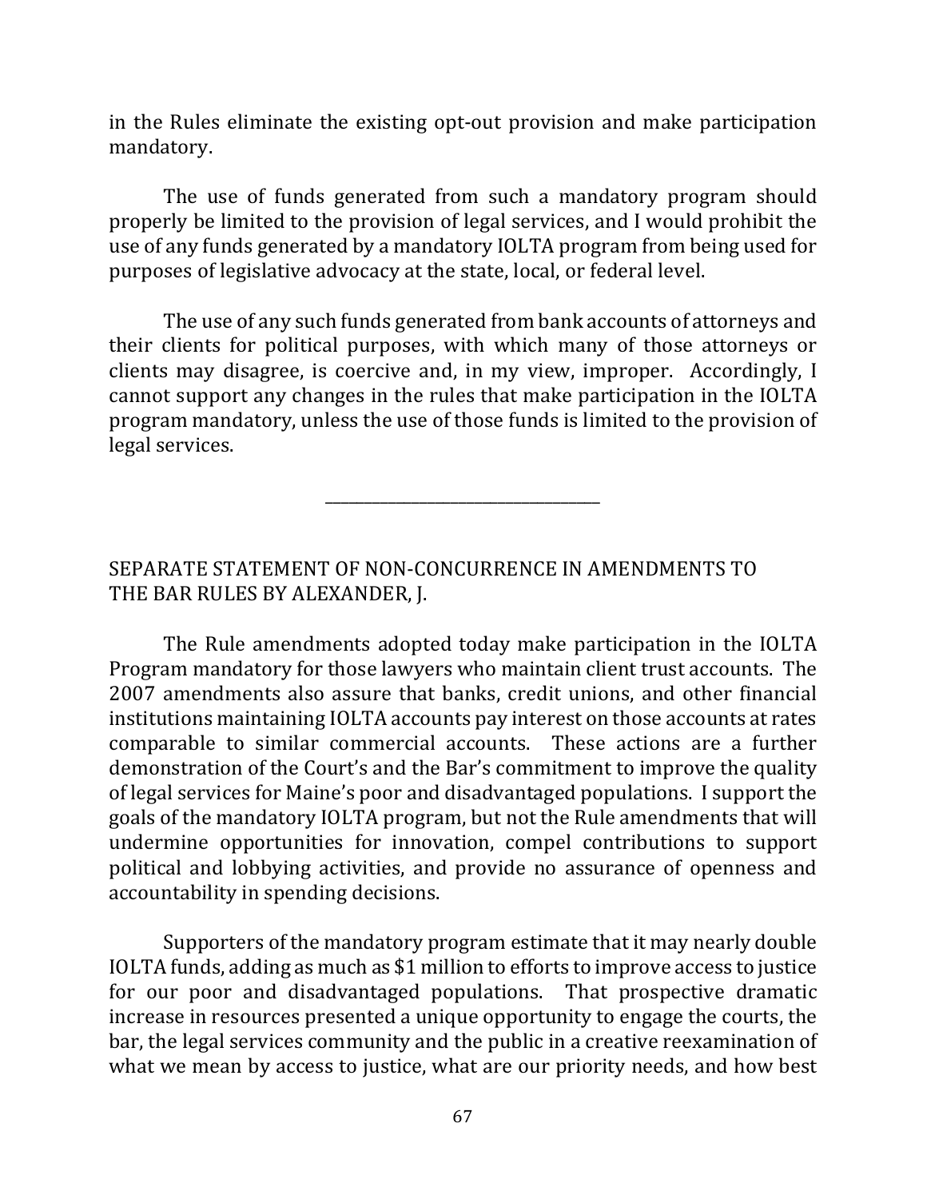in the Rules eliminate the existing opt-out provision and make participation mandatory.

The use of funds generated from such a mandatory program should properly be limited to the provision of legal services, and I would prohibit the use of any funds generated by a mandatory IOLTA program from being used for purposes of legislative advocacy at the state, local, or federal level.

The use of any such funds generated from bank accounts of attorneys and their clients for political purposes, with which many of those attorneys or clients may disagree, is coercive and, in my view, improper. Accordingly, I cannot support any changes in the rules that make participation in the IOLTA program mandatory, unless the use of those funds is limited to the provision of legal services.

---

SEPARATE STATEMENT OF NON-CONCURRENCE IN AMENDMENTS TO THE BAR RULES BY ALEXANDER, J.

The Rule amendments adopted today make participation in the IOLTA Program mandatory for those lawyers who maintain client trust accounts. The 2007 amendments also assure that banks, credit unions, and other financial institutions maintaining IOLTA accounts pay interest on those accounts at rates comparable to similar commercial accounts. These actions are a further demonstration of the Court's and the Bar's commitment to improve the quality of legal services for Maine's poor and disadvantaged populations. I support the goals of the mandatory IOLTA program, but not the Rule amendments that will undermine opportunities for innovation, compel contributions to support political and lobbying activities, and provide no assurance of openness and accountability in spending decisions.

Supporters of the mandatory program estimate that it may nearly double IOLTA funds, adding as much as $1 million to efforts to improve access to justice for our poor and disadvantaged populations. That prospective dramatic increase in resources presented a unique opportunity to engage the courts, the bar, the legal services community and the public in a creative reexamination of what we mean by access to justice, what are our priority needs, and how best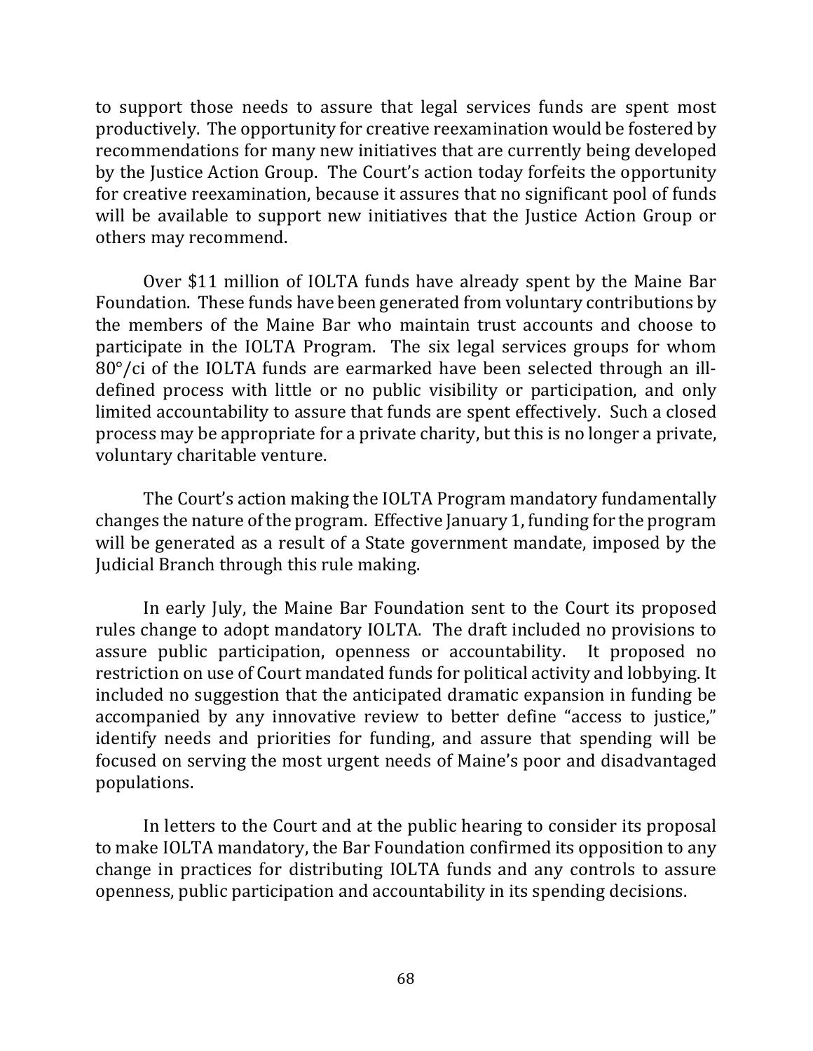to support those needs to assure that legal services funds are spent most productively. The opportunity for creative reexamination would be fostered by recommendations for many new initiatives that are currently being developed by the Justice Action Group. The Court's action today forfeits the opportunity for creative reexamination, because it assures that no significant pool of funds will be available to support new initiatives that the Justice Action Group or others may recommend.

Over $11 million of IOLTA funds have already spent by the Maine Bar Foundation. These funds have been generated from voluntary contributions by the members of the Maine Bar who maintain trust accounts and choose to participate in the IOLTA Program. The six legal services groups for whom 80°/ci of the IOLTA funds are earmarked have been selected through an ill-defined process with little or no public visibility or participation, and only limited accountability to assure that funds are spent effectively. Such a closed process may be appropriate for a private charity, but this is no longer a private, voluntary charitable venture.

The Court's action making the IOLTA Program mandatory fundamentally changes the nature of the program. Effective January 1, funding for the program will be generated as a result of a State government mandate, imposed by the Judicial Branch through this rule making.

In early July, the Maine Bar Foundation sent to the Court its proposed rules change to adopt mandatory IOLTA. The draft included no provisions to assure public participation, openness or accountability. It proposed no restriction on use of Court mandated funds for political activity and lobbying. It included no suggestion that the anticipated dramatic expansion in funding be accompanied by any innovative review to better define "access to justice," identify needs and priorities for funding, and assure that spending will be focused on serving the most urgent needs of Maine's poor and disadvantaged populations.

In letters to the Court and at the public hearing to consider its proposal to make IOLTA mandatory, the Bar Foundation confirmed its opposition to any change in practices for distributing IOLTA funds and any controls to assure openness, public participation and accountability in its spending decisions.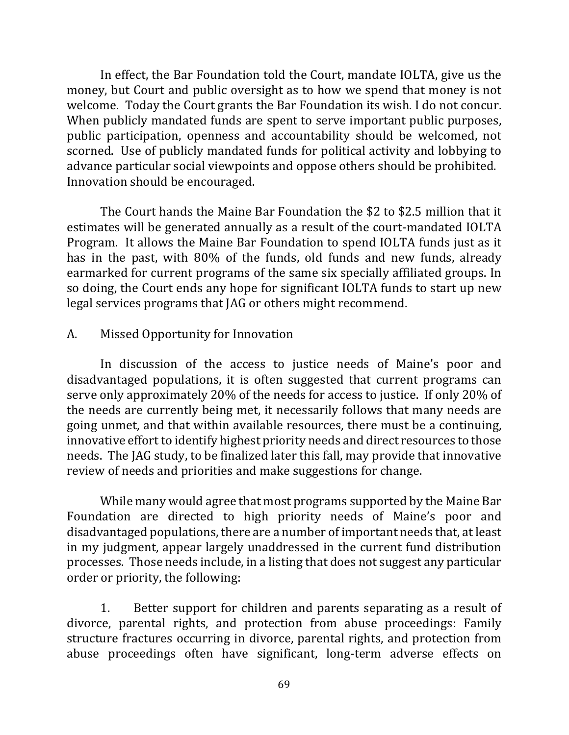In effect, the Bar Foundation told the Court, mandate IOLTA, give us the money, but Court and public oversight as to how we spend that money is not welcome. Today the Court grants the Bar Foundation its wish. I do not concur. When publicly mandated funds are spent to serve important public purposes, public participation, openness and accountability should be welcomed, not scorned. Use of publicly mandated funds for political activity and lobbying to advance particular social viewpoints and oppose others should be prohibited. Innovation should be encouraged.

The Court hands the Maine Bar Foundation the $2 to $2.5 million that it estimates will be generated annually as a result of the court-mandated IOLTA Program. It allows the Maine Bar Foundation to spend IOLTA funds just as it has in the past, with 80% of the funds, old funds and new funds, already earmarked for current programs of the same six specially affiliated groups. In so doing, the Court ends any hope for significant IOLTA funds to start up new legal services programs that JAG or others might recommend.

A. Missed Opportunity for Innovation

In discussion of the access to justice needs of Maine's poor and disadvantaged populations, it is often suggested that current programs can serve only approximately 20% of the needs for access to justice. If only 20% of the needs are currently being met, it necessarily follows that many needs are going unmet, and that within available resources, there must be a continuing, innovative effort to identify highest priority needs and direct resources to those needs. The JAG study, to be finalized later this fall, may provide that innovative review of needs and priorities and make suggestions for change.

While many would agree that most programs supported by the Maine Bar Foundation are directed to high priority needs of Maine's poor and disadvantaged populations, there are a number of important needs that, at least in my judgment, appear largely unaddressed in the current fund distribution processes. Those needs include, in a listing that does not suggest any particular order or priority, the following:

1. Better support for children and parents separating as a result of divorce, parental rights, and protection from abuse proceedings: Family structure fractures occurring in divorce, parental rights, and protection from abuse proceedings often have significant, long-term adverse effects on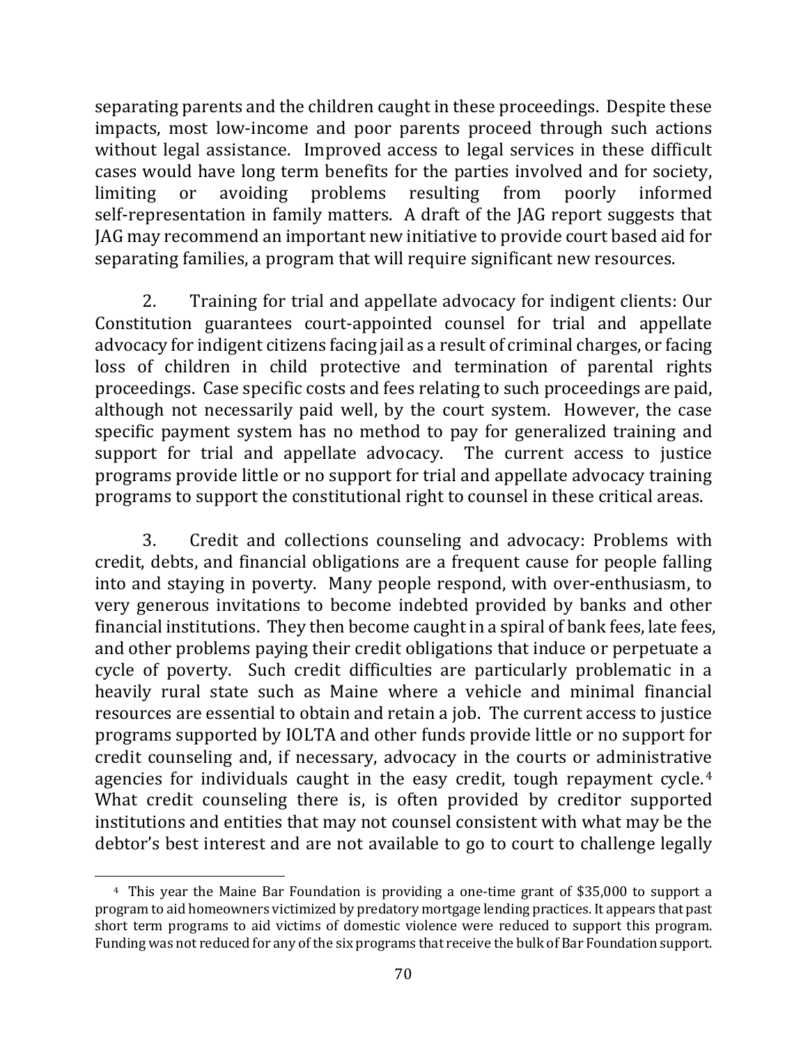separating parents and the children caught in these proceedings. Despite these impacts, most low-income and poor parents proceed through such actions without legal assistance. Improved access to legal services in these difficult cases would have long term benefits for the parties involved and for society, limiting or avoiding problems resulting from poorly informed self-representation in family matters. A draft of the JAG report suggests that JAG may recommend an important new initiative to provide court based aid for separating families, a program that will require significant new resources.

2. Training for trial and appellate advocacy for indigent clients: Our Constitution guarantees court-appointed counsel for trial and appellate advocacy for indigent citizens facing jail as a result of criminal charges, or facing loss of children in child protective and termination of parental rights proceedings. Case specific costs and fees relating to such proceedings are paid, although not necessarily paid well, by the court system. However, the case specific payment system has no method to pay for generalized training and support for trial and appellate advocacy. The current access to justice programs provide little or no support for trial and appellate advocacy training programs to support the constitutional right to counsel in these critical areas.

3. Credit and collections counseling and advocacy: Problems with credit, debts, and financial obligations are a frequent cause for people falling into and staying in poverty. Many people respond, with over-enthusiasm, to very generous invitations to become indebted provided by banks and other financial institutions. They then become caught in a spiral of bank fees, late fees, and other problems paying their credit obligations that induce or perpetuate a cycle of poverty. Such credit difficulties are particularly problematic in a heavily rural state such as Maine where a vehicle and minimal financial resources are essential to obtain and retain a job. The current access to justice programs supported by IOLTA and other funds provide little or no support for credit counseling and, if necessary, advocacy in the courts or administrative agencies for individuals caught in the easy credit, tough repayment cycle.[4] What credit counseling there is, is often provided by creditor supported institutions and entities that may not counsel consistent with what may be the debtor's best interest and are not available to go to court to challenge legally

[4] This year the Maine Bar Foundation is providing a one-time grant of $35,000 to support a program to aid homeowners victimized by predatory mortgage lending practices. It appears that past short term programs to aid victims of domestic violence were reduced to support this program. Funding was not reduced for any of the six programs that receive the bulk of Bar Foundation support.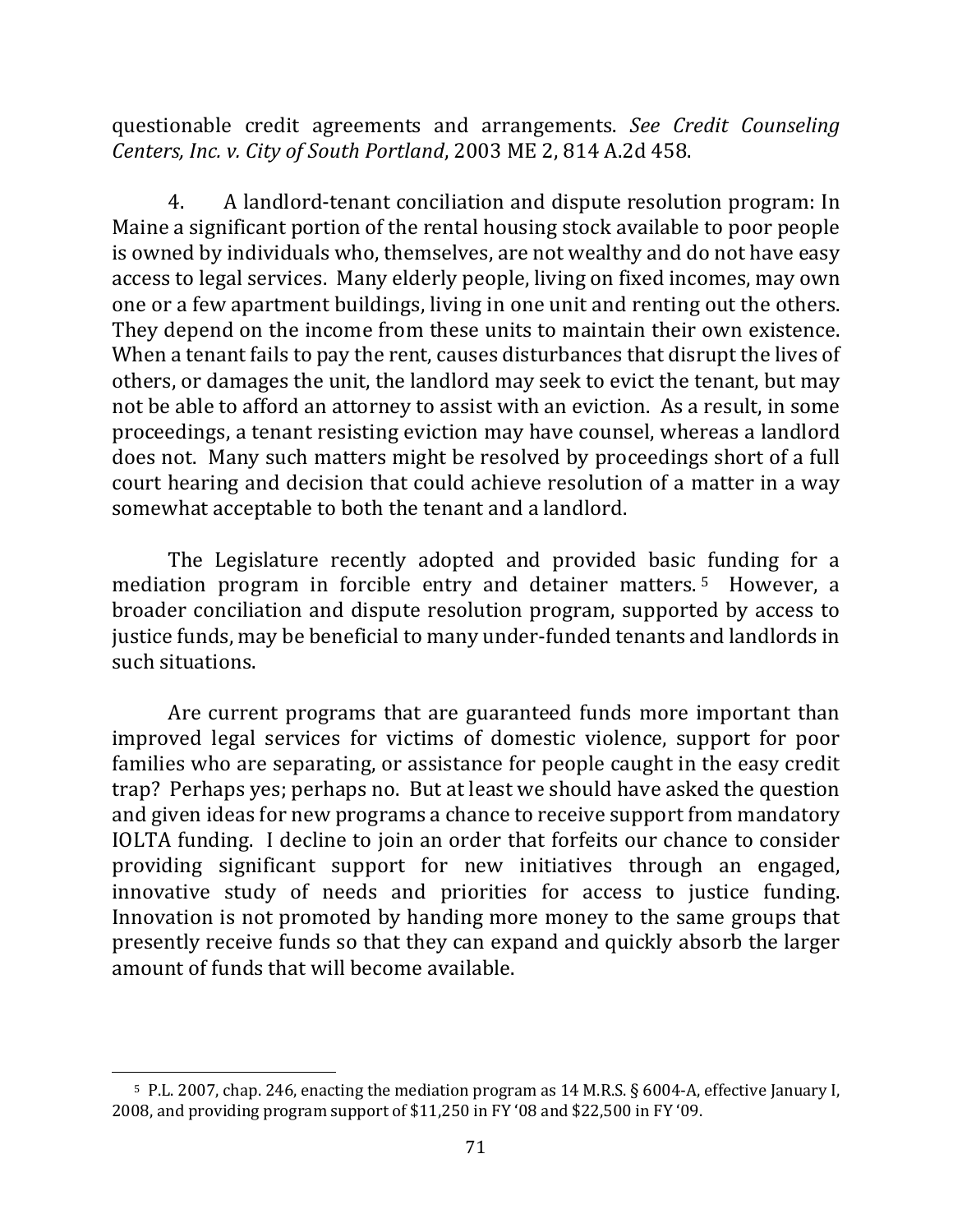questionable credit agreements and arrangements. *See Credit Counseling Centers, Inc. v. City of South Portland*, 2003 ME 2, 814 A.2d 458.

4. A landlord-tenant conciliation and dispute resolution program: In Maine a significant portion of the rental housing stock available to poor people is owned by individuals who, themselves, are not wealthy and do not have easy access to legal services. Many elderly people, living on fixed incomes, may own one or a few apartment buildings, living in one unit and renting out the others. They depend on the income from these units to maintain their own existence. When a tenant fails to pay the rent, causes disturbances that disrupt the lives of others, or damages the unit, the landlord may seek to evict the tenant, but may not be able to afford an attorney to assist with an eviction. As a result, in some proceedings, a tenant resisting eviction may have counsel, whereas a landlord does not. Many such matters might be resolved by proceedings short of a full court hearing and decision that could achieve resolution of a matter in a way somewhat acceptable to both the tenant and a landlord.

The Legislature recently adopted and provided basic funding for a mediation program in forcible entry and detainer matters.[5] However, a broader conciliation and dispute resolution program, supported by access to justice funds, may be beneficial to many under-funded tenants and landlords in such situations.

Are current programs that are guaranteed funds more important than improved legal services for victims of domestic violence, support for poor families who are separating, or assistance for people caught in the easy credit trap? Perhaps yes; perhaps no. But at least we should have asked the question and given ideas for new programs a chance to receive support from mandatory IOLTA funding. I decline to join an order that forfeits our chance to consider providing significant support for new initiatives through an engaged, innovative study of needs and priorities for access to justice funding. Innovation is not promoted by handing more money to the same groups that presently receive funds so that they can expand and quickly absorb the larger amount of funds that will become available.

---

[5] P.L. 2007, chap. 246, enacting the mediation program as 14 M.R.S. § 6004-A, effective January I, 2008, and providing program support of $11,250 in FY '08 and $22,500 in FY '09.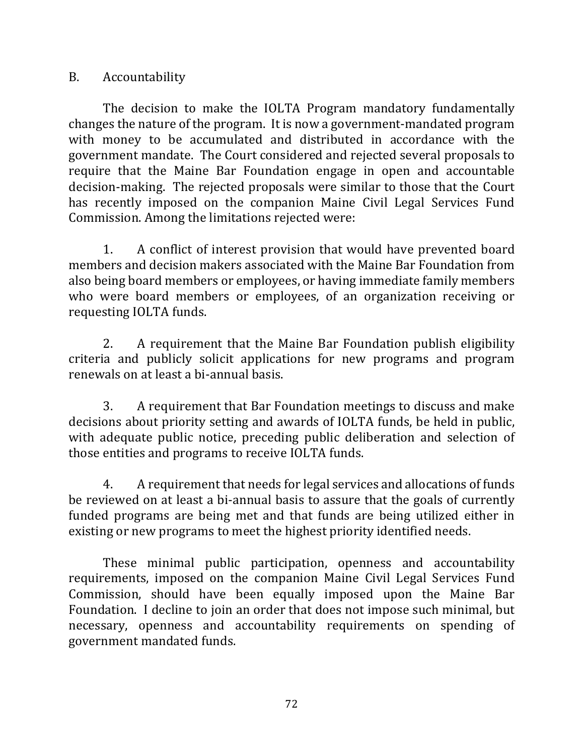### B. Accountability

The decision to make the IOLTA Program mandatory fundamentally changes the nature of the program. It is now a government-mandated program with money to be accumulated and distributed in accordance with the government mandate. The Court considered and rejected several proposals to require that the Maine Bar Foundation engage in open and accountable decision-making. The rejected proposals were similar to those that the Court has recently imposed on the companion Maine Civil Legal Services Fund Commission. Among the limitations rejected were:

1. A conflict of interest provision that would have prevented board members and decision makers associated with the Maine Bar Foundation from also being board members or employees, or having immediate family members who were board members or employees, of an organization receiving or requesting IOLTA funds.

2. A requirement that the Maine Bar Foundation publish eligibility criteria and publicly solicit applications for new programs and program renewals on at least a bi-annual basis.

3. A requirement that Bar Foundation meetings to discuss and make decisions about priority setting and awards of IOLTA funds, be held in public, with adequate public notice, preceding public deliberation and selection of those entities and programs to receive IOLTA funds.

4. A requirement that needs for legal services and allocations of funds be reviewed on at least a bi-annual basis to assure that the goals of currently funded programs are being met and that funds are being utilized either in existing or new programs to meet the highest priority identified needs.

These minimal public participation, openness and accountability requirements, imposed on the companion Maine Civil Legal Services Fund Commission, should have been equally imposed upon the Maine Bar Foundation. I decline to join an order that does not impose such minimal, but necessary, openness and accountability requirements on spending of government mandated funds.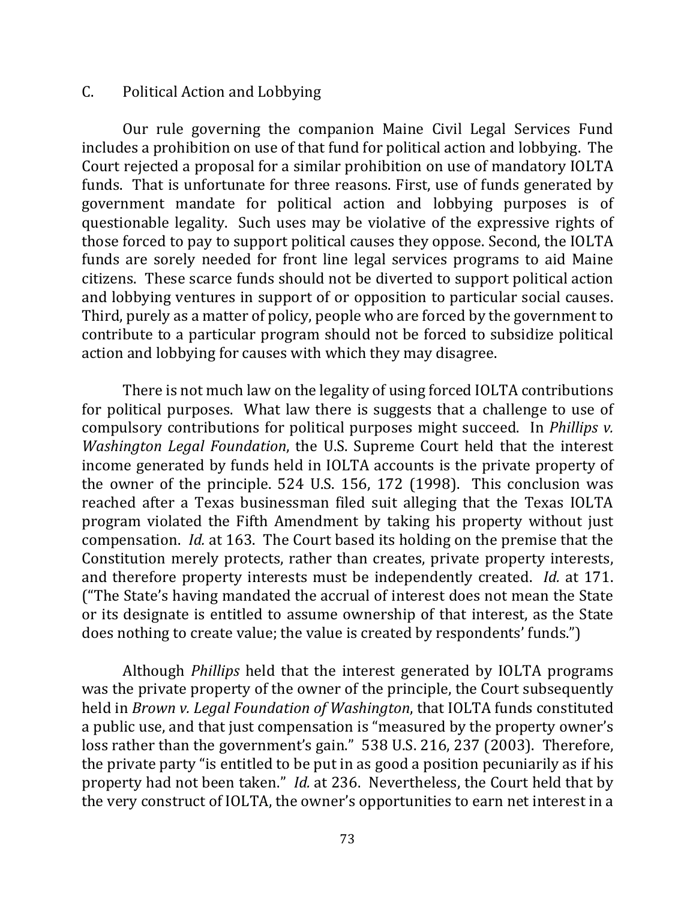### C. Political Action and Lobbying

Our rule governing the companion Maine Civil Legal Services Fund includes a prohibition on use of that fund for political action and lobbying. The Court rejected a proposal for a similar prohibition on use of mandatory IOLTA funds. That is unfortunate for three reasons. First, use of funds generated by government mandate for political action and lobbying purposes is of questionable legality. Such uses may be violative of the expressive rights of those forced to pay to support political causes they oppose. Second, the IOLTA funds are sorely needed for front line legal services programs to aid Maine citizens. These scarce funds should not be diverted to support political action and lobbying ventures in support of or opposition to particular social causes. Third, purely as a matter of policy, people who are forced by the government to contribute to a particular program should not be forced to subsidize political action and lobbying for causes with which they may disagree.

There is not much law on the legality of using forced IOLTA contributions for political purposes. What law there is suggests that a challenge to use of compulsory contributions for political purposes might succeed. In *Phillips v. Washington Legal Foundation*, the U.S. Supreme Court held that the interest income generated by funds held in IOLTA accounts is the private property of the owner of the principle. 524 U.S. 156, 172 (1998). This conclusion was reached after a Texas businessman filed suit alleging that the Texas IOLTA program violated the Fifth Amendment by taking his property without just compensation. *Id.* at 163. The Court based its holding on the premise that the Constitution merely protects, rather than creates, private property interests, and therefore property interests must be independently created. *Id.* at 171. ("The State's having mandated the accrual of interest does not mean the State or its designate is entitled to assume ownership of that interest, as the State does nothing to create value; the value is created by respondents' funds.")

Although *Phillips* held that the interest generated by IOLTA programs was the private property of the owner of the principle, the Court subsequently held in *Brown v. Legal Foundation of Washington*, that IOLTA funds constituted a public use, and that just compensation is "measured by the property owner's loss rather than the government's gain." 538 U.S. 216, 237 (2003). Therefore, the private party "is entitled to be put in as good a position pecuniarily as if his property had not been taken." *Id.* at 236. Nevertheless, the Court held that by the very construct of IOLTA, the owner's opportunities to earn net interest in a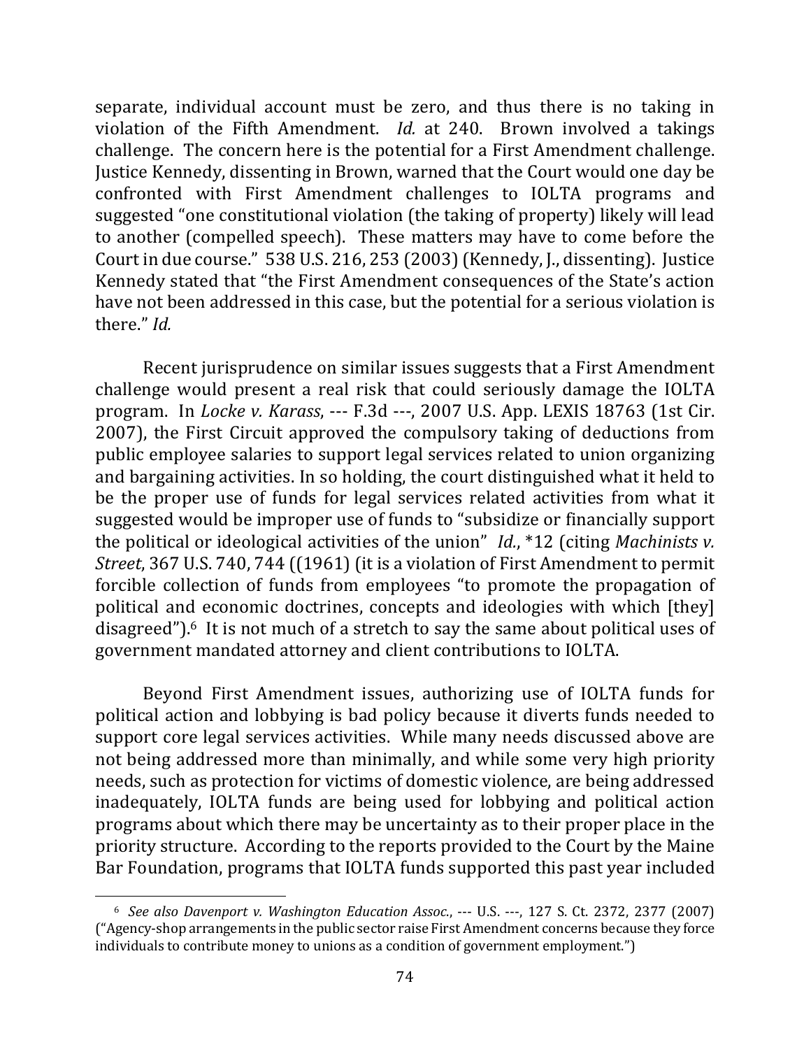separate, individual account must be zero, and thus there is no taking in violation of the Fifth Amendment. *Id.* at 240. Brown involved a takings challenge. The concern here is the potential for a First Amendment challenge. Justice Kennedy, dissenting in Brown, warned that the Court would one day be confronted with First Amendment challenges to IOLTA programs and suggested "one constitutional violation (the taking of property) likely will lead to another (compelled speech). These matters may have to come before the Court in due course." 538 U.S. 216, 253 (2003) (Kennedy, J., dissenting). Justice Kennedy stated that "the First Amendment consequences of the State's action have not been addressed in this case, but the potential for a serious violation is there." *Id.*

Recent jurisprudence on similar issues suggests that a First Amendment challenge would present a real risk that could seriously damage the IOLTA program. In *Locke v. Karass*, --- F.3d ---, 2007 U.S. App. LEXIS 18763 (1st Cir. 2007), the First Circuit approved the compulsory taking of deductions from public employee salaries to support legal services related to union organizing and bargaining activities. In so holding, the court distinguished what it held to be the proper use of funds for legal services related activities from what it suggested would be improper use of funds to "subsidize or financially support the political or ideological activities of the union" *Id.*, *12 (citing *Machinists v. Street*, 367 U.S. 740, 744 ((1961) (it is a violation of First Amendment to permit forcible collection of funds from employees "to promote the propagation of political and economic doctrines, concepts and ideologies with which [they] disagreed").[6] It is not much of a stretch to say the same about political uses of government mandated attorney and client contributions to IOLTA.

Beyond First Amendment issues, authorizing use of IOLTA funds for political action and lobbying is bad policy because it diverts funds needed to support core legal services activities. While many needs discussed above are not being addressed more than minimally, and while some very high priority needs, such as protection for victims of domestic violence, are being addressed inadequately, IOLTA funds are being used for lobbying and political action programs about which there may be uncertainty as to their proper place in the priority structure. According to the reports provided to the Court by the Maine Bar Foundation, programs that IOLTA funds supported this past year included

---

[6] *See also Davenport v. Washington Education Assoc.*, --- U.S. ---, 127 S. Ct. 2372, 2377 (2007) ("Agency-shop arrangements in the public sector raise First Amendment concerns because they force individuals to contribute money to unions as a condition of government employment.")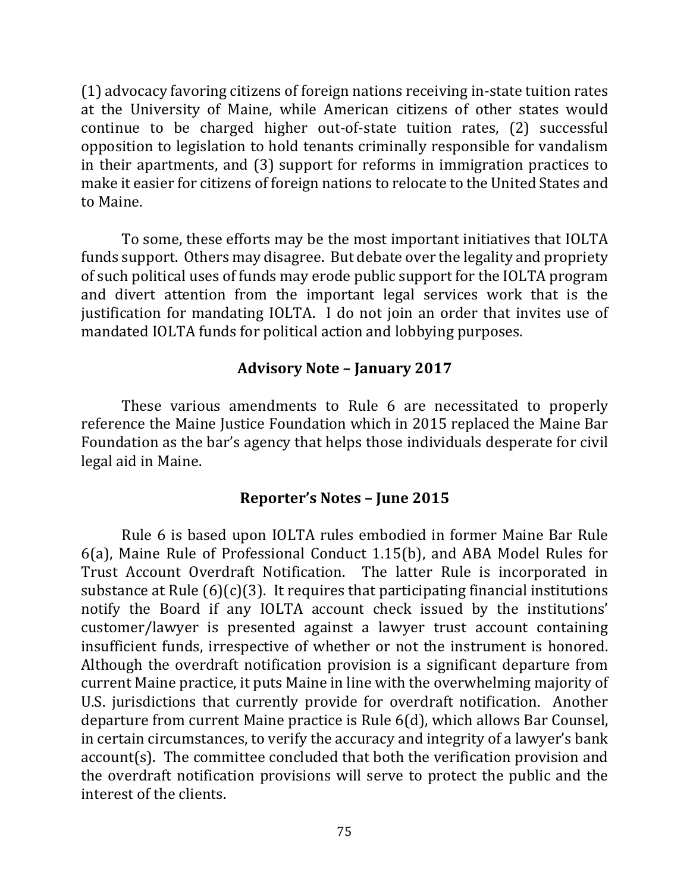(1) advocacy favoring citizens of foreign nations receiving in-state tuition rates at the University of Maine, while American citizens of other states would continue to be charged higher out-of-state tuition rates, (2) successful opposition to legislation to hold tenants criminally responsible for vandalism in their apartments, and (3) support for reforms in immigration practices to make it easier for citizens of foreign nations to relocate to the United States and to Maine.

To some, these efforts may be the most important initiatives that IOLTA funds support. Others may disagree. But debate over the legality and propriety of such political uses of funds may erode public support for the IOLTA program and divert attention from the important legal services work that is the justification for mandating IOLTA. I do not join an order that invites use of mandated IOLTA funds for political action and lobbying purposes.

### Advisory Note – January 2017

These various amendments to Rule 6 are necessitated to properly reference the Maine Justice Foundation which in 2015 replaced the Maine Bar Foundation as the bar's agency that helps those individuals desperate for civil legal aid in Maine.

### Reporter's Notes – June 2015

Rule 6 is based upon IOLTA rules embodied in former Maine Bar Rule 6(a), Maine Rule of Professional Conduct 1.15(b), and ABA Model Rules for Trust Account Overdraft Notification. The latter Rule is incorporated in substance at Rule (6)(c)(3). It requires that participating financial institutions notify the Board if any IOLTA account check issued by the institutions' customer/lawyer is presented against a lawyer trust account containing insufficient funds, irrespective of whether or not the instrument is honored. Although the overdraft notification provision is a significant departure from current Maine practice, it puts Maine in line with the overwhelming majority of U.S. jurisdictions that currently provide for overdraft notification. Another departure from current Maine practice is Rule 6(d), which allows Bar Counsel, in certain circumstances, to verify the accuracy and integrity of a lawyer's bank account(s). The committee concluded that both the verification provision and the overdraft notification provisions will serve to protect the public and the interest of the clients.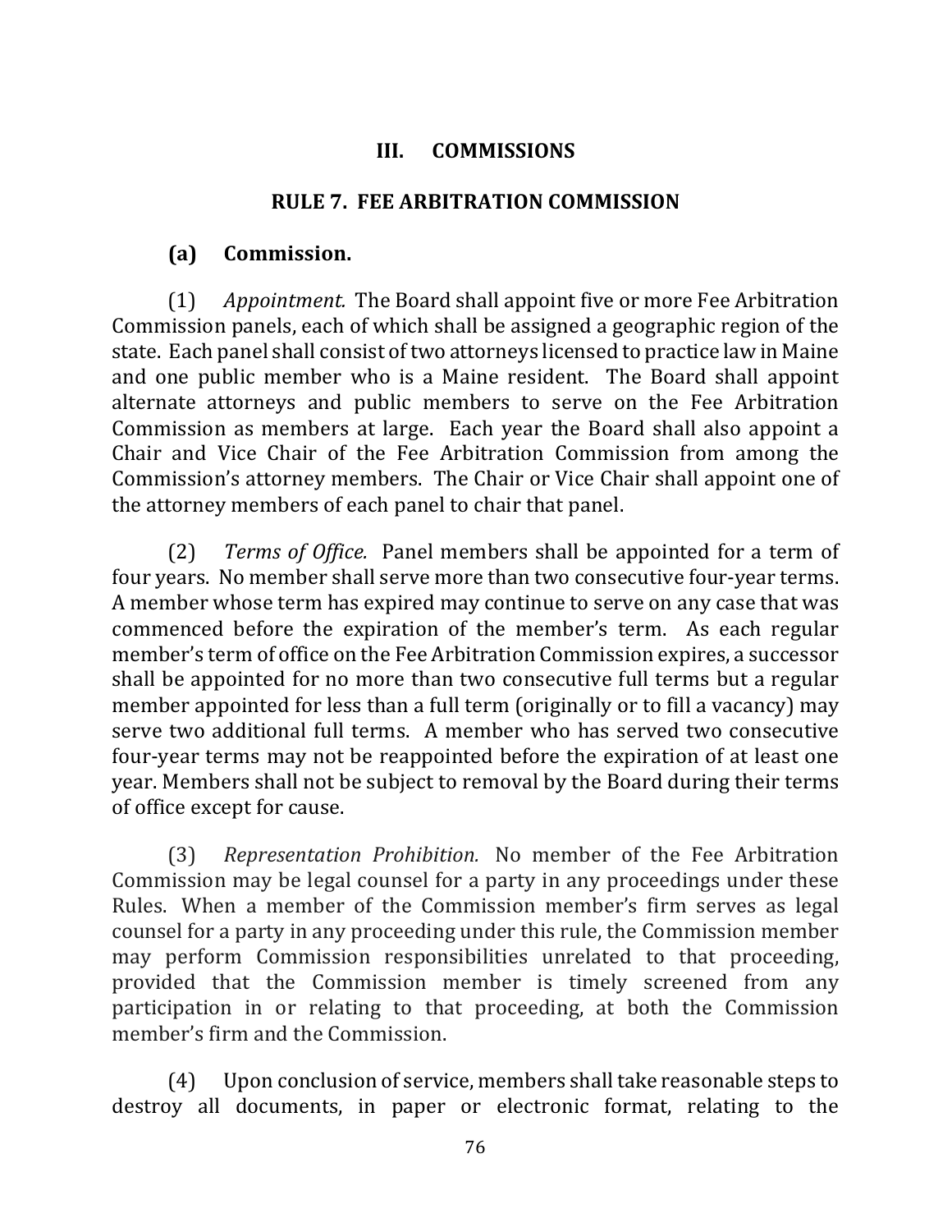## III. COMMISSIONS

### RULE 7. FEE ARBITRATION COMMISSION

#### (a) Commission.

(1) *Appointment.* The Board shall appoint five or more Fee Arbitration Commission panels, each of which shall be assigned a geographic region of the state. Each panel shall consist of two attorneys licensed to practice law in Maine and one public member who is a Maine resident. The Board shall appoint alternate attorneys and public members to serve on the Fee Arbitration Commission as members at large. Each year the Board shall also appoint a Chair and Vice Chair of the Fee Arbitration Commission from among the Commission's attorney members. The Chair or Vice Chair shall appoint one of the attorney members of each panel to chair that panel.

(2) *Terms of Office.* Panel members shall be appointed for a term of four years. No member shall serve more than two consecutive four-year terms. A member whose term has expired may continue to serve on any case that was commenced before the expiration of the member's term. As each regular member's term of office on the Fee Arbitration Commission expires, a successor shall be appointed for no more than two consecutive full terms but a regular member appointed for less than a full term (originally or to fill a vacancy) may serve two additional full terms. A member who has served two consecutive four-year terms may not be reappointed before the expiration of at least one year. Members shall not be subject to removal by the Board during their terms of office except for cause.

(3) *Representation Prohibition.* No member of the Fee Arbitration Commission may be legal counsel for a party in any proceedings under these Rules. When a member of the Commission member's firm serves as legal counsel for a party in any proceeding under this rule, the Commission member may perform Commission responsibilities unrelated to that proceeding, provided that the Commission member is timely screened from any participation in or relating to that proceeding, at both the Commission member's firm and the Commission.

(4) Upon conclusion of service, members shall take reasonable steps to destroy all documents, in paper or electronic format, relating to the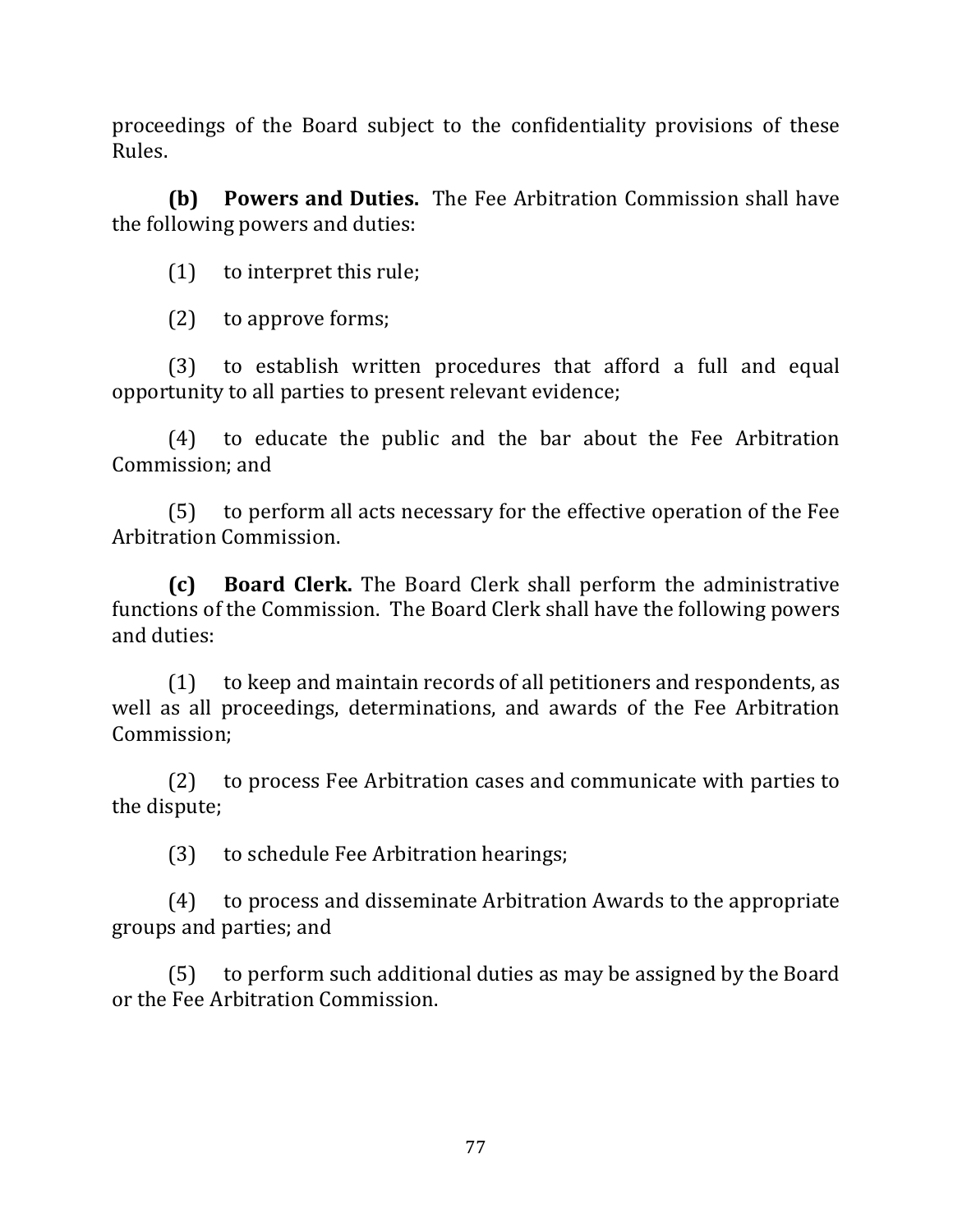proceedings of the Board subject to the confidentiality provisions of these Rules.

**(b) Powers and Duties.** The Fee Arbitration Commission shall have the following powers and duties:

(1) to interpret this rule;

(2) to approve forms;

(3) to establish written procedures that afford a full and equal opportunity to all parties to present relevant evidence;

(4) to educate the public and the bar about the Fee Arbitration Commission; and

(5) to perform all acts necessary for the effective operation of the Fee Arbitration Commission.

**(c) Board Clerk.** The Board Clerk shall perform the administrative functions of the Commission. The Board Clerk shall have the following powers and duties:

(1) to keep and maintain records of all petitioners and respondents, as well as all proceedings, determinations, and awards of the Fee Arbitration Commission;

(2) to process Fee Arbitration cases and communicate with parties to the dispute;

(3) to schedule Fee Arbitration hearings;

(4) to process and disseminate Arbitration Awards to the appropriate groups and parties; and

(5) to perform such additional duties as may be assigned by the Board or the Fee Arbitration Commission.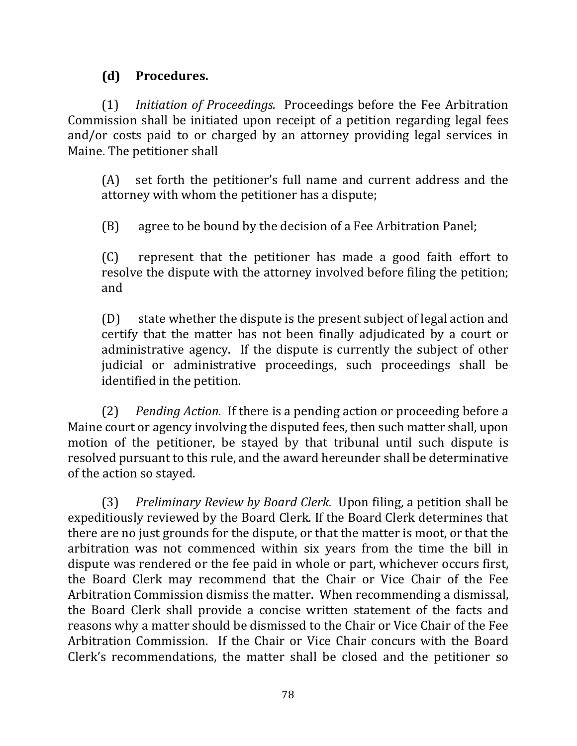**(d) Procedures.**

(1) *Initiation of Proceedings.* Proceedings before the Fee Arbitration Commission shall be initiated upon receipt of a petition regarding legal fees and/or costs paid to or charged by an attorney providing legal services in Maine. The petitioner shall

(A) set forth the petitioner's full name and current address and the attorney with whom the petitioner has a dispute;

(B) agree to be bound by the decision of a Fee Arbitration Panel;

(C) represent that the petitioner has made a good faith effort to resolve the dispute with the attorney involved before filing the petition; and

(D) state whether the dispute is the present subject of legal action and certify that the matter has not been finally adjudicated by a court or administrative agency. If the dispute is currently the subject of other judicial or administrative proceedings, such proceedings shall be identified in the petition.

(2) *Pending Action.* If there is a pending action or proceeding before a Maine court or agency involving the disputed fees, then such matter shall, upon motion of the petitioner, be stayed by that tribunal until such dispute is resolved pursuant to this rule, and the award hereunder shall be determinative of the action so stayed.

(3) *Preliminary Review by Board Clerk.* Upon filing, a petition shall be expeditiously reviewed by the Board Clerk. If the Board Clerk determines that there are no just grounds for the dispute, or that the matter is moot, or that the arbitration was not commenced within six years from the time the bill in dispute was rendered or the fee paid in whole or part, whichever occurs first, the Board Clerk may recommend that the Chair or Vice Chair of the Fee Arbitration Commission dismiss the matter. When recommending a dismissal, the Board Clerk shall provide a concise written statement of the facts and reasons why a matter should be dismissed to the Chair or Vice Chair of the Fee Arbitration Commission. If the Chair or Vice Chair concurs with the Board Clerk's recommendations, the matter shall be closed and the petitioner so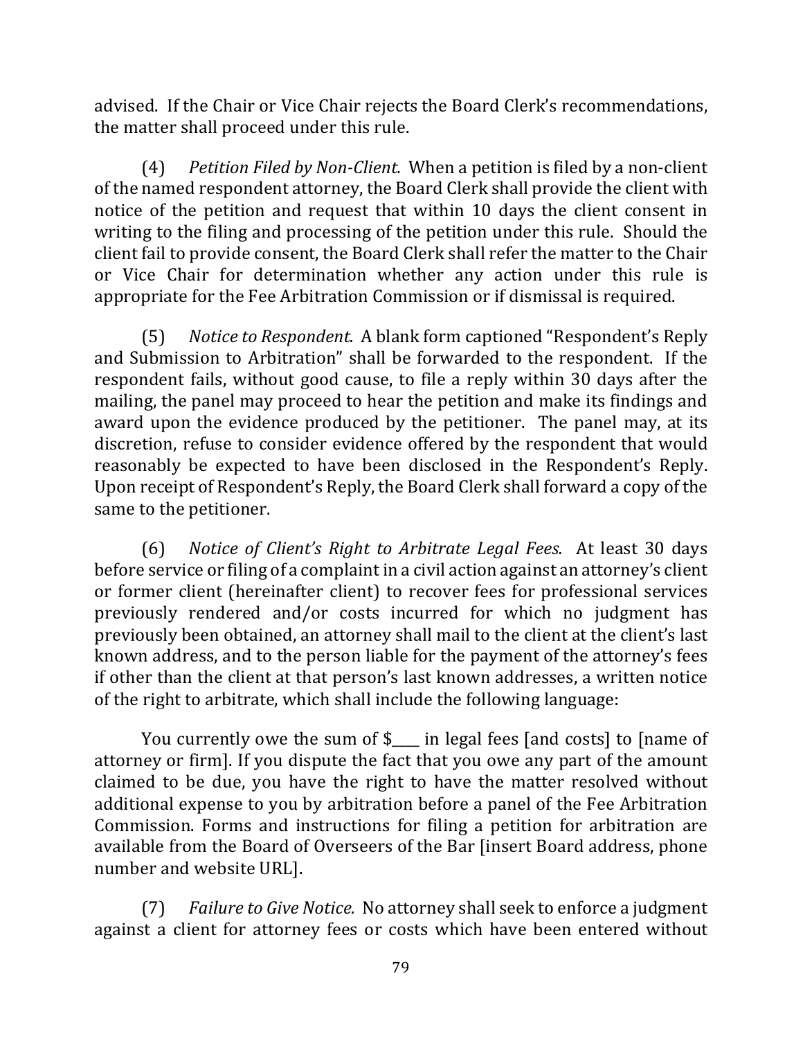advised. If the Chair or Vice Chair rejects the Board Clerk's recommendations, the matter shall proceed under this rule.

(4) *Petition Filed by Non-Client.* When a petition is filed by a non-client of the named respondent attorney, the Board Clerk shall provide the client with notice of the petition and request that within 10 days the client consent in writing to the filing and processing of the petition under this rule. Should the client fail to provide consent, the Board Clerk shall refer the matter to the Chair or Vice Chair for determination whether any action under this rule is appropriate for the Fee Arbitration Commission or if dismissal is required.

(5) *Notice to Respondent.* A blank form captioned "Respondent's Reply and Submission to Arbitration" shall be forwarded to the respondent. If the respondent fails, without good cause, to file a reply within 30 days after the mailing, the panel may proceed to hear the petition and make its findings and award upon the evidence produced by the petitioner. The panel may, at its discretion, refuse to consider evidence offered by the respondent that would reasonably be expected to have been disclosed in the Respondent's Reply. Upon receipt of Respondent's Reply, the Board Clerk shall forward a copy of the same to the petitioner.

(6) *Notice of Client's Right to Arbitrate Legal Fees.* At least 30 days before service or filing of a complaint in a civil action against an attorney's client or former client (hereinafter client) to recover fees for professional services previously rendered and/or costs incurred for which no judgment has previously been obtained, an attorney shall mail to the client at the client's last known address, and to the person liable for the payment of the attorney's fees if other than the client at that person's last known addresses, a written notice of the right to arbitrate, which shall include the following language:

You currently owe the sum of $____ in legal fees [and costs] to [name of attorney or firm]. If you dispute the fact that you owe any part of the amount claimed to be due, you have the right to have the matter resolved without additional expense to you by arbitration before a panel of the Fee Arbitration Commission. Forms and instructions for filing a petition for arbitration are available from the Board of Overseers of the Bar [insert Board address, phone number and website URL].

(7) *Failure to Give Notice.* No attorney shall seek to enforce a judgment against a client for attorney fees or costs which have been entered without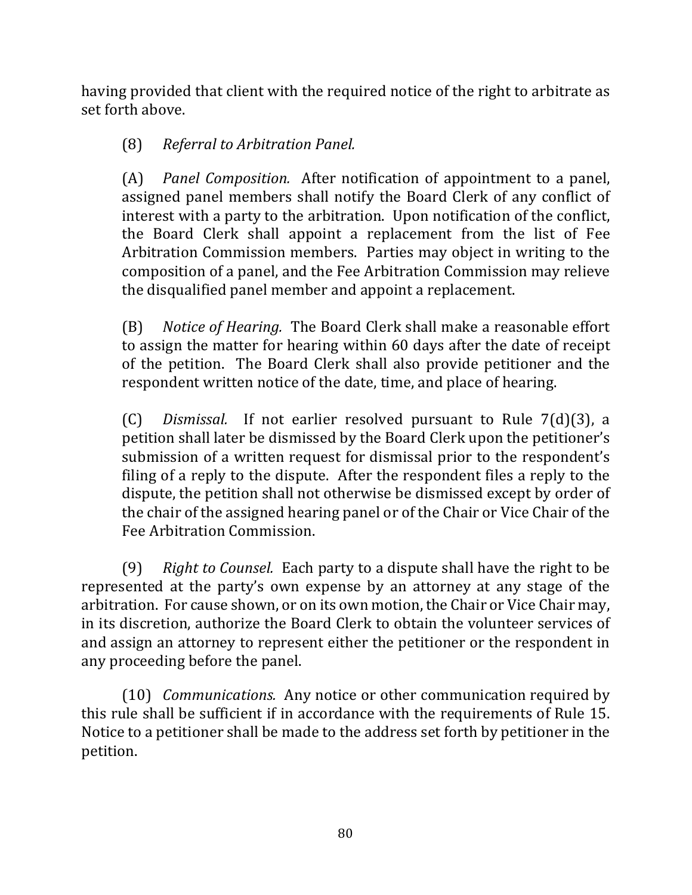having provided that client with the required notice of the right to arbitrate as set forth above.

(8) *Referral to Arbitration Panel.*

(A) *Panel Composition.* After notification of appointment to a panel, assigned panel members shall notify the Board Clerk of any conflict of interest with a party to the arbitration. Upon notification of the conflict, the Board Clerk shall appoint a replacement from the list of Fee Arbitration Commission members. Parties may object in writing to the composition of a panel, and the Fee Arbitration Commission may relieve the disqualified panel member and appoint a replacement.

(B) *Notice of Hearing.* The Board Clerk shall make a reasonable effort to assign the matter for hearing within 60 days after the date of receipt of the petition. The Board Clerk shall also provide petitioner and the respondent written notice of the date, time, and place of hearing.

(C) *Dismissal.* If not earlier resolved pursuant to Rule 7(d)(3), a petition shall later be dismissed by the Board Clerk upon the petitioner's submission of a written request for dismissal prior to the respondent's filing of a reply to the dispute. After the respondent files a reply to the dispute, the petition shall not otherwise be dismissed except by order of the chair of the assigned hearing panel or of the Chair or Vice Chair of the Fee Arbitration Commission.

(9) *Right to Counsel.* Each party to a dispute shall have the right to be represented at the party's own expense by an attorney at any stage of the arbitration. For cause shown, or on its own motion, the Chair or Vice Chair may, in its discretion, authorize the Board Clerk to obtain the volunteer services of and assign an attorney to represent either the petitioner or the respondent in any proceeding before the panel.

(10) *Communications.* Any notice or other communication required by this rule shall be sufficient if in accordance with the requirements of Rule 15. Notice to a petitioner shall be made to the address set forth by petitioner in the petition.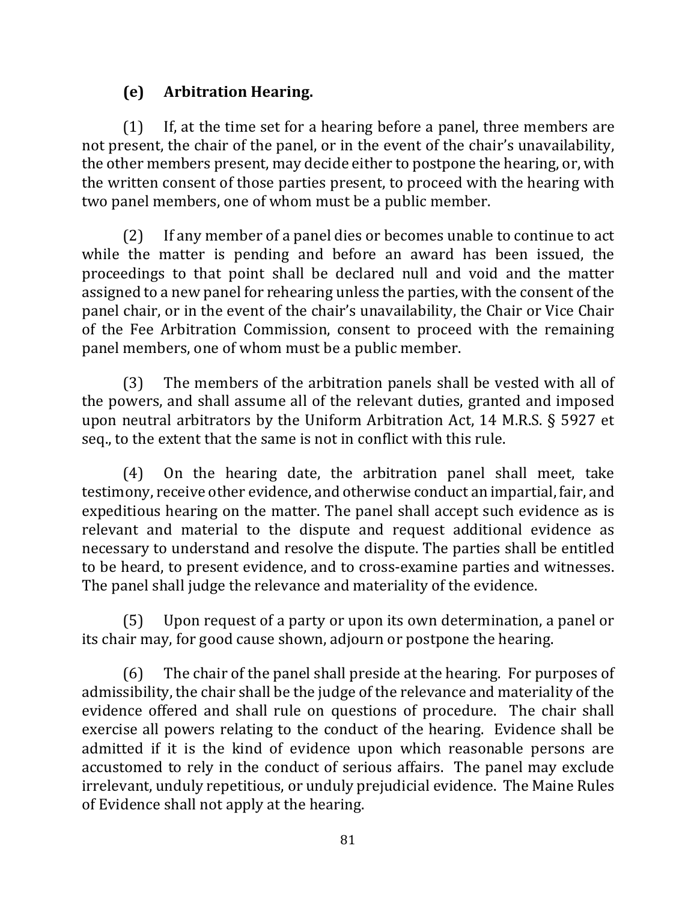### (e) Arbitration Hearing.

(1) If, at the time set for a hearing before a panel, three members are not present, the chair of the panel, or in the event of the chair's unavailability, the other members present, may decide either to postpone the hearing, or, with the written consent of those parties present, to proceed with the hearing with two panel members, one of whom must be a public member.

(2) If any member of a panel dies or becomes unable to continue to act while the matter is pending and before an award has been issued, the proceedings to that point shall be declared null and void and the matter assigned to a new panel for rehearing unless the parties, with the consent of the panel chair, or in the event of the chair's unavailability, the Chair or Vice Chair of the Fee Arbitration Commission, consent to proceed with the remaining panel members, one of whom must be a public member.

(3) The members of the arbitration panels shall be vested with all of the powers, and shall assume all of the relevant duties, granted and imposed upon neutral arbitrators by the Uniform Arbitration Act, 14 M.R.S. § 5927 et seq., to the extent that the same is not in conflict with this rule.

(4) On the hearing date, the arbitration panel shall meet, take testimony, receive other evidence, and otherwise conduct an impartial, fair, and expeditious hearing on the matter. The panel shall accept such evidence as is relevant and material to the dispute and request additional evidence as necessary to understand and resolve the dispute. The parties shall be entitled to be heard, to present evidence, and to cross-examine parties and witnesses. The panel shall judge the relevance and materiality of the evidence.

(5) Upon request of a party or upon its own determination, a panel or its chair may, for good cause shown, adjourn or postpone the hearing.

(6) The chair of the panel shall preside at the hearing. For purposes of admissibility, the chair shall be the judge of the relevance and materiality of the evidence offered and shall rule on questions of procedure. The chair shall exercise all powers relating to the conduct of the hearing. Evidence shall be admitted if it is the kind of evidence upon which reasonable persons are accustomed to rely in the conduct of serious affairs. The panel may exclude irrelevant, unduly repetitious, or unduly prejudicial evidence. The Maine Rules of Evidence shall not apply at the hearing.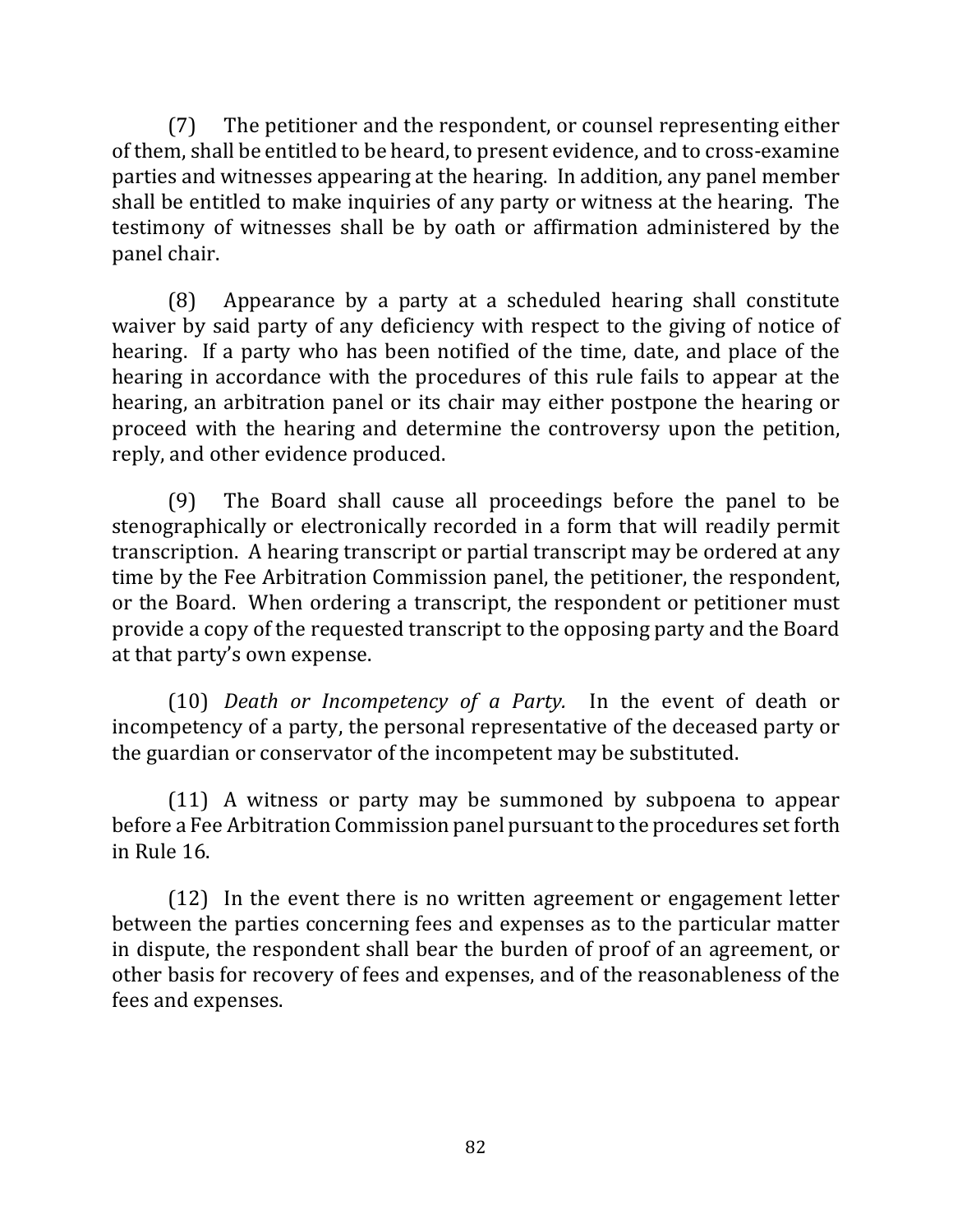(7) The petitioner and the respondent, or counsel representing either of them, shall be entitled to be heard, to present evidence, and to cross-examine parties and witnesses appearing at the hearing. In addition, any panel member shall be entitled to make inquiries of any party or witness at the hearing. The testimony of witnesses shall be by oath or affirmation administered by the panel chair.

(8) Appearance by a party at a scheduled hearing shall constitute waiver by said party of any deficiency with respect to the giving of notice of hearing. If a party who has been notified of the time, date, and place of the hearing in accordance with the procedures of this rule fails to appear at the hearing, an arbitration panel or its chair may either postpone the hearing or proceed with the hearing and determine the controversy upon the petition, reply, and other evidence produced.

(9) The Board shall cause all proceedings before the panel to be stenographically or electronically recorded in a form that will readily permit transcription. A hearing transcript or partial transcript may be ordered at any time by the Fee Arbitration Commission panel, the petitioner, the respondent, or the Board. When ordering a transcript, the respondent or petitioner must provide a copy of the requested transcript to the opposing party and the Board at that party's own expense.

(10) *Death or Incompetency of a Party.* In the event of death or incompetency of a party, the personal representative of the deceased party or the guardian or conservator of the incompetent may be substituted.

(11) A witness or party may be summoned by subpoena to appear before a Fee Arbitration Commission panel pursuant to the procedures set forth in Rule 16.

(12) In the event there is no written agreement or engagement letter between the parties concerning fees and expenses as to the particular matter in dispute, the respondent shall bear the burden of proof of an agreement, or other basis for recovery of fees and expenses, and of the reasonableness of the fees and expenses.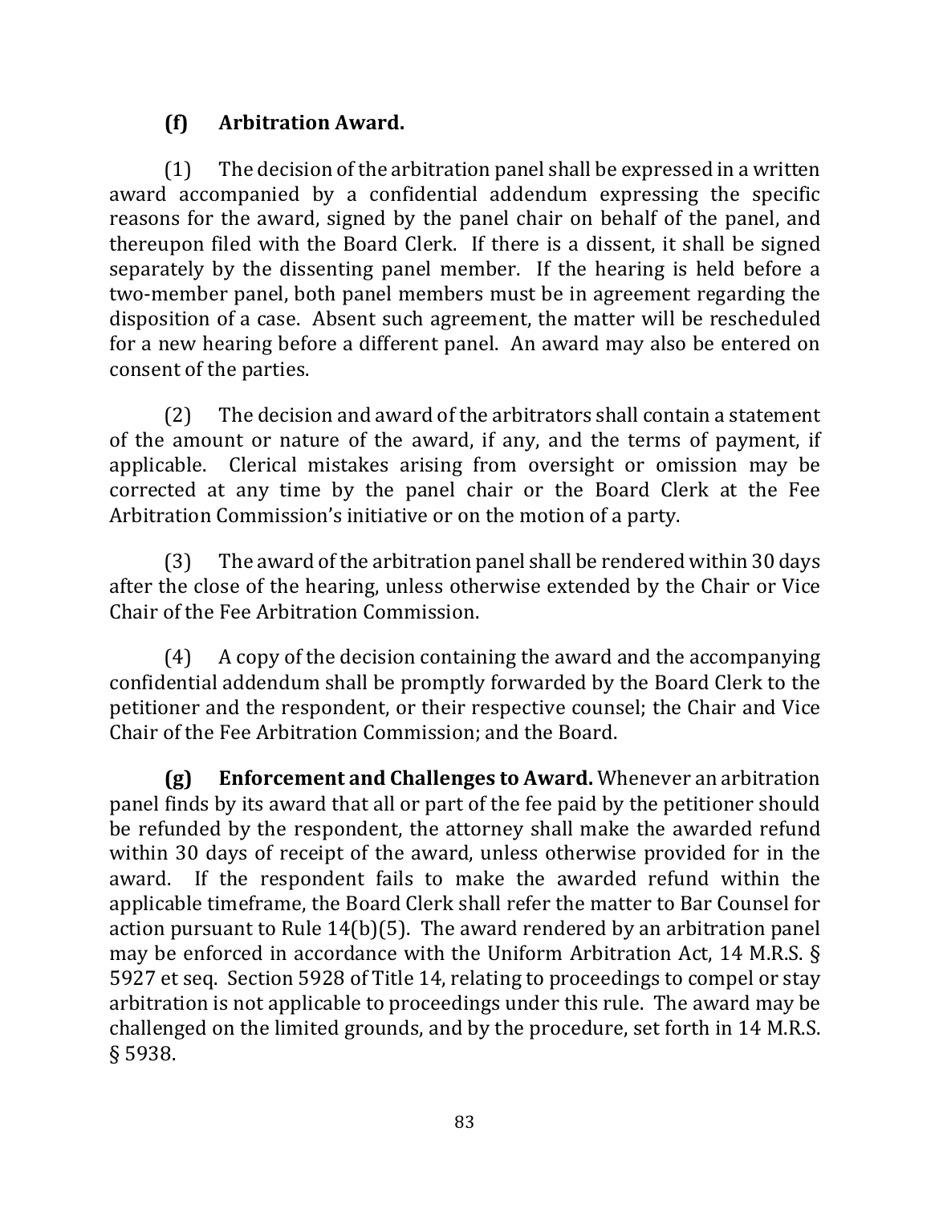**(f) Arbitration Award.**

(1) The decision of the arbitration panel shall be expressed in a written award accompanied by a confidential addendum expressing the specific reasons for the award, signed by the panel chair on behalf of the panel, and thereupon filed with the Board Clerk. If there is a dissent, it shall be signed separately by the dissenting panel member. If the hearing is held before a two-member panel, both panel members must be in agreement regarding the disposition of a case. Absent such agreement, the matter will be rescheduled for a new hearing before a different panel. An award may also be entered on consent of the parties.

(2) The decision and award of the arbitrators shall contain a statement of the amount or nature of the award, if any, and the terms of payment, if applicable. Clerical mistakes arising from oversight or omission may be corrected at any time by the panel chair or the Board Clerk at the Fee Arbitration Commission's initiative or on the motion of a party.

(3) The award of the arbitration panel shall be rendered within 30 days after the close of the hearing, unless otherwise extended by the Chair or Vice Chair of the Fee Arbitration Commission.

(4) A copy of the decision containing the award and the accompanying confidential addendum shall be promptly forwarded by the Board Clerk to the petitioner and the respondent, or their respective counsel; the Chair and Vice Chair of the Fee Arbitration Commission; and the Board.

**(g) Enforcement and Challenges to Award.** Whenever an arbitration panel finds by its award that all or part of the fee paid by the petitioner should be refunded by the respondent, the attorney shall make the awarded refund within 30 days of receipt of the award, unless otherwise provided for in the award. If the respondent fails to make the awarded refund within the applicable timeframe, the Board Clerk shall refer the matter to Bar Counsel for action pursuant to Rule 14(b)(5). The award rendered by an arbitration panel may be enforced in accordance with the Uniform Arbitration Act, 14 M.R.S. § 5927 et seq. Section 5928 of Title 14, relating to proceedings to compel or stay arbitration is not applicable to proceedings under this rule. The award may be challenged on the limited grounds, and by the procedure, set forth in 14 M.R.S. § 5938.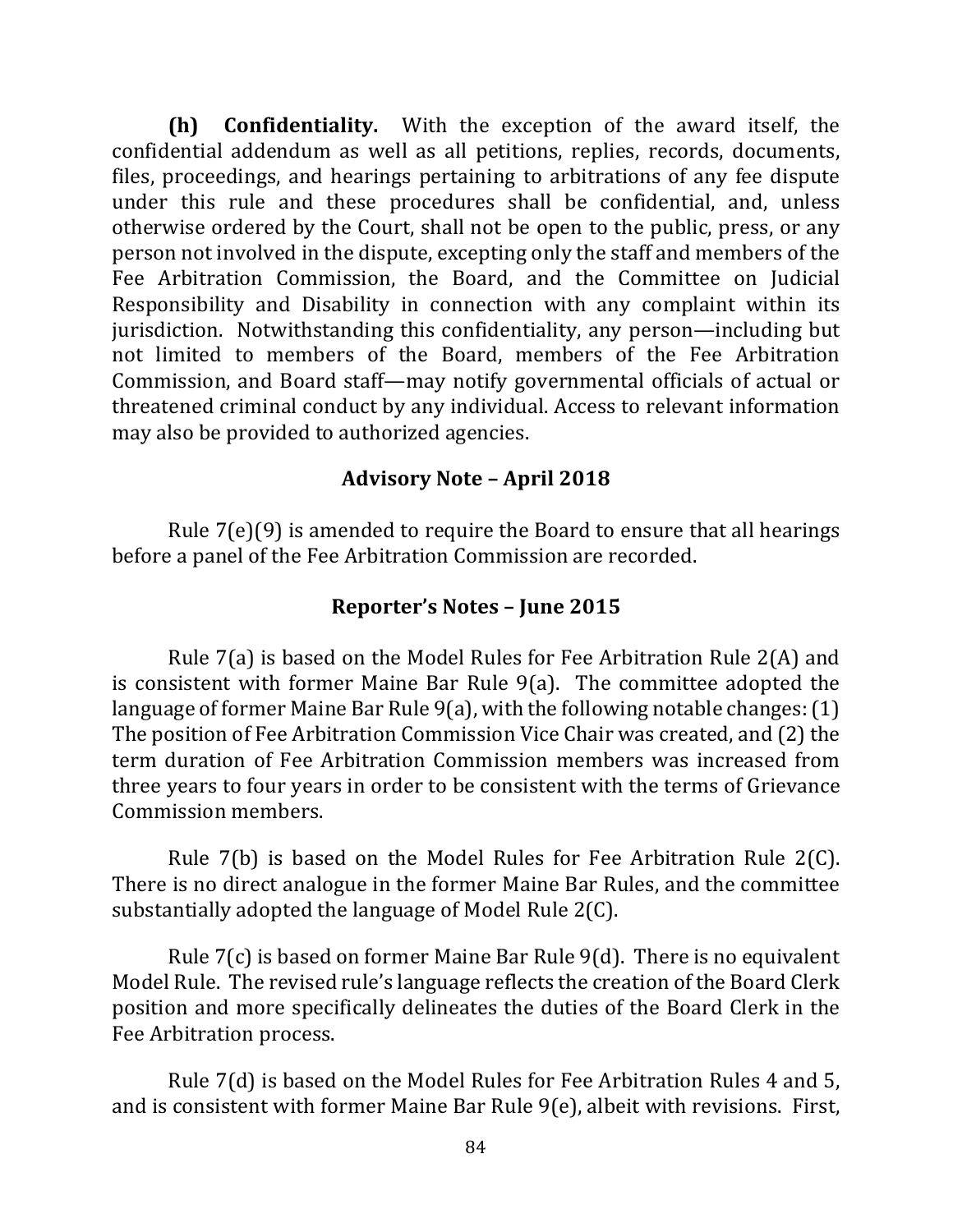**(h) Confidentiality.** With the exception of the award itself, the confidential addendum as well as all petitions, replies, records, documents, files, proceedings, and hearings pertaining to arbitrations of any fee dispute under this rule and these procedures shall be confidential, and, unless otherwise ordered by the Court, shall not be open to the public, press, or any person not involved in the dispute, excepting only the staff and members of the Fee Arbitration Commission, the Board, and the Committee on Judicial Responsibility and Disability in connection with any complaint within its jurisdiction. Notwithstanding this confidentiality, any person—including but not limited to members of the Board, members of the Fee Arbitration Commission, and Board staff—may notify governmental officials of actual or threatened criminal conduct by any individual. Access to relevant information may also be provided to authorized agencies.

### Advisory Note – April 2018

Rule 7(e)(9) is amended to require the Board to ensure that all hearings before a panel of the Fee Arbitration Commission are recorded.

### Reporter's Notes – June 2015

Rule 7(a) is based on the Model Rules for Fee Arbitration Rule 2(A) and is consistent with former Maine Bar Rule 9(a). The committee adopted the language of former Maine Bar Rule 9(a), with the following notable changes: (1) The position of Fee Arbitration Commission Vice Chair was created, and (2) the term duration of Fee Arbitration Commission members was increased from three years to four years in order to be consistent with the terms of Grievance Commission members.

Rule 7(b) is based on the Model Rules for Fee Arbitration Rule 2(C). There is no direct analogue in the former Maine Bar Rules, and the committee substantially adopted the language of Model Rule 2(C).

Rule 7(c) is based on former Maine Bar Rule 9(d). There is no equivalent Model Rule. The revised rule's language reflects the creation of the Board Clerk position and more specifically delineates the duties of the Board Clerk in the Fee Arbitration process.

Rule 7(d) is based on the Model Rules for Fee Arbitration Rules 4 and 5, and is consistent with former Maine Bar Rule 9(e), albeit with revisions. First,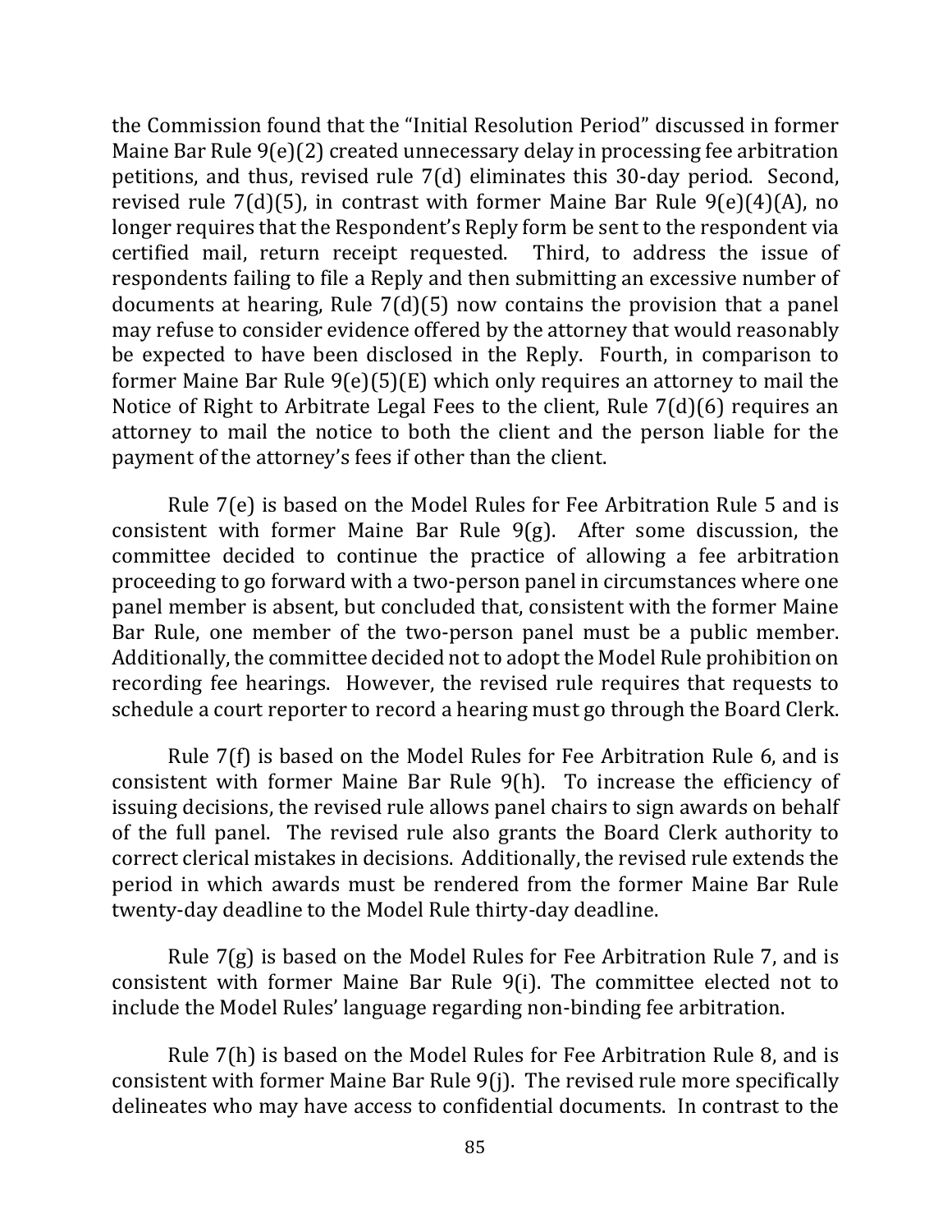the Commission found that the "Initial Resolution Period" discussed in former Maine Bar Rule 9(e)(2) created unnecessary delay in processing fee arbitration petitions, and thus, revised rule 7(d) eliminates this 30-day period. Second, revised rule 7(d)(5), in contrast with former Maine Bar Rule 9(e)(4)(A), no longer requires that the Respondent's Reply form be sent to the respondent via certified mail, return receipt requested. Third, to address the issue of respondents failing to file a Reply and then submitting an excessive number of documents at hearing, Rule 7(d)(5) now contains the provision that a panel may refuse to consider evidence offered by the attorney that would reasonably be expected to have been disclosed in the Reply. Fourth, in comparison to former Maine Bar Rule 9(e)(5)(E) which only requires an attorney to mail the Notice of Right to Arbitrate Legal Fees to the client, Rule 7(d)(6) requires an attorney to mail the notice to both the client and the person liable for the payment of the attorney's fees if other than the client.

Rule 7(e) is based on the Model Rules for Fee Arbitration Rule 5 and is consistent with former Maine Bar Rule 9(g). After some discussion, the committee decided to continue the practice of allowing a fee arbitration proceeding to go forward with a two-person panel in circumstances where one panel member is absent, but concluded that, consistent with the former Maine Bar Rule, one member of the two-person panel must be a public member. Additionally, the committee decided not to adopt the Model Rule prohibition on recording fee hearings. However, the revised rule requires that requests to schedule a court reporter to record a hearing must go through the Board Clerk.

Rule 7(f) is based on the Model Rules for Fee Arbitration Rule 6, and is consistent with former Maine Bar Rule 9(h). To increase the efficiency of issuing decisions, the revised rule allows panel chairs to sign awards on behalf of the full panel. The revised rule also grants the Board Clerk authority to correct clerical mistakes in decisions. Additionally, the revised rule extends the period in which awards must be rendered from the former Maine Bar Rule twenty-day deadline to the Model Rule thirty-day deadline.

Rule 7(g) is based on the Model Rules for Fee Arbitration Rule 7, and is consistent with former Maine Bar Rule 9(i). The committee elected not to include the Model Rules' language regarding non-binding fee arbitration.

Rule 7(h) is based on the Model Rules for Fee Arbitration Rule 8, and is consistent with former Maine Bar Rule 9(j). The revised rule more specifically delineates who may have access to confidential documents. In contrast to the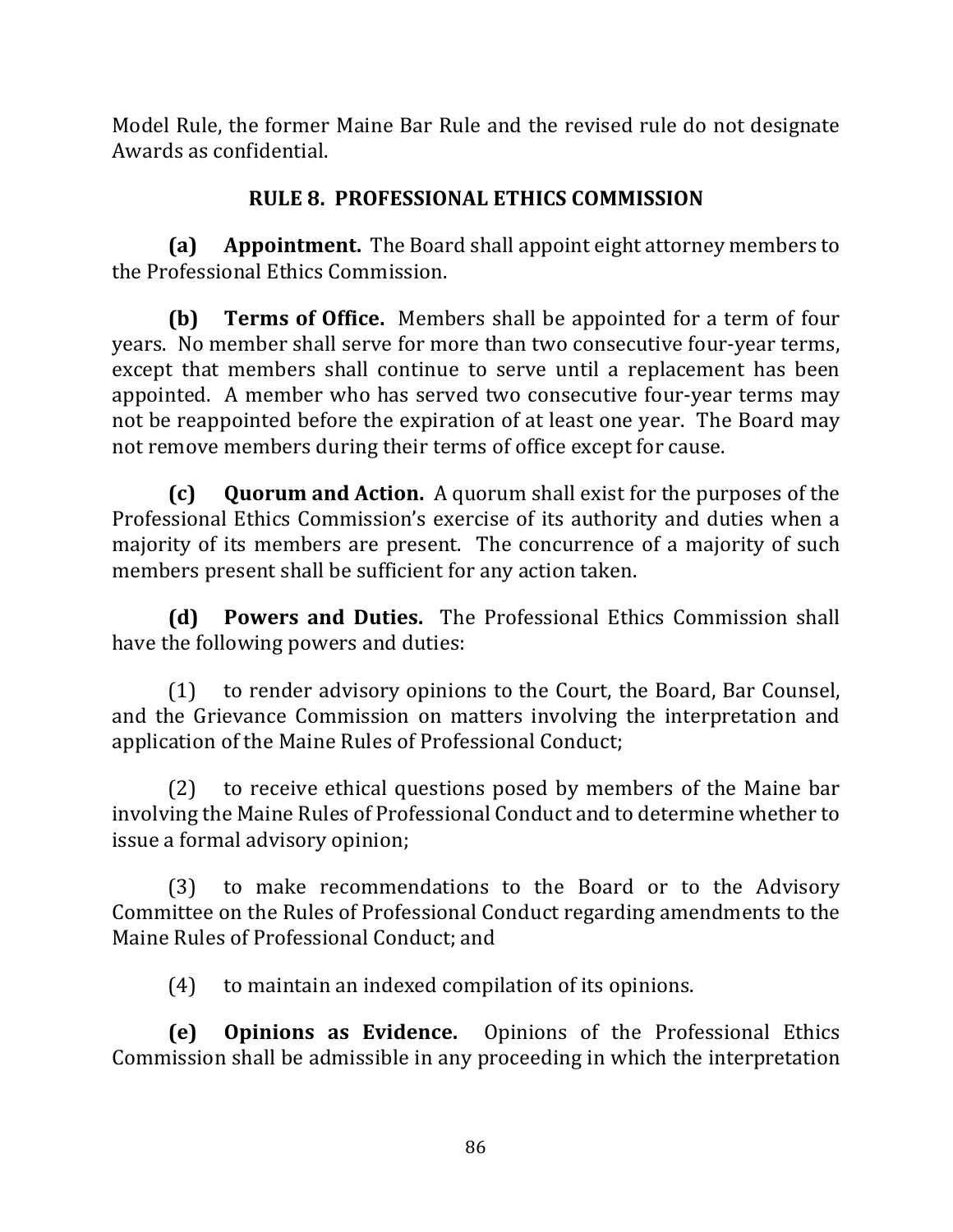Model Rule, the former Maine Bar Rule and the revised rule do not designate Awards as confidential.

## RULE 8. PROFESSIONAL ETHICS COMMISSION

**(a) Appointment.** The Board shall appoint eight attorney members to the Professional Ethics Commission.

**(b) Terms of Office.** Members shall be appointed for a term of four years. No member shall serve for more than two consecutive four-year terms, except that members shall continue to serve until a replacement has been appointed. A member who has served two consecutive four-year terms may not be reappointed before the expiration of at least one year. The Board may not remove members during their terms of office except for cause.

**(c) Quorum and Action.** A quorum shall exist for the purposes of the Professional Ethics Commission's exercise of its authority and duties when a majority of its members are present. The concurrence of a majority of such members present shall be sufficient for any action taken.

**(d) Powers and Duties.** The Professional Ethics Commission shall have the following powers and duties:

(1) to render advisory opinions to the Court, the Board, Bar Counsel, and the Grievance Commission on matters involving the interpretation and application of the Maine Rules of Professional Conduct;

(2) to receive ethical questions posed by members of the Maine bar involving the Maine Rules of Professional Conduct and to determine whether to issue a formal advisory opinion;

(3) to make recommendations to the Board or to the Advisory Committee on the Rules of Professional Conduct regarding amendments to the Maine Rules of Professional Conduct; and

(4) to maintain an indexed compilation of its opinions.

**(e) Opinions as Evidence.** Opinions of the Professional Ethics Commission shall be admissible in any proceeding in which the interpretation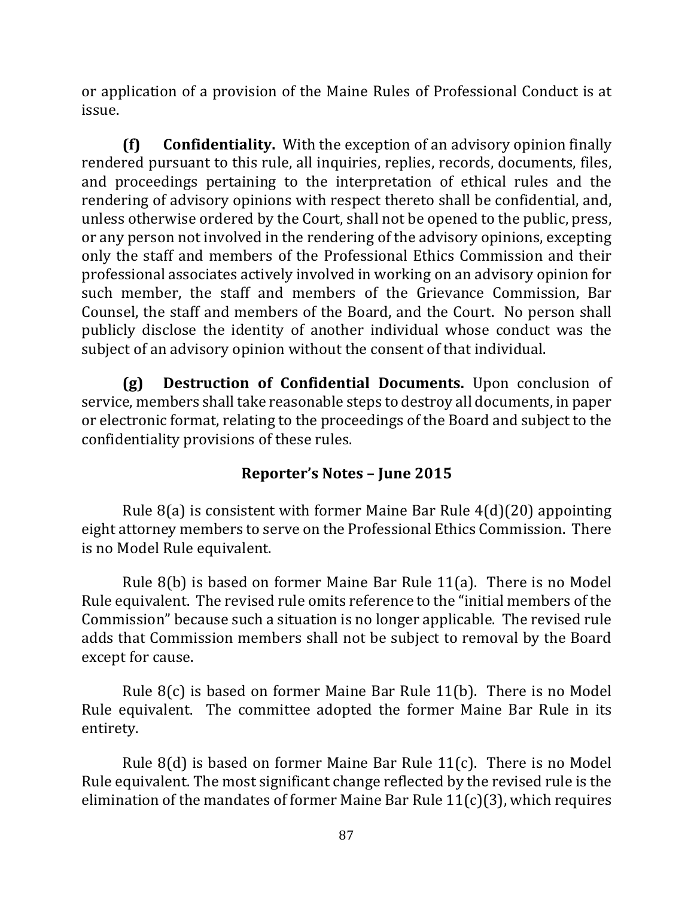or application of a provision of the Maine Rules of Professional Conduct is at issue.

**(f) Confidentiality.** With the exception of an advisory opinion finally rendered pursuant to this rule, all inquiries, replies, records, documents, files, and proceedings pertaining to the interpretation of ethical rules and the rendering of advisory opinions with respect thereto shall be confidential, and, unless otherwise ordered by the Court, shall not be opened to the public, press, or any person not involved in the rendering of the advisory opinions, excepting only the staff and members of the Professional Ethics Commission and their professional associates actively involved in working on an advisory opinion for such member, the staff and members of the Grievance Commission, Bar Counsel, the staff and members of the Board, and the Court. No person shall publicly disclose the identity of another individual whose conduct was the subject of an advisory opinion without the consent of that individual.

**(g) Destruction of Confidential Documents.** Upon conclusion of service, members shall take reasonable steps to destroy all documents, in paper or electronic format, relating to the proceedings of the Board and subject to the confidentiality provisions of these rules.

## Reporter's Notes – June 2015

Rule 8(a) is consistent with former Maine Bar Rule 4(d)(20) appointing eight attorney members to serve on the Professional Ethics Commission. There is no Model Rule equivalent.

Rule 8(b) is based on former Maine Bar Rule 11(a). There is no Model Rule equivalent. The revised rule omits reference to the "initial members of the Commission" because such a situation is no longer applicable. The revised rule adds that Commission members shall not be subject to removal by the Board except for cause.

Rule 8(c) is based on former Maine Bar Rule 11(b). There is no Model Rule equivalent. The committee adopted the former Maine Bar Rule in its entirety.

Rule 8(d) is based on former Maine Bar Rule 11(c). There is no Model Rule equivalent. The most significant change reflected by the revised rule is the elimination of the mandates of former Maine Bar Rule 11(c)(3), which requires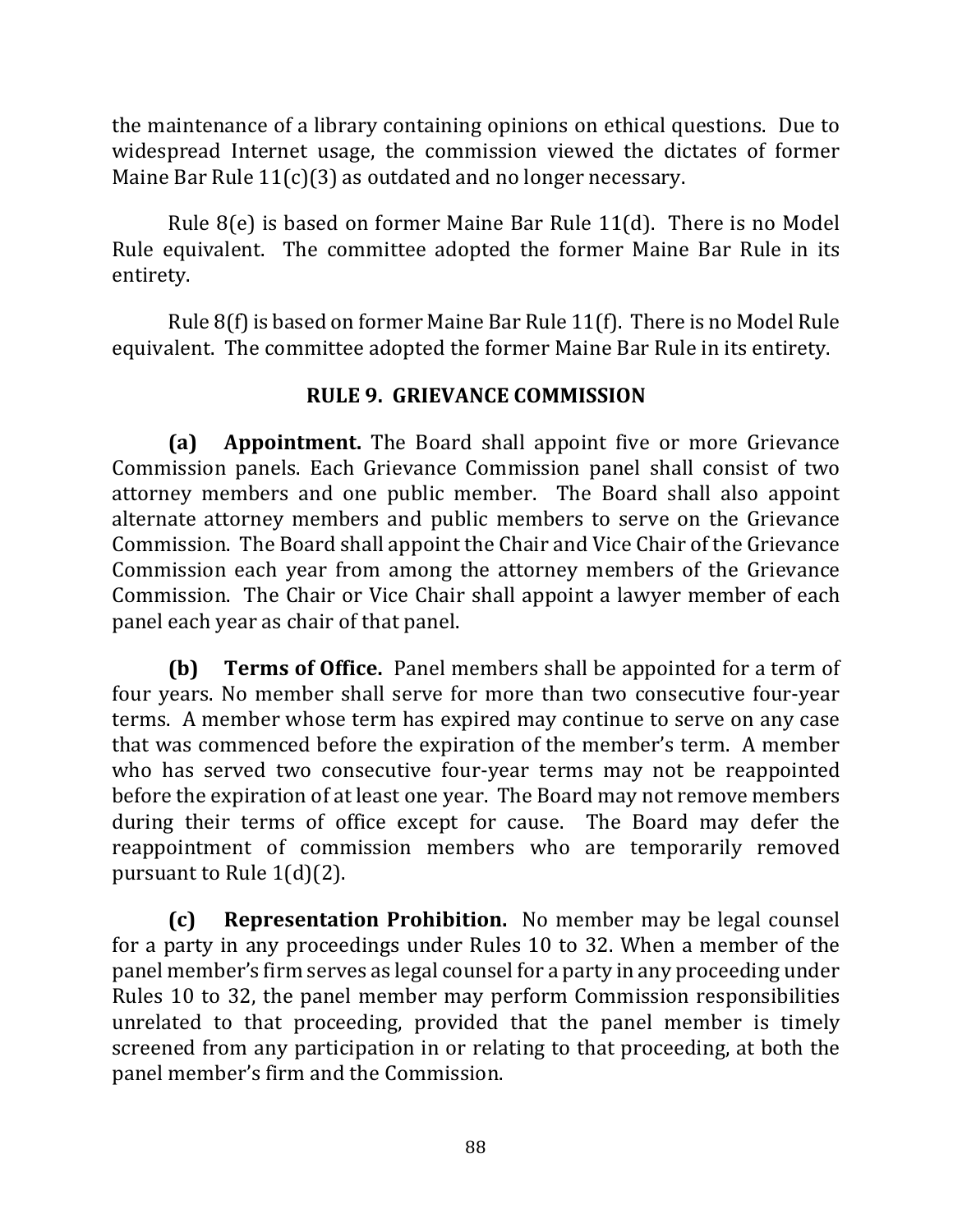the maintenance of a library containing opinions on ethical questions. Due to widespread Internet usage, the commission viewed the dictates of former Maine Bar Rule 11(c)(3) as outdated and no longer necessary.

Rule 8(e) is based on former Maine Bar Rule 11(d). There is no Model Rule equivalent. The committee adopted the former Maine Bar Rule in its entirety.

Rule 8(f) is based on former Maine Bar Rule 11(f). There is no Model Rule equivalent. The committee adopted the former Maine Bar Rule in its entirety.

## RULE 9. GRIEVANCE COMMISSION

**(a) Appointment.** The Board shall appoint five or more Grievance Commission panels. Each Grievance Commission panel shall consist of two attorney members and one public member. The Board shall also appoint alternate attorney members and public members to serve on the Grievance Commission. The Board shall appoint the Chair and Vice Chair of the Grievance Commission each year from among the attorney members of the Grievance Commission. The Chair or Vice Chair shall appoint a lawyer member of each panel each year as chair of that panel.

**(b) Terms of Office.** Panel members shall be appointed for a term of four years. No member shall serve for more than two consecutive four-year terms. A member whose term has expired may continue to serve on any case that was commenced before the expiration of the member's term. A member who has served two consecutive four-year terms may not be reappointed before the expiration of at least one year. The Board may not remove members during their terms of office except for cause. The Board may defer the reappointment of commission members who are temporarily removed pursuant to Rule 1(d)(2).

**(c) Representation Prohibition.** No member may be legal counsel for a party in any proceedings under Rules 10 to 32. When a member of the panel member's firm serves as legal counsel for a party in any proceeding under Rules 10 to 32, the panel member may perform Commission responsibilities unrelated to that proceeding, provided that the panel member is timely screened from any participation in or relating to that proceeding, at both the panel member's firm and the Commission.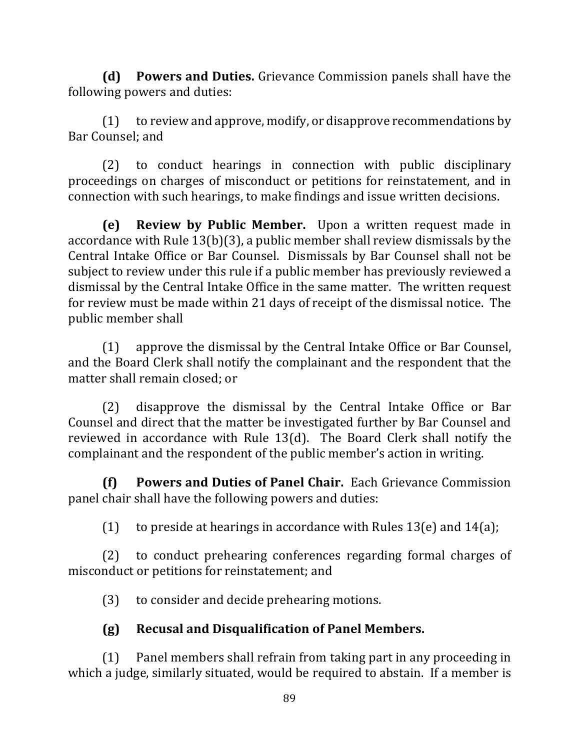**(d) Powers and Duties.** Grievance Commission panels shall have the following powers and duties:

(1) to review and approve, modify, or disapprove recommendations by Bar Counsel; and

(2) to conduct hearings in connection with public disciplinary proceedings on charges of misconduct or petitions for reinstatement, and in connection with such hearings, to make findings and issue written decisions.

**(e) Review by Public Member.** Upon a written request made in accordance with Rule 13(b)(3), a public member shall review dismissals by the Central Intake Office or Bar Counsel. Dismissals by Bar Counsel shall not be subject to review under this rule if a public member has previously reviewed a dismissal by the Central Intake Office in the same matter. The written request for review must be made within 21 days of receipt of the dismissal notice. The public member shall

(1) approve the dismissal by the Central Intake Office or Bar Counsel, and the Board Clerk shall notify the complainant and the respondent that the matter shall remain closed; or

(2) disapprove the dismissal by the Central Intake Office or Bar Counsel and direct that the matter be investigated further by Bar Counsel and reviewed in accordance with Rule 13(d). The Board Clerk shall notify the complainant and the respondent of the public member's action in writing.

**(f) Powers and Duties of Panel Chair.** Each Grievance Commission panel chair shall have the following powers and duties:

(1) to preside at hearings in accordance with Rules 13(e) and 14(a);

(2) to conduct prehearing conferences regarding formal charges of misconduct or petitions for reinstatement; and

(3) to consider and decide prehearing motions.

**(g) Recusal and Disqualification of Panel Members.**

(1) Panel members shall refrain from taking part in any proceeding in which a judge, similarly situated, would be required to abstain. If a member is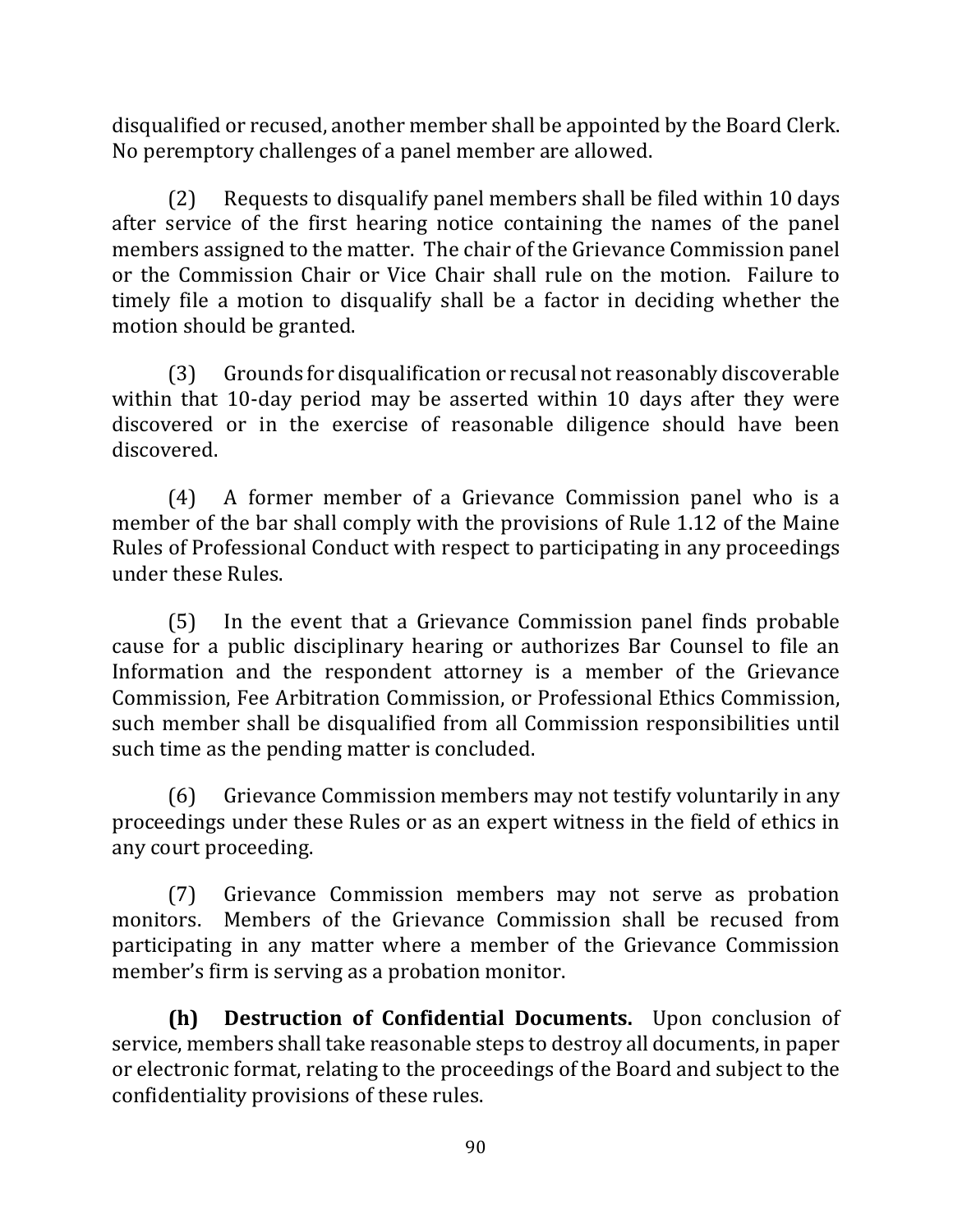disqualified or recused, another member shall be appointed by the Board Clerk. No peremptory challenges of a panel member are allowed.

(2) Requests to disqualify panel members shall be filed within 10 days after service of the first hearing notice containing the names of the panel members assigned to the matter. The chair of the Grievance Commission panel or the Commission Chair or Vice Chair shall rule on the motion. Failure to timely file a motion to disqualify shall be a factor in deciding whether the motion should be granted.

(3) Grounds for disqualification or recusal not reasonably discoverable within that 10-day period may be asserted within 10 days after they were discovered or in the exercise of reasonable diligence should have been discovered.

(4) A former member of a Grievance Commission panel who is a member of the bar shall comply with the provisions of Rule 1.12 of the Maine Rules of Professional Conduct with respect to participating in any proceedings under these Rules.

(5) In the event that a Grievance Commission panel finds probable cause for a public disciplinary hearing or authorizes Bar Counsel to file an Information and the respondent attorney is a member of the Grievance Commission, Fee Arbitration Commission, or Professional Ethics Commission, such member shall be disqualified from all Commission responsibilities until such time as the pending matter is concluded.

(6) Grievance Commission members may not testify voluntarily in any proceedings under these Rules or as an expert witness in the field of ethics in any court proceeding.

(7) Grievance Commission members may not serve as probation monitors. Members of the Grievance Commission shall be recused from participating in any matter where a member of the Grievance Commission member's firm is serving as a probation monitor.

**(h) Destruction of Confidential Documents.** Upon conclusion of service, members shall take reasonable steps to destroy all documents, in paper or electronic format, relating to the proceedings of the Board and subject to the confidentiality provisions of these rules.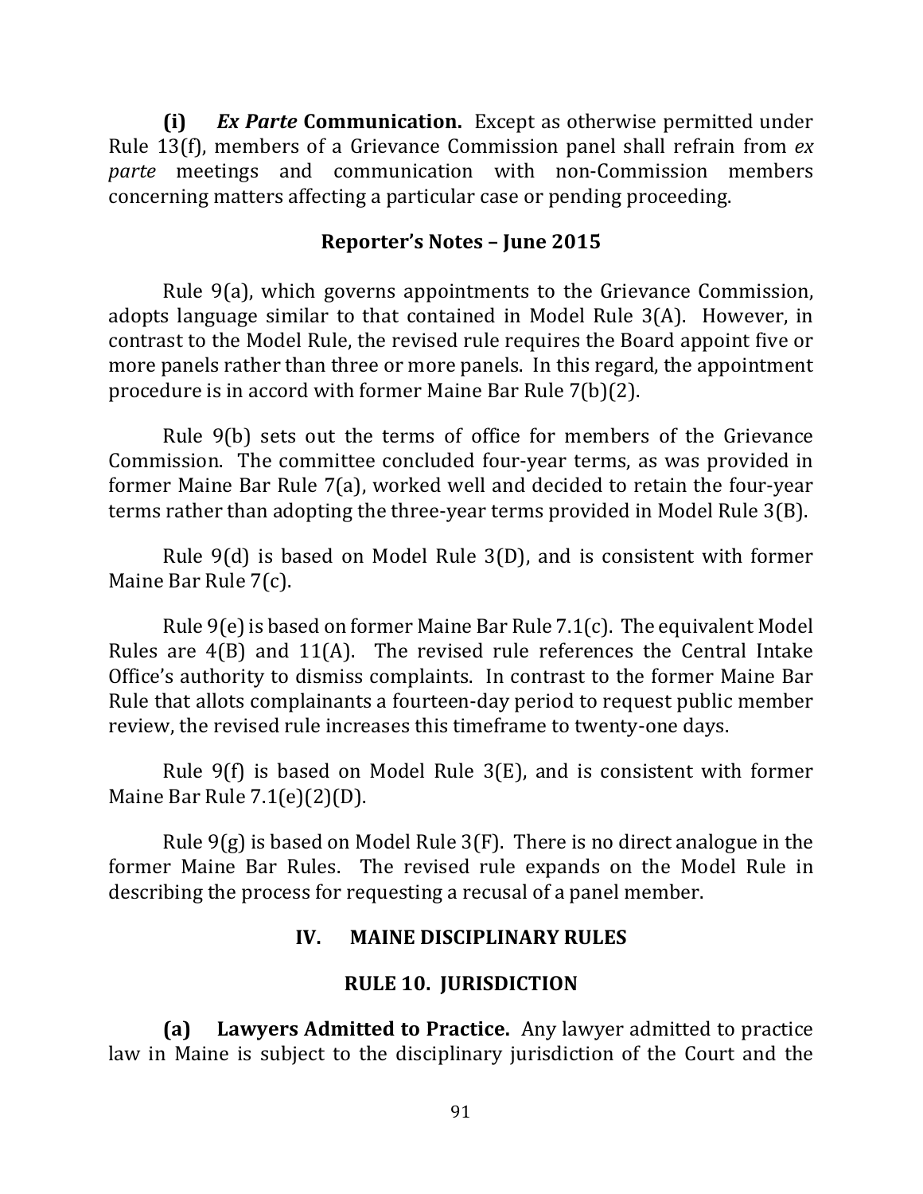**(i)** ***Ex Parte* Communication.** Except as otherwise permitted under Rule 13(f), members of a Grievance Commission panel shall refrain from *ex parte* meetings and communication with non-Commission members concerning matters affecting a particular case or pending proceeding.

### Reporter's Notes – June 2015

Rule 9(a), which governs appointments to the Grievance Commission, adopts language similar to that contained in Model Rule 3(A). However, in contrast to the Model Rule, the revised rule requires the Board appoint five or more panels rather than three or more panels. In this regard, the appointment procedure is in accord with former Maine Bar Rule 7(b)(2).

Rule 9(b) sets out the terms of office for members of the Grievance Commission. The committee concluded four-year terms, as was provided in former Maine Bar Rule 7(a), worked well and decided to retain the four-year terms rather than adopting the three-year terms provided in Model Rule 3(B).

Rule 9(d) is based on Model Rule 3(D), and is consistent with former Maine Bar Rule 7(c).

Rule 9(e) is based on former Maine Bar Rule 7.1(c). The equivalent Model Rules are 4(B) and 11(A). The revised rule references the Central Intake Office's authority to dismiss complaints. In contrast to the former Maine Bar Rule that allots complainants a fourteen-day period to request public member review, the revised rule increases this timeframe to twenty-one days.

Rule 9(f) is based on Model Rule 3(E), and is consistent with former Maine Bar Rule 7.1(e)(2)(D).

Rule 9(g) is based on Model Rule 3(F). There is no direct analogue in the former Maine Bar Rules. The revised rule expands on the Model Rule in describing the process for requesting a recusal of a panel member.

## IV. MAINE DISCIPLINARY RULES

### RULE 10. JURISDICTION

**(a) Lawyers Admitted to Practice.** Any lawyer admitted to practice law in Maine is subject to the disciplinary jurisdiction of the Court and the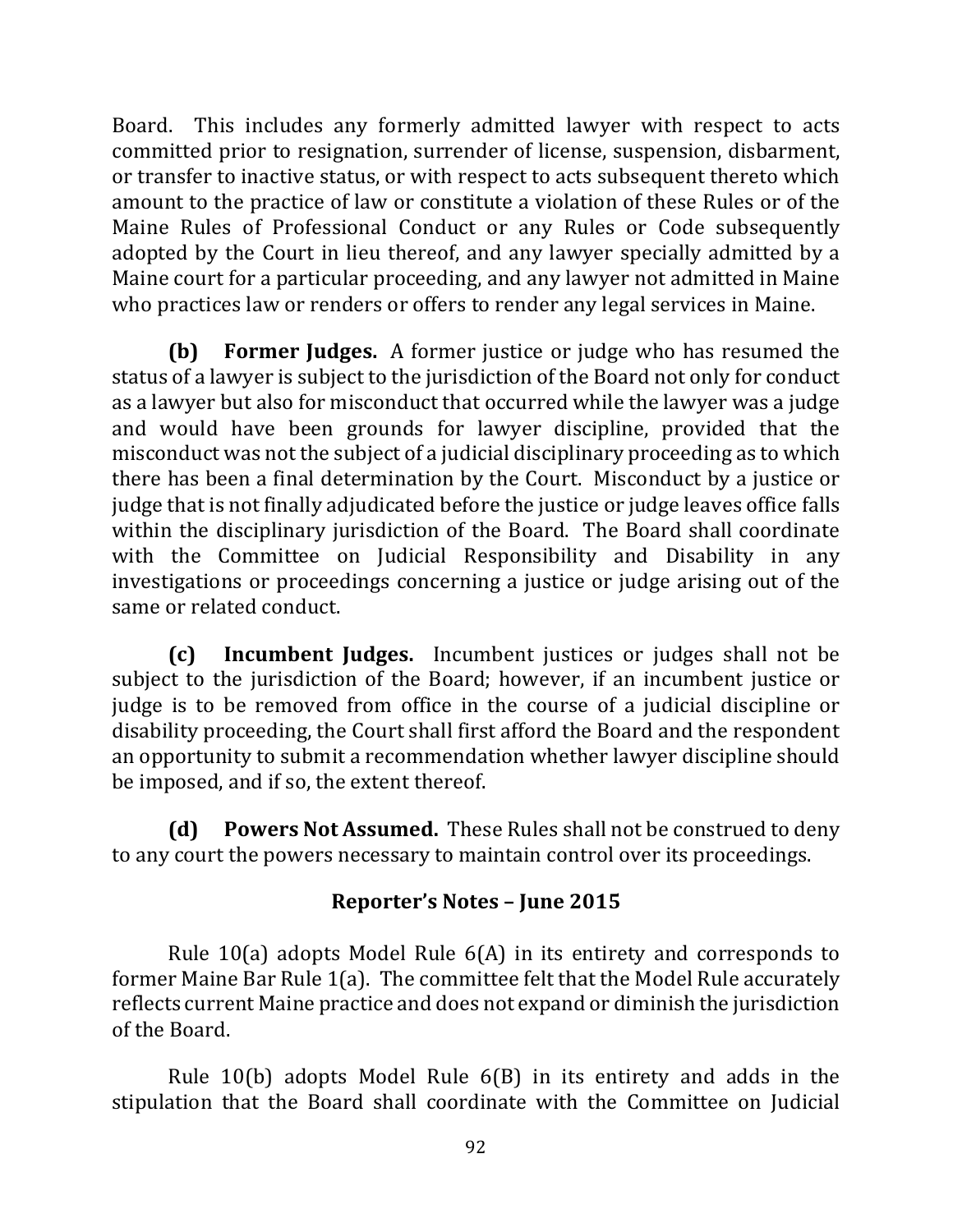Board. This includes any formerly admitted lawyer with respect to acts committed prior to resignation, surrender of license, suspension, disbarment, or transfer to inactive status, or with respect to acts subsequent thereto which amount to the practice of law or constitute a violation of these Rules or of the Maine Rules of Professional Conduct or any Rules or Code subsequently adopted by the Court in lieu thereof, and any lawyer specially admitted by a Maine court for a particular proceeding, and any lawyer not admitted in Maine who practices law or renders or offers to render any legal services in Maine.

**(b) Former Judges.** A former justice or judge who has resumed the status of a lawyer is subject to the jurisdiction of the Board not only for conduct as a lawyer but also for misconduct that occurred while the lawyer was a judge and would have been grounds for lawyer discipline, provided that the misconduct was not the subject of a judicial disciplinary proceeding as to which there has been a final determination by the Court. Misconduct by a justice or judge that is not finally adjudicated before the justice or judge leaves office falls within the disciplinary jurisdiction of the Board. The Board shall coordinate with the Committee on Judicial Responsibility and Disability in any investigations or proceedings concerning a justice or judge arising out of the same or related conduct.

**(c) Incumbent Judges.** Incumbent justices or judges shall not be subject to the jurisdiction of the Board; however, if an incumbent justice or judge is to be removed from office in the course of a judicial discipline or disability proceeding, the Court shall first afford the Board and the respondent an opportunity to submit a recommendation whether lawyer discipline should be imposed, and if so, the extent thereof.

**(d) Powers Not Assumed.** These Rules shall not be construed to deny to any court the powers necessary to maintain control over its proceedings.

### Reporter's Notes – June 2015

Rule 10(a) adopts Model Rule 6(A) in its entirety and corresponds to former Maine Bar Rule 1(a). The committee felt that the Model Rule accurately reflects current Maine practice and does not expand or diminish the jurisdiction of the Board.

Rule 10(b) adopts Model Rule 6(B) in its entirety and adds in the stipulation that the Board shall coordinate with the Committee on Judicial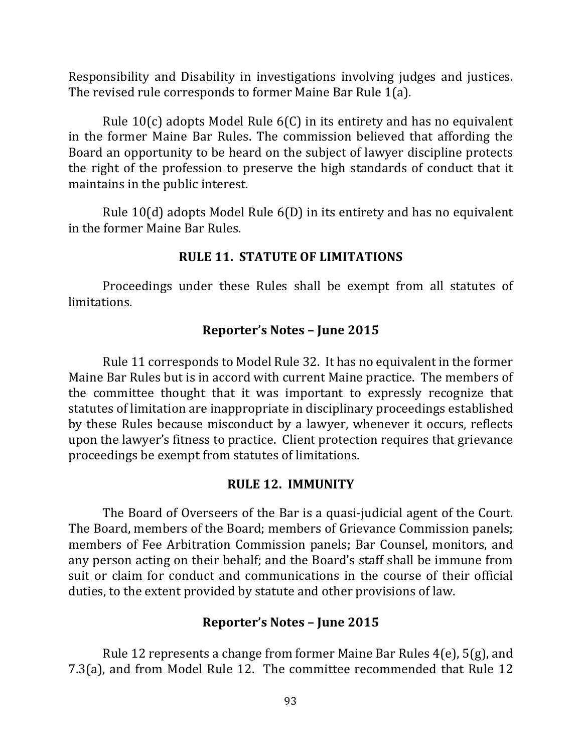Responsibility and Disability in investigations involving judges and justices. The revised rule corresponds to former Maine Bar Rule 1(a).

Rule 10(c) adopts Model Rule 6(C) in its entirety and has no equivalent in the former Maine Bar Rules. The commission believed that affording the Board an opportunity to be heard on the subject of lawyer discipline protects the right of the profession to preserve the high standards of conduct that it maintains in the public interest.

Rule 10(d) adopts Model Rule 6(D) in its entirety and has no equivalent in the former Maine Bar Rules.

## RULE 11. STATUTE OF LIMITATIONS

Proceedings under these Rules shall be exempt from all statutes of limitations.

### Reporter's Notes – June 2015

Rule 11 corresponds to Model Rule 32. It has no equivalent in the former Maine Bar Rules but is in accord with current Maine practice. The members of the committee thought that it was important to expressly recognize that statutes of limitation are inappropriate in disciplinary proceedings established by these Rules because misconduct by a lawyer, whenever it occurs, reflects upon the lawyer's fitness to practice. Client protection requires that grievance proceedings be exempt from statutes of limitations.

## RULE 12. IMMUNITY

The Board of Overseers of the Bar is a quasi-judicial agent of the Court. The Board, members of the Board; members of Grievance Commission panels; members of Fee Arbitration Commission panels; Bar Counsel, monitors, and any person acting on their behalf; and the Board's staff shall be immune from suit or claim for conduct and communications in the course of their official duties, to the extent provided by statute and other provisions of law.

### Reporter's Notes – June 2015

Rule 12 represents a change from former Maine Bar Rules 4(e), 5(g), and 7.3(a), and from Model Rule 12. The committee recommended that Rule 12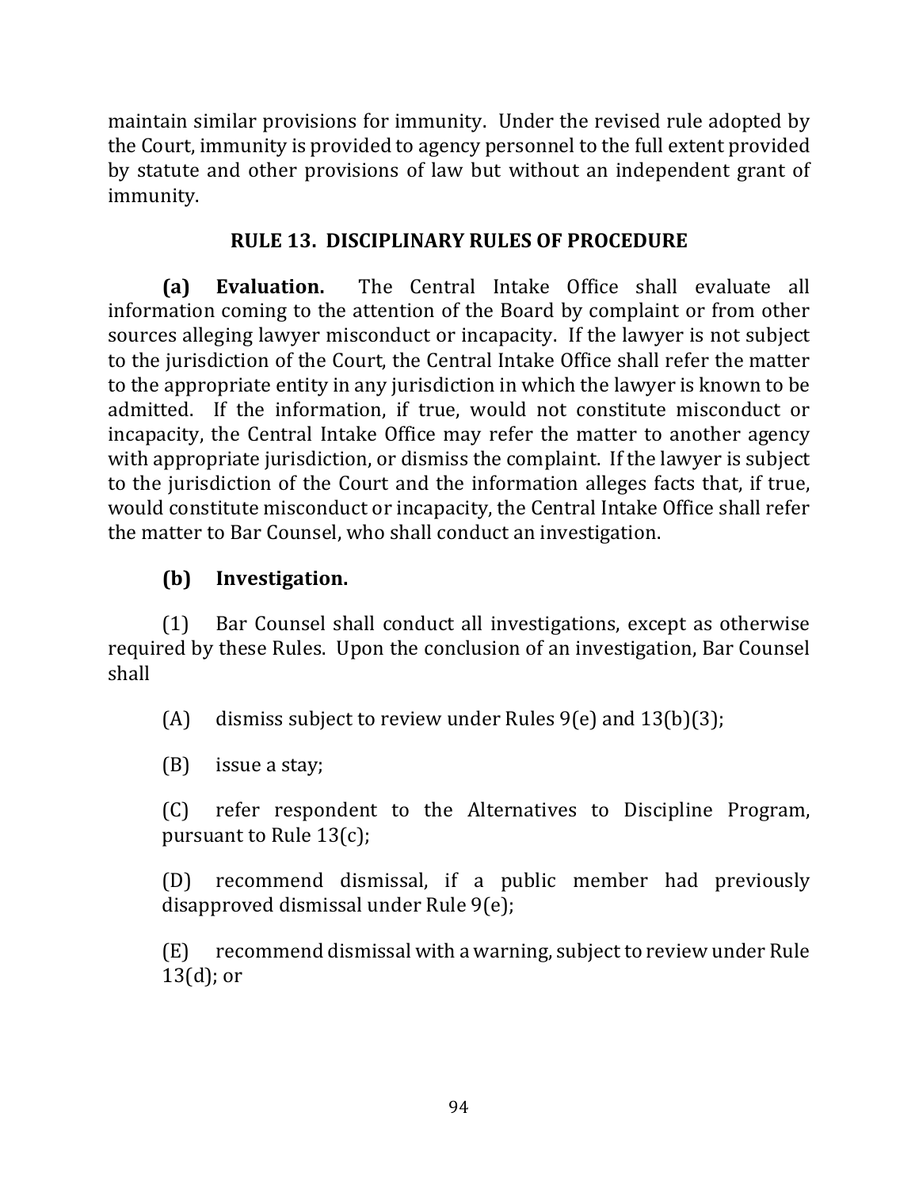maintain similar provisions for immunity. Under the revised rule adopted by the Court, immunity is provided to agency personnel to the full extent provided by statute and other provisions of law but without an independent grant of immunity.

## RULE 13. DISCIPLINARY RULES OF PROCEDURE

**(a) Evaluation.** The Central Intake Office shall evaluate all information coming to the attention of the Board by complaint or from other sources alleging lawyer misconduct or incapacity. If the lawyer is not subject to the jurisdiction of the Court, the Central Intake Office shall refer the matter to the appropriate entity in any jurisdiction in which the lawyer is known to be admitted. If the information, if true, would not constitute misconduct or incapacity, the Central Intake Office may refer the matter to another agency with appropriate jurisdiction, or dismiss the complaint. If the lawyer is subject to the jurisdiction of the Court and the information alleges facts that, if true, would constitute misconduct or incapacity, the Central Intake Office shall refer the matter to Bar Counsel, who shall conduct an investigation.

**(b) Investigation.**

(1) Bar Counsel shall conduct all investigations, except as otherwise required by these Rules. Upon the conclusion of an investigation, Bar Counsel shall

(A) dismiss subject to review under Rules 9(e) and 13(b)(3);

(B) issue a stay;

(C) refer respondent to the Alternatives to Discipline Program, pursuant to Rule 13(c);

(D) recommend dismissal, if a public member had previously disapproved dismissal under Rule 9(e);

(E) recommend dismissal with a warning, subject to review under Rule 13(d); or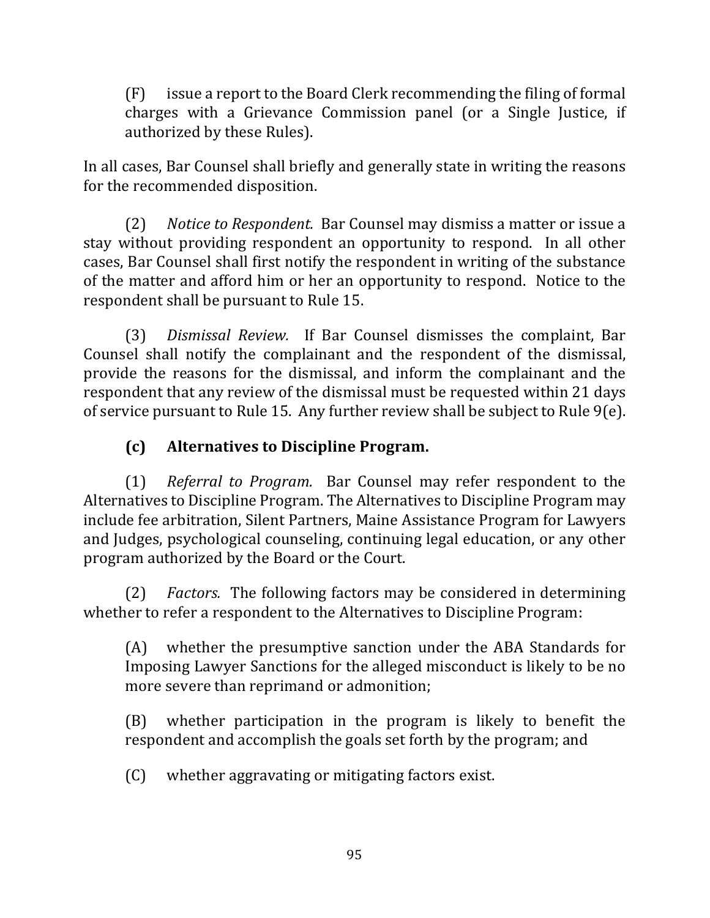(F) issue a report to the Board Clerk recommending the filing of formal charges with a Grievance Commission panel (or a Single Justice, if authorized by these Rules).

In all cases, Bar Counsel shall briefly and generally state in writing the reasons for the recommended disposition.

(2) *Notice to Respondent.* Bar Counsel may dismiss a matter or issue a stay without providing respondent an opportunity to respond. In all other cases, Bar Counsel shall first notify the respondent in writing of the substance of the matter and afford him or her an opportunity to respond. Notice to the respondent shall be pursuant to Rule 15.

(3) *Dismissal Review.* If Bar Counsel dismisses the complaint, Bar Counsel shall notify the complainant and the respondent of the dismissal, provide the reasons for the dismissal, and inform the complainant and the respondent that any review of the dismissal must be requested within 21 days of service pursuant to Rule 15. Any further review shall be subject to Rule 9(e).

**(c) Alternatives to Discipline Program.**

(1) *Referral to Program.* Bar Counsel may refer respondent to the Alternatives to Discipline Program. The Alternatives to Discipline Program may include fee arbitration, Silent Partners, Maine Assistance Program for Lawyers and Judges, psychological counseling, continuing legal education, or any other program authorized by the Board or the Court.

(2) *Factors.* The following factors may be considered in determining whether to refer a respondent to the Alternatives to Discipline Program:

(A) whether the presumptive sanction under the ABA Standards for Imposing Lawyer Sanctions for the alleged misconduct is likely to be no more severe than reprimand or admonition;

(B) whether participation in the program is likely to benefit the respondent and accomplish the goals set forth by the program; and

(C) whether aggravating or mitigating factors exist.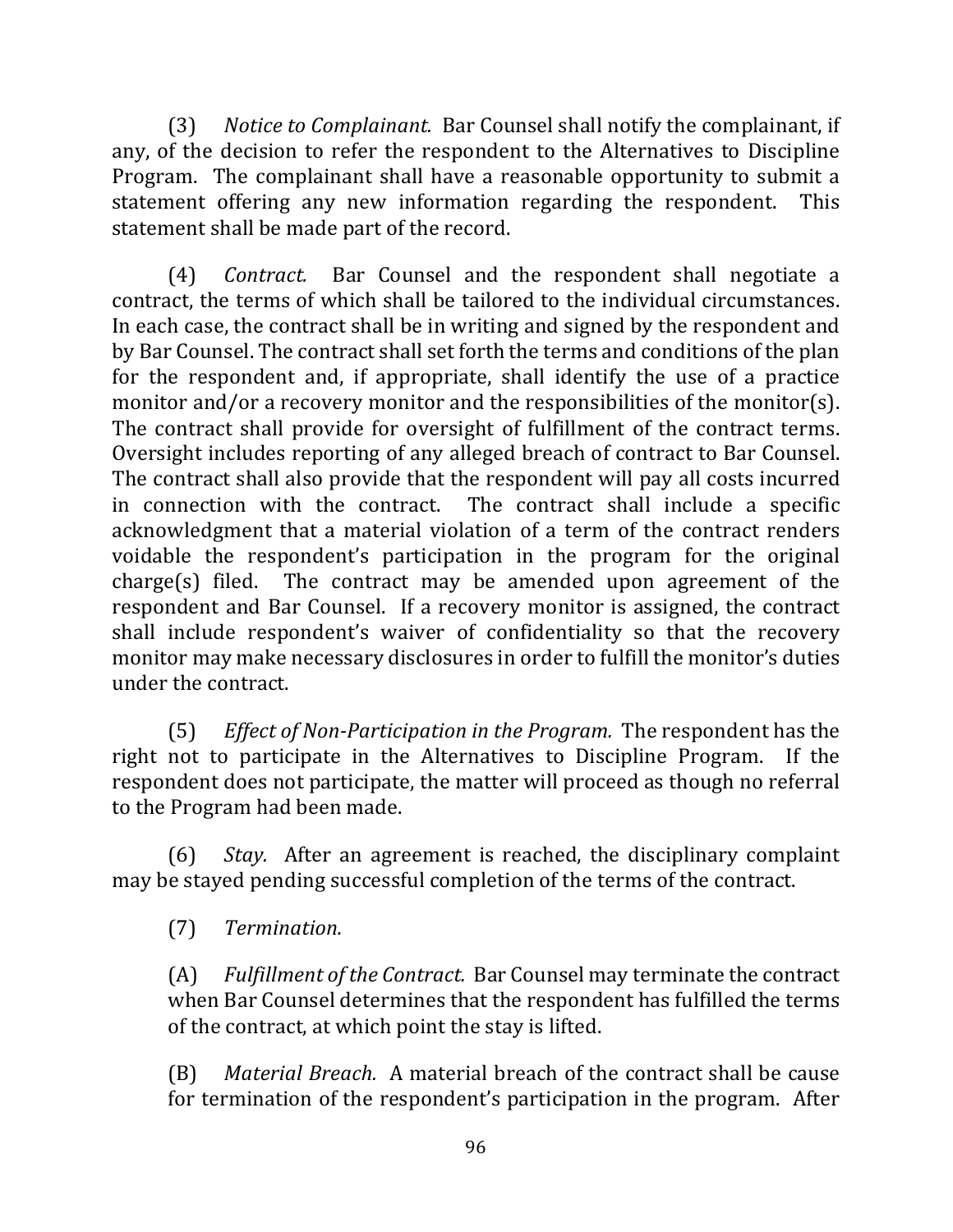(3) *Notice to Complainant.* Bar Counsel shall notify the complainant, if any, of the decision to refer the respondent to the Alternatives to Discipline Program. The complainant shall have a reasonable opportunity to submit a statement offering any new information regarding the respondent. This statement shall be made part of the record.

(4) *Contract.* Bar Counsel and the respondent shall negotiate a contract, the terms of which shall be tailored to the individual circumstances. In each case, the contract shall be in writing and signed by the respondent and by Bar Counsel. The contract shall set forth the terms and conditions of the plan for the respondent and, if appropriate, shall identify the use of a practice monitor and/or a recovery monitor and the responsibilities of the monitor(s). The contract shall provide for oversight of fulfillment of the contract terms. Oversight includes reporting of any alleged breach of contract to Bar Counsel. The contract shall also provide that the respondent will pay all costs incurred in connection with the contract. The contract shall include a specific acknowledgment that a material violation of a term of the contract renders voidable the respondent's participation in the program for the original charge(s) filed. The contract may be amended upon agreement of the respondent and Bar Counsel. If a recovery monitor is assigned, the contract shall include respondent's waiver of confidentiality so that the recovery monitor may make necessary disclosures in order to fulfill the monitor's duties under the contract.

(5) *Effect of Non-Participation in the Program.* The respondent has the right not to participate in the Alternatives to Discipline Program. If the respondent does not participate, the matter will proceed as though no referral to the Program had been made.

(6) *Stay.* After an agreement is reached, the disciplinary complaint may be stayed pending successful completion of the terms of the contract.

(7) *Termination.*

(A) *Fulfillment of the Contract.* Bar Counsel may terminate the contract when Bar Counsel determines that the respondent has fulfilled the terms of the contract, at which point the stay is lifted.

(B) *Material Breach.* A material breach of the contract shall be cause for termination of the respondent's participation in the program. After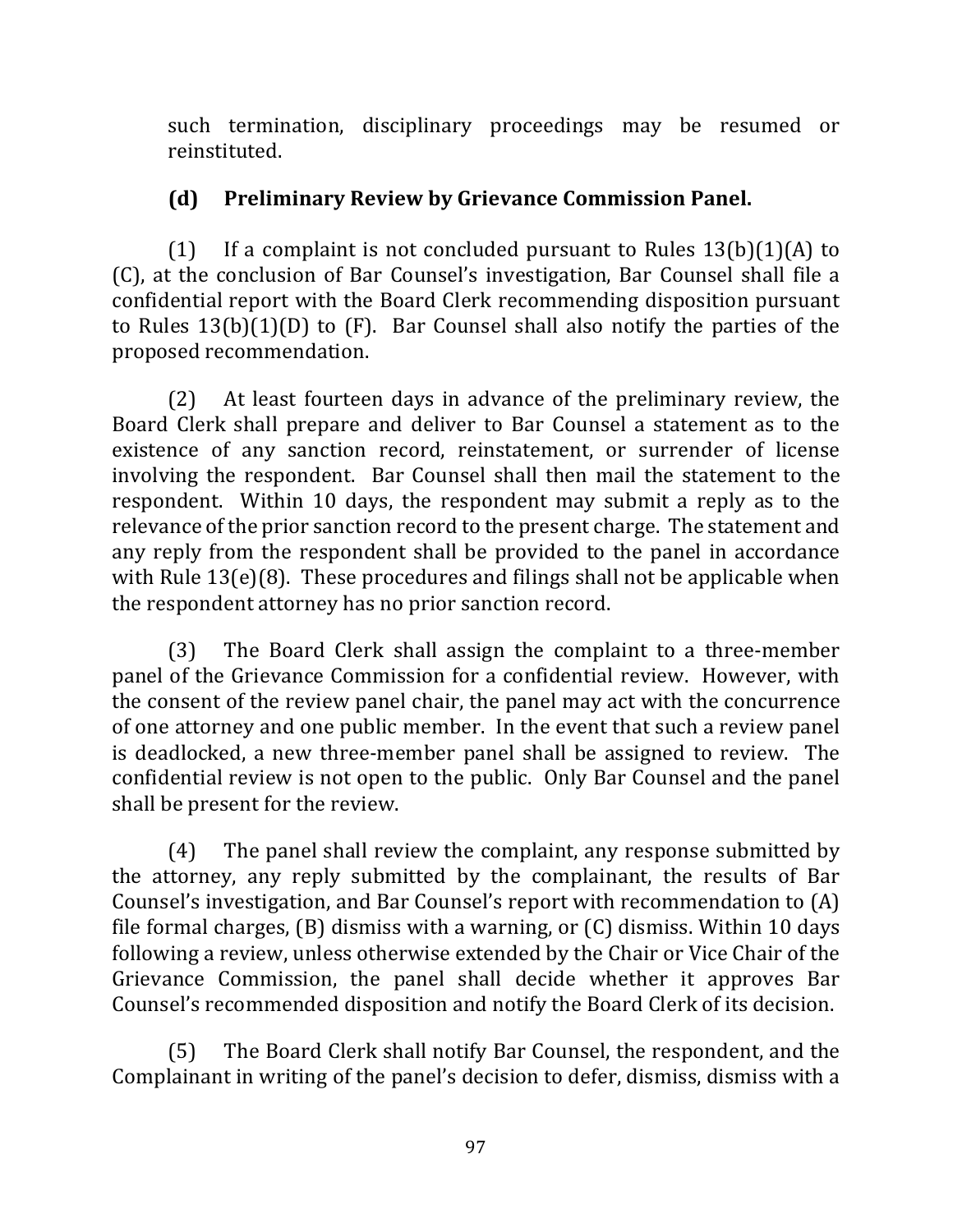such termination, disciplinary proceedings may be resumed or reinstituted.

**(d) Preliminary Review by Grievance Commission Panel.**

(1) If a complaint is not concluded pursuant to Rules 13(b)(1)(A) to (C), at the conclusion of Bar Counsel's investigation, Bar Counsel shall file a confidential report with the Board Clerk recommending disposition pursuant to Rules 13(b)(1)(D) to (F). Bar Counsel shall also notify the parties of the proposed recommendation.

(2) At least fourteen days in advance of the preliminary review, the Board Clerk shall prepare and deliver to Bar Counsel a statement as to the existence of any sanction record, reinstatement, or surrender of license involving the respondent. Bar Counsel shall then mail the statement to the respondent. Within 10 days, the respondent may submit a reply as to the relevance of the prior sanction record to the present charge. The statement and any reply from the respondent shall be provided to the panel in accordance with Rule 13(e)(8). These procedures and filings shall not be applicable when the respondent attorney has no prior sanction record.

(3) The Board Clerk shall assign the complaint to a three-member panel of the Grievance Commission for a confidential review. However, with the consent of the review panel chair, the panel may act with the concurrence of one attorney and one public member. In the event that such a review panel is deadlocked, a new three-member panel shall be assigned to review. The confidential review is not open to the public. Only Bar Counsel and the panel shall be present for the review.

(4) The panel shall review the complaint, any response submitted by the attorney, any reply submitted by the complainant, the results of Bar Counsel's investigation, and Bar Counsel's report with recommendation to (A) file formal charges, (B) dismiss with a warning, or (C) dismiss. Within 10 days following a review, unless otherwise extended by the Chair or Vice Chair of the Grievance Commission, the panel shall decide whether it approves Bar Counsel's recommended disposition and notify the Board Clerk of its decision.

(5) The Board Clerk shall notify Bar Counsel, the respondent, and the Complainant in writing of the panel's decision to defer, dismiss, dismiss with a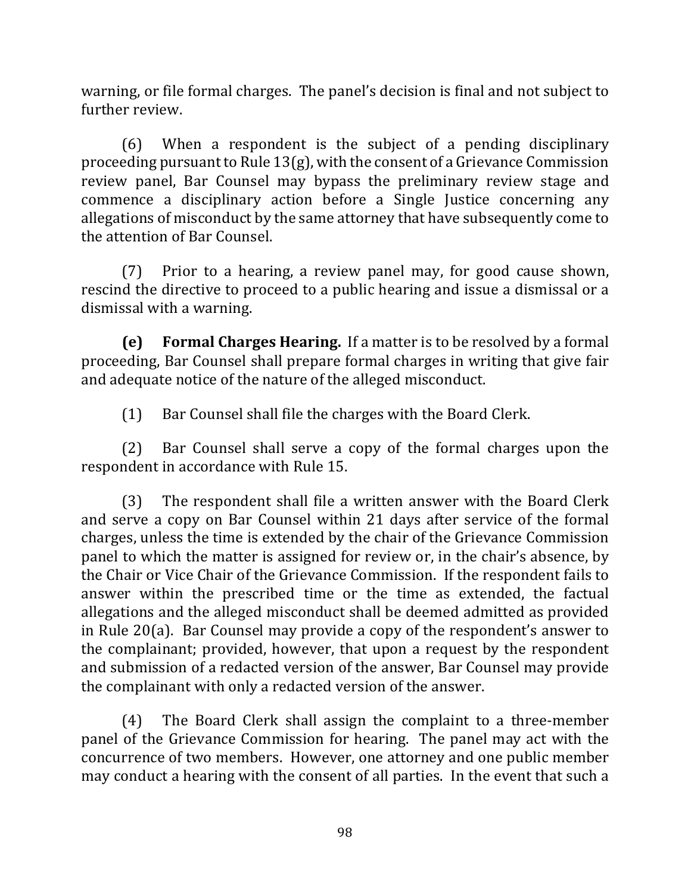warning, or file formal charges. The panel's decision is final and not subject to further review.

(6) When a respondent is the subject of a pending disciplinary proceeding pursuant to Rule 13(g), with the consent of a Grievance Commission review panel, Bar Counsel may bypass the preliminary review stage and commence a disciplinary action before a Single Justice concerning any allegations of misconduct by the same attorney that have subsequently come to the attention of Bar Counsel.

(7) Prior to a hearing, a review panel may, for good cause shown, rescind the directive to proceed to a public hearing and issue a dismissal or a dismissal with a warning.

**(e) Formal Charges Hearing.** If a matter is to be resolved by a formal proceeding, Bar Counsel shall prepare formal charges in writing that give fair and adequate notice of the nature of the alleged misconduct.

(1) Bar Counsel shall file the charges with the Board Clerk.

(2) Bar Counsel shall serve a copy of the formal charges upon the respondent in accordance with Rule 15.

(3) The respondent shall file a written answer with the Board Clerk and serve a copy on Bar Counsel within 21 days after service of the formal charges, unless the time is extended by the chair of the Grievance Commission panel to which the matter is assigned for review or, in the chair's absence, by the Chair or Vice Chair of the Grievance Commission. If the respondent fails to answer within the prescribed time or the time as extended, the factual allegations and the alleged misconduct shall be deemed admitted as provided in Rule 20(a). Bar Counsel may provide a copy of the respondent's answer to the complainant; provided, however, that upon a request by the respondent and submission of a redacted version of the answer, Bar Counsel may provide the complainant with only a redacted version of the answer.

(4) The Board Clerk shall assign the complaint to a three-member panel of the Grievance Commission for hearing. The panel may act with the concurrence of two members. However, one attorney and one public member may conduct a hearing with the consent of all parties. In the event that such a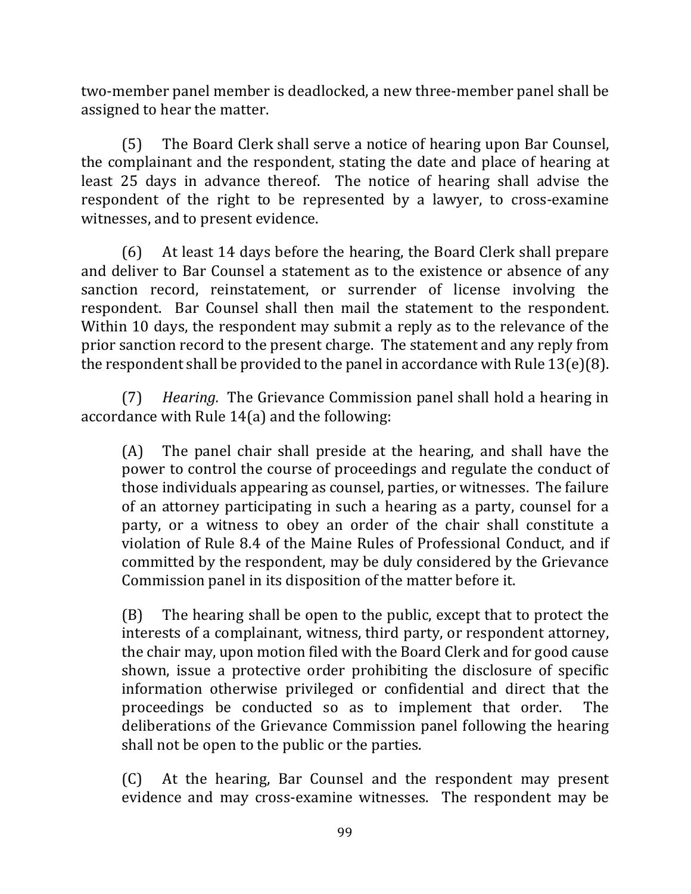two-member panel member is deadlocked, a new three-member panel shall be assigned to hear the matter.

(5) The Board Clerk shall serve a notice of hearing upon Bar Counsel, the complainant and the respondent, stating the date and place of hearing at least 25 days in advance thereof. The notice of hearing shall advise the respondent of the right to be represented by a lawyer, to cross-examine witnesses, and to present evidence.

(6) At least 14 days before the hearing, the Board Clerk shall prepare and deliver to Bar Counsel a statement as to the existence or absence of any sanction record, reinstatement, or surrender of license involving the respondent. Bar Counsel shall then mail the statement to the respondent. Within 10 days, the respondent may submit a reply as to the relevance of the prior sanction record to the present charge. The statement and any reply from the respondent shall be provided to the panel in accordance with Rule 13(e)(8).

(7) *Hearing.* The Grievance Commission panel shall hold a hearing in accordance with Rule 14(a) and the following:

> (A) The panel chair shall preside at the hearing, and shall have the power to control the course of proceedings and regulate the conduct of those individuals appearing as counsel, parties, or witnesses. The failure of an attorney participating in such a hearing as a party, counsel for a party, or a witness to obey an order of the chair shall constitute a violation of Rule 8.4 of the Maine Rules of Professional Conduct, and if committed by the respondent, may be duly considered by the Grievance Commission panel in its disposition of the matter before it.
>
> (B) The hearing shall be open to the public, except that to protect the interests of a complainant, witness, third party, or respondent attorney, the chair may, upon motion filed with the Board Clerk and for good cause shown, issue a protective order prohibiting the disclosure of specific information otherwise privileged or confidential and direct that the proceedings be conducted so as to implement that order. The deliberations of the Grievance Commission panel following the hearing shall not be open to the public or the parties.
>
> (C) At the hearing, Bar Counsel and the respondent may present evidence and may cross-examine witnesses. The respondent may be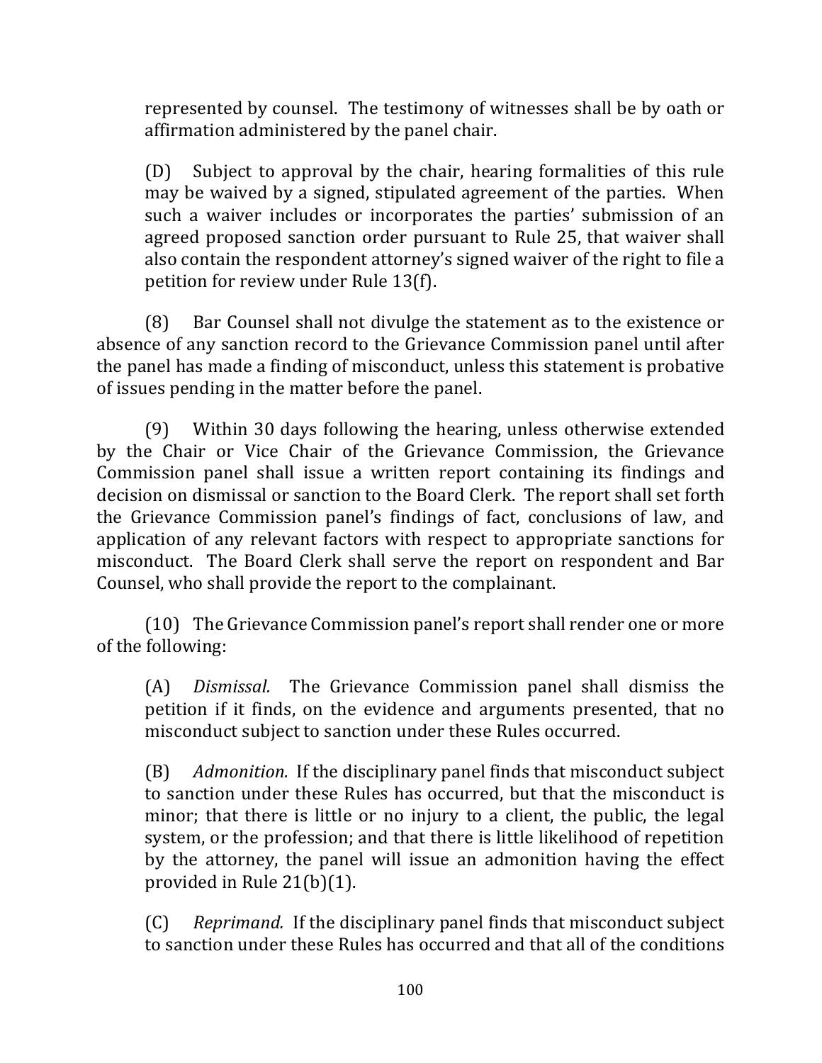represented by counsel. The testimony of witnesses shall be by oath or affirmation administered by the panel chair.

(D) Subject to approval by the chair, hearing formalities of this rule may be waived by a signed, stipulated agreement of the parties. When such a waiver includes or incorporates the parties' submission of an agreed proposed sanction order pursuant to Rule 25, that waiver shall also contain the respondent attorney's signed waiver of the right to file a petition for review under Rule 13(f).

(8) Bar Counsel shall not divulge the statement as to the existence or absence of any sanction record to the Grievance Commission panel until after the panel has made a finding of misconduct, unless this statement is probative of issues pending in the matter before the panel.

(9) Within 30 days following the hearing, unless otherwise extended by the Chair or Vice Chair of the Grievance Commission, the Grievance Commission panel shall issue a written report containing its findings and decision on dismissal or sanction to the Board Clerk. The report shall set forth the Grievance Commission panel's findings of fact, conclusions of law, and application of any relevant factors with respect to appropriate sanctions for misconduct. The Board Clerk shall serve the report on respondent and Bar Counsel, who shall provide the report to the complainant.

(10) The Grievance Commission panel's report shall render one or more of the following:

(A) *Dismissal.* The Grievance Commission panel shall dismiss the petition if it finds, on the evidence and arguments presented, that no misconduct subject to sanction under these Rules occurred.

(B) *Admonition.* If the disciplinary panel finds that misconduct subject to sanction under these Rules has occurred, but that the misconduct is minor; that there is little or no injury to a client, the public, the legal system, or the profession; and that there is little likelihood of repetition by the attorney, the panel will issue an admonition having the effect provided in Rule 21(b)(1).

(C) *Reprimand.* If the disciplinary panel finds that misconduct subject to sanction under these Rules has occurred and that all of the conditions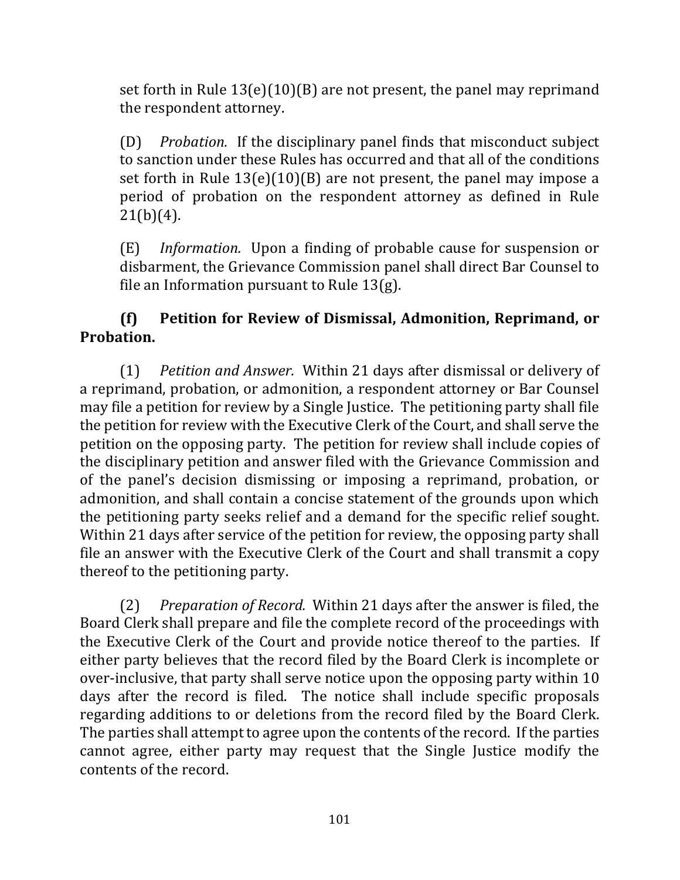set forth in Rule 13(e)(10)(B) are not present, the panel may reprimand the respondent attorney.

(D) *Probation.* If the disciplinary panel finds that misconduct subject to sanction under these Rules has occurred and that all of the conditions set forth in Rule 13(e)(10)(B) are not present, the panel may impose a period of probation on the respondent attorney as defined in Rule 21(b)(4).

(E) *Information.* Upon a finding of probable cause for suspension or disbarment, the Grievance Commission panel shall direct Bar Counsel to file an Information pursuant to Rule 13(g).

**(f) Petition for Review of Dismissal, Admonition, Reprimand, or Probation.**

(1) *Petition and Answer.* Within 21 days after dismissal or delivery of a reprimand, probation, or admonition, a respondent attorney or Bar Counsel may file a petition for review by a Single Justice. The petitioning party shall file the petition for review with the Executive Clerk of the Court, and shall serve the petition on the opposing party. The petition for review shall include copies of the disciplinary petition and answer filed with the Grievance Commission and of the panel's decision dismissing or imposing a reprimand, probation, or admonition, and shall contain a concise statement of the grounds upon which the petitioning party seeks relief and a demand for the specific relief sought. Within 21 days after service of the petition for review, the opposing party shall file an answer with the Executive Clerk of the Court and shall transmit a copy thereof to the petitioning party.

(2) *Preparation of Record.* Within 21 days after the answer is filed, the Board Clerk shall prepare and file the complete record of the proceedings with the Executive Clerk of the Court and provide notice thereof to the parties. If either party believes that the record filed by the Board Clerk is incomplete or over-inclusive, that party shall serve notice upon the opposing party within 10 days after the record is filed. The notice shall include specific proposals regarding additions to or deletions from the record filed by the Board Clerk. The parties shall attempt to agree upon the contents of the record. If the parties cannot agree, either party may request that the Single Justice modify the contents of the record.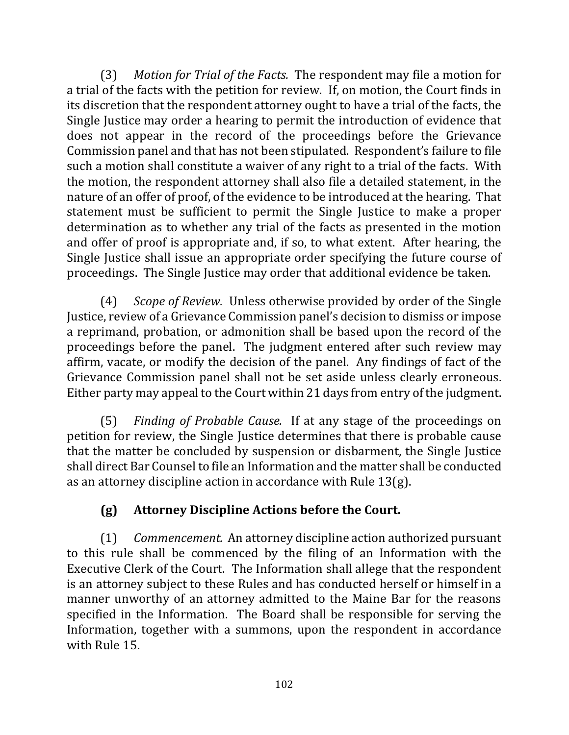(3) *Motion for Trial of the Facts.* The respondent may file a motion for a trial of the facts with the petition for review. If, on motion, the Court finds in its discretion that the respondent attorney ought to have a trial of the facts, the Single Justice may order a hearing to permit the introduction of evidence that does not appear in the record of the proceedings before the Grievance Commission panel and that has not been stipulated. Respondent's failure to file such a motion shall constitute a waiver of any right to a trial of the facts. With the motion, the respondent attorney shall also file a detailed statement, in the nature of an offer of proof, of the evidence to be introduced at the hearing. That statement must be sufficient to permit the Single Justice to make a proper determination as to whether any trial of the facts as presented in the motion and offer of proof is appropriate and, if so, to what extent. After hearing, the Single Justice shall issue an appropriate order specifying the future course of proceedings. The Single Justice may order that additional evidence be taken.

(4) *Scope of Review.* Unless otherwise provided by order of the Single Justice, review of a Grievance Commission panel's decision to dismiss or impose a reprimand, probation, or admonition shall be based upon the record of the proceedings before the panel. The judgment entered after such review may affirm, vacate, or modify the decision of the panel. Any findings of fact of the Grievance Commission panel shall not be set aside unless clearly erroneous. Either party may appeal to the Court within 21 days from entry of the judgment.

(5) *Finding of Probable Cause.* If at any stage of the proceedings on petition for review, the Single Justice determines that there is probable cause that the matter be concluded by suspension or disbarment, the Single Justice shall direct Bar Counsel to file an Information and the matter shall be conducted as an attorney discipline action in accordance with Rule 13(g).

### (g) Attorney Discipline Actions before the Court.

(1) *Commencement.* An attorney discipline action authorized pursuant to this rule shall be commenced by the filing of an Information with the Executive Clerk of the Court. The Information shall allege that the respondent is an attorney subject to these Rules and has conducted herself or himself in a manner unworthy of an attorney admitted to the Maine Bar for the reasons specified in the Information. The Board shall be responsible for serving the Information, together with a summons, upon the respondent in accordance with Rule 15.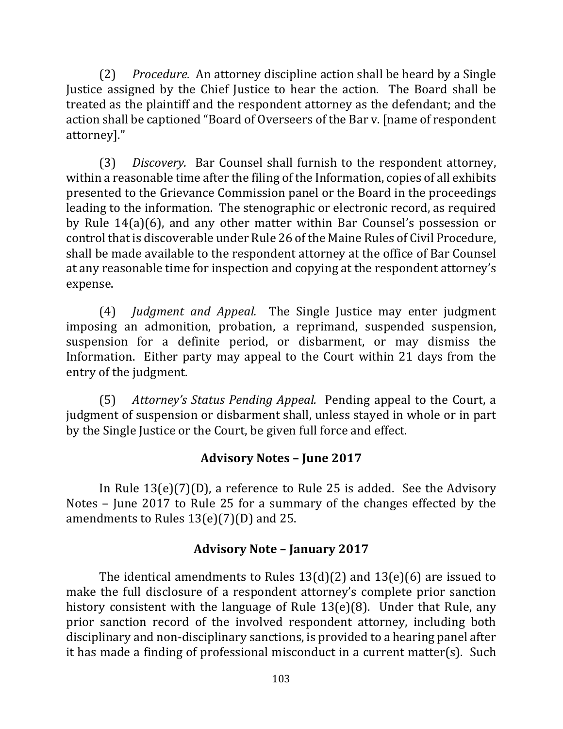(2) *Procedure.* An attorney discipline action shall be heard by a Single Justice assigned by the Chief Justice to hear the action. The Board shall be treated as the plaintiff and the respondent attorney as the defendant; and the action shall be captioned "Board of Overseers of the Bar v. [name of respondent attorney]."

(3) *Discovery.* Bar Counsel shall furnish to the respondent attorney, within a reasonable time after the filing of the Information, copies of all exhibits presented to the Grievance Commission panel or the Board in the proceedings leading to the information. The stenographic or electronic record, as required by Rule 14(a)(6), and any other matter within Bar Counsel's possession or control that is discoverable under Rule 26 of the Maine Rules of Civil Procedure, shall be made available to the respondent attorney at the office of Bar Counsel at any reasonable time for inspection and copying at the respondent attorney's expense.

(4) *Judgment and Appeal.* The Single Justice may enter judgment imposing an admonition, probation, a reprimand, suspended suspension, suspension for a definite period, or disbarment, or may dismiss the Information. Either party may appeal to the Court within 21 days from the entry of the judgment.

(5) *Attorney's Status Pending Appeal.* Pending appeal to the Court, a judgment of suspension or disbarment shall, unless stayed in whole or in part by the Single Justice or the Court, be given full force and effect.

## Advisory Notes – June 2017

In Rule 13(e)(7)(D), a reference to Rule 25 is added. See the Advisory Notes – June 2017 to Rule 25 for a summary of the changes effected by the amendments to Rules 13(e)(7)(D) and 25.

## Advisory Note – January 2017

The identical amendments to Rules 13(d)(2) and 13(e)(6) are issued to make the full disclosure of a respondent attorney's complete prior sanction history consistent with the language of Rule 13(e)(8). Under that Rule, any prior sanction record of the involved respondent attorney, including both disciplinary and non-disciplinary sanctions, is provided to a hearing panel after it has made a finding of professional misconduct in a current matter(s). Such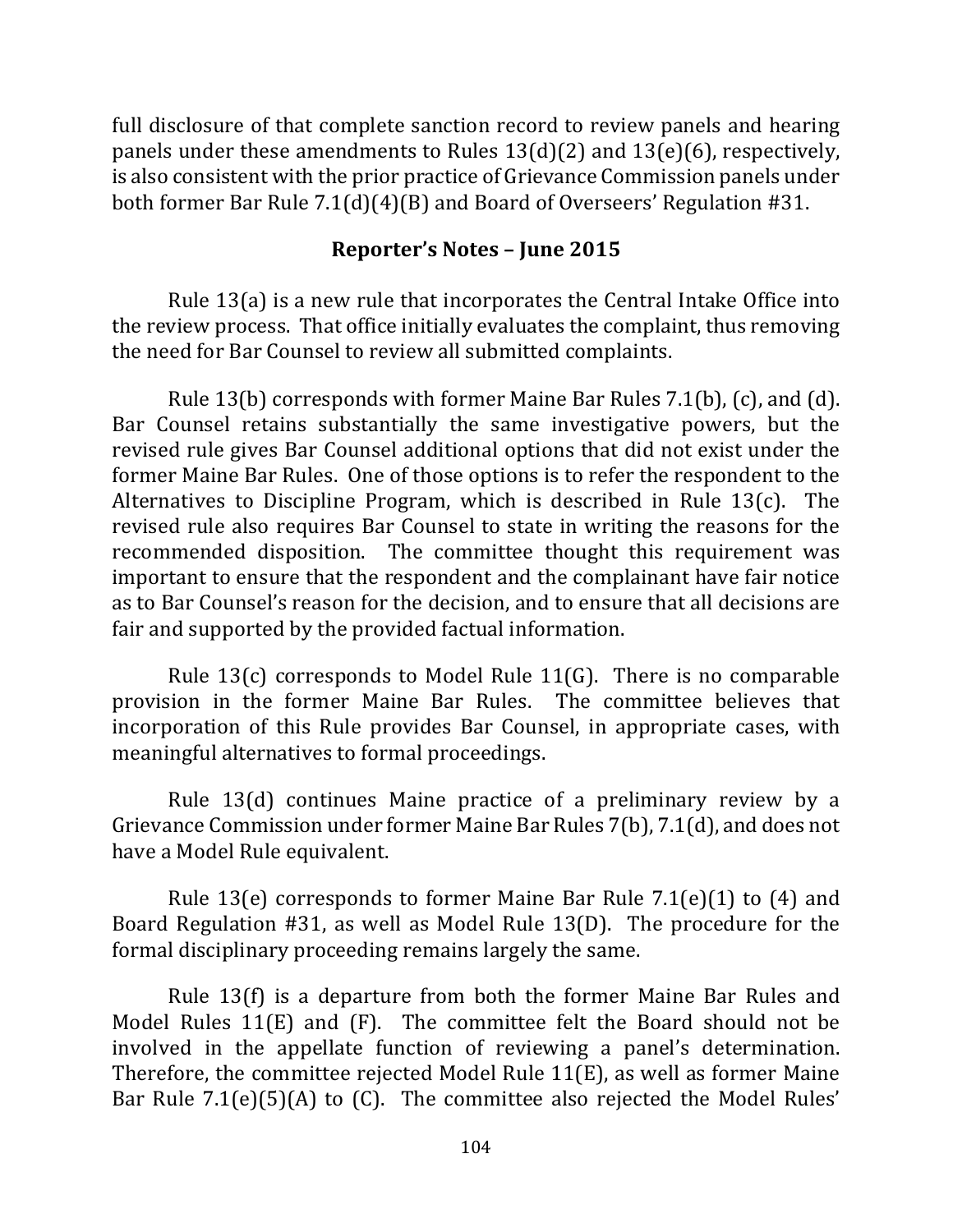full disclosure of that complete sanction record to review panels and hearing panels under these amendments to Rules 13(d)(2) and 13(e)(6), respectively, is also consistent with the prior practice of Grievance Commission panels under both former Bar Rule 7.1(d)(4)(B) and Board of Overseers' Regulation #31.

## Reporter's Notes – June 2015

Rule 13(a) is a new rule that incorporates the Central Intake Office into the review process. That office initially evaluates the complaint, thus removing the need for Bar Counsel to review all submitted complaints.

Rule 13(b) corresponds with former Maine Bar Rules 7.1(b), (c), and (d). Bar Counsel retains substantially the same investigative powers, but the revised rule gives Bar Counsel additional options that did not exist under the former Maine Bar Rules. One of those options is to refer the respondent to the Alternatives to Discipline Program, which is described in Rule 13(c). The revised rule also requires Bar Counsel to state in writing the reasons for the recommended disposition. The committee thought this requirement was important to ensure that the respondent and the complainant have fair notice as to Bar Counsel's reason for the decision, and to ensure that all decisions are fair and supported by the provided factual information.

Rule 13(c) corresponds to Model Rule 11(G). There is no comparable provision in the former Maine Bar Rules. The committee believes that incorporation of this Rule provides Bar Counsel, in appropriate cases, with meaningful alternatives to formal proceedings.

Rule 13(d) continues Maine practice of a preliminary review by a Grievance Commission under former Maine Bar Rules 7(b), 7.1(d), and does not have a Model Rule equivalent.

Rule 13(e) corresponds to former Maine Bar Rule 7.1(e)(1) to (4) and Board Regulation #31, as well as Model Rule 13(D). The procedure for the formal disciplinary proceeding remains largely the same.

Rule 13(f) is a departure from both the former Maine Bar Rules and Model Rules 11(E) and (F). The committee felt the Board should not be involved in the appellate function of reviewing a panel's determination. Therefore, the committee rejected Model Rule 11(E), as well as former Maine Bar Rule 7.1(e)(5)(A) to (C). The committee also rejected the Model Rules'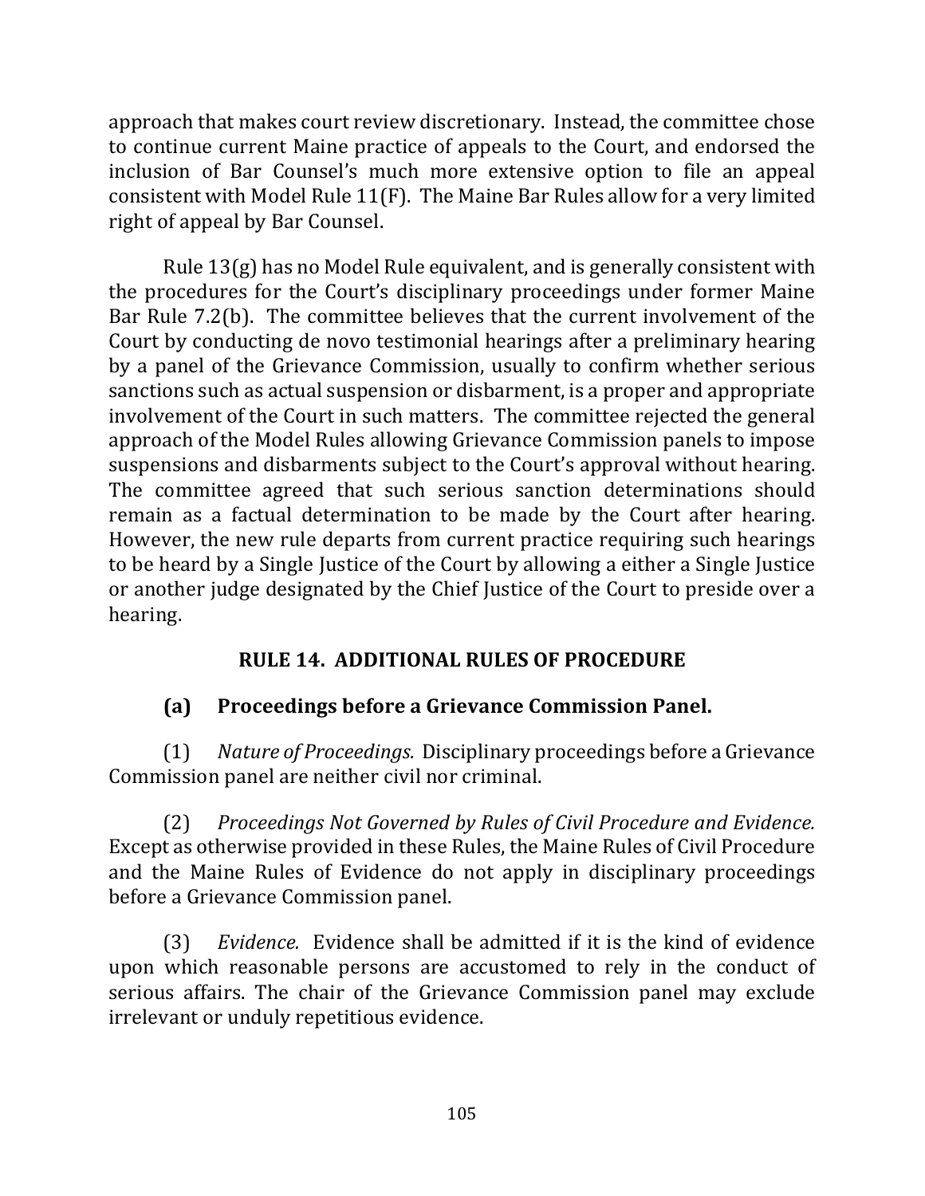approach that makes court review discretionary. Instead, the committee chose to continue current Maine practice of appeals to the Court, and endorsed the inclusion of Bar Counsel's much more extensive option to file an appeal consistent with Model Rule 11(F). The Maine Bar Rules allow for a very limited right of appeal by Bar Counsel.

Rule 13(g) has no Model Rule equivalent, and is generally consistent with the procedures for the Court's disciplinary proceedings under former Maine Bar Rule 7.2(b). The committee believes that the current involvement of the Court by conducting de novo testimonial hearings after a preliminary hearing by a panel of the Grievance Commission, usually to confirm whether serious sanctions such as actual suspension or disbarment, is a proper and appropriate involvement of the Court in such matters. The committee rejected the general approach of the Model Rules allowing Grievance Commission panels to impose suspensions and disbarments subject to the Court's approval without hearing. The committee agreed that such serious sanction determinations should remain as a factual determination to be made by the Court after hearing. However, the new rule departs from current practice requiring such hearings to be heard by a Single Justice of the Court by allowing a either a Single Justice or another judge designated by the Chief Justice of the Court to preside over a hearing.

## RULE 14. ADDITIONAL RULES OF PROCEDURE

### (a) Proceedings before a Grievance Commission Panel.

(1) *Nature of Proceedings.* Disciplinary proceedings before a Grievance Commission panel are neither civil nor criminal.

(2) *Proceedings Not Governed by Rules of Civil Procedure and Evidence.* Except as otherwise provided in these Rules, the Maine Rules of Civil Procedure and the Maine Rules of Evidence do not apply in disciplinary proceedings before a Grievance Commission panel.

(3) *Evidence.* Evidence shall be admitted if it is the kind of evidence upon which reasonable persons are accustomed to rely in the conduct of serious affairs. The chair of the Grievance Commission panel may exclude irrelevant or unduly repetitious evidence.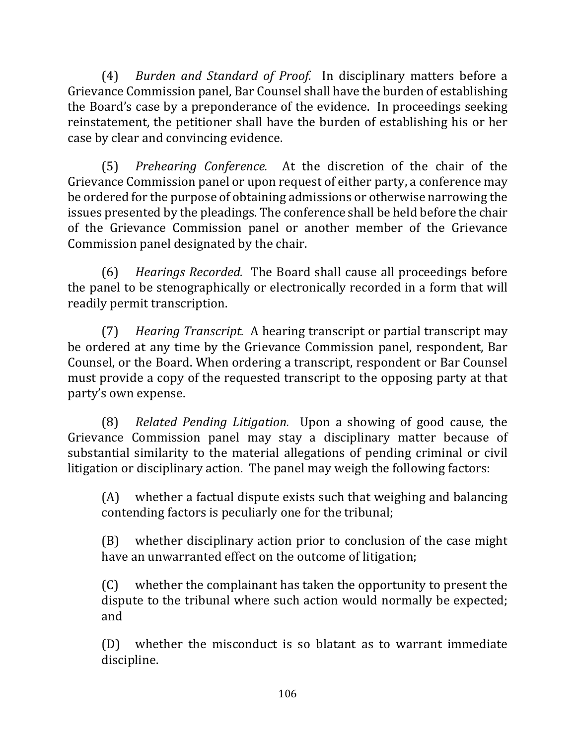(4) *Burden and Standard of Proof.* In disciplinary matters before a Grievance Commission panel, Bar Counsel shall have the burden of establishing the Board's case by a preponderance of the evidence. In proceedings seeking reinstatement, the petitioner shall have the burden of establishing his or her case by clear and convincing evidence.

(5) *Prehearing Conference.* At the discretion of the chair of the Grievance Commission panel or upon request of either party, a conference may be ordered for the purpose of obtaining admissions or otherwise narrowing the issues presented by the pleadings. The conference shall be held before the chair of the Grievance Commission panel or another member of the Grievance Commission panel designated by the chair.

(6) *Hearings Recorded.* The Board shall cause all proceedings before the panel to be stenographically or electronically recorded in a form that will readily permit transcription.

(7) *Hearing Transcript.* A hearing transcript or partial transcript may be ordered at any time by the Grievance Commission panel, respondent, Bar Counsel, or the Board. When ordering a transcript, respondent or Bar Counsel must provide a copy of the requested transcript to the opposing party at that party's own expense.

(8) *Related Pending Litigation.* Upon a showing of good cause, the Grievance Commission panel may stay a disciplinary matter because of substantial similarity to the material allegations of pending criminal or civil litigation or disciplinary action. The panel may weigh the following factors:

(A) whether a factual dispute exists such that weighing and balancing contending factors is peculiarly one for the tribunal;

(B) whether disciplinary action prior to conclusion of the case might have an unwarranted effect on the outcome of litigation;

(C) whether the complainant has taken the opportunity to present the dispute to the tribunal where such action would normally be expected; and

(D) whether the misconduct is so blatant as to warrant immediate discipline.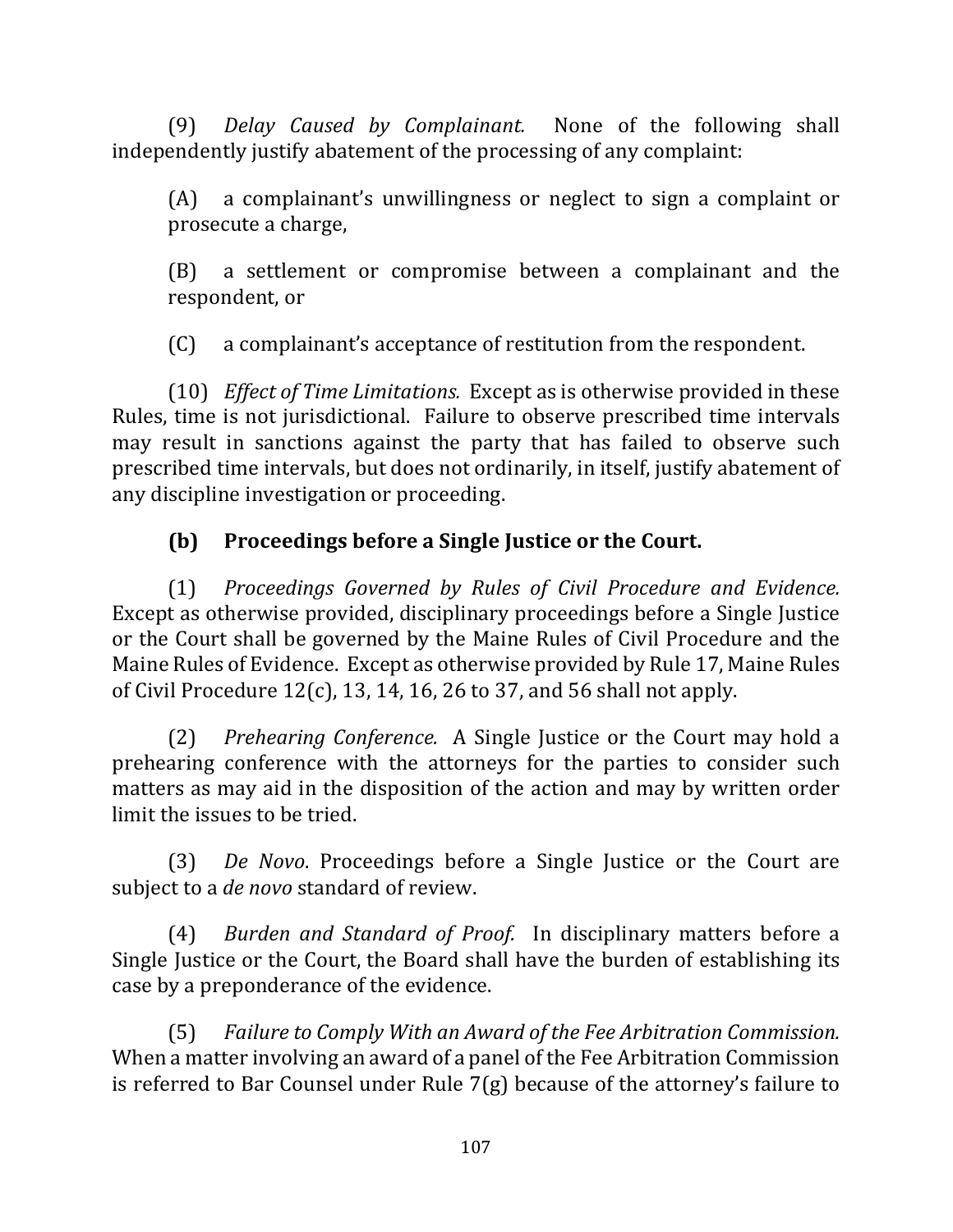(9) *Delay Caused by Complainant.* None of the following shall independently justify abatement of the processing of any complaint:

(A) a complainant's unwillingness or neglect to sign a complaint or prosecute a charge,

(B) a settlement or compromise between a complainant and the respondent, or

(C) a complainant's acceptance of restitution from the respondent.

(10) *Effect of Time Limitations.* Except as is otherwise provided in these Rules, time is not jurisdictional. Failure to observe prescribed time intervals may result in sanctions against the party that has failed to observe such prescribed time intervals, but does not ordinarily, in itself, justify abatement of any discipline investigation or proceeding.

## (b) Proceedings before a Single Justice or the Court.

(1) *Proceedings Governed by Rules of Civil Procedure and Evidence.* Except as otherwise provided, disciplinary proceedings before a Single Justice or the Court shall be governed by the Maine Rules of Civil Procedure and the Maine Rules of Evidence. Except as otherwise provided by Rule 17, Maine Rules of Civil Procedure 12(c), 13, 14, 16, 26 to 37, and 56 shall not apply.

(2) *Prehearing Conference.* A Single Justice or the Court may hold a prehearing conference with the attorneys for the parties to consider such matters as may aid in the disposition of the action and may by written order limit the issues to be tried.

(3) *De Novo*. Proceedings before a Single Justice or the Court are subject to a *de novo* standard of review.

(4) *Burden and Standard of Proof.* In disciplinary matters before a Single Justice or the Court, the Board shall have the burden of establishing its case by a preponderance of the evidence.

(5) *Failure to Comply With an Award of the Fee Arbitration Commission.* When a matter involving an award of a panel of the Fee Arbitration Commission is referred to Bar Counsel under Rule 7(g) because of the attorney's failure to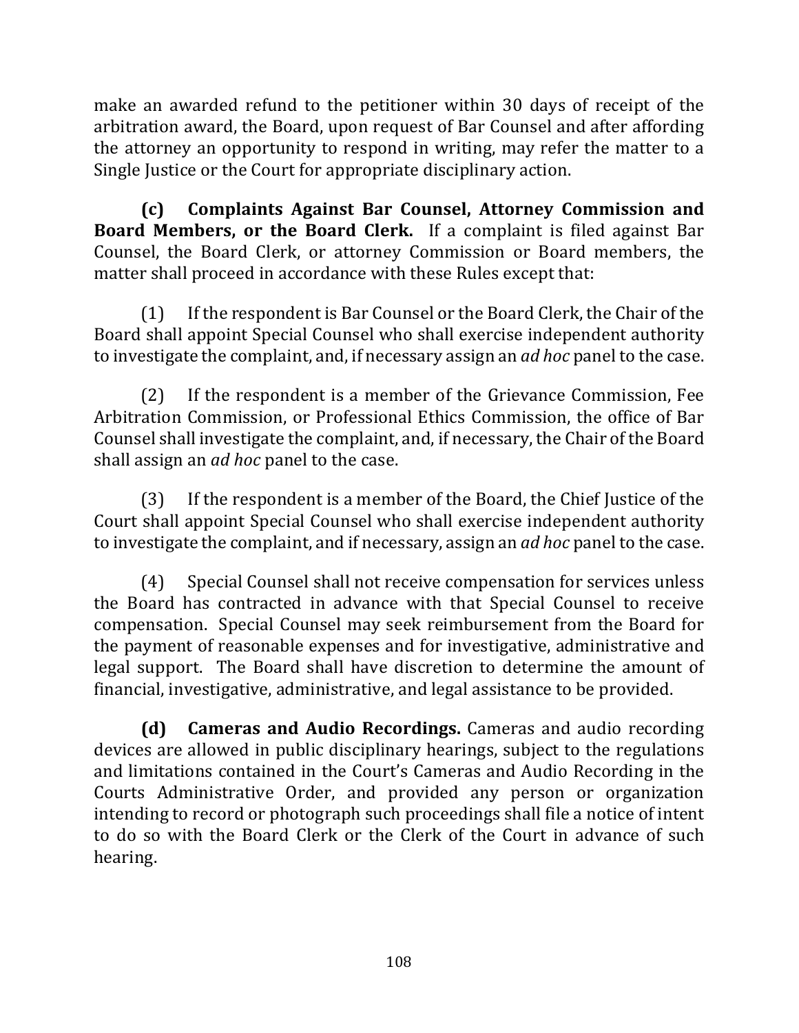make an awarded refund to the petitioner within 30 days of receipt of the arbitration award, the Board, upon request of Bar Counsel and after affording the attorney an opportunity to respond in writing, may refer the matter to a Single Justice or the Court for appropriate disciplinary action.

**(c) Complaints Against Bar Counsel, Attorney Commission and Board Members, or the Board Clerk.** If a complaint is filed against Bar Counsel, the Board Clerk, or attorney Commission or Board members, the matter shall proceed in accordance with these Rules except that:

(1) If the respondent is Bar Counsel or the Board Clerk, the Chair of the Board shall appoint Special Counsel who shall exercise independent authority to investigate the complaint, and, if necessary assign an *ad hoc* panel to the case.

(2) If the respondent is a member of the Grievance Commission, Fee Arbitration Commission, or Professional Ethics Commission, the office of Bar Counsel shall investigate the complaint, and, if necessary, the Chair of the Board shall assign an *ad hoc* panel to the case.

(3) If the respondent is a member of the Board, the Chief Justice of the Court shall appoint Special Counsel who shall exercise independent authority to investigate the complaint, and if necessary, assign an *ad hoc* panel to the case.

(4) Special Counsel shall not receive compensation for services unless the Board has contracted in advance with that Special Counsel to receive compensation. Special Counsel may seek reimbursement from the Board for the payment of reasonable expenses and for investigative, administrative and legal support. The Board shall have discretion to determine the amount of financial, investigative, administrative, and legal assistance to be provided.

**(d) Cameras and Audio Recordings.** Cameras and audio recording devices are allowed in public disciplinary hearings, subject to the regulations and limitations contained in the Court's Cameras and Audio Recording in the Courts Administrative Order, and provided any person or organization intending to record or photograph such proceedings shall file a notice of intent to do so with the Board Clerk or the Clerk of the Court in advance of such hearing.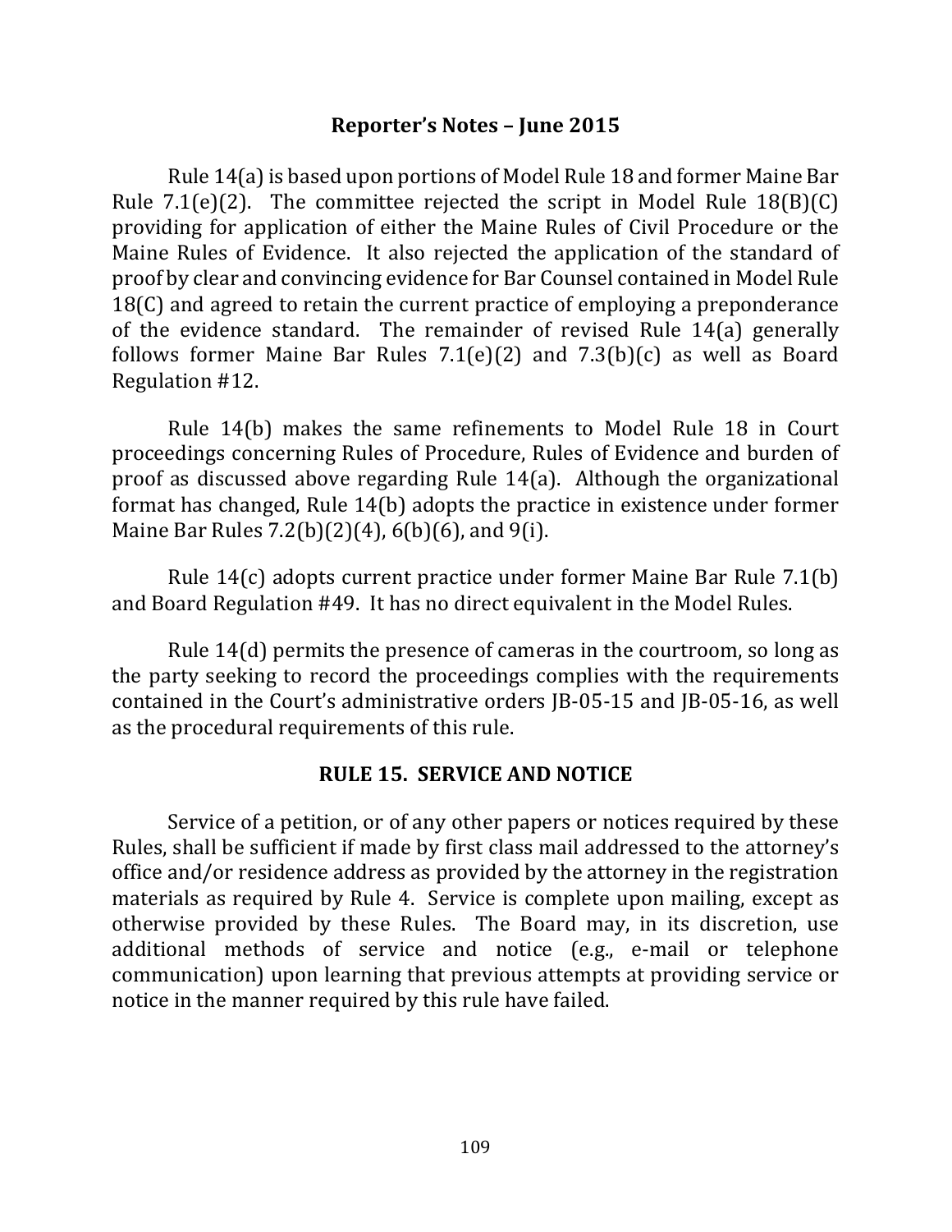### Reporter's Notes – June 2015

Rule 14(a) is based upon portions of Model Rule 18 and former Maine Bar Rule 7.1(e)(2). The committee rejected the script in Model Rule 18(B)(C) providing for application of either the Maine Rules of Civil Procedure or the Maine Rules of Evidence. It also rejected the application of the standard of proof by clear and convincing evidence for Bar Counsel contained in Model Rule 18(C) and agreed to retain the current practice of employing a preponderance of the evidence standard. The remainder of revised Rule 14(a) generally follows former Maine Bar Rules 7.1(e)(2) and 7.3(b)(c) as well as Board Regulation #12.

Rule 14(b) makes the same refinements to Model Rule 18 in Court proceedings concerning Rules of Procedure, Rules of Evidence and burden of proof as discussed above regarding Rule 14(a). Although the organizational format has changed, Rule 14(b) adopts the practice in existence under former Maine Bar Rules 7.2(b)(2)(4), 6(b)(6), and 9(i).

Rule 14(c) adopts current practice under former Maine Bar Rule 7.1(b) and Board Regulation #49. It has no direct equivalent in the Model Rules.

Rule 14(d) permits the presence of cameras in the courtroom, so long as the party seeking to record the proceedings complies with the requirements contained in the Court's administrative orders JB-05-15 and JB-05-16, as well as the procedural requirements of this rule.

## RULE 15. SERVICE AND NOTICE

Service of a petition, or of any other papers or notices required by these Rules, shall be sufficient if made by first class mail addressed to the attorney's office and/or residence address as provided by the attorney in the registration materials as required by Rule 4. Service is complete upon mailing, except as otherwise provided by these Rules. The Board may, in its discretion, use additional methods of service and notice (e.g., e-mail or telephone communication) upon learning that previous attempts at providing service or notice in the manner required by this rule have failed.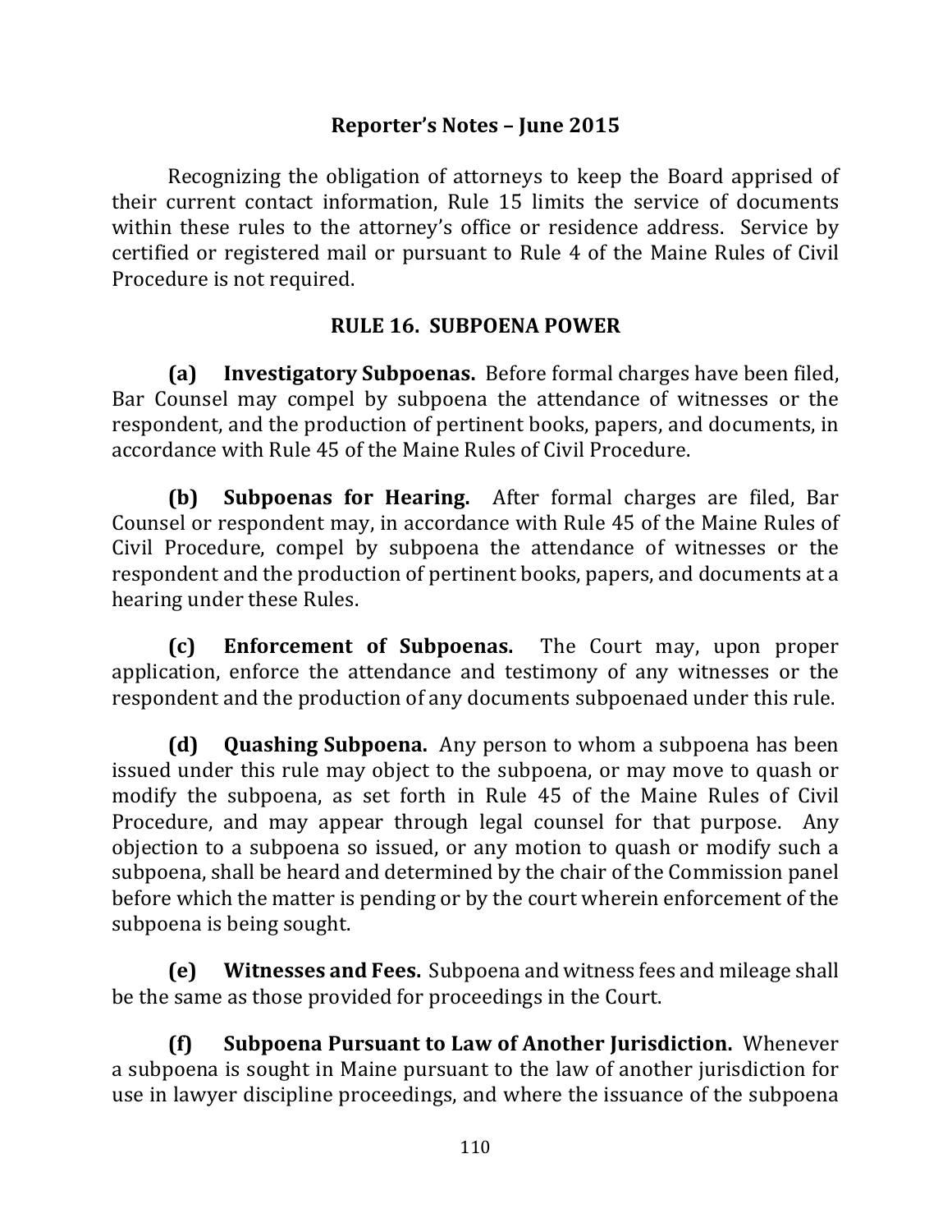## Reporter's Notes – June 2015

Recognizing the obligation of attorneys to keep the Board apprised of their current contact information, Rule 15 limits the service of documents within these rules to the attorney's office or residence address. Service by certified or registered mail or pursuant to Rule 4 of the Maine Rules of Civil Procedure is not required.

## RULE 16. SUBPOENA POWER

**(a) Investigatory Subpoenas.** Before formal charges have been filed, Bar Counsel may compel by subpoena the attendance of witnesses or the respondent, and the production of pertinent books, papers, and documents, in accordance with Rule 45 of the Maine Rules of Civil Procedure.

**(b) Subpoenas for Hearing.** After formal charges are filed, Bar Counsel or respondent may, in accordance with Rule 45 of the Maine Rules of Civil Procedure, compel by subpoena the attendance of witnesses or the respondent and the production of pertinent books, papers, and documents at a hearing under these Rules.

**(c) Enforcement of Subpoenas.** The Court may, upon proper application, enforce the attendance and testimony of any witnesses or the respondent and the production of any documents subpoenaed under this rule.

**(d) Quashing Subpoena.** Any person to whom a subpoena has been issued under this rule may object to the subpoena, or may move to quash or modify the subpoena, as set forth in Rule 45 of the Maine Rules of Civil Procedure, and may appear through legal counsel for that purpose. Any objection to a subpoena so issued, or any motion to quash or modify such a subpoena, shall be heard and determined by the chair of the Commission panel before which the matter is pending or by the court wherein enforcement of the subpoena is being sought.

**(e) Witnesses and Fees.** Subpoena and witness fees and mileage shall be the same as those provided for proceedings in the Court.

**(f) Subpoena Pursuant to Law of Another Jurisdiction.** Whenever a subpoena is sought in Maine pursuant to the law of another jurisdiction for use in lawyer discipline proceedings, and where the issuance of the subpoena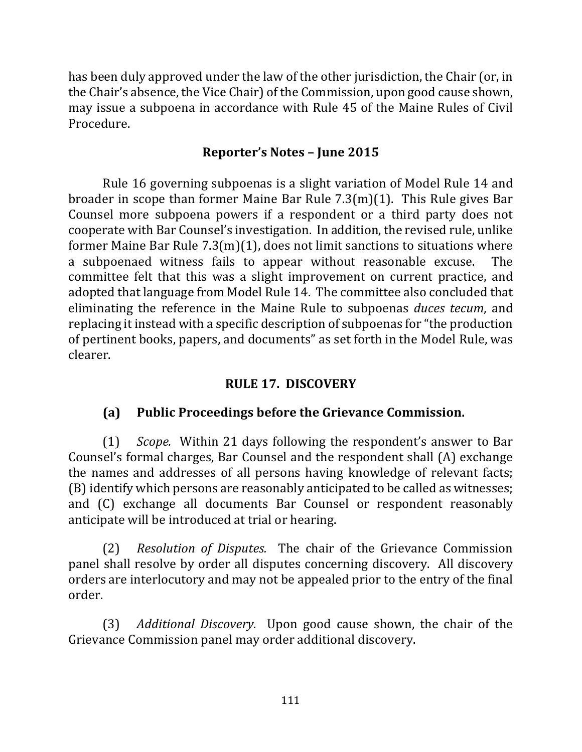has been duly approved under the law of the other jurisdiction, the Chair (or, in the Chair's absence, the Vice Chair) of the Commission, upon good cause shown, may issue a subpoena in accordance with Rule 45 of the Maine Rules of Civil Procedure.

### Reporter's Notes – June 2015

Rule 16 governing subpoenas is a slight variation of Model Rule 14 and broader in scope than former Maine Bar Rule 7.3(m)(1). This Rule gives Bar Counsel more subpoena powers if a respondent or a third party does not cooperate with Bar Counsel's investigation. In addition, the revised rule, unlike former Maine Bar Rule 7.3(m)(1), does not limit sanctions to situations where a subpoenaed witness fails to appear without reasonable excuse. The committee felt that this was a slight improvement on current practice, and adopted that language from Model Rule 14. The committee also concluded that eliminating the reference in the Maine Rule to subpoenas *duces tecum*, and replacing it instead with a specific description of subpoenas for "the production of pertinent books, papers, and documents" as set forth in the Model Rule, was clearer.

## RULE 17. DISCOVERY

### (a) Public Proceedings before the Grievance Commission.

(1) *Scope.* Within 21 days following the respondent's answer to Bar Counsel's formal charges, Bar Counsel and the respondent shall (A) exchange the names and addresses of all persons having knowledge of relevant facts; (B) identify which persons are reasonably anticipated to be called as witnesses; and (C) exchange all documents Bar Counsel or respondent reasonably anticipate will be introduced at trial or hearing.

(2) *Resolution of Disputes.* The chair of the Grievance Commission panel shall resolve by order all disputes concerning discovery. All discovery orders are interlocutory and may not be appealed prior to the entry of the final order.

(3) *Additional Discovery.* Upon good cause shown, the chair of the Grievance Commission panel may order additional discovery.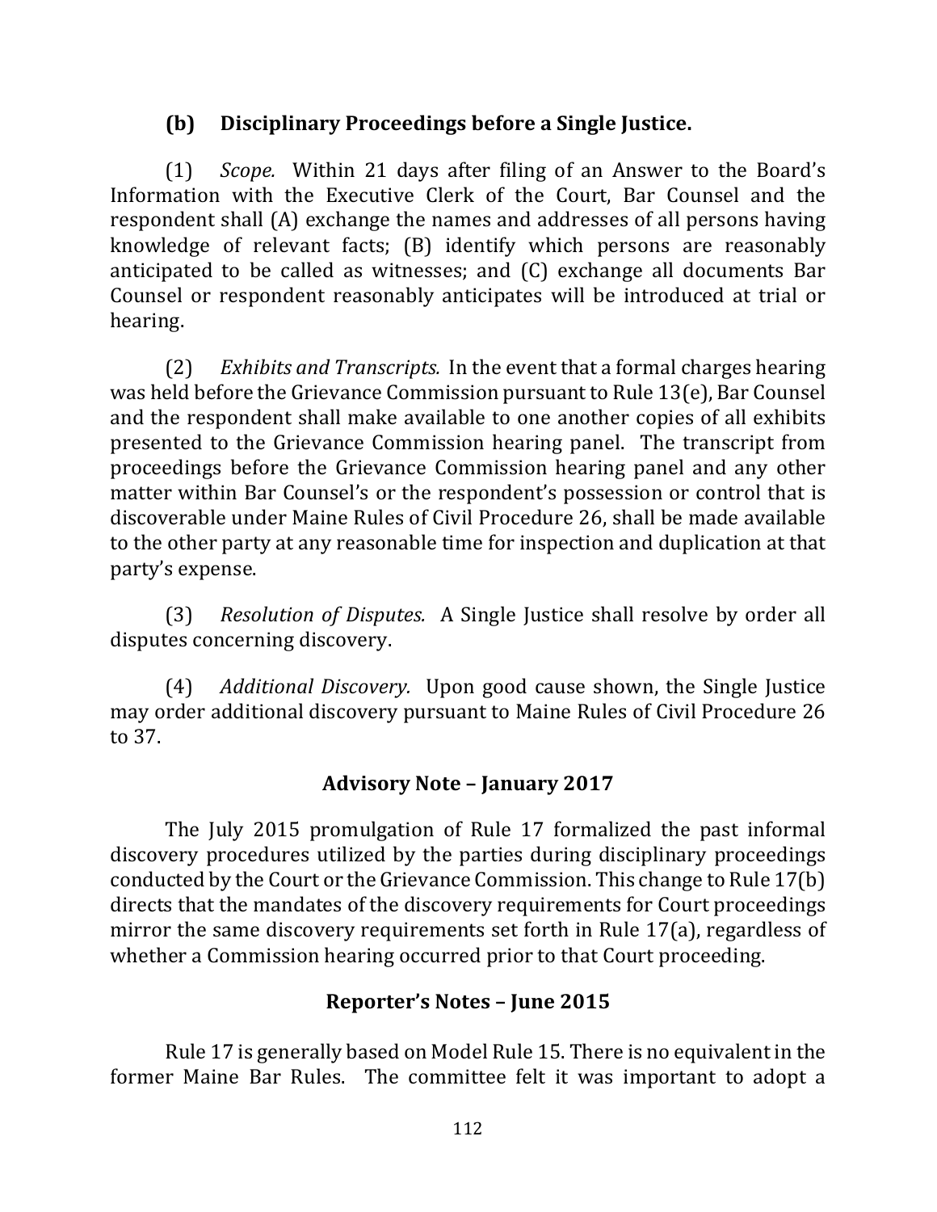### (b) Disciplinary Proceedings before a Single Justice.

(1) *Scope.* Within 21 days after filing of an Answer to the Board's Information with the Executive Clerk of the Court, Bar Counsel and the respondent shall (A) exchange the names and addresses of all persons having knowledge of relevant facts; (B) identify which persons are reasonably anticipated to be called as witnesses; and (C) exchange all documents Bar Counsel or respondent reasonably anticipates will be introduced at trial or hearing.

(2) *Exhibits and Transcripts.* In the event that a formal charges hearing was held before the Grievance Commission pursuant to Rule 13(e), Bar Counsel and the respondent shall make available to one another copies of all exhibits presented to the Grievance Commission hearing panel. The transcript from proceedings before the Grievance Commission hearing panel and any other matter within Bar Counsel's or the respondent's possession or control that is discoverable under Maine Rules of Civil Procedure 26, shall be made available to the other party at any reasonable time for inspection and duplication at that party's expense.

(3) *Resolution of Disputes.* A Single Justice shall resolve by order all disputes concerning discovery.

(4) *Additional Discovery.* Upon good cause shown, the Single Justice may order additional discovery pursuant to Maine Rules of Civil Procedure 26 to 37.

### Advisory Note – January 2017

The July 2015 promulgation of Rule 17 formalized the past informal discovery procedures utilized by the parties during disciplinary proceedings conducted by the Court or the Grievance Commission. This change to Rule 17(b) directs that the mandates of the discovery requirements for Court proceedings mirror the same discovery requirements set forth in Rule 17(a), regardless of whether a Commission hearing occurred prior to that Court proceeding.

### Reporter's Notes – June 2015

Rule 17 is generally based on Model Rule 15. There is no equivalent in the former Maine Bar Rules. The committee felt it was important to adopt a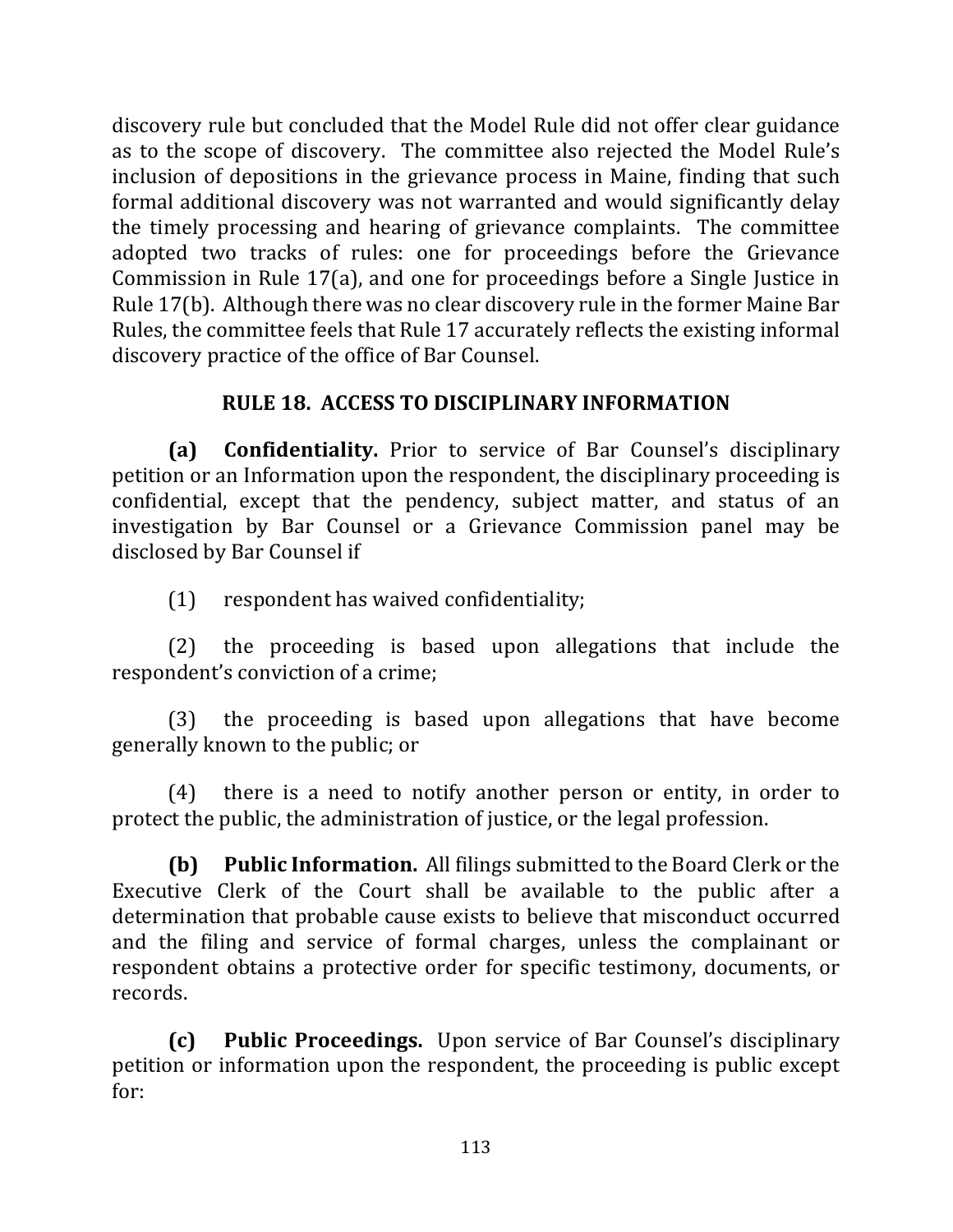discovery rule but concluded that the Model Rule did not offer clear guidance as to the scope of discovery. The committee also rejected the Model Rule's inclusion of depositions in the grievance process in Maine, finding that such formal additional discovery was not warranted and would significantly delay the timely processing and hearing of grievance complaints. The committee adopted two tracks of rules: one for proceedings before the Grievance Commission in Rule 17(a), and one for proceedings before a Single Justice in Rule 17(b). Although there was no clear discovery rule in the former Maine Bar Rules, the committee feels that Rule 17 accurately reflects the existing informal discovery practice of the office of Bar Counsel.

## RULE 18. ACCESS TO DISCIPLINARY INFORMATION

**(a) Confidentiality.** Prior to service of Bar Counsel's disciplinary petition or an Information upon the respondent, the disciplinary proceeding is confidential, except that the pendency, subject matter, and status of an investigation by Bar Counsel or a Grievance Commission panel may be disclosed by Bar Counsel if

(1) respondent has waived confidentiality;

(2) the proceeding is based upon allegations that include the respondent's conviction of a crime;

(3) the proceeding is based upon allegations that have become generally known to the public; or

(4) there is a need to notify another person or entity, in order to protect the public, the administration of justice, or the legal profession.

**(b) Public Information.** All filings submitted to the Board Clerk or the Executive Clerk of the Court shall be available to the public after a determination that probable cause exists to believe that misconduct occurred and the filing and service of formal charges, unless the complainant or respondent obtains a protective order for specific testimony, documents, or records.

**(c) Public Proceedings.** Upon service of Bar Counsel's disciplinary petition or information upon the respondent, the proceeding is public except for: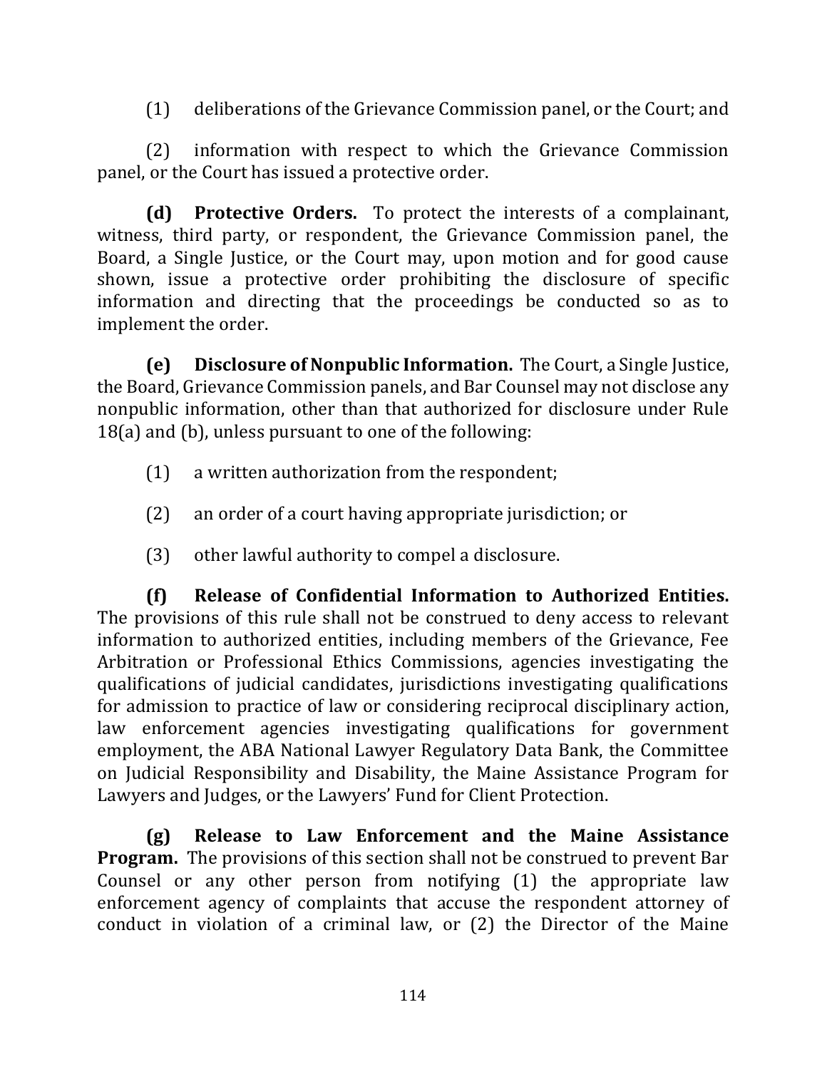(1) deliberations of the Grievance Commission panel, or the Court; and

(2) information with respect to which the Grievance Commission panel, or the Court has issued a protective order.

**(d) Protective Orders.** To protect the interests of a complainant, witness, third party, or respondent, the Grievance Commission panel, the Board, a Single Justice, or the Court may, upon motion and for good cause shown, issue a protective order prohibiting the disclosure of specific information and directing that the proceedings be conducted so as to implement the order.

**(e) Disclosure of Nonpublic Information.** The Court, a Single Justice, the Board, Grievance Commission panels, and Bar Counsel may not disclose any nonpublic information, other than that authorized for disclosure under Rule 18(a) and (b), unless pursuant to one of the following:

(1) a written authorization from the respondent;

(2) an order of a court having appropriate jurisdiction; or

(3) other lawful authority to compel a disclosure.

**(f) Release of Confidential Information to Authorized Entities.** The provisions of this rule shall not be construed to deny access to relevant information to authorized entities, including members of the Grievance, Fee Arbitration or Professional Ethics Commissions, agencies investigating the qualifications of judicial candidates, jurisdictions investigating qualifications for admission to practice of law or considering reciprocal disciplinary action, law enforcement agencies investigating qualifications for government employment, the ABA National Lawyer Regulatory Data Bank, the Committee on Judicial Responsibility and Disability, the Maine Assistance Program for Lawyers and Judges, or the Lawyers' Fund for Client Protection.

**(g) Release to Law Enforcement and the Maine Assistance Program.** The provisions of this section shall not be construed to prevent Bar Counsel or any other person from notifying (1) the appropriate law enforcement agency of complaints that accuse the respondent attorney of conduct in violation of a criminal law, or (2) the Director of the Maine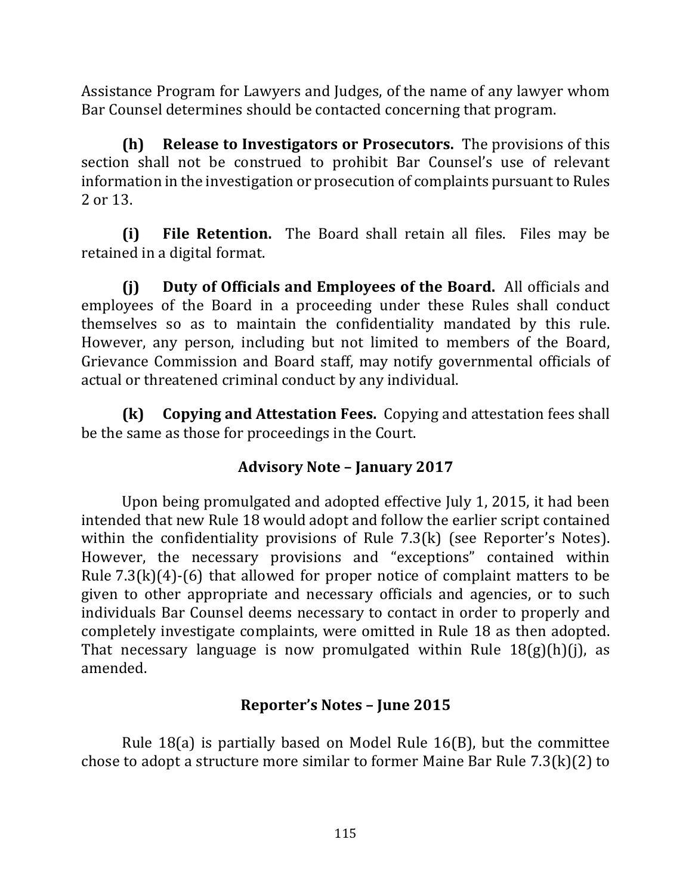Assistance Program for Lawyers and Judges, of the name of any lawyer whom Bar Counsel determines should be contacted concerning that program.

**(h) Release to Investigators or Prosecutors.** The provisions of this section shall not be construed to prohibit Bar Counsel's use of relevant information in the investigation or prosecution of complaints pursuant to Rules 2 or 13.

**(i) File Retention.** The Board shall retain all files. Files may be retained in a digital format.

**(j) Duty of Officials and Employees of the Board.** All officials and employees of the Board in a proceeding under these Rules shall conduct themselves so as to maintain the confidentiality mandated by this rule. However, any person, including but not limited to members of the Board, Grievance Commission and Board staff, may notify governmental officials of actual or threatened criminal conduct by any individual.

**(k) Copying and Attestation Fees.** Copying and attestation fees shall be the same as those for proceedings in the Court.

### Advisory Note – January 2017

Upon being promulgated and adopted effective July 1, 2015, it had been intended that new Rule 18 would adopt and follow the earlier script contained within the confidentiality provisions of Rule 7.3(k) (see Reporter's Notes). However, the necessary provisions and "exceptions" contained within Rule 7.3(k)(4)-(6) that allowed for proper notice of complaint matters to be given to other appropriate and necessary officials and agencies, or to such individuals Bar Counsel deems necessary to contact in order to properly and completely investigate complaints, were omitted in Rule 18 as then adopted. That necessary language is now promulgated within Rule 18(g)(h)(j), as amended.

### Reporter's Notes – June 2015

Rule 18(a) is partially based on Model Rule 16(B), but the committee chose to adopt a structure more similar to former Maine Bar Rule 7.3(k)(2) to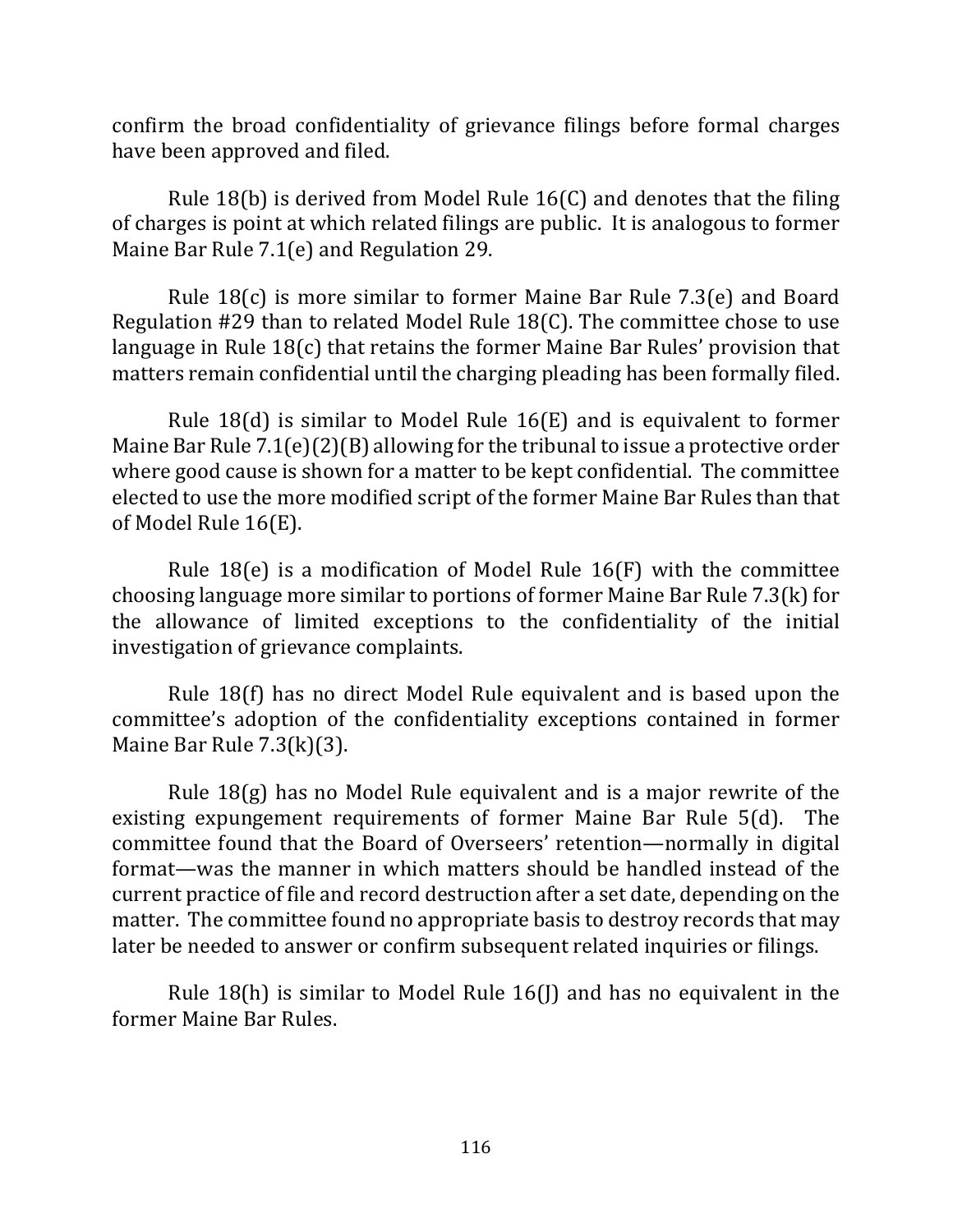confirm the broad confidentiality of grievance filings before formal charges have been approved and filed.

Rule 18(b) is derived from Model Rule 16(C) and denotes that the filing of charges is point at which related filings are public. It is analogous to former Maine Bar Rule 7.1(e) and Regulation 29.

Rule 18(c) is more similar to former Maine Bar Rule 7.3(e) and Board Regulation #29 than to related Model Rule 18(C). The committee chose to use language in Rule 18(c) that retains the former Maine Bar Rules' provision that matters remain confidential until the charging pleading has been formally filed.

Rule 18(d) is similar to Model Rule 16(E) and is equivalent to former Maine Bar Rule 7.1(e)(2)(B) allowing for the tribunal to issue a protective order where good cause is shown for a matter to be kept confidential. The committee elected to use the more modified script of the former Maine Bar Rules than that of Model Rule 16(E).

Rule 18(e) is a modification of Model Rule 16(F) with the committee choosing language more similar to portions of former Maine Bar Rule 7.3(k) for the allowance of limited exceptions to the confidentiality of the initial investigation of grievance complaints.

Rule 18(f) has no direct Model Rule equivalent and is based upon the committee's adoption of the confidentiality exceptions contained in former Maine Bar Rule 7.3(k)(3).

Rule 18(g) has no Model Rule equivalent and is a major rewrite of the existing expungement requirements of former Maine Bar Rule 5(d). The committee found that the Board of Overseers' retention—normally in digital format—was the manner in which matters should be handled instead of the current practice of file and record destruction after a set date, depending on the matter. The committee found no appropriate basis to destroy records that may later be needed to answer or confirm subsequent related inquiries or filings.

Rule 18(h) is similar to Model Rule 16(J) and has no equivalent in the former Maine Bar Rules.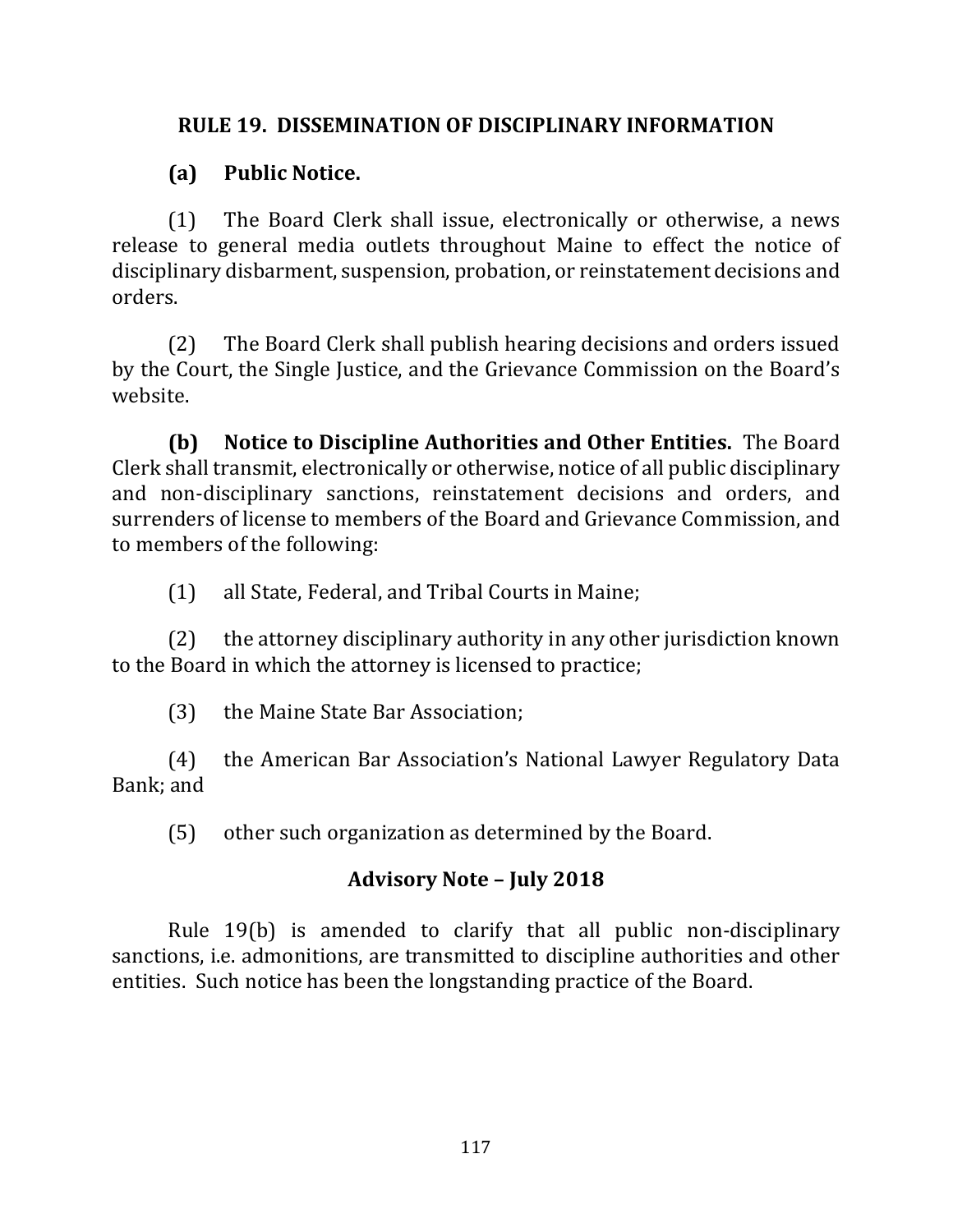## RULE 19. DISSEMINATION OF DISCIPLINARY INFORMATION

### (a) Public Notice.

(1) The Board Clerk shall issue, electronically or otherwise, a news release to general media outlets throughout Maine to effect the notice of disciplinary disbarment, suspension, probation, or reinstatement decisions and orders.

(2) The Board Clerk shall publish hearing decisions and orders issued by the Court, the Single Justice, and the Grievance Commission on the Board's website.

**(b) Notice to Discipline Authorities and Other Entities.** The Board Clerk shall transmit, electronically or otherwise, notice of all public disciplinary and non-disciplinary sanctions, reinstatement decisions and orders, and surrenders of license to members of the Board and Grievance Commission, and to members of the following:

(1) all State, Federal, and Tribal Courts in Maine;

(2) the attorney disciplinary authority in any other jurisdiction known to the Board in which the attorney is licensed to practice;

(3) the Maine State Bar Association;

(4) the American Bar Association's National Lawyer Regulatory Data Bank; and

(5) other such organization as determined by the Board.

### Advisory Note – July 2018

Rule 19(b) is amended to clarify that all public non-disciplinary sanctions, i.e. admonitions, are transmitted to discipline authorities and other entities. Such notice has been the longstanding practice of the Board.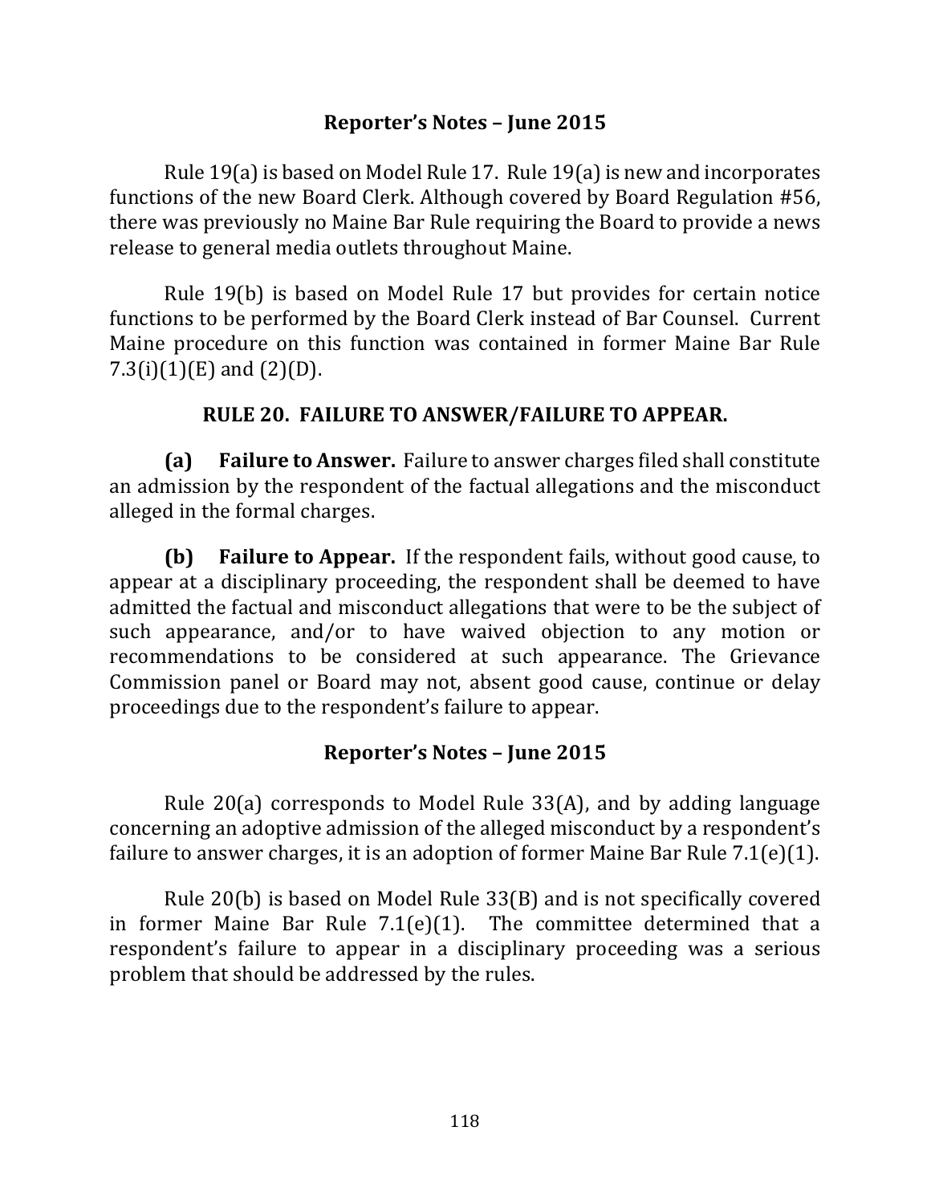### Reporter's Notes – June 2015

Rule 19(a) is based on Model Rule 17. Rule 19(a) is new and incorporates functions of the new Board Clerk. Although covered by Board Regulation #56, there was previously no Maine Bar Rule requiring the Board to provide a news release to general media outlets throughout Maine.

Rule 19(b) is based on Model Rule 17 but provides for certain notice functions to be performed by the Board Clerk instead of Bar Counsel. Current Maine procedure on this function was contained in former Maine Bar Rule 7.3(i)(1)(E) and (2)(D).

## RULE 20. FAILURE TO ANSWER/FAILURE TO APPEAR.

**(a) Failure to Answer.** Failure to answer charges filed shall constitute an admission by the respondent of the factual allegations and the misconduct alleged in the formal charges.

**(b) Failure to Appear.** If the respondent fails, without good cause, to appear at a disciplinary proceeding, the respondent shall be deemed to have admitted the factual and misconduct allegations that were to be the subject of such appearance, and/or to have waived objection to any motion or recommendations to be considered at such appearance. The Grievance Commission panel or Board may not, absent good cause, continue or delay proceedings due to the respondent's failure to appear.

### Reporter's Notes – June 2015

Rule 20(a) corresponds to Model Rule 33(A), and by adding language concerning an adoptive admission of the alleged misconduct by a respondent's failure to answer charges, it is an adoption of former Maine Bar Rule 7.1(e)(1).

Rule 20(b) is based on Model Rule 33(B) and is not specifically covered in former Maine Bar Rule 7.1(e)(1). The committee determined that a respondent's failure to appear in a disciplinary proceeding was a serious problem that should be addressed by the rules.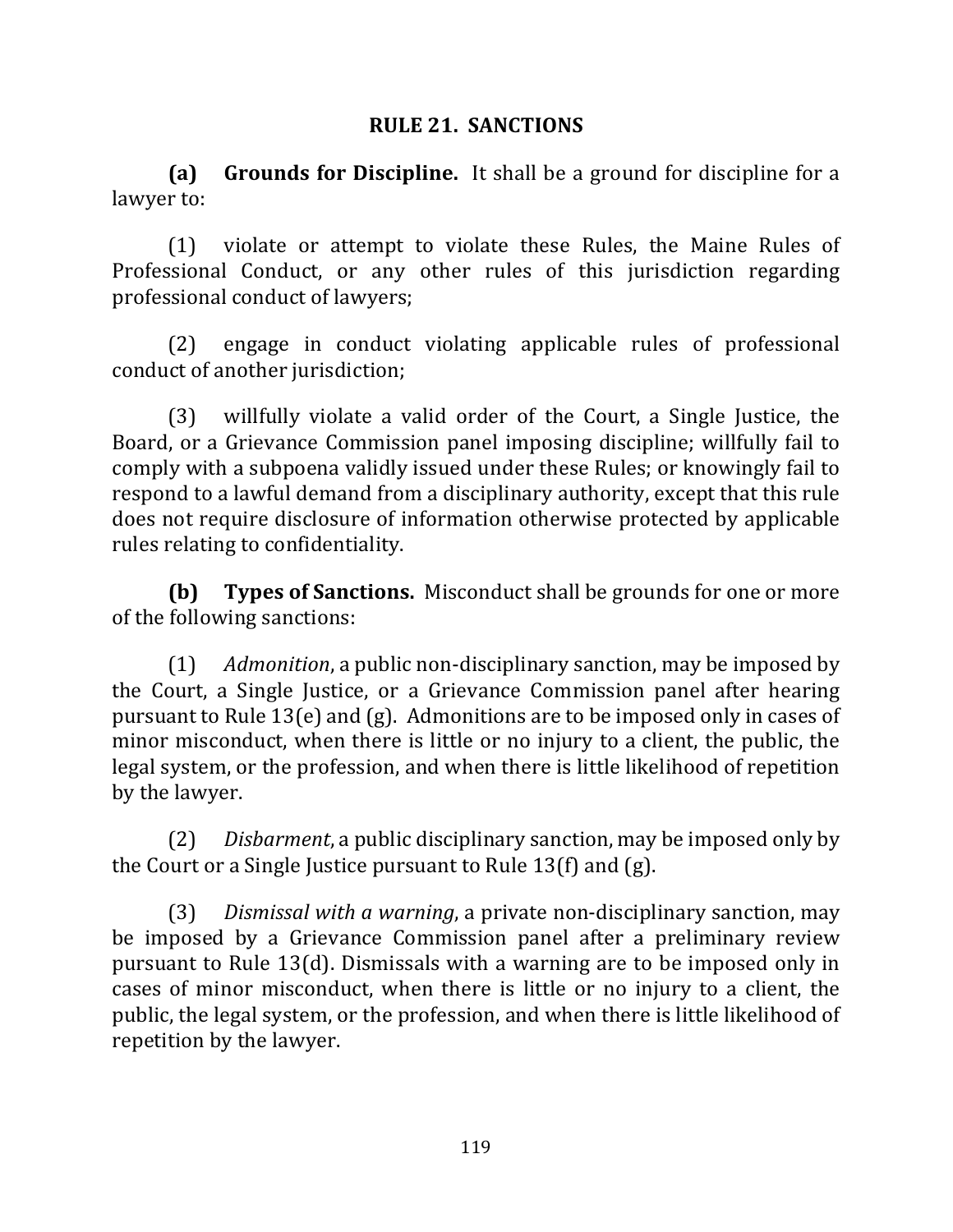## RULE 21. SANCTIONS

**(a) Grounds for Discipline.** It shall be a ground for discipline for a lawyer to:

(1) violate or attempt to violate these Rules, the Maine Rules of Professional Conduct, or any other rules of this jurisdiction regarding professional conduct of lawyers;

(2) engage in conduct violating applicable rules of professional conduct of another jurisdiction;

(3) willfully violate a valid order of the Court, a Single Justice, the Board, or a Grievance Commission panel imposing discipline; willfully fail to comply with a subpoena validly issued under these Rules; or knowingly fail to respond to a lawful demand from a disciplinary authority, except that this rule does not require disclosure of information otherwise protected by applicable rules relating to confidentiality.

**(b) Types of Sanctions.** Misconduct shall be grounds for one or more of the following sanctions:

(1) *Admonition*, a public non-disciplinary sanction, may be imposed by the Court, a Single Justice, or a Grievance Commission panel after hearing pursuant to Rule 13(e) and (g). Admonitions are to be imposed only in cases of minor misconduct, when there is little or no injury to a client, the public, the legal system, or the profession, and when there is little likelihood of repetition by the lawyer.

(2) *Disbarment*, a public disciplinary sanction, may be imposed only by the Court or a Single Justice pursuant to Rule 13(f) and (g).

(3) *Dismissal with a warning*, a private non-disciplinary sanction, may be imposed by a Grievance Commission panel after a preliminary review pursuant to Rule 13(d). Dismissals with a warning are to be imposed only in cases of minor misconduct, when there is little or no injury to a client, the public, the legal system, or the profession, and when there is little likelihood of repetition by the lawyer.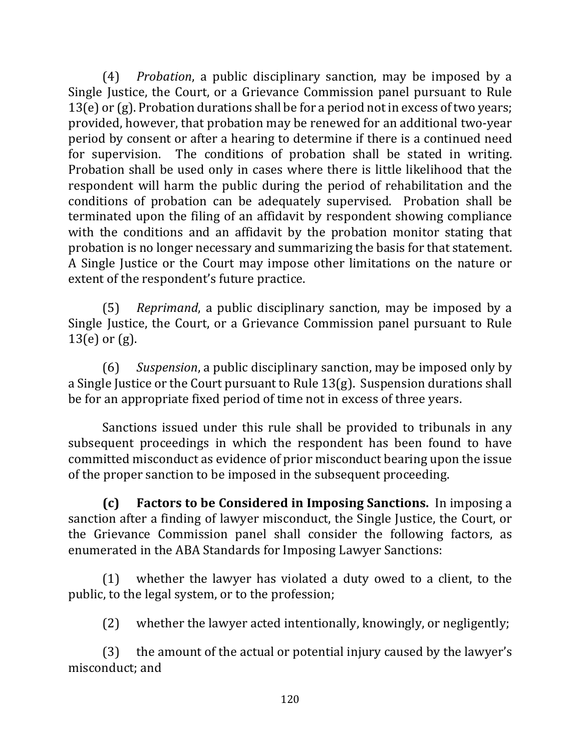(4) *Probation*, a public disciplinary sanction, may be imposed by a Single Justice, the Court, or a Grievance Commission panel pursuant to Rule 13(e) or (g). Probation durations shall be for a period not in excess of two years; provided, however, that probation may be renewed for an additional two-year period by consent or after a hearing to determine if there is a continued need for supervision. The conditions of probation shall be stated in writing. Probation shall be used only in cases where there is little likelihood that the respondent will harm the public during the period of rehabilitation and the conditions of probation can be adequately supervised. Probation shall be terminated upon the filing of an affidavit by respondent showing compliance with the conditions and an affidavit by the probation monitor stating that probation is no longer necessary and summarizing the basis for that statement. A Single Justice or the Court may impose other limitations on the nature or extent of the respondent's future practice.

(5) *Reprimand*, a public disciplinary sanction, may be imposed by a Single Justice, the Court, or a Grievance Commission panel pursuant to Rule 13(e) or (g).

(6) *Suspension*, a public disciplinary sanction, may be imposed only by a Single Justice or the Court pursuant to Rule 13(g). Suspension durations shall be for an appropriate fixed period of time not in excess of three years.

Sanctions issued under this rule shall be provided to tribunals in any subsequent proceedings in which the respondent has been found to have committed misconduct as evidence of prior misconduct bearing upon the issue of the proper sanction to be imposed in the subsequent proceeding.

**(c) Factors to be Considered in Imposing Sanctions.** In imposing a sanction after a finding of lawyer misconduct, the Single Justice, the Court, or the Grievance Commission panel shall consider the following factors, as enumerated in the ABA Standards for Imposing Lawyer Sanctions:

(1) whether the lawyer has violated a duty owed to a client, to the public, to the legal system, or to the profession;

(2) whether the lawyer acted intentionally, knowingly, or negligently;

(3) the amount of the actual or potential injury caused by the lawyer's misconduct; and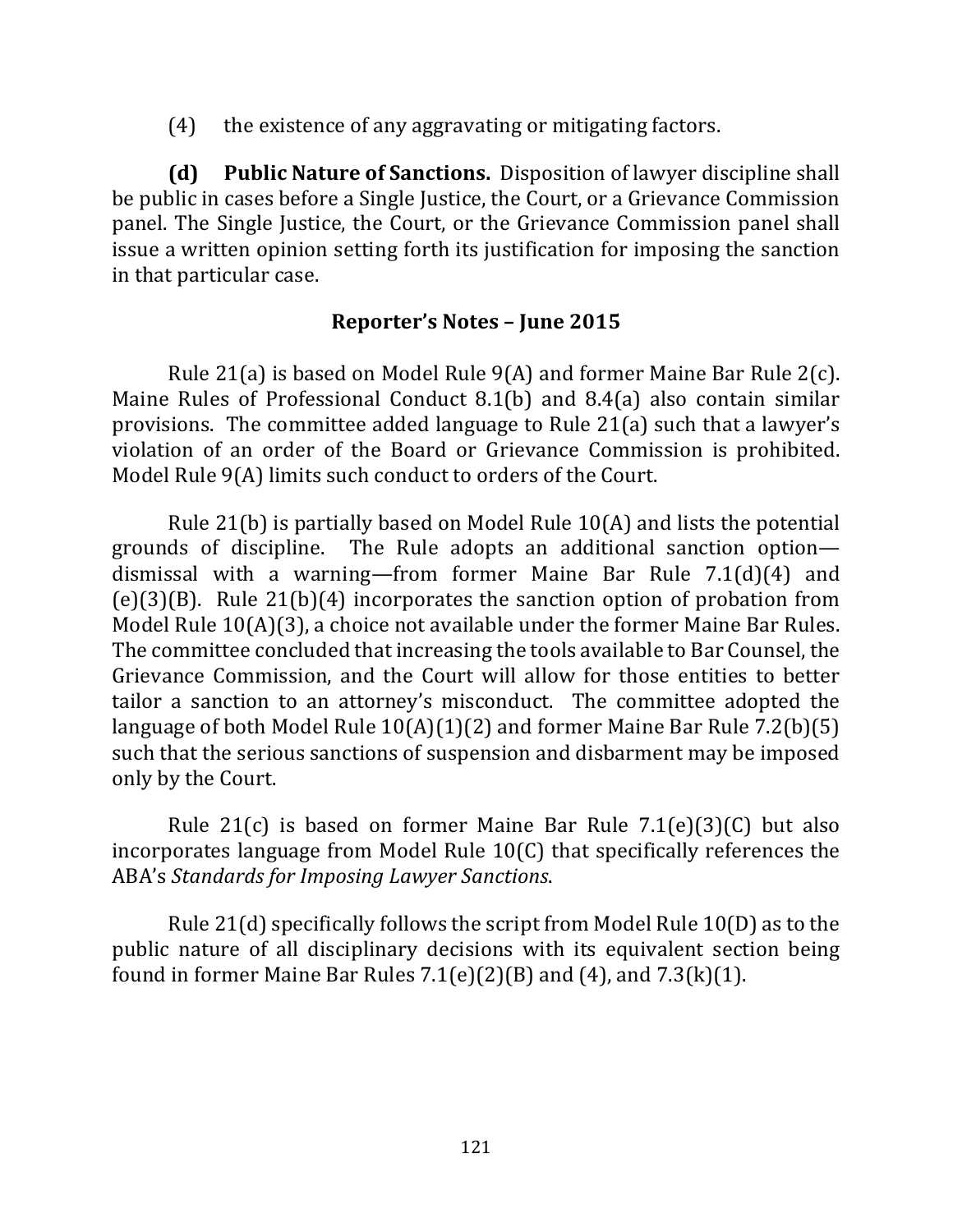(4) the existence of any aggravating or mitigating factors.

**(d) Public Nature of Sanctions.** Disposition of lawyer discipline shall be public in cases before a Single Justice, the Court, or a Grievance Commission panel. The Single Justice, the Court, or the Grievance Commission panel shall issue a written opinion setting forth its justification for imposing the sanction in that particular case.

### Reporter's Notes – June 2015

Rule 21(a) is based on Model Rule 9(A) and former Maine Bar Rule 2(c). Maine Rules of Professional Conduct 8.1(b) and 8.4(a) also contain similar provisions. The committee added language to Rule 21(a) such that a lawyer's violation of an order of the Board or Grievance Commission is prohibited. Model Rule 9(A) limits such conduct to orders of the Court.

Rule 21(b) is partially based on Model Rule 10(A) and lists the potential grounds of discipline. The Rule adopts an additional sanction option—dismissal with a warning—from former Maine Bar Rule 7.1(d)(4) and (e)(3)(B). Rule 21(b)(4) incorporates the sanction option of probation from Model Rule 10(A)(3), a choice not available under the former Maine Bar Rules. The committee concluded that increasing the tools available to Bar Counsel, the Grievance Commission, and the Court will allow for those entities to better tailor a sanction to an attorney's misconduct. The committee adopted the language of both Model Rule 10(A)(1)(2) and former Maine Bar Rule 7.2(b)(5) such that the serious sanctions of suspension and disbarment may be imposed only by the Court.

Rule 21(c) is based on former Maine Bar Rule 7.1(e)(3)(C) but also incorporates language from Model Rule 10(C) that specifically references the ABA's *Standards for Imposing Lawyer Sanctions*.

Rule 21(d) specifically follows the script from Model Rule 10(D) as to the public nature of all disciplinary decisions with its equivalent section being found in former Maine Bar Rules 7.1(e)(2)(B) and (4), and 7.3(k)(1).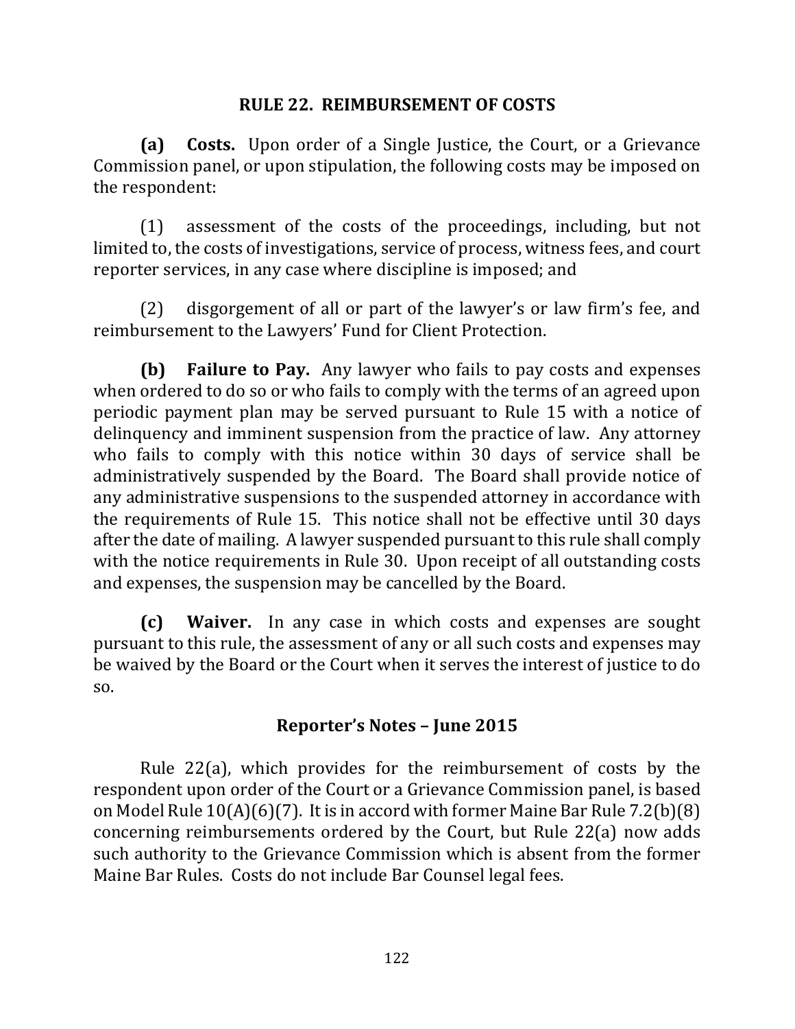## RULE 22. REIMBURSEMENT OF COSTS

**(a) Costs.** Upon order of a Single Justice, the Court, or a Grievance Commission panel, or upon stipulation, the following costs may be imposed on the respondent:

(1) assessment of the costs of the proceedings, including, but not limited to, the costs of investigations, service of process, witness fees, and court reporter services, in any case where discipline is imposed; and

(2) disgorgement of all or part of the lawyer's or law firm's fee, and reimbursement to the Lawyers' Fund for Client Protection.

**(b) Failure to Pay.** Any lawyer who fails to pay costs and expenses when ordered to do so or who fails to comply with the terms of an agreed upon periodic payment plan may be served pursuant to Rule 15 with a notice of delinquency and imminent suspension from the practice of law. Any attorney who fails to comply with this notice within 30 days of service shall be administratively suspended by the Board. The Board shall provide notice of any administrative suspensions to the suspended attorney in accordance with the requirements of Rule 15. This notice shall not be effective until 30 days after the date of mailing. A lawyer suspended pursuant to this rule shall comply with the notice requirements in Rule 30. Upon receipt of all outstanding costs and expenses, the suspension may be cancelled by the Board.

**(c) Waiver.** In any case in which costs and expenses are sought pursuant to this rule, the assessment of any or all such costs and expenses may be waived by the Board or the Court when it serves the interest of justice to do so.

### Reporter's Notes – June 2015

Rule 22(a), which provides for the reimbursement of costs by the respondent upon order of the Court or a Grievance Commission panel, is based on Model Rule 10(A)(6)(7). It is in accord with former Maine Bar Rule 7.2(b)(8) concerning reimbursements ordered by the Court, but Rule 22(a) now adds such authority to the Grievance Commission which is absent from the former Maine Bar Rules. Costs do not include Bar Counsel legal fees.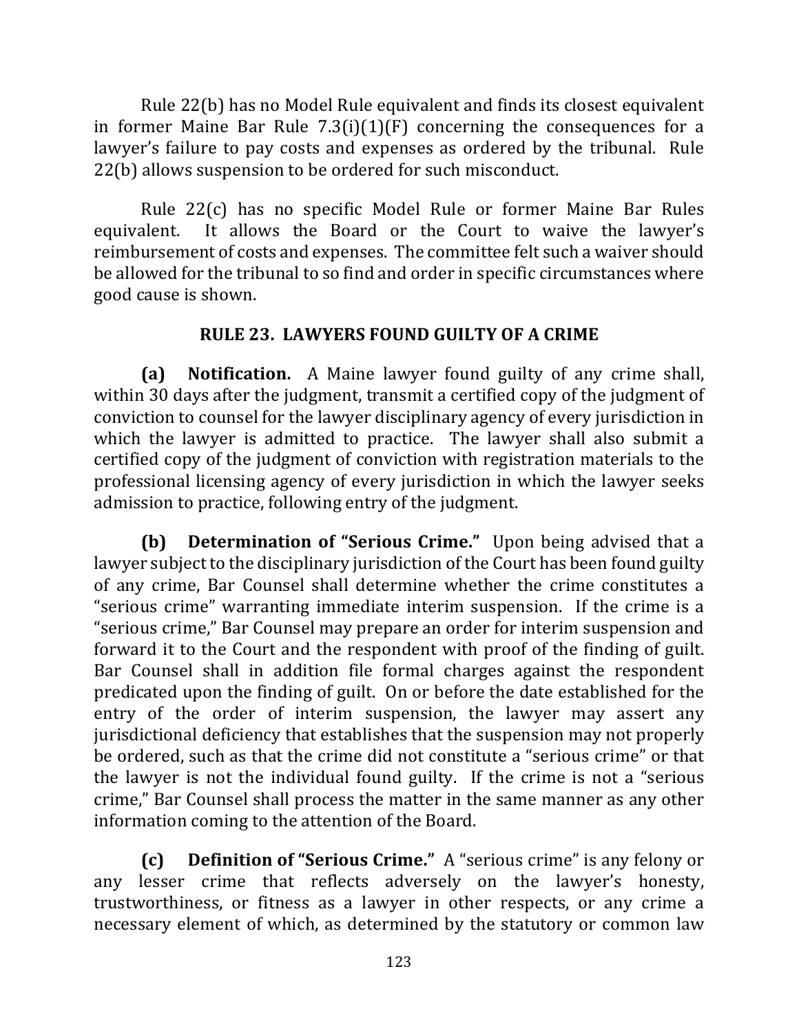Rule 22(b) has no Model Rule equivalent and finds its closest equivalent in former Maine Bar Rule 7.3(i)(1)(F) concerning the consequences for a lawyer's failure to pay costs and expenses as ordered by the tribunal. Rule 22(b) allows suspension to be ordered for such misconduct.

Rule 22(c) has no specific Model Rule or former Maine Bar Rules equivalent. It allows the Board or the Court to waive the lawyer's reimbursement of costs and expenses. The committee felt such a waiver should be allowed for the tribunal to so find and order in specific circumstances where good cause is shown.

## RULE 23. LAWYERS FOUND GUILTY OF A CRIME

**(a) Notification.** A Maine lawyer found guilty of any crime shall, within 30 days after the judgment, transmit a certified copy of the judgment of conviction to counsel for the lawyer disciplinary agency of every jurisdiction in which the lawyer is admitted to practice. The lawyer shall also submit a certified copy of the judgment of conviction with registration materials to the professional licensing agency of every jurisdiction in which the lawyer seeks admission to practice, following entry of the judgment.

**(b) Determination of "Serious Crime."** Upon being advised that a lawyer subject to the disciplinary jurisdiction of the Court has been found guilty of any crime, Bar Counsel shall determine whether the crime constitutes a "serious crime" warranting immediate interim suspension. If the crime is a "serious crime," Bar Counsel may prepare an order for interim suspension and forward it to the Court and the respondent with proof of the finding of guilt. Bar Counsel shall in addition file formal charges against the respondent predicated upon the finding of guilt. On or before the date established for the entry of the order of interim suspension, the lawyer may assert any jurisdictional deficiency that establishes that the suspension may not properly be ordered, such as that the crime did not constitute a "serious crime" or that the lawyer is not the individual found guilty. If the crime is not a "serious crime," Bar Counsel shall process the matter in the same manner as any other information coming to the attention of the Board.

**(c) Definition of "Serious Crime."** A "serious crime" is any felony or any lesser crime that reflects adversely on the lawyer's honesty, trustworthiness, or fitness as a lawyer in other respects, or any crime a necessary element of which, as determined by the statutory or common law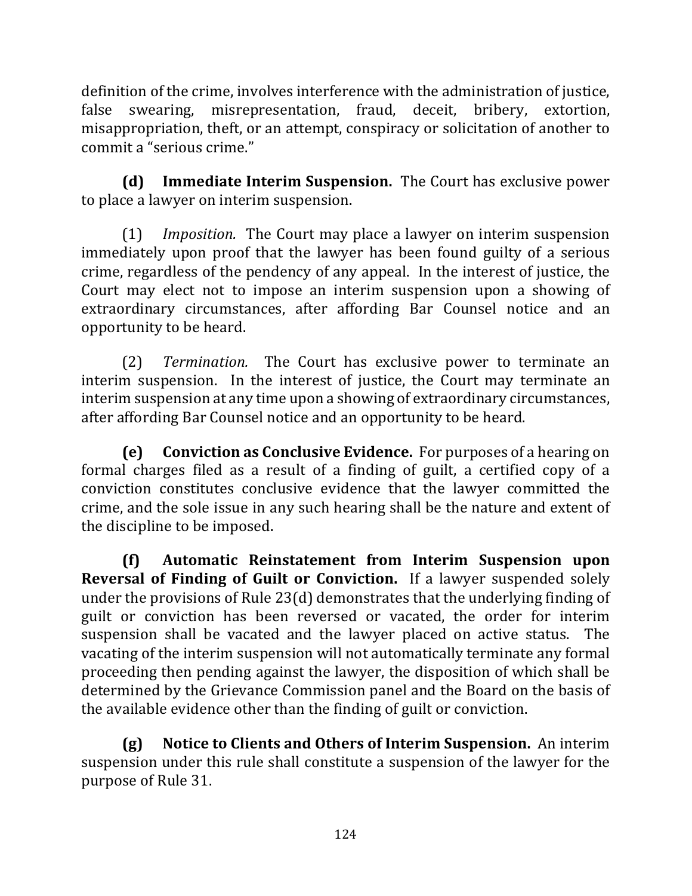definition of the crime, involves interference with the administration of justice, false swearing, misrepresentation, fraud, deceit, bribery, extortion, misappropriation, theft, or an attempt, conspiracy or solicitation of another to commit a "serious crime."

**(d) Immediate Interim Suspension.** The Court has exclusive power to place a lawyer on interim suspension.

(1) *Imposition.* The Court may place a lawyer on interim suspension immediately upon proof that the lawyer has been found guilty of a serious crime, regardless of the pendency of any appeal. In the interest of justice, the Court may elect not to impose an interim suspension upon a showing of extraordinary circumstances, after affording Bar Counsel notice and an opportunity to be heard.

(2) *Termination.* The Court has exclusive power to terminate an interim suspension. In the interest of justice, the Court may terminate an interim suspension at any time upon a showing of extraordinary circumstances, after affording Bar Counsel notice and an opportunity to be heard.

**(e) Conviction as Conclusive Evidence.** For purposes of a hearing on formal charges filed as a result of a finding of guilt, a certified copy of a conviction constitutes conclusive evidence that the lawyer committed the crime, and the sole issue in any such hearing shall be the nature and extent of the discipline to be imposed.

**(f) Automatic Reinstatement from Interim Suspension upon Reversal of Finding of Guilt or Conviction.** If a lawyer suspended solely under the provisions of Rule 23(d) demonstrates that the underlying finding of guilt or conviction has been reversed or vacated, the order for interim suspension shall be vacated and the lawyer placed on active status. The vacating of the interim suspension will not automatically terminate any formal proceeding then pending against the lawyer, the disposition of which shall be determined by the Grievance Commission panel and the Board on the basis of the available evidence other than the finding of guilt or conviction.

**(g) Notice to Clients and Others of Interim Suspension.** An interim suspension under this rule shall constitute a suspension of the lawyer for the purpose of Rule 31.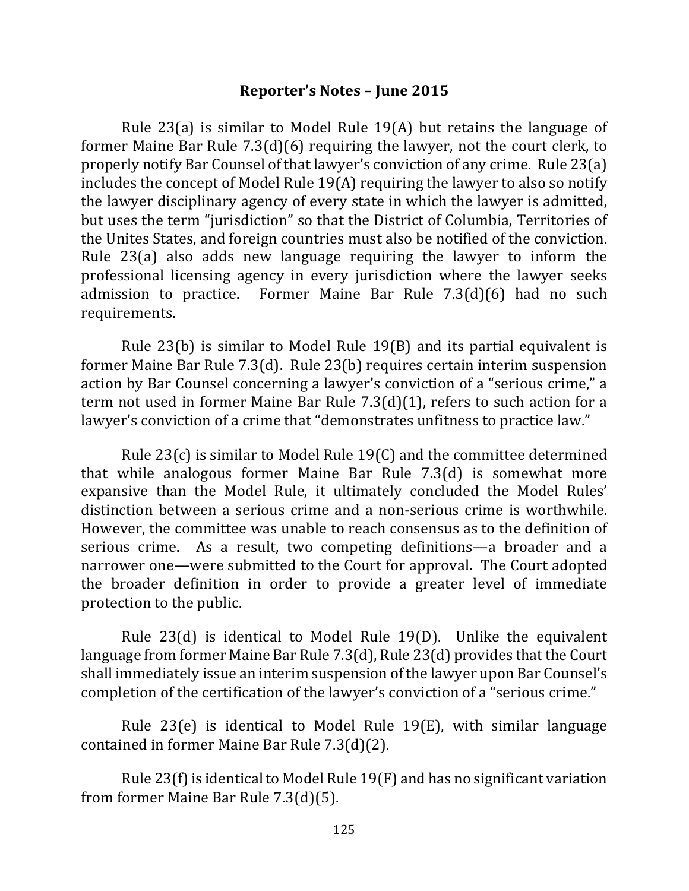### Reporter's Notes – June 2015

Rule 23(a) is similar to Model Rule 19(A) but retains the language of former Maine Bar Rule 7.3(d)(6) requiring the lawyer, not the court clerk, to properly notify Bar Counsel of that lawyer's conviction of any crime. Rule 23(a) includes the concept of Model Rule 19(A) requiring the lawyer to also so notify the lawyer disciplinary agency of every state in which the lawyer is admitted, but uses the term "jurisdiction" so that the District of Columbia, Territories of the Unites States, and foreign countries must also be notified of the conviction. Rule 23(a) also adds new language requiring the lawyer to inform the professional licensing agency in every jurisdiction where the lawyer seeks admission to practice. Former Maine Bar Rule 7.3(d)(6) had no such requirements.

Rule 23(b) is similar to Model Rule 19(B) and its partial equivalent is former Maine Bar Rule 7.3(d). Rule 23(b) requires certain interim suspension action by Bar Counsel concerning a lawyer's conviction of a "serious crime," a term not used in former Maine Bar Rule 7.3(d)(1), refers to such action for a lawyer's conviction of a crime that "demonstrates unfitness to practice law."

Rule 23(c) is similar to Model Rule 19(C) and the committee determined that while analogous former Maine Bar Rule 7.3(d) is somewhat more expansive than the Model Rule, it ultimately concluded the Model Rules' distinction between a serious crime and a non-serious crime is worthwhile. However, the committee was unable to reach consensus as to the definition of serious crime. As a result, two competing definitions—a broader and a narrower one—were submitted to the Court for approval. The Court adopted the broader definition in order to provide a greater level of immediate protection to the public.

Rule 23(d) is identical to Model Rule 19(D). Unlike the equivalent language from former Maine Bar Rule 7.3(d), Rule 23(d) provides that the Court shall immediately issue an interim suspension of the lawyer upon Bar Counsel's completion of the certification of the lawyer's conviction of a "serious crime."

Rule 23(e) is identical to Model Rule 19(E), with similar language contained in former Maine Bar Rule 7.3(d)(2).

Rule 23(f) is identical to Model Rule 19(F) and has no significant variation from former Maine Bar Rule 7.3(d)(5).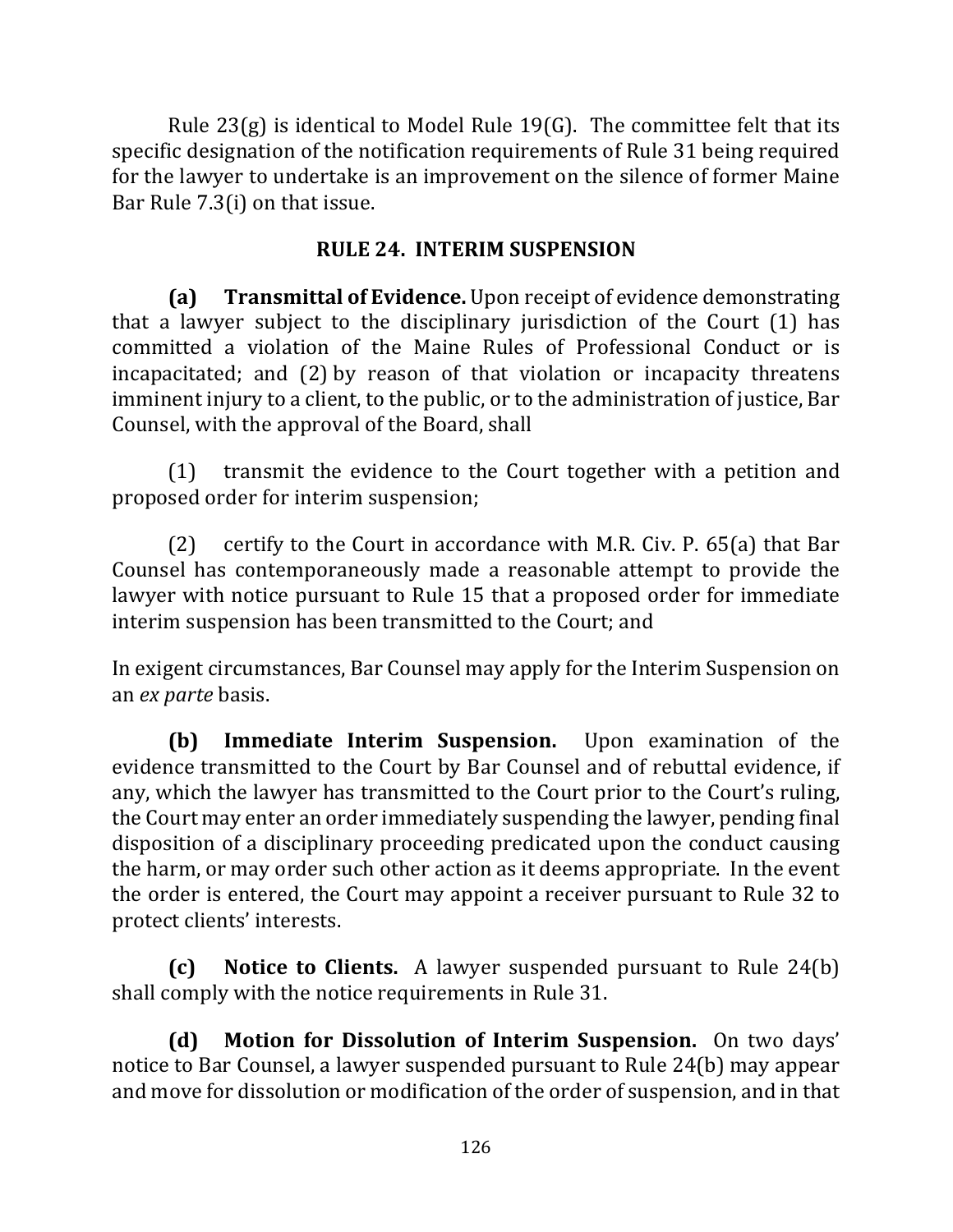Rule 23(g) is identical to Model Rule 19(G). The committee felt that its specific designation of the notification requirements of Rule 31 being required for the lawyer to undertake is an improvement on the silence of former Maine Bar Rule 7.3(i) on that issue.

## RULE 24. INTERIM SUSPENSION

**(a) Transmittal of Evidence.** Upon receipt of evidence demonstrating that a lawyer subject to the disciplinary jurisdiction of the Court (1) has committed a violation of the Maine Rules of Professional Conduct or is incapacitated; and (2) by reason of that violation or incapacity threatens imminent injury to a client, to the public, or to the administration of justice, Bar Counsel, with the approval of the Board, shall

(1) transmit the evidence to the Court together with a petition and proposed order for interim suspension;

(2) certify to the Court in accordance with M.R. Civ. P. 65(a) that Bar Counsel has contemporaneously made a reasonable attempt to provide the lawyer with notice pursuant to Rule 15 that a proposed order for immediate interim suspension has been transmitted to the Court; and

In exigent circumstances, Bar Counsel may apply for the Interim Suspension on an *ex parte* basis.

**(b) Immediate Interim Suspension.** Upon examination of the evidence transmitted to the Court by Bar Counsel and of rebuttal evidence, if any, which the lawyer has transmitted to the Court prior to the Court's ruling, the Court may enter an order immediately suspending the lawyer, pending final disposition of a disciplinary proceeding predicated upon the conduct causing the harm, or may order such other action as it deems appropriate. In the event the order is entered, the Court may appoint a receiver pursuant to Rule 32 to protect clients' interests.

**(c) Notice to Clients.** A lawyer suspended pursuant to Rule 24(b) shall comply with the notice requirements in Rule 31.

**(d) Motion for Dissolution of Interim Suspension.** On two days' notice to Bar Counsel, a lawyer suspended pursuant to Rule 24(b) may appear and move for dissolution or modification of the order of suspension, and in that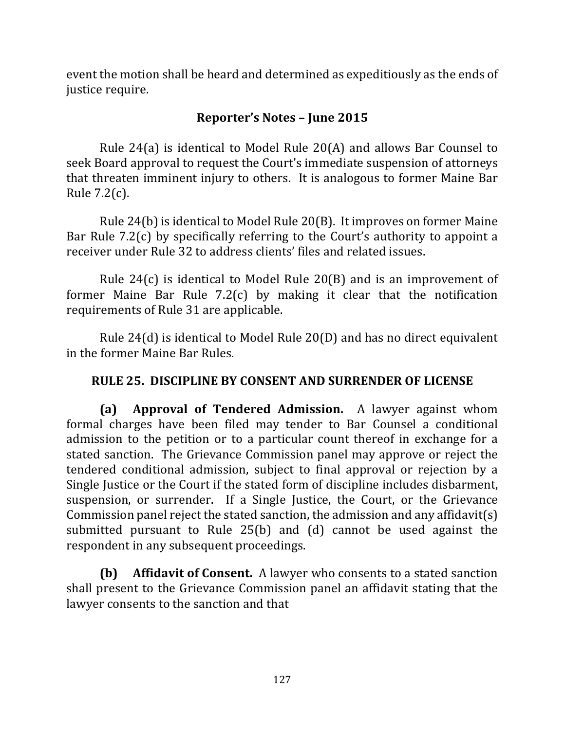event the motion shall be heard and determined as expeditiously as the ends of justice require.

### Reporter's Notes – June 2015

Rule 24(a) is identical to Model Rule 20(A) and allows Bar Counsel to seek Board approval to request the Court's immediate suspension of attorneys that threaten imminent injury to others. It is analogous to former Maine Bar Rule 7.2(c).

Rule 24(b) is identical to Model Rule 20(B). It improves on former Maine Bar Rule 7.2(c) by specifically referring to the Court's authority to appoint a receiver under Rule 32 to address clients' files and related issues.

Rule 24(c) is identical to Model Rule 20(B) and is an improvement of former Maine Bar Rule 7.2(c) by making it clear that the notification requirements of Rule 31 are applicable.

Rule 24(d) is identical to Model Rule 20(D) and has no direct equivalent in the former Maine Bar Rules.

## RULE 25. DISCIPLINE BY CONSENT AND SURRENDER OF LICENSE

**(a) Approval of Tendered Admission.** A lawyer against whom formal charges have been filed may tender to Bar Counsel a conditional admission to the petition or to a particular count thereof in exchange for a stated sanction. The Grievance Commission panel may approve or reject the tendered conditional admission, subject to final approval or rejection by a Single Justice or the Court if the stated form of discipline includes disbarment, suspension, or surrender. If a Single Justice, the Court, or the Grievance Commission panel reject the stated sanction, the admission and any affidavit(s) submitted pursuant to Rule 25(b) and (d) cannot be used against the respondent in any subsequent proceedings.

**(b) Affidavit of Consent.** A lawyer who consents to a stated sanction shall present to the Grievance Commission panel an affidavit stating that the lawyer consents to the sanction and that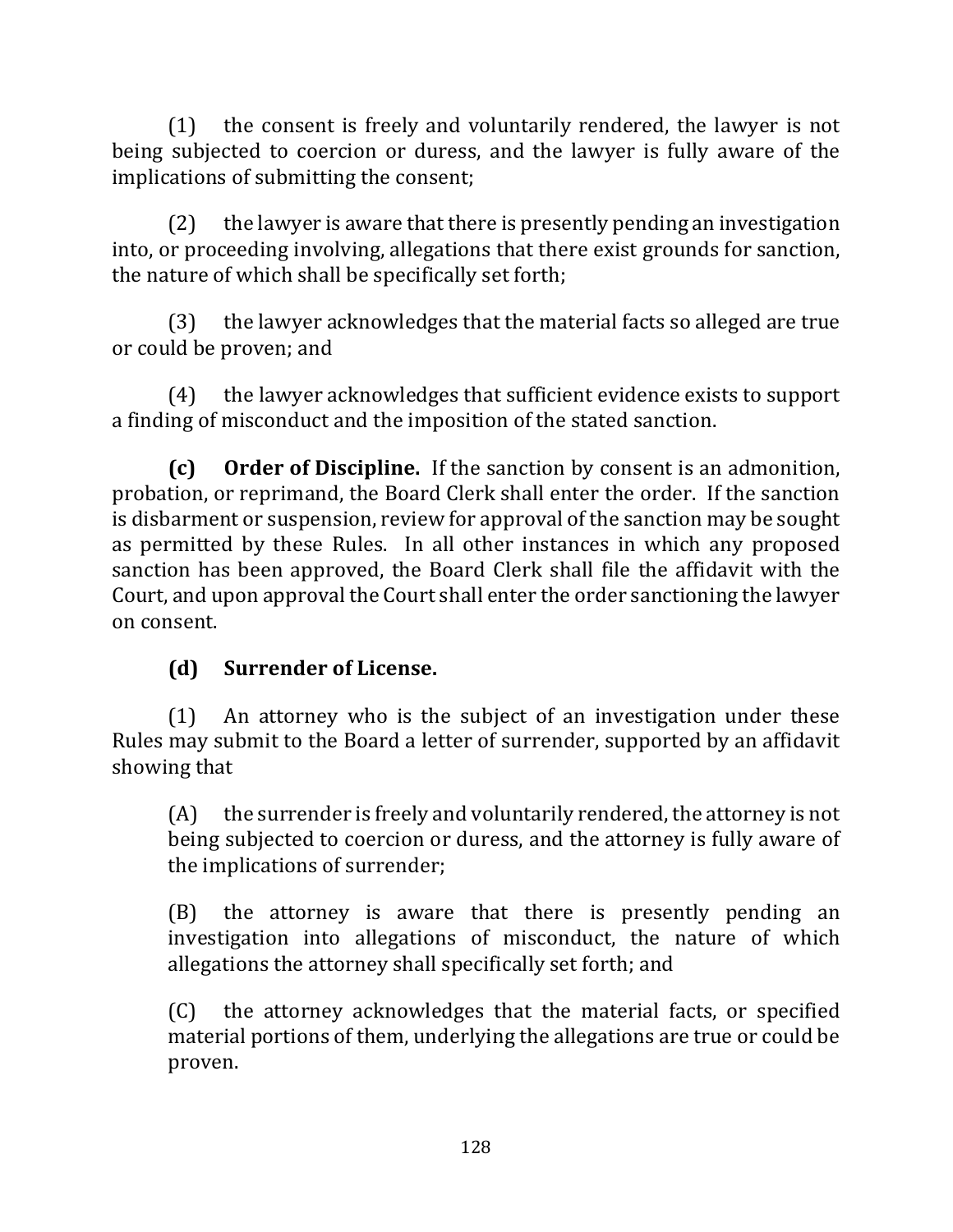(1) the consent is freely and voluntarily rendered, the lawyer is not being subjected to coercion or duress, and the lawyer is fully aware of the implications of submitting the consent;

(2) the lawyer is aware that there is presently pending an investigation into, or proceeding involving, allegations that there exist grounds for sanction, the nature of which shall be specifically set forth;

(3) the lawyer acknowledges that the material facts so alleged are true or could be proven; and

(4) the lawyer acknowledges that sufficient evidence exists to support a finding of misconduct and the imposition of the stated sanction.

**(c) Order of Discipline.** If the sanction by consent is an admonition, probation, or reprimand, the Board Clerk shall enter the order. If the sanction is disbarment or suspension, review for approval of the sanction may be sought as permitted by these Rules. In all other instances in which any proposed sanction has been approved, the Board Clerk shall file the affidavit with the Court, and upon approval the Court shall enter the order sanctioning the lawyer on consent.

**(d) Surrender of License.**

(1) An attorney who is the subject of an investigation under these Rules may submit to the Board a letter of surrender, supported by an affidavit showing that

> (A) the surrender is freely and voluntarily rendered, the attorney is not being subjected to coercion or duress, and the attorney is fully aware of the implications of surrender;
>
> (B) the attorney is aware that there is presently pending an investigation into allegations of misconduct, the nature of which allegations the attorney shall specifically set forth; and
>
> (C) the attorney acknowledges that the material facts, or specified material portions of them, underlying the allegations are true or could be proven.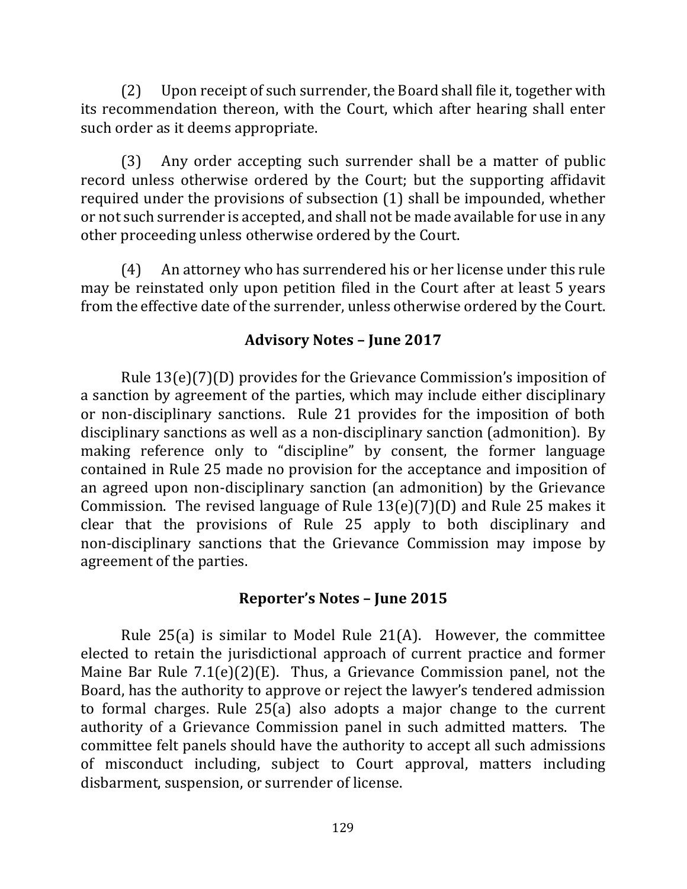(2) Upon receipt of such surrender, the Board shall file it, together with its recommendation thereon, with the Court, which after hearing shall enter such order as it deems appropriate.

(3) Any order accepting such surrender shall be a matter of public record unless otherwise ordered by the Court; but the supporting affidavit required under the provisions of subsection (1) shall be impounded, whether or not such surrender is accepted, and shall not be made available for use in any other proceeding unless otherwise ordered by the Court.

(4) An attorney who has surrendered his or her license under this rule may be reinstated only upon petition filed in the Court after at least 5 years from the effective date of the surrender, unless otherwise ordered by the Court.

## Advisory Notes – June 2017

Rule 13(e)(7)(D) provides for the Grievance Commission's imposition of a sanction by agreement of the parties, which may include either disciplinary or non-disciplinary sanctions. Rule 21 provides for the imposition of both disciplinary sanctions as well as a non-disciplinary sanction (admonition). By making reference only to "discipline" by consent, the former language contained in Rule 25 made no provision for the acceptance and imposition of an agreed upon non-disciplinary sanction (an admonition) by the Grievance Commission. The revised language of Rule 13(e)(7)(D) and Rule 25 makes it clear that the provisions of Rule 25 apply to both disciplinary and non-disciplinary sanctions that the Grievance Commission may impose by agreement of the parties.

## Reporter's Notes – June 2015

Rule 25(a) is similar to Model Rule 21(A). However, the committee elected to retain the jurisdictional approach of current practice and former Maine Bar Rule 7.1(e)(2)(E). Thus, a Grievance Commission panel, not the Board, has the authority to approve or reject the lawyer's tendered admission to formal charges. Rule 25(a) also adopts a major change to the current authority of a Grievance Commission panel in such admitted matters. The committee felt panels should have the authority to accept all such admissions of misconduct including, subject to Court approval, matters including disbarment, suspension, or surrender of license.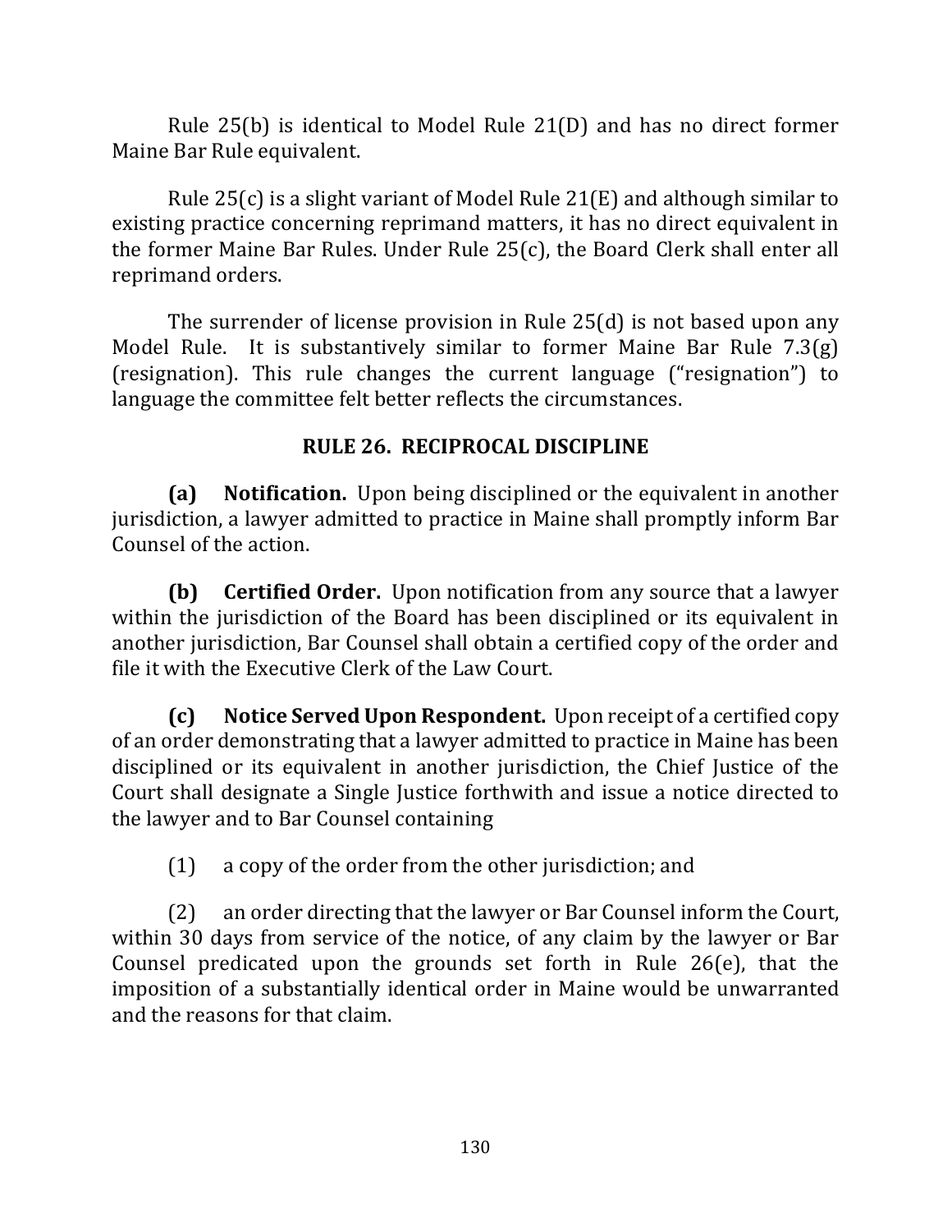Rule 25(b) is identical to Model Rule 21(D) and has no direct former Maine Bar Rule equivalent.

Rule 25(c) is a slight variant of Model Rule 21(E) and although similar to existing practice concerning reprimand matters, it has no direct equivalent in the former Maine Bar Rules. Under Rule 25(c), the Board Clerk shall enter all reprimand orders.

The surrender of license provision in Rule 25(d) is not based upon any Model Rule. It is substantively similar to former Maine Bar Rule 7.3(g) (resignation). This rule changes the current language ("resignation") to language the committee felt better reflects the circumstances.

## RULE 26. RECIPROCAL DISCIPLINE

**(a) Notification.** Upon being disciplined or the equivalent in another jurisdiction, a lawyer admitted to practice in Maine shall promptly inform Bar Counsel of the action.

**(b) Certified Order.** Upon notification from any source that a lawyer within the jurisdiction of the Board has been disciplined or its equivalent in another jurisdiction, Bar Counsel shall obtain a certified copy of the order and file it with the Executive Clerk of the Law Court.

**(c) Notice Served Upon Respondent.** Upon receipt of a certified copy of an order demonstrating that a lawyer admitted to practice in Maine has been disciplined or its equivalent in another jurisdiction, the Chief Justice of the Court shall designate a Single Justice forthwith and issue a notice directed to the lawyer and to Bar Counsel containing

(1) a copy of the order from the other jurisdiction; and

(2) an order directing that the lawyer or Bar Counsel inform the Court, within 30 days from service of the notice, of any claim by the lawyer or Bar Counsel predicated upon the grounds set forth in Rule 26(e), that the imposition of a substantially identical order in Maine would be unwarranted and the reasons for that claim.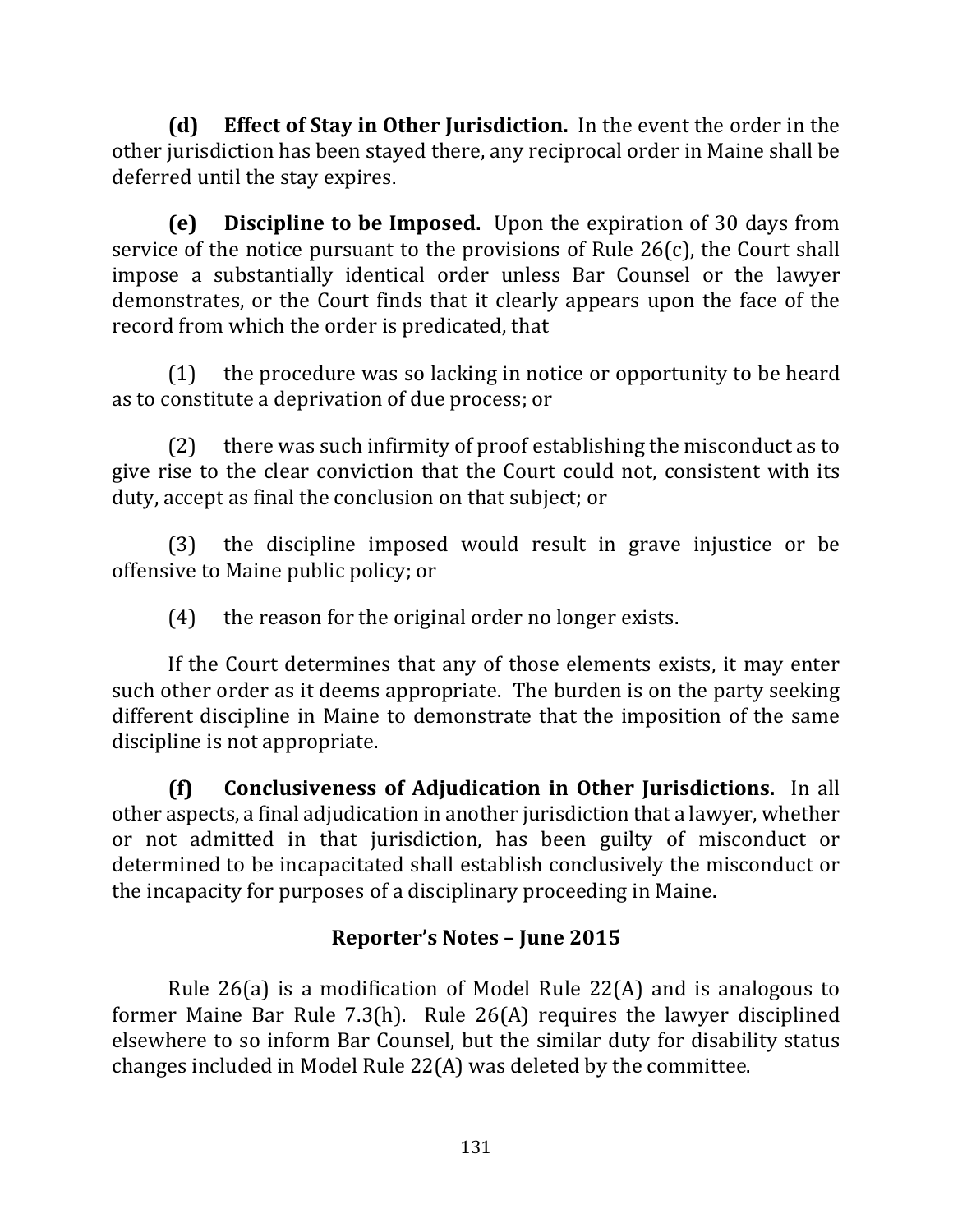**(d) Effect of Stay in Other Jurisdiction.** In the event the order in the other jurisdiction has been stayed there, any reciprocal order in Maine shall be deferred until the stay expires.

**(e) Discipline to be Imposed.** Upon the expiration of 30 days from service of the notice pursuant to the provisions of Rule 26(c), the Court shall impose a substantially identical order unless Bar Counsel or the lawyer demonstrates, or the Court finds that it clearly appears upon the face of the record from which the order is predicated, that

(1) the procedure was so lacking in notice or opportunity to be heard as to constitute a deprivation of due process; or

(2) there was such infirmity of proof establishing the misconduct as to give rise to the clear conviction that the Court could not, consistent with its duty, accept as final the conclusion on that subject; or

(3) the discipline imposed would result in grave injustice or be offensive to Maine public policy; or

(4) the reason for the original order no longer exists.

If the Court determines that any of those elements exists, it may enter such other order as it deems appropriate. The burden is on the party seeking different discipline in Maine to demonstrate that the imposition of the same discipline is not appropriate.

**(f) Conclusiveness of Adjudication in Other Jurisdictions.** In all other aspects, a final adjudication in another jurisdiction that a lawyer, whether or not admitted in that jurisdiction, has been guilty of misconduct or determined to be incapacitated shall establish conclusively the misconduct or the incapacity for purposes of a disciplinary proceeding in Maine.

### Reporter's Notes – June 2015

Rule 26(a) is a modification of Model Rule 22(A) and is analogous to former Maine Bar Rule 7.3(h). Rule 26(A) requires the lawyer disciplined elsewhere to so inform Bar Counsel, but the similar duty for disability status changes included in Model Rule 22(A) was deleted by the committee.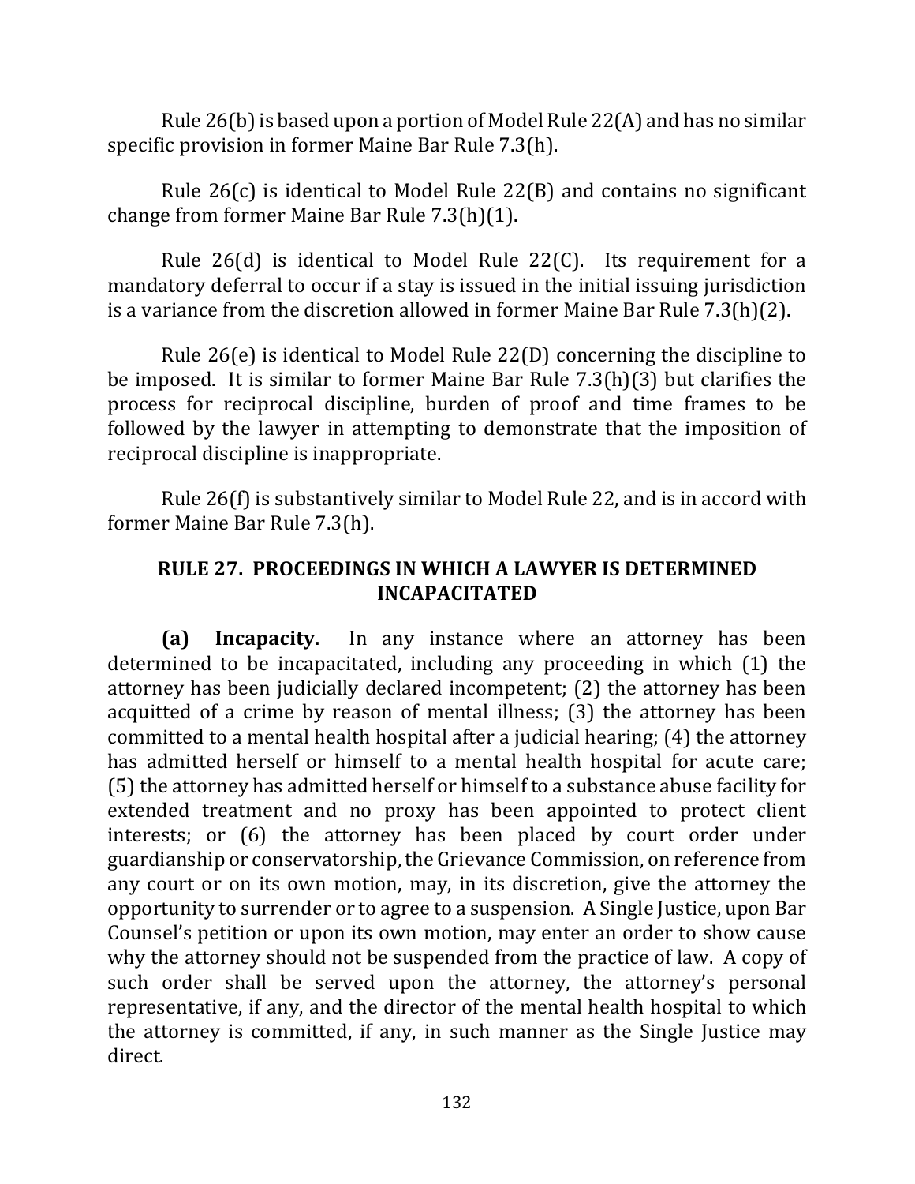Rule 26(b) is based upon a portion of Model Rule 22(A) and has no similar specific provision in former Maine Bar Rule 7.3(h).

Rule 26(c) is identical to Model Rule 22(B) and contains no significant change from former Maine Bar Rule 7.3(h)(1).

Rule 26(d) is identical to Model Rule 22(C). Its requirement for a mandatory deferral to occur if a stay is issued in the initial issuing jurisdiction is a variance from the discretion allowed in former Maine Bar Rule 7.3(h)(2).

Rule 26(e) is identical to Model Rule 22(D) concerning the discipline to be imposed. It is similar to former Maine Bar Rule 7.3(h)(3) but clarifies the process for reciprocal discipline, burden of proof and time frames to be followed by the lawyer in attempting to demonstrate that the imposition of reciprocal discipline is inappropriate.

Rule 26(f) is substantively similar to Model Rule 22, and is in accord with former Maine Bar Rule 7.3(h).

## RULE 27. PROCEEDINGS IN WHICH A LAWYER IS DETERMINED INCAPACITATED

**(a) Incapacity.** In any instance where an attorney has been determined to be incapacitated, including any proceeding in which (1) the attorney has been judicially declared incompetent; (2) the attorney has been acquitted of a crime by reason of mental illness; (3) the attorney has been committed to a mental health hospital after a judicial hearing; (4) the attorney has admitted herself or himself to a mental health hospital for acute care; (5) the attorney has admitted herself or himself to a substance abuse facility for extended treatment and no proxy has been appointed to protect client interests; or (6) the attorney has been placed by court order under guardianship or conservatorship, the Grievance Commission, on reference from any court or on its own motion, may, in its discretion, give the attorney the opportunity to surrender or to agree to a suspension. A Single Justice, upon Bar Counsel's petition or upon its own motion, may enter an order to show cause why the attorney should not be suspended from the practice of law. A copy of such order shall be served upon the attorney, the attorney's personal representative, if any, and the director of the mental health hospital to which the attorney is committed, if any, in such manner as the Single Justice may direct.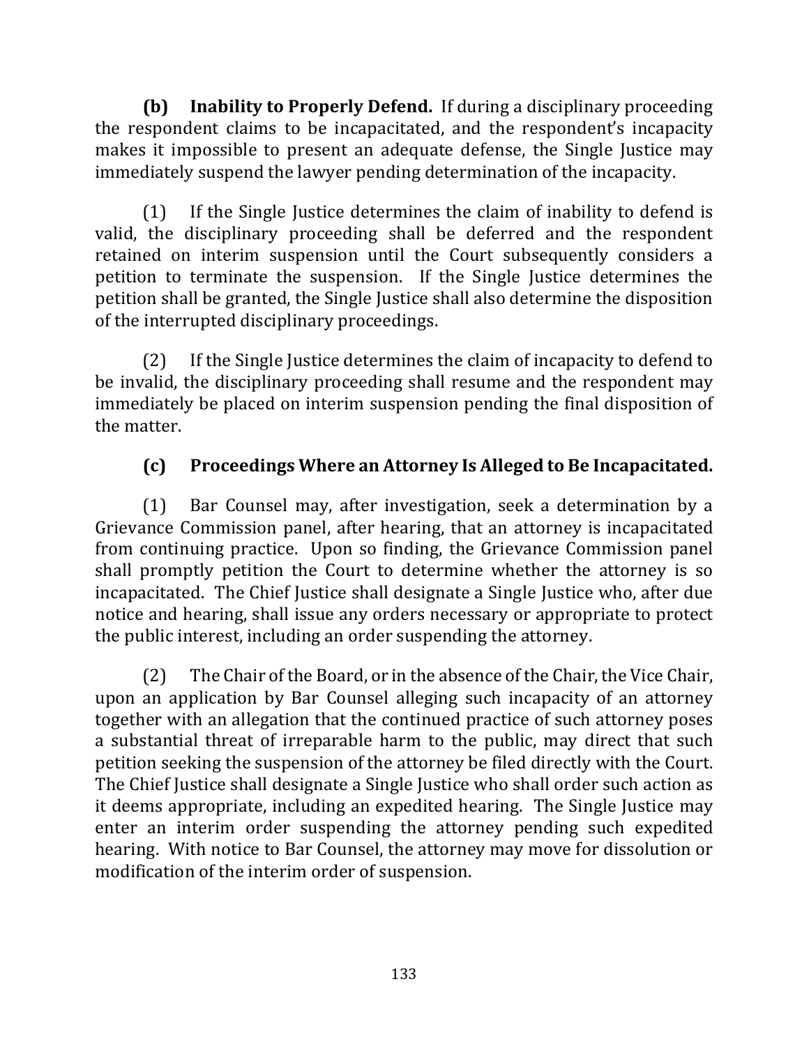**(b) Inability to Properly Defend.** If during a disciplinary proceeding the respondent claims to be incapacitated, and the respondent's incapacity makes it impossible to present an adequate defense, the Single Justice may immediately suspend the lawyer pending determination of the incapacity.

(1) If the Single Justice determines the claim of inability to defend is valid, the disciplinary proceeding shall be deferred and the respondent retained on interim suspension until the Court subsequently considers a petition to terminate the suspension. If the Single Justice determines the petition shall be granted, the Single Justice shall also determine the disposition of the interrupted disciplinary proceedings.

(2) If the Single Justice determines the claim of incapacity to defend to be invalid, the disciplinary proceeding shall resume and the respondent may immediately be placed on interim suspension pending the final disposition of the matter.

**(c) Proceedings Where an Attorney Is Alleged to Be Incapacitated.**

(1) Bar Counsel may, after investigation, seek a determination by a Grievance Commission panel, after hearing, that an attorney is incapacitated from continuing practice. Upon so finding, the Grievance Commission panel shall promptly petition the Court to determine whether the attorney is so incapacitated. The Chief Justice shall designate a Single Justice who, after due notice and hearing, shall issue any orders necessary or appropriate to protect the public interest, including an order suspending the attorney.

(2) The Chair of the Board, or in the absence of the Chair, the Vice Chair, upon an application by Bar Counsel alleging such incapacity of an attorney together with an allegation that the continued practice of such attorney poses a substantial threat of irreparable harm to the public, may direct that such petition seeking the suspension of the attorney be filed directly with the Court. The Chief Justice shall designate a Single Justice who shall order such action as it deems appropriate, including an expedited hearing. The Single Justice may enter an interim order suspending the attorney pending such expedited hearing. With notice to Bar Counsel, the attorney may move for dissolution or modification of the interim order of suspension.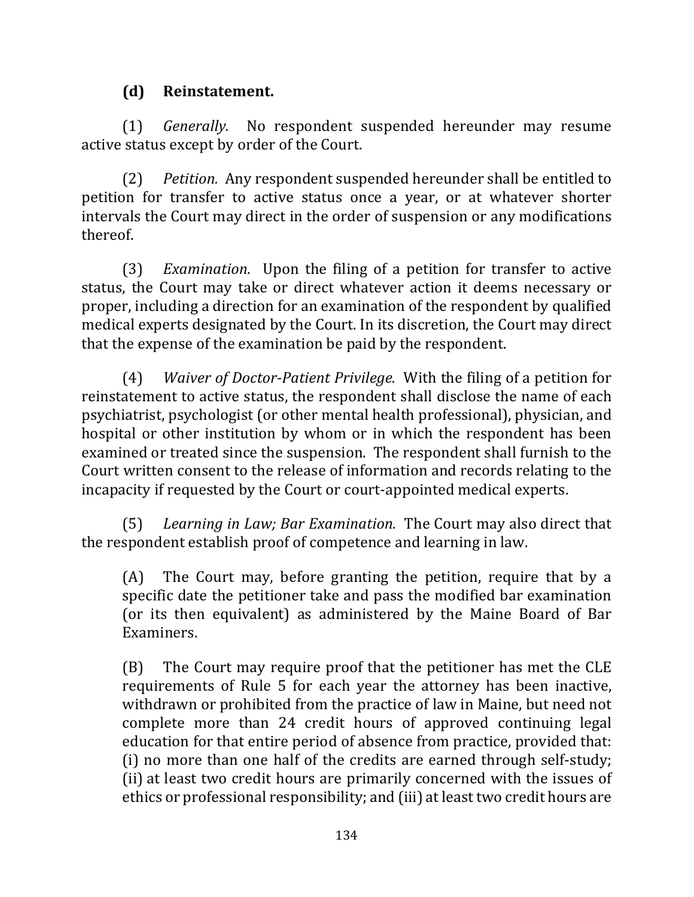**(d) Reinstatement.**

(1) *Generally.* No respondent suspended hereunder may resume active status except by order of the Court.

(2) *Petition.* Any respondent suspended hereunder shall be entitled to petition for transfer to active status once a year, or at whatever shorter intervals the Court may direct in the order of suspension or any modifications thereof.

(3) *Examination.* Upon the filing of a petition for transfer to active status, the Court may take or direct whatever action it deems necessary or proper, including a direction for an examination of the respondent by qualified medical experts designated by the Court. In its discretion, the Court may direct that the expense of the examination be paid by the respondent.

(4) *Waiver of Doctor-Patient Privilege.* With the filing of a petition for reinstatement to active status, the respondent shall disclose the name of each psychiatrist, psychologist (or other mental health professional), physician, and hospital or other institution by whom or in which the respondent has been examined or treated since the suspension. The respondent shall furnish to the Court written consent to the release of information and records relating to the incapacity if requested by the Court or court-appointed medical experts.

(5) *Learning in Law; Bar Examination.* The Court may also direct that the respondent establish proof of competence and learning in law.

> (A) The Court may, before granting the petition, require that by a specific date the petitioner take and pass the modified bar examination (or its then equivalent) as administered by the Maine Board of Bar Examiners.
>
> (B) The Court may require proof that the petitioner has met the CLE requirements of Rule 5 for each year the attorney has been inactive, withdrawn or prohibited from the practice of law in Maine, but need not complete more than 24 credit hours of approved continuing legal education for that entire period of absence from practice, provided that: (i) no more than one half of the credits are earned through self-study; (ii) at least two credit hours are primarily concerned with the issues of ethics or professional responsibility; and (iii) at least two credit hours are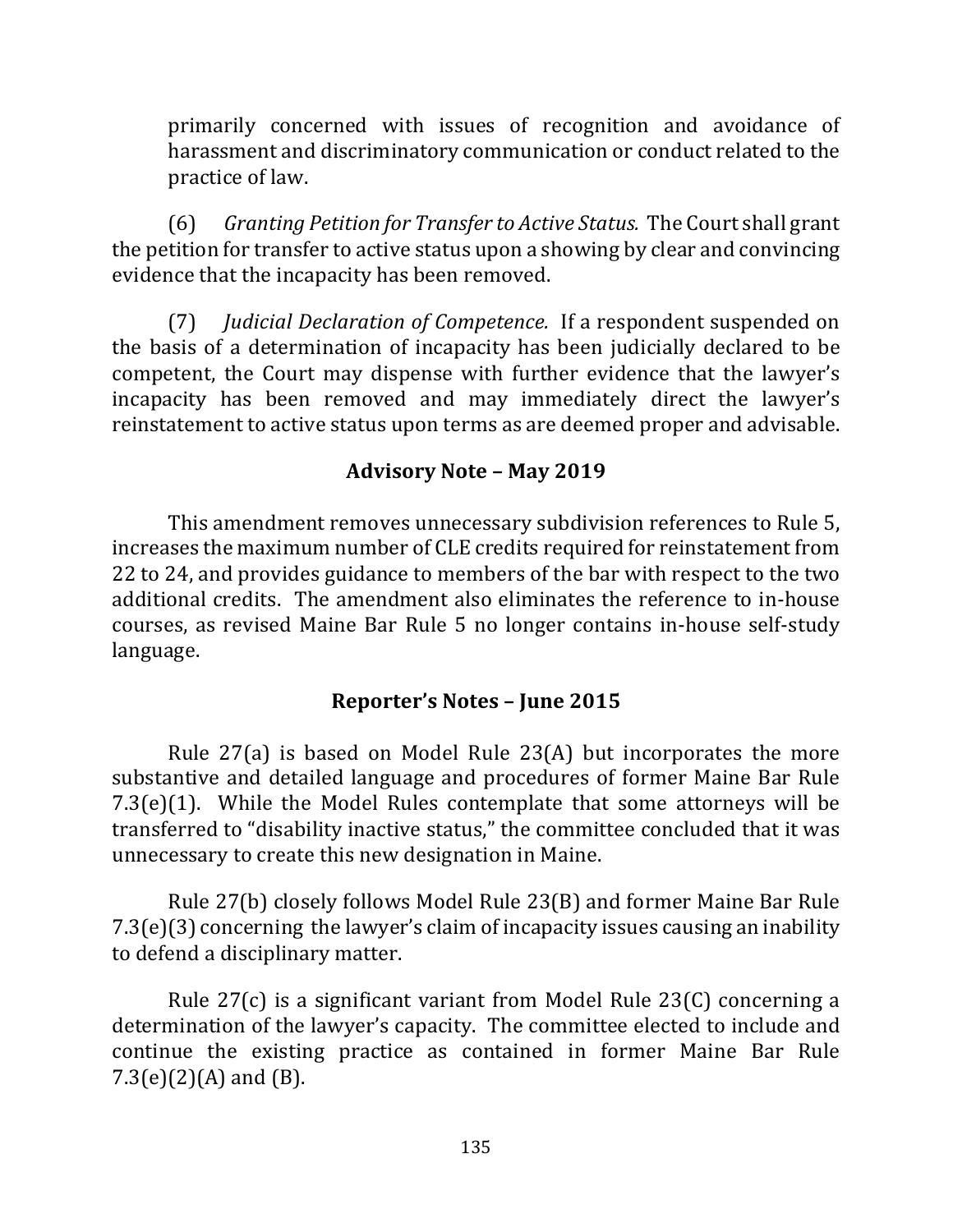primarily concerned with issues of recognition and avoidance of harassment and discriminatory communication or conduct related to the practice of law.

(6) *Granting Petition for Transfer to Active Status.* The Court shall grant the petition for transfer to active status upon a showing by clear and convincing evidence that the incapacity has been removed.

(7) *Judicial Declaration of Competence.* If a respondent suspended on the basis of a determination of incapacity has been judicially declared to be competent, the Court may dispense with further evidence that the lawyer's incapacity has been removed and may immediately direct the lawyer's reinstatement to active status upon terms as are deemed proper and advisable.

### Advisory Note – May 2019

This amendment removes unnecessary subdivision references to Rule 5, increases the maximum number of CLE credits required for reinstatement from 22 to 24, and provides guidance to members of the bar with respect to the two additional credits. The amendment also eliminates the reference to in-house courses, as revised Maine Bar Rule 5 no longer contains in-house self-study language.

### Reporter's Notes – June 2015

Rule 27(a) is based on Model Rule 23(A) but incorporates the more substantive and detailed language and procedures of former Maine Bar Rule 7.3(e)(1). While the Model Rules contemplate that some attorneys will be transferred to "disability inactive status," the committee concluded that it was unnecessary to create this new designation in Maine.

Rule 27(b) closely follows Model Rule 23(B) and former Maine Bar Rule 7.3(e)(3) concerning the lawyer's claim of incapacity issues causing an inability to defend a disciplinary matter.

Rule 27(c) is a significant variant from Model Rule 23(C) concerning a determination of the lawyer's capacity. The committee elected to include and continue the existing practice as contained in former Maine Bar Rule 7.3(e)(2)(A) and (B).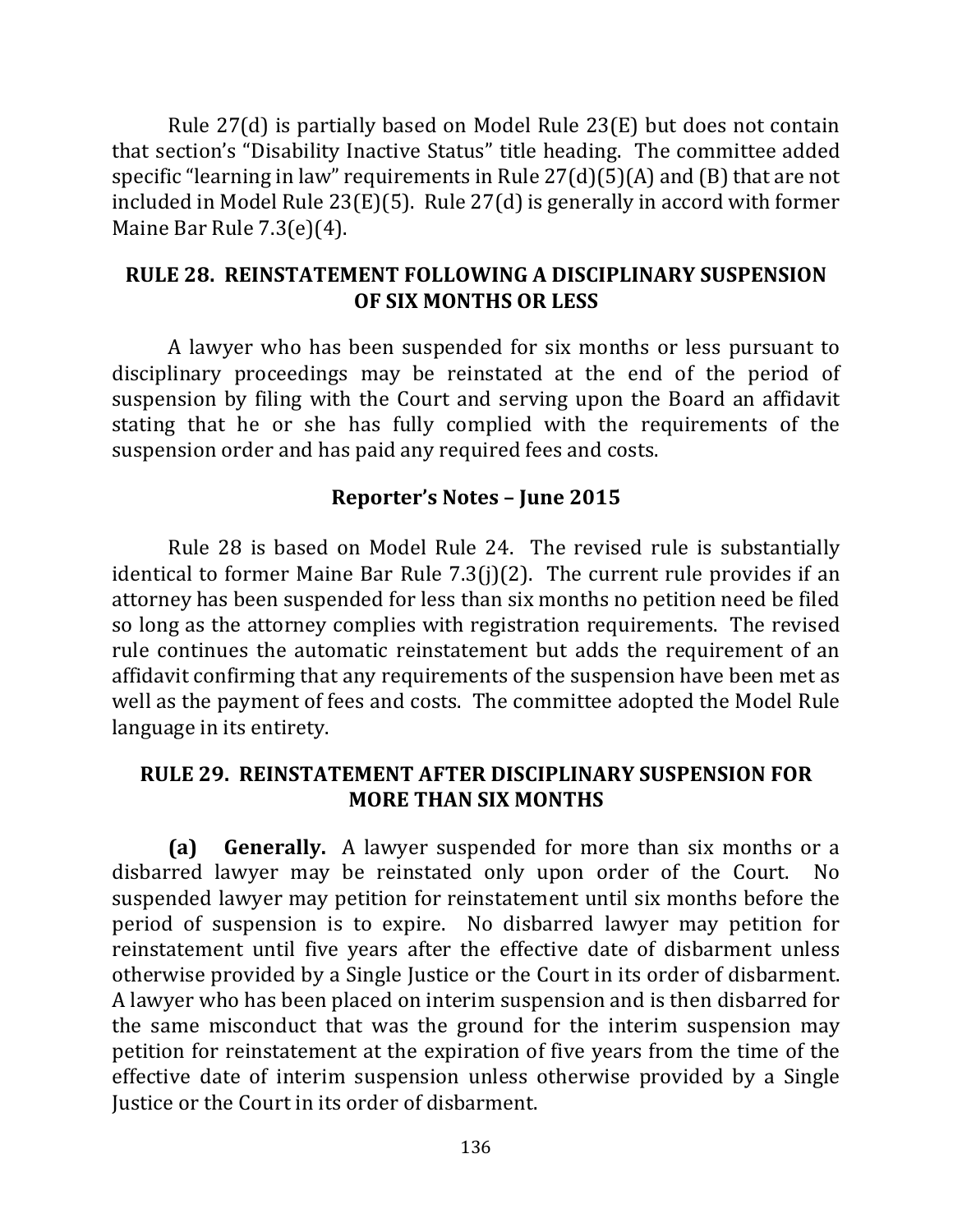Rule 27(d) is partially based on Model Rule 23(E) but does not contain that section's "Disability Inactive Status" title heading. The committee added specific "learning in law" requirements in Rule 27(d)(5)(A) and (B) that are not included in Model Rule 23(E)(5). Rule 27(d) is generally in accord with former Maine Bar Rule 7.3(e)(4).

## RULE 28. REINSTATEMENT FOLLOWING A DISCIPLINARY SUSPENSION OF SIX MONTHS OR LESS

A lawyer who has been suspended for six months or less pursuant to disciplinary proceedings may be reinstated at the end of the period of suspension by filing with the Court and serving upon the Board an affidavit stating that he or she has fully complied with the requirements of the suspension order and has paid any required fees and costs.

### Reporter's Notes – June 2015

Rule 28 is based on Model Rule 24. The revised rule is substantially identical to former Maine Bar Rule 7.3(j)(2). The current rule provides if an attorney has been suspended for less than six months no petition need be filed so long as the attorney complies with registration requirements. The revised rule continues the automatic reinstatement but adds the requirement of an affidavit confirming that any requirements of the suspension have been met as well as the payment of fees and costs. The committee adopted the Model Rule language in its entirety.

## RULE 29. REINSTATEMENT AFTER DISCIPLINARY SUSPENSION FOR MORE THAN SIX MONTHS

**(a) Generally.** A lawyer suspended for more than six months or a disbarred lawyer may be reinstated only upon order of the Court. No suspended lawyer may petition for reinstatement until six months before the period of suspension is to expire. No disbarred lawyer may petition for reinstatement until five years after the effective date of disbarment unless otherwise provided by a Single Justice or the Court in its order of disbarment. A lawyer who has been placed on interim suspension and is then disbarred for the same misconduct that was the ground for the interim suspension may petition for reinstatement at the expiration of five years from the time of the effective date of interim suspension unless otherwise provided by a Single Justice or the Court in its order of disbarment.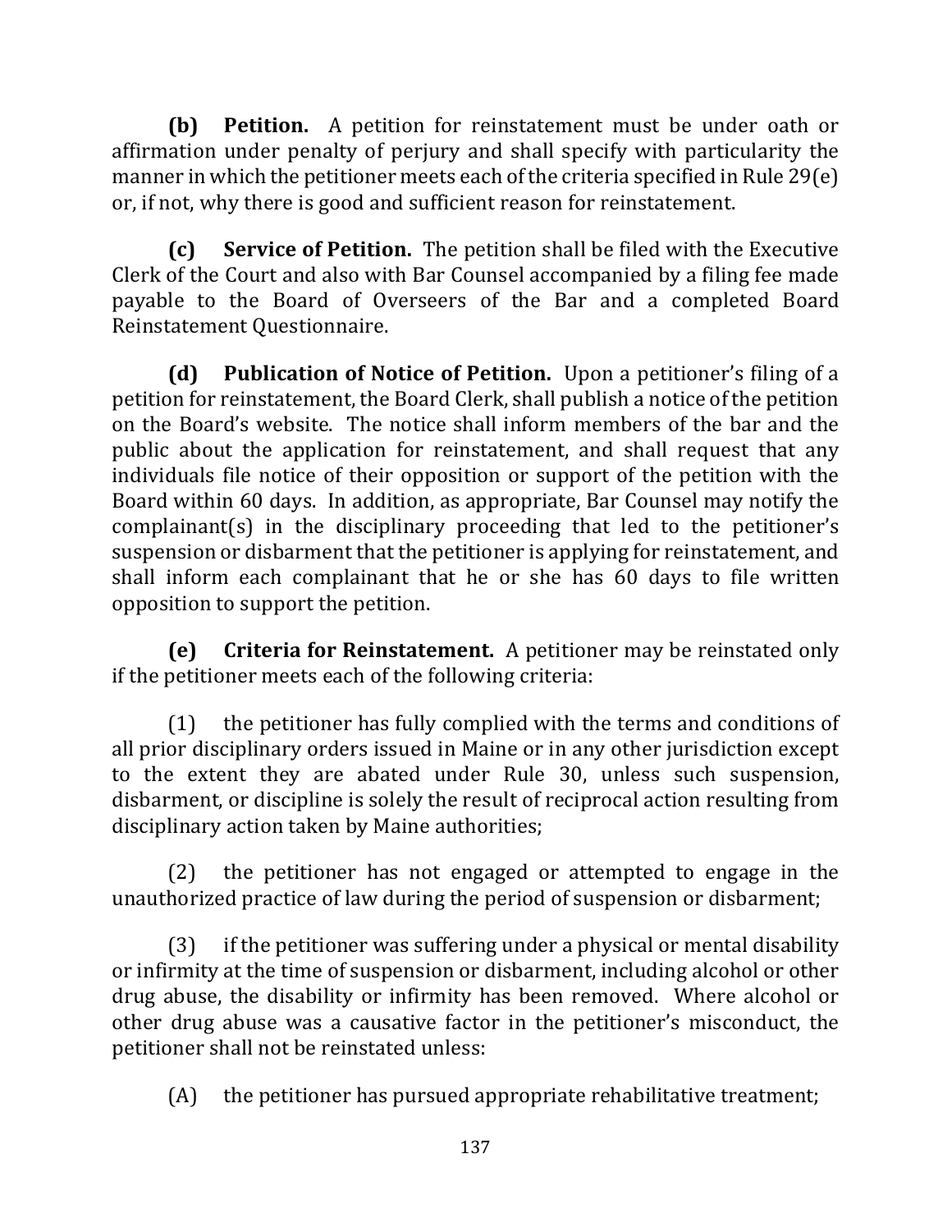**(b) Petition.** A petition for reinstatement must be under oath or affirmation under penalty of perjury and shall specify with particularity the manner in which the petitioner meets each of the criteria specified in Rule 29(e) or, if not, why there is good and sufficient reason for reinstatement.

**(c) Service of Petition.** The petition shall be filed with the Executive Clerk of the Court and also with Bar Counsel accompanied by a filing fee made payable to the Board of Overseers of the Bar and a completed Board Reinstatement Questionnaire.

**(d) Publication of Notice of Petition.** Upon a petitioner's filing of a petition for reinstatement, the Board Clerk, shall publish a notice of the petition on the Board's website. The notice shall inform members of the bar and the public about the application for reinstatement, and shall request that any individuals file notice of their opposition or support of the petition with the Board within 60 days. In addition, as appropriate, Bar Counsel may notify the complainant(s) in the disciplinary proceeding that led to the petitioner's suspension or disbarment that the petitioner is applying for reinstatement, and shall inform each complainant that he or she has 60 days to file written opposition to support the petition.

**(e) Criteria for Reinstatement.** A petitioner may be reinstated only if the petitioner meets each of the following criteria:

(1) the petitioner has fully complied with the terms and conditions of all prior disciplinary orders issued in Maine or in any other jurisdiction except to the extent they are abated under Rule 30, unless such suspension, disbarment, or discipline is solely the result of reciprocal action resulting from disciplinary action taken by Maine authorities;

(2) the petitioner has not engaged or attempted to engage in the unauthorized practice of law during the period of suspension or disbarment;

(3) if the petitioner was suffering under a physical or mental disability or infirmity at the time of suspension or disbarment, including alcohol or other drug abuse, the disability or infirmity has been removed. Where alcohol or other drug abuse was a causative factor in the petitioner's misconduct, the petitioner shall not be reinstated unless:

(A) the petitioner has pursued appropriate rehabilitative treatment;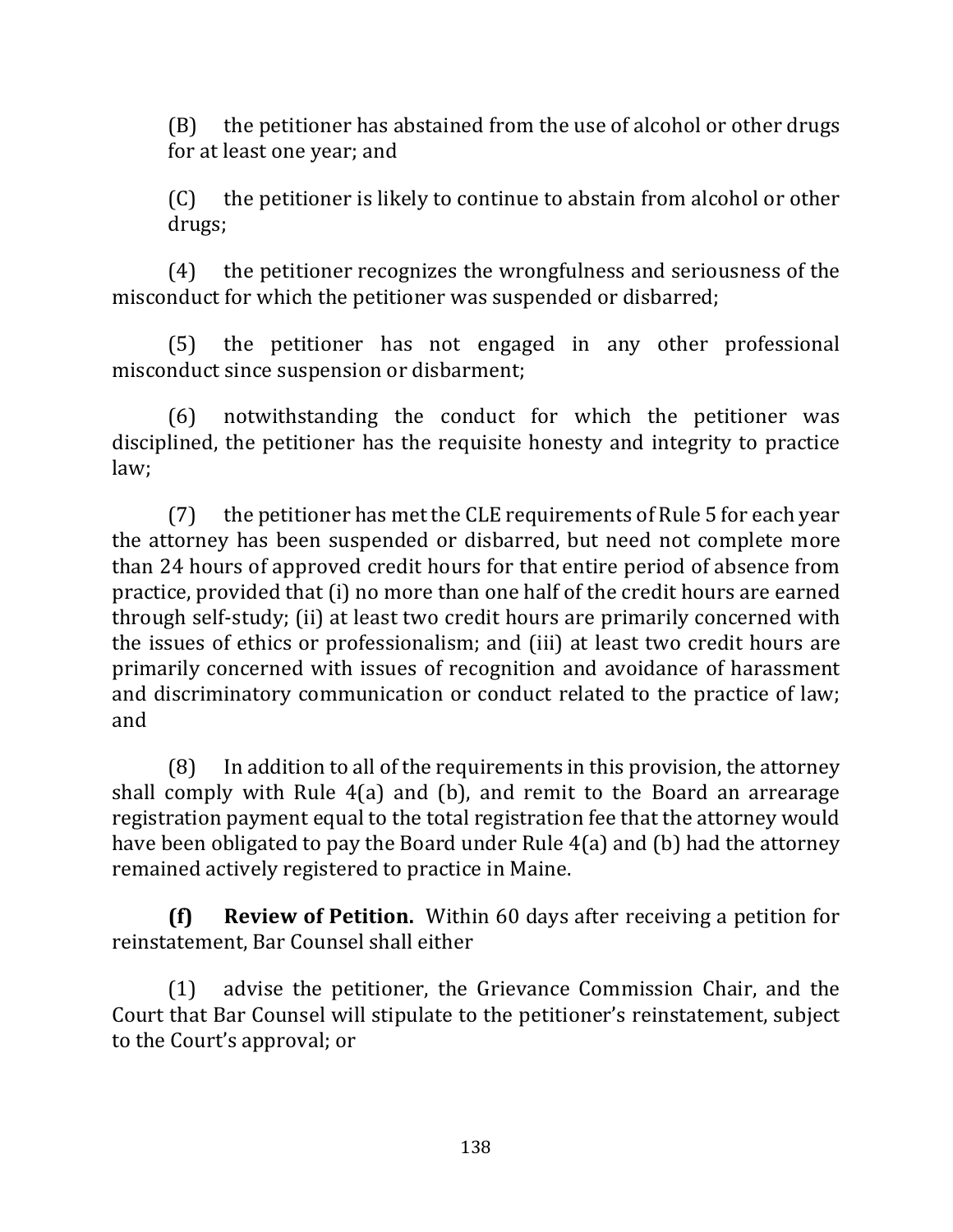(B) the petitioner has abstained from the use of alcohol or other drugs for at least one year; and

(C) the petitioner is likely to continue to abstain from alcohol or other drugs;

(4) the petitioner recognizes the wrongfulness and seriousness of the misconduct for which the petitioner was suspended or disbarred;

(5) the petitioner has not engaged in any other professional misconduct since suspension or disbarment;

(6) notwithstanding the conduct for which the petitioner was disciplined, the petitioner has the requisite honesty and integrity to practice law;

(7) the petitioner has met the CLE requirements of Rule 5 for each year the attorney has been suspended or disbarred, but need not complete more than 24 hours of approved credit hours for that entire period of absence from practice, provided that (i) no more than one half of the credit hours are earned through self-study; (ii) at least two credit hours are primarily concerned with the issues of ethics or professionalism; and (iii) at least two credit hours are primarily concerned with issues of recognition and avoidance of harassment and discriminatory communication or conduct related to the practice of law; and

(8) In addition to all of the requirements in this provision, the attorney shall comply with Rule 4(a) and (b), and remit to the Board an arrearage registration payment equal to the total registration fee that the attorney would have been obligated to pay the Board under Rule 4(a) and (b) had the attorney remained actively registered to practice in Maine.

**(f) Review of Petition.** Within 60 days after receiving a petition for reinstatement, Bar Counsel shall either

(1) advise the petitioner, the Grievance Commission Chair, and the Court that Bar Counsel will stipulate to the petitioner's reinstatement, subject to the Court's approval; or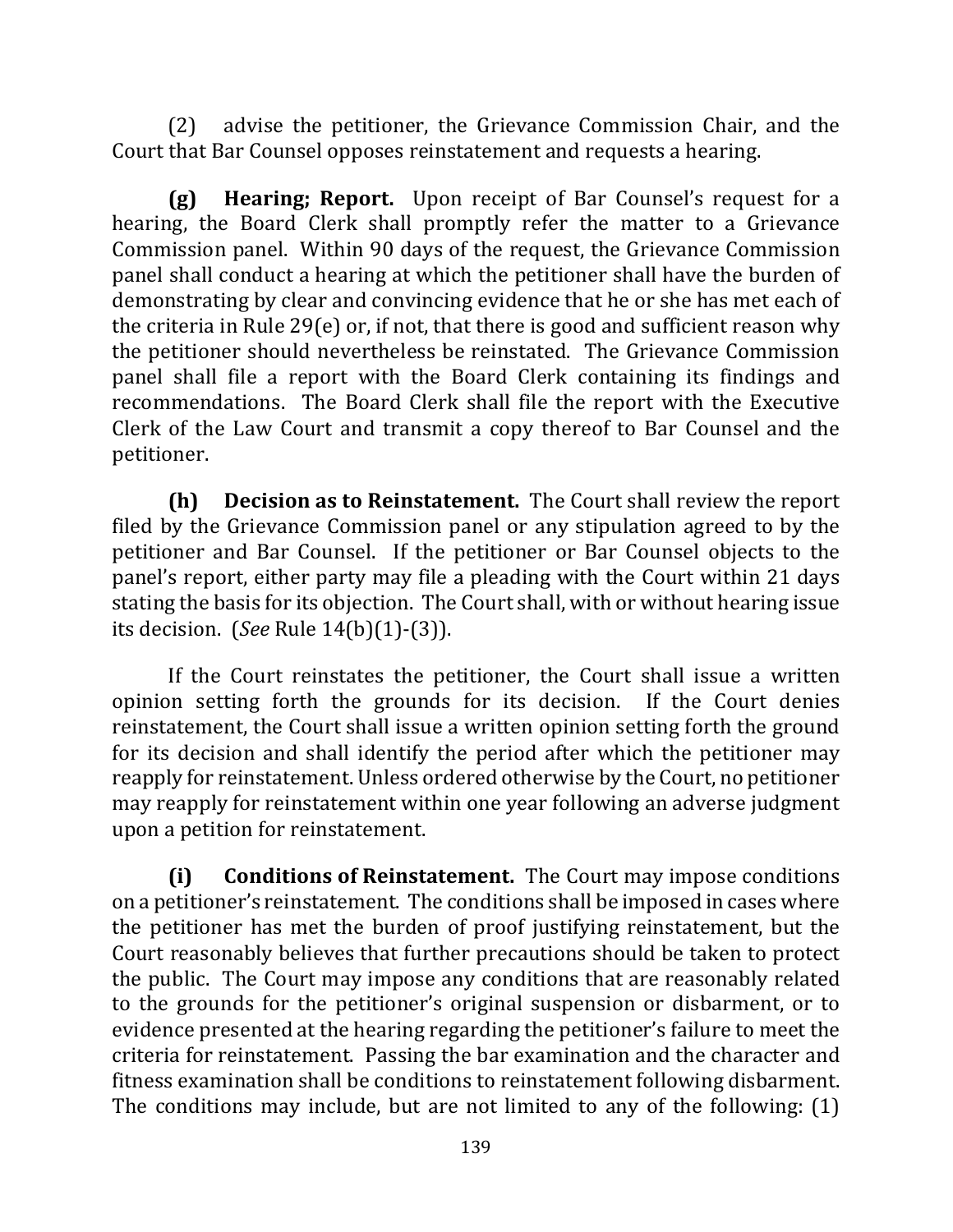(2) advise the petitioner, the Grievance Commission Chair, and the Court that Bar Counsel opposes reinstatement and requests a hearing.

**(g) Hearing; Report.** Upon receipt of Bar Counsel's request for a hearing, the Board Clerk shall promptly refer the matter to a Grievance Commission panel. Within 90 days of the request, the Grievance Commission panel shall conduct a hearing at which the petitioner shall have the burden of demonstrating by clear and convincing evidence that he or she has met each of the criteria in Rule 29(e) or, if not, that there is good and sufficient reason why the petitioner should nevertheless be reinstated. The Grievance Commission panel shall file a report with the Board Clerk containing its findings and recommendations. The Board Clerk shall file the report with the Executive Clerk of the Law Court and transmit a copy thereof to Bar Counsel and the petitioner.

**(h) Decision as to Reinstatement.** The Court shall review the report filed by the Grievance Commission panel or any stipulation agreed to by the petitioner and Bar Counsel. If the petitioner or Bar Counsel objects to the panel's report, either party may file a pleading with the Court within 21 days stating the basis for its objection. The Court shall, with or without hearing issue its decision. (*See* Rule 14(b)(1)-(3)).

If the Court reinstates the petitioner, the Court shall issue a written opinion setting forth the grounds for its decision. If the Court denies reinstatement, the Court shall issue a written opinion setting forth the ground for its decision and shall identify the period after which the petitioner may reapply for reinstatement. Unless ordered otherwise by the Court, no petitioner may reapply for reinstatement within one year following an adverse judgment upon a petition for reinstatement.

**(i) Conditions of Reinstatement.** The Court may impose conditions on a petitioner's reinstatement. The conditions shall be imposed in cases where the petitioner has met the burden of proof justifying reinstatement, but the Court reasonably believes that further precautions should be taken to protect the public. The Court may impose any conditions that are reasonably related to the grounds for the petitioner's original suspension or disbarment, or to evidence presented at the hearing regarding the petitioner's failure to meet the criteria for reinstatement. Passing the bar examination and the character and fitness examination shall be conditions to reinstatement following disbarment. The conditions may include, but are not limited to any of the following: (1)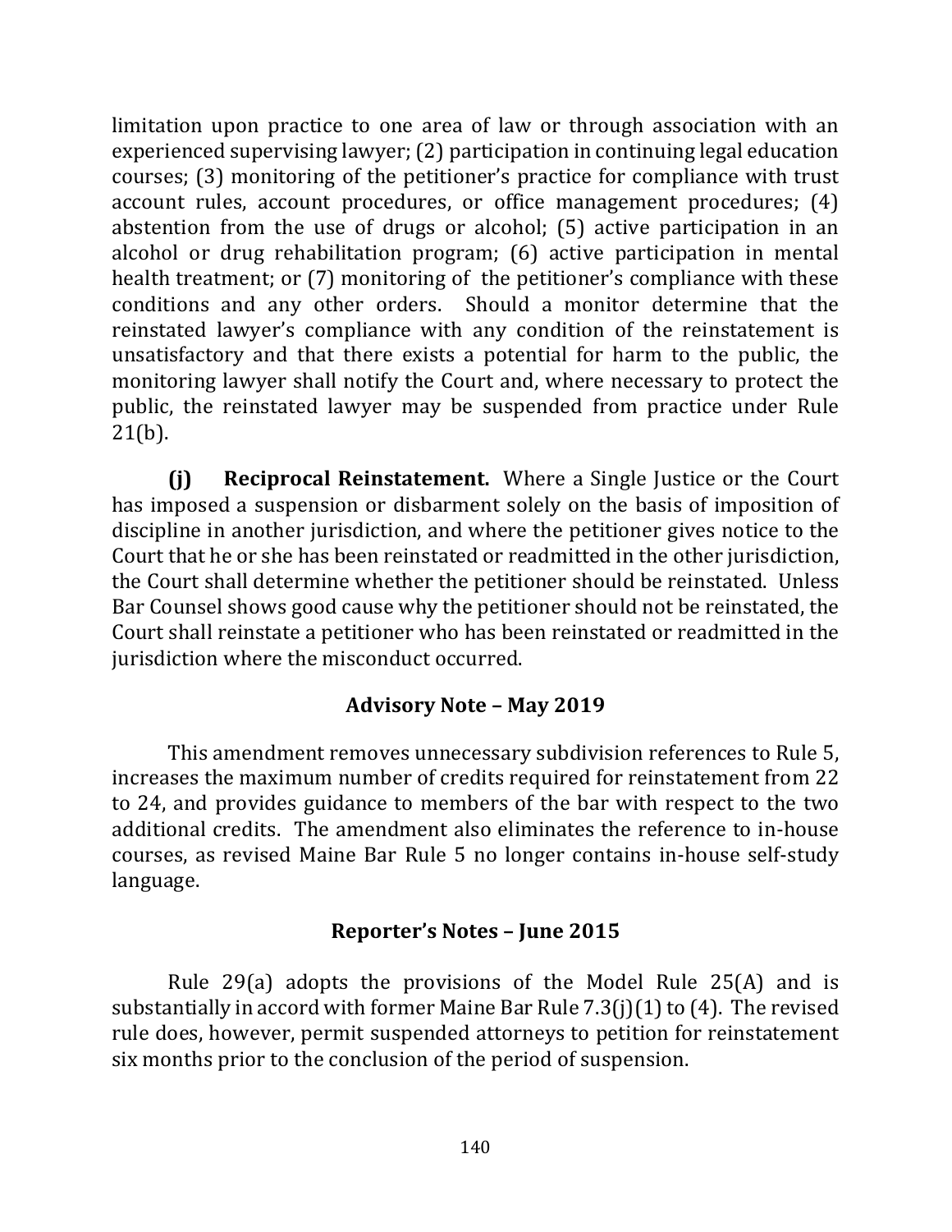limitation upon practice to one area of law or through association with an experienced supervising lawyer; (2) participation in continuing legal education courses; (3) monitoring of the petitioner's practice for compliance with trust account rules, account procedures, or office management procedures; (4) abstention from the use of drugs or alcohol; (5) active participation in an alcohol or drug rehabilitation program; (6) active participation in mental health treatment; or (7) monitoring of the petitioner's compliance with these conditions and any other orders. Should a monitor determine that the reinstated lawyer's compliance with any condition of the reinstatement is unsatisfactory and that there exists a potential for harm to the public, the monitoring lawyer shall notify the Court and, where necessary to protect the public, the reinstated lawyer may be suspended from practice under Rule 21(b).

**(j) Reciprocal Reinstatement.** Where a Single Justice or the Court has imposed a suspension or disbarment solely on the basis of imposition of discipline in another jurisdiction, and where the petitioner gives notice to the Court that he or she has been reinstated or readmitted in the other jurisdiction, the Court shall determine whether the petitioner should be reinstated. Unless Bar Counsel shows good cause why the petitioner should not be reinstated, the Court shall reinstate a petitioner who has been reinstated or readmitted in the jurisdiction where the misconduct occurred.

### Advisory Note – May 2019

This amendment removes unnecessary subdivision references to Rule 5, increases the maximum number of credits required for reinstatement from 22 to 24, and provides guidance to members of the bar with respect to the two additional credits. The amendment also eliminates the reference to in-house courses, as revised Maine Bar Rule 5 no longer contains in-house self-study language.

### Reporter's Notes – June 2015

Rule 29(a) adopts the provisions of the Model Rule 25(A) and is substantially in accord with former Maine Bar Rule 7.3(j)(1) to (4). The revised rule does, however, permit suspended attorneys to petition for reinstatement six months prior to the conclusion of the period of suspension.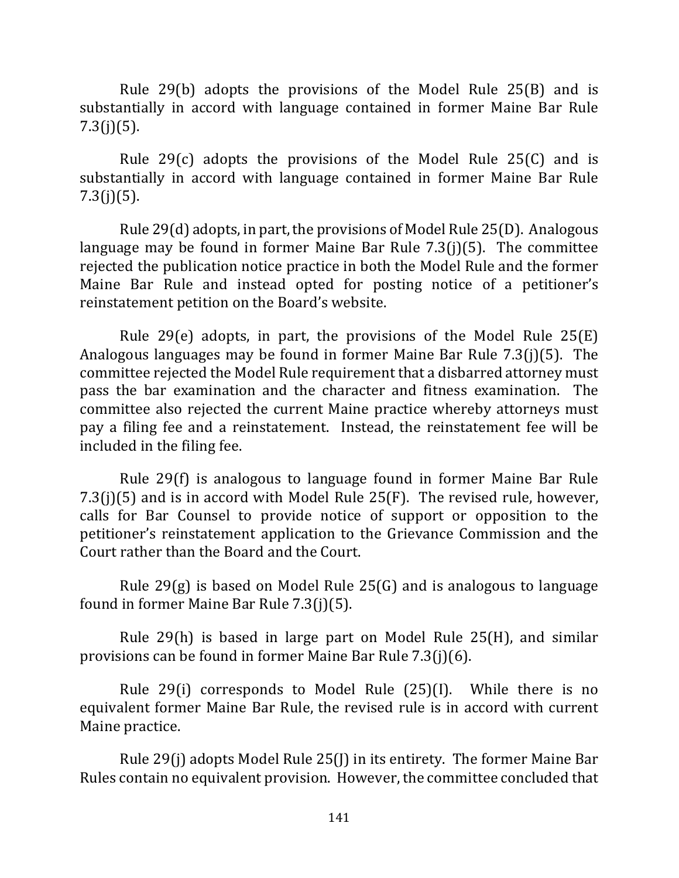Rule 29(b) adopts the provisions of the Model Rule 25(B) and is substantially in accord with language contained in former Maine Bar Rule 7.3(j)(5).

Rule 29(c) adopts the provisions of the Model Rule 25(C) and is substantially in accord with language contained in former Maine Bar Rule 7.3(j)(5).

Rule 29(d) adopts, in part, the provisions of Model Rule 25(D). Analogous language may be found in former Maine Bar Rule 7.3(j)(5). The committee rejected the publication notice practice in both the Model Rule and the former Maine Bar Rule and instead opted for posting notice of a petitioner's reinstatement petition on the Board's website.

Rule 29(e) adopts, in part, the provisions of the Model Rule 25(E) Analogous languages may be found in former Maine Bar Rule 7.3(j)(5). The committee rejected the Model Rule requirement that a disbarred attorney must pass the bar examination and the character and fitness examination. The committee also rejected the current Maine practice whereby attorneys must pay a filing fee and a reinstatement. Instead, the reinstatement fee will be included in the filing fee.

Rule 29(f) is analogous to language found in former Maine Bar Rule 7.3(j)(5) and is in accord with Model Rule 25(F). The revised rule, however, calls for Bar Counsel to provide notice of support or opposition to the petitioner's reinstatement application to the Grievance Commission and the Court rather than the Board and the Court.

Rule 29(g) is based on Model Rule 25(G) and is analogous to language found in former Maine Bar Rule 7.3(j)(5).

Rule 29(h) is based in large part on Model Rule 25(H), and similar provisions can be found in former Maine Bar Rule 7.3(j)(6).

Rule 29(i) corresponds to Model Rule (25)(I). While there is no equivalent former Maine Bar Rule, the revised rule is in accord with current Maine practice.

Rule 29(j) adopts Model Rule 25(J) in its entirety. The former Maine Bar Rules contain no equivalent provision. However, the committee concluded that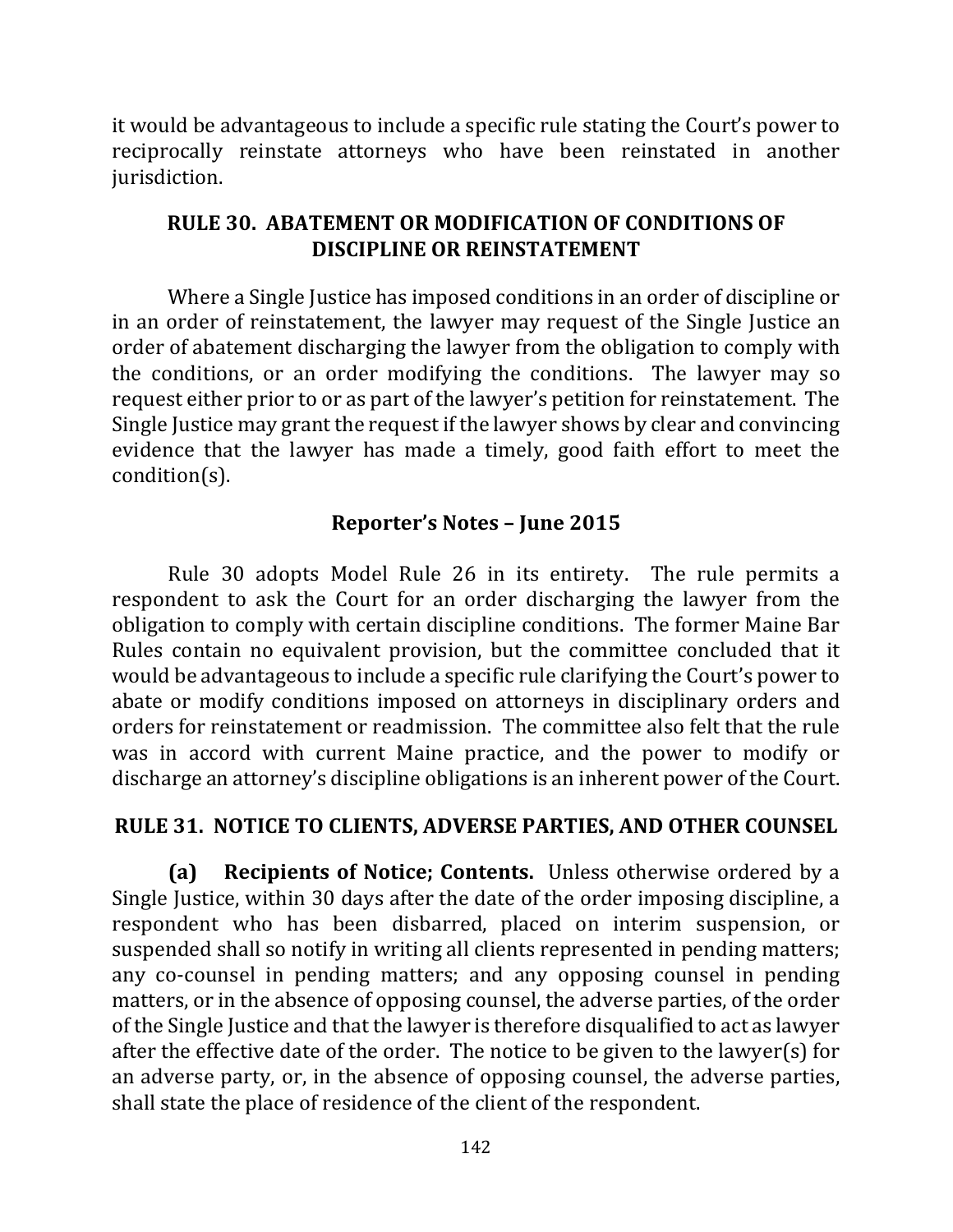it would be advantageous to include a specific rule stating the Court's power to reciprocally reinstate attorneys who have been reinstated in another jurisdiction.

## RULE 30. ABATEMENT OR MODIFICATION OF CONDITIONS OF DISCIPLINE OR REINSTATEMENT

Where a Single Justice has imposed conditions in an order of discipline or in an order of reinstatement, the lawyer may request of the Single Justice an order of abatement discharging the lawyer from the obligation to comply with the conditions, or an order modifying the conditions. The lawyer may so request either prior to or as part of the lawyer's petition for reinstatement. The Single Justice may grant the request if the lawyer shows by clear and convincing evidence that the lawyer has made a timely, good faith effort to meet the condition(s).

### Reporter's Notes – June 2015

Rule 30 adopts Model Rule 26 in its entirety. The rule permits a respondent to ask the Court for an order discharging the lawyer from the obligation to comply with certain discipline conditions. The former Maine Bar Rules contain no equivalent provision, but the committee concluded that it would be advantageous to include a specific rule clarifying the Court's power to abate or modify conditions imposed on attorneys in disciplinary orders and orders for reinstatement or readmission. The committee also felt that the rule was in accord with current Maine practice, and the power to modify or discharge an attorney's discipline obligations is an inherent power of the Court.

## RULE 31. NOTICE TO CLIENTS, ADVERSE PARTIES, AND OTHER COUNSEL

**(a) Recipients of Notice; Contents.** Unless otherwise ordered by a Single Justice, within 30 days after the date of the order imposing discipline, a respondent who has been disbarred, placed on interim suspension, or suspended shall so notify in writing all clients represented in pending matters; any co-counsel in pending matters; and any opposing counsel in pending matters, or in the absence of opposing counsel, the adverse parties, of the order of the Single Justice and that the lawyer is therefore disqualified to act as lawyer after the effective date of the order. The notice to be given to the lawyer(s) for an adverse party, or, in the absence of opposing counsel, the adverse parties, shall state the place of residence of the client of the respondent.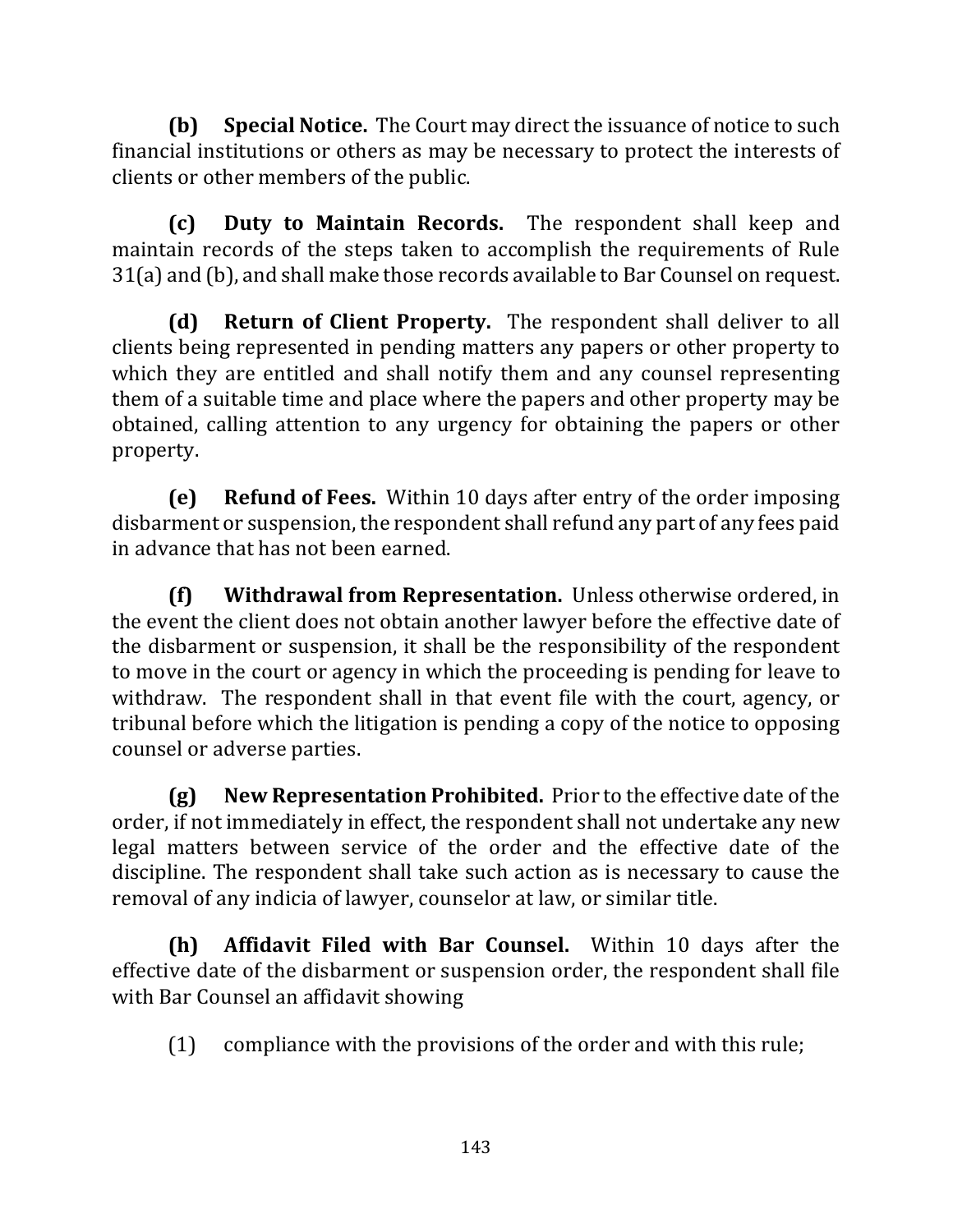**(b) Special Notice.** The Court may direct the issuance of notice to such financial institutions or others as may be necessary to protect the interests of clients or other members of the public.

**(c) Duty to Maintain Records.** The respondent shall keep and maintain records of the steps taken to accomplish the requirements of Rule 31(a) and (b), and shall make those records available to Bar Counsel on request.

**(d) Return of Client Property.** The respondent shall deliver to all clients being represented in pending matters any papers or other property to which they are entitled and shall notify them and any counsel representing them of a suitable time and place where the papers and other property may be obtained, calling attention to any urgency for obtaining the papers or other property.

**(e) Refund of Fees.** Within 10 days after entry of the order imposing disbarment or suspension, the respondent shall refund any part of any fees paid in advance that has not been earned.

**(f) Withdrawal from Representation.** Unless otherwise ordered, in the event the client does not obtain another lawyer before the effective date of the disbarment or suspension, it shall be the responsibility of the respondent to move in the court or agency in which the proceeding is pending for leave to withdraw. The respondent shall in that event file with the court, agency, or tribunal before which the litigation is pending a copy of the notice to opposing counsel or adverse parties.

**(g) New Representation Prohibited.** Prior to the effective date of the order, if not immediately in effect, the respondent shall not undertake any new legal matters between service of the order and the effective date of the discipline. The respondent shall take such action as is necessary to cause the removal of any indicia of lawyer, counselor at law, or similar title.

**(h) Affidavit Filed with Bar Counsel.** Within 10 days after the effective date of the disbarment or suspension order, the respondent shall file with Bar Counsel an affidavit showing

(1) compliance with the provisions of the order and with this rule;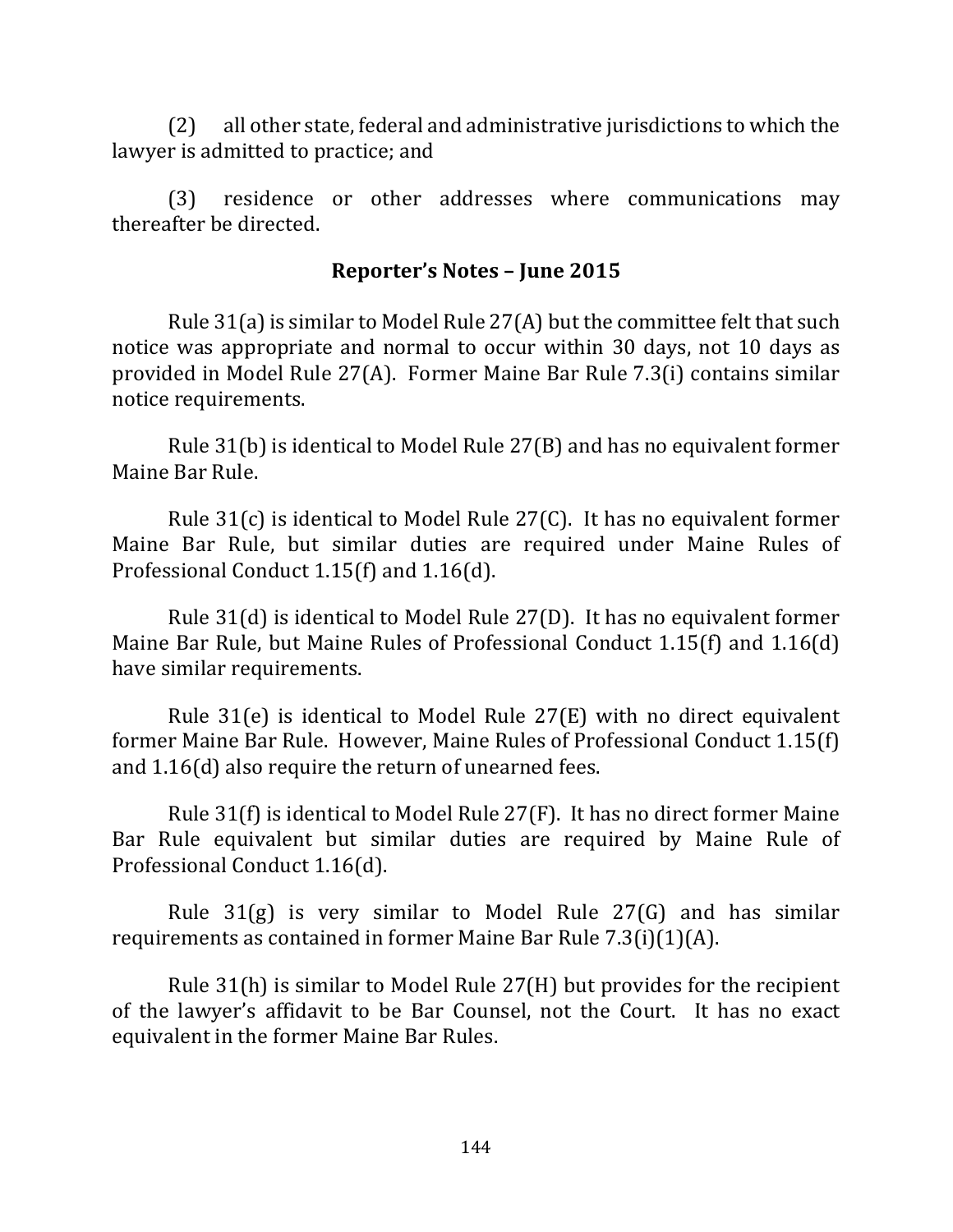(2) all other state, federal and administrative jurisdictions to which the lawyer is admitted to practice; and

(3) residence or other addresses where communications may thereafter be directed.

## Reporter's Notes – June 2015

Rule 31(a) is similar to Model Rule 27(A) but the committee felt that such notice was appropriate and normal to occur within 30 days, not 10 days as provided in Model Rule 27(A). Former Maine Bar Rule 7.3(i) contains similar notice requirements.

Rule 31(b) is identical to Model Rule 27(B) and has no equivalent former Maine Bar Rule.

Rule 31(c) is identical to Model Rule 27(C). It has no equivalent former Maine Bar Rule, but similar duties are required under Maine Rules of Professional Conduct 1.15(f) and 1.16(d).

Rule 31(d) is identical to Model Rule 27(D). It has no equivalent former Maine Bar Rule, but Maine Rules of Professional Conduct 1.15(f) and 1.16(d) have similar requirements.

Rule 31(e) is identical to Model Rule 27(E) with no direct equivalent former Maine Bar Rule. However, Maine Rules of Professional Conduct 1.15(f) and 1.16(d) also require the return of unearned fees.

Rule 31(f) is identical to Model Rule 27(F). It has no direct former Maine Bar Rule equivalent but similar duties are required by Maine Rule of Professional Conduct 1.16(d).

Rule 31(g) is very similar to Model Rule 27(G) and has similar requirements as contained in former Maine Bar Rule 7.3(i)(1)(A).

Rule 31(h) is similar to Model Rule 27(H) but provides for the recipient of the lawyer's affidavit to be Bar Counsel, not the Court. It has no exact equivalent in the former Maine Bar Rules.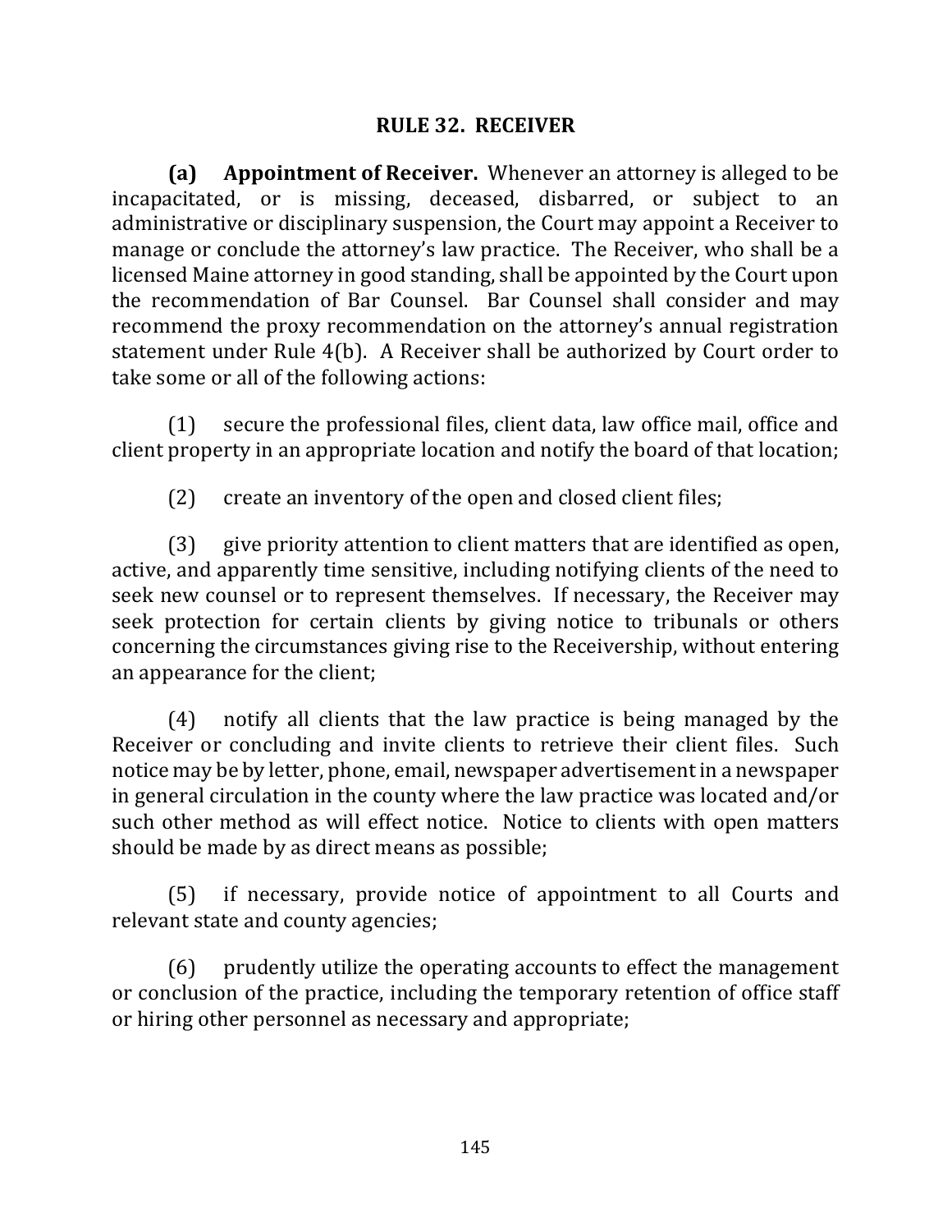## RULE 32. RECEIVER

**(a) Appointment of Receiver.** Whenever an attorney is alleged to be incapacitated, or is missing, deceased, disbarred, or subject to an administrative or disciplinary suspension, the Court may appoint a Receiver to manage or conclude the attorney's law practice. The Receiver, who shall be a licensed Maine attorney in good standing, shall be appointed by the Court upon the recommendation of Bar Counsel. Bar Counsel shall consider and may recommend the proxy recommendation on the attorney's annual registration statement under Rule 4(b). A Receiver shall be authorized by Court order to take some or all of the following actions:

(1) secure the professional files, client data, law office mail, office and client property in an appropriate location and notify the board of that location;

(2) create an inventory of the open and closed client files;

(3) give priority attention to client matters that are identified as open, active, and apparently time sensitive, including notifying clients of the need to seek new counsel or to represent themselves. If necessary, the Receiver may seek protection for certain clients by giving notice to tribunals or others concerning the circumstances giving rise to the Receivership, without entering an appearance for the client;

(4) notify all clients that the law practice is being managed by the Receiver or concluding and invite clients to retrieve their client files. Such notice may be by letter, phone, email, newspaper advertisement in a newspaper in general circulation in the county where the law practice was located and/or such other method as will effect notice. Notice to clients with open matters should be made by as direct means as possible;

(5) if necessary, provide notice of appointment to all Courts and relevant state and county agencies;

(6) prudently utilize the operating accounts to effect the management or conclusion of the practice, including the temporary retention of office staff or hiring other personnel as necessary and appropriate;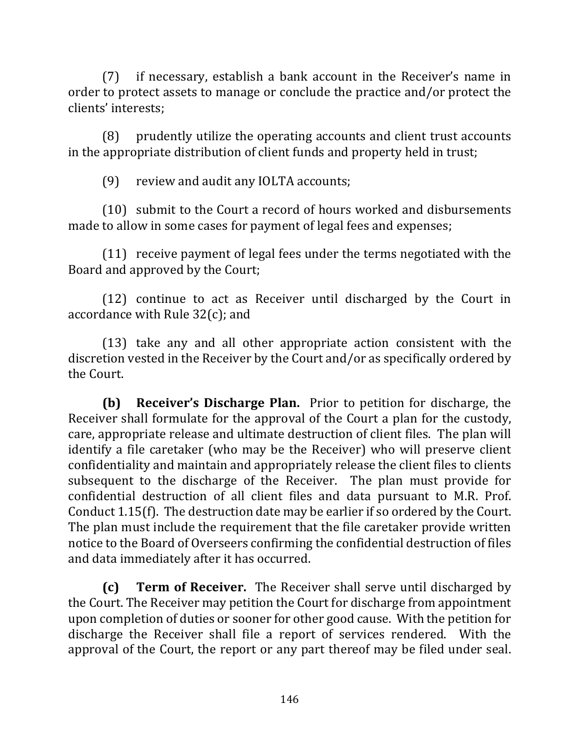(7) if necessary, establish a bank account in the Receiver's name in order to protect assets to manage or conclude the practice and/or protect the clients' interests;

(8) prudently utilize the operating accounts and client trust accounts in the appropriate distribution of client funds and property held in trust;

(9) review and audit any IOLTA accounts;

(10) submit to the Court a record of hours worked and disbursements made to allow in some cases for payment of legal fees and expenses;

(11) receive payment of legal fees under the terms negotiated with the Board and approved by the Court;

(12) continue to act as Receiver until discharged by the Court in accordance with Rule 32(c); and

(13) take any and all other appropriate action consistent with the discretion vested in the Receiver by the Court and/or as specifically ordered by the Court.

**(b) Receiver's Discharge Plan.** Prior to petition for discharge, the Receiver shall formulate for the approval of the Court a plan for the custody, care, appropriate release and ultimate destruction of client files. The plan will identify a file caretaker (who may be the Receiver) who will preserve client confidentiality and maintain and appropriately release the client files to clients subsequent to the discharge of the Receiver. The plan must provide for confidential destruction of all client files and data pursuant to M.R. Prof. Conduct 1.15(f). The destruction date may be earlier if so ordered by the Court. The plan must include the requirement that the file caretaker provide written notice to the Board of Overseers confirming the confidential destruction of files and data immediately after it has occurred.

**(c) Term of Receiver.** The Receiver shall serve until discharged by the Court. The Receiver may petition the Court for discharge from appointment upon completion of duties or sooner for other good cause. With the petition for discharge the Receiver shall file a report of services rendered. With the approval of the Court, the report or any part thereof may be filed under seal.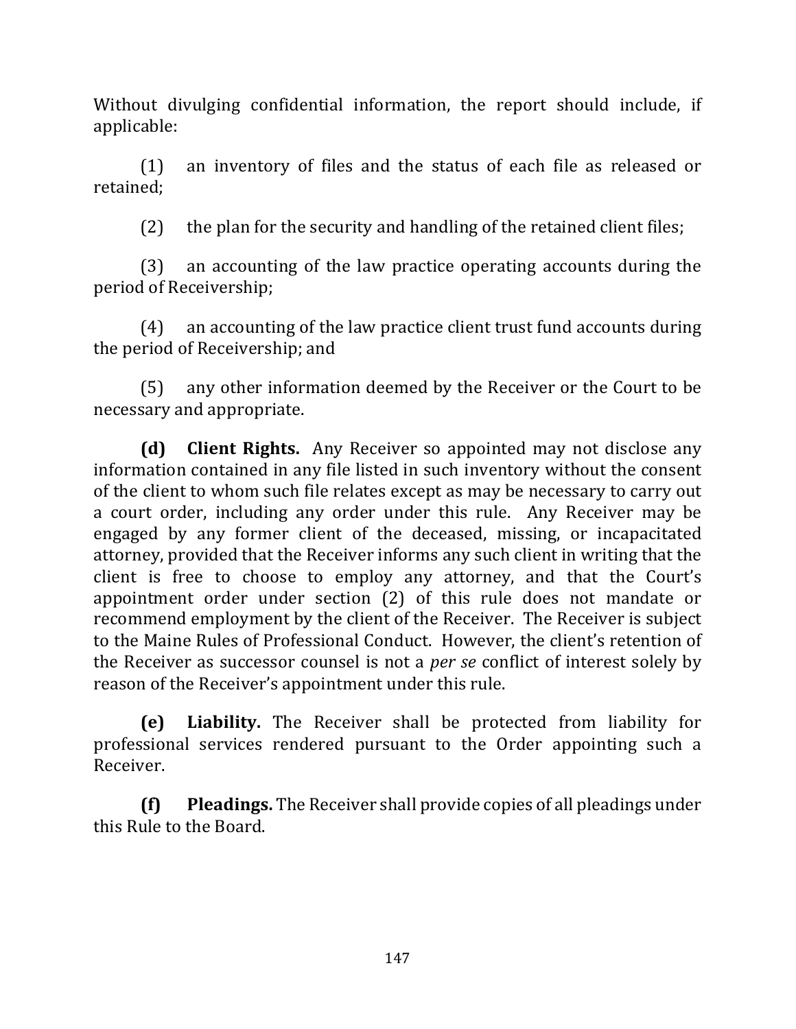Without divulging confidential information, the report should include, if applicable:

(1) an inventory of files and the status of each file as released or retained;

(2) the plan for the security and handling of the retained client files;

(3) an accounting of the law practice operating accounts during the period of Receivership;

(4) an accounting of the law practice client trust fund accounts during the period of Receivership; and

(5) any other information deemed by the Receiver or the Court to be necessary and appropriate.

**(d) Client Rights.** Any Receiver so appointed may not disclose any information contained in any file listed in such inventory without the consent of the client to whom such file relates except as may be necessary to carry out a court order, including any order under this rule. Any Receiver may be engaged by any former client of the deceased, missing, or incapacitated attorney, provided that the Receiver informs any such client in writing that the client is free to choose to employ any attorney, and that the Court's appointment order under section (2) of this rule does not mandate or recommend employment by the client of the Receiver. The Receiver is subject to the Maine Rules of Professional Conduct. However, the client's retention of the Receiver as successor counsel is not a *per se* conflict of interest solely by reason of the Receiver's appointment under this rule.

**(e) Liability.** The Receiver shall be protected from liability for professional services rendered pursuant to the Order appointing such a Receiver.

**(f) Pleadings.** The Receiver shall provide copies of all pleadings under this Rule to the Board.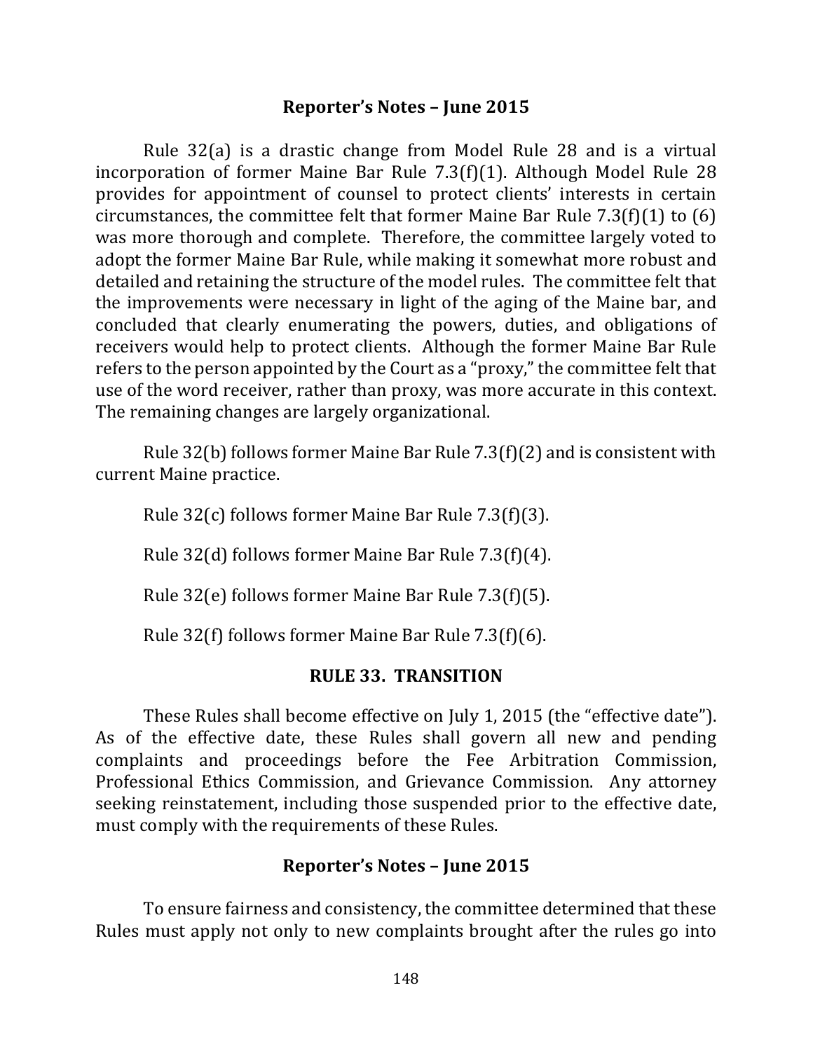### Reporter's Notes – June 2015

Rule 32(a) is a drastic change from Model Rule 28 and is a virtual incorporation of former Maine Bar Rule 7.3(f)(1). Although Model Rule 28 provides for appointment of counsel to protect clients' interests in certain circumstances, the committee felt that former Maine Bar Rule 7.3(f)(1) to (6) was more thorough and complete. Therefore, the committee largely voted to adopt the former Maine Bar Rule, while making it somewhat more robust and detailed and retaining the structure of the model rules. The committee felt that the improvements were necessary in light of the aging of the Maine bar, and concluded that clearly enumerating the powers, duties, and obligations of receivers would help to protect clients. Although the former Maine Bar Rule refers to the person appointed by the Court as a "proxy," the committee felt that use of the word receiver, rather than proxy, was more accurate in this context. The remaining changes are largely organizational.

Rule 32(b) follows former Maine Bar Rule 7.3(f)(2) and is consistent with current Maine practice.

Rule 32(c) follows former Maine Bar Rule 7.3(f)(3).

Rule 32(d) follows former Maine Bar Rule 7.3(f)(4).

Rule 32(e) follows former Maine Bar Rule 7.3(f)(5).

Rule 32(f) follows former Maine Bar Rule 7.3(f)(6).

## RULE 33. TRANSITION

These Rules shall become effective on July 1, 2015 (the "effective date"). As of the effective date, these Rules shall govern all new and pending complaints and proceedings before the Fee Arbitration Commission, Professional Ethics Commission, and Grievance Commission. Any attorney seeking reinstatement, including those suspended prior to the effective date, must comply with the requirements of these Rules.

### Reporter's Notes – June 2015

To ensure fairness and consistency, the committee determined that these Rules must apply not only to new complaints brought after the rules go into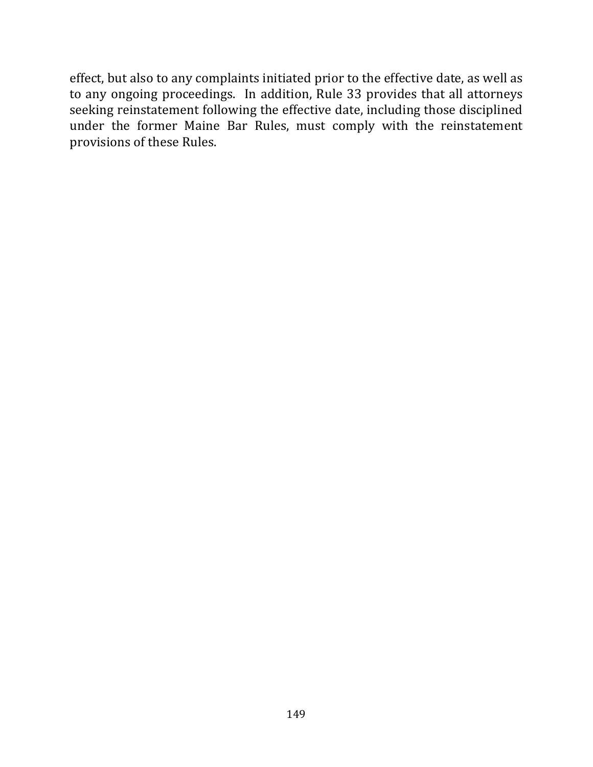effect, but also to any complaints initiated prior to the effective date, as well as to any ongoing proceedings. In addition, Rule 33 provides that all attorneys seeking reinstatement following the effective date, including those disciplined under the former Maine Bar Rules, must comply with the reinstatement provisions of these Rules.